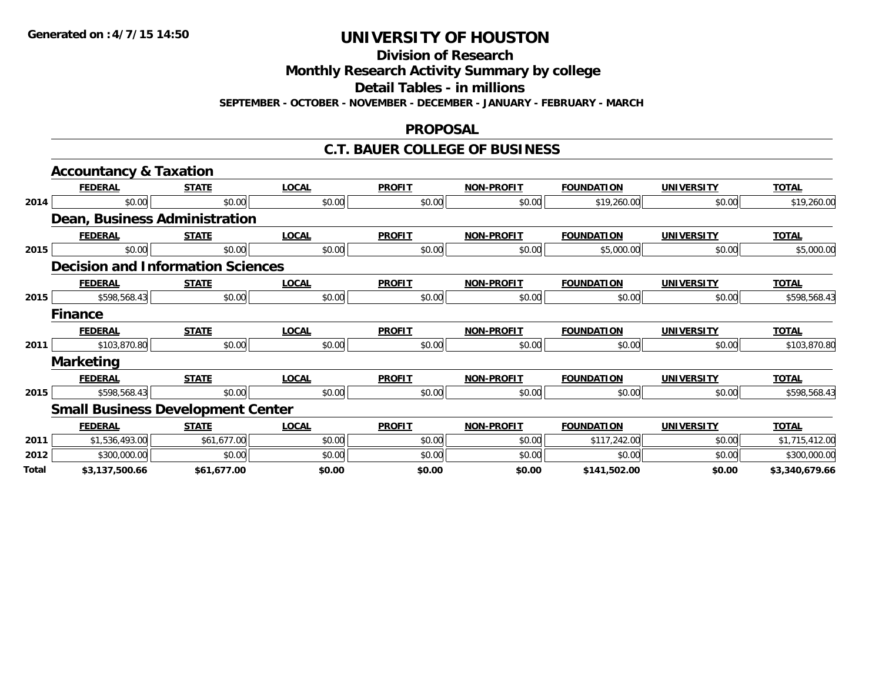**Generated on :4/7/15 14:50**

# UNIVERSITY OF HOUSTON

## Division of Research

## Monthly Research Activity Summary by college

## Detail Tables - in millions

**SEPTEMBER - OCTOBER - NOVEMBER - DECEMBER - JANUARY - FEBRUARY - MARCH**

## PROPOSAL

## C.T. BAUER COLLEGE OF BUSINESS

### Accountancy & Taxation

| | FEDERAL | STATE | LOCAL | PROFIT | NON-PROFIT | FOUNDATION | UNIVERSITY | TOTAL |
|---|---|---|---|---|---|---|---|---|
| 2014 | $0.00 | $0.00 | $0.00 | $0.00 | $0.00 | $19,260.00 | $0.00 | $19,260.00 |

### Dean, Business Administration

| | FEDERAL | STATE | LOCAL | PROFIT | NON-PROFIT | FOUNDATION | UNIVERSITY | TOTAL |
|---|---|---|---|---|---|---|---|---|
| 2015 | $0.00 | $0.00 | $0.00 | $0.00 | $0.00 | $5,000.00 | $0.00 | $5,000.00 |

### Decision and Information Sciences

| | FEDERAL | STATE | LOCAL | PROFIT | NON-PROFIT | FOUNDATION | UNIVERSITY | TOTAL |
|---|---|---|---|---|---|---|---|---|
| 2015 | $598,568.43 | $0.00 | $0.00 | $0.00 | $0.00 | $0.00 | $0.00 | $598,568.43 |

### Finance

| | FEDERAL | STATE | LOCAL | PROFIT | NON-PROFIT | FOUNDATION | UNIVERSITY | TOTAL |
|---|---|---|---|---|---|---|---|---|
| 2011 | $103,870.80 | $0.00 | $0.00 | $0.00 | $0.00 | $0.00 | $0.00 | $103,870.80 |

### Marketing

| | FEDERAL | STATE | LOCAL | PROFIT | NON-PROFIT | FOUNDATION | UNIVERSITY | TOTAL |
|---|---|---|---|---|---|---|---|---|
| 2015 | $598,568.43 | $0.00 | $0.00 | $0.00 | $0.00 | $0.00 | $0.00 | $598,568.43 |

### Small Business Development Center

| | FEDERAL | STATE | LOCAL | PROFIT | NON-PROFIT | FOUNDATION | UNIVERSITY | TOTAL |
|---|---|---|---|---|---|---|---|---|
| 2011 | $1,536,493.00 | $61,677.00 | $0.00 | $0.00 | $0.00 | $117,242.00 | $0.00 | $1,715,412.00 |
| 2012 | $300,000.00 | $0.00 | $0.00 | $0.00 | $0.00 | $0.00 | $0.00 | $300,000.00 |
| **Total** | **$3,137,500.66** | **$61,677.00** | **$0.00** | **$0.00** | **$0.00** | **$141,502.00** | **$0.00** | **$3,340,679.66** |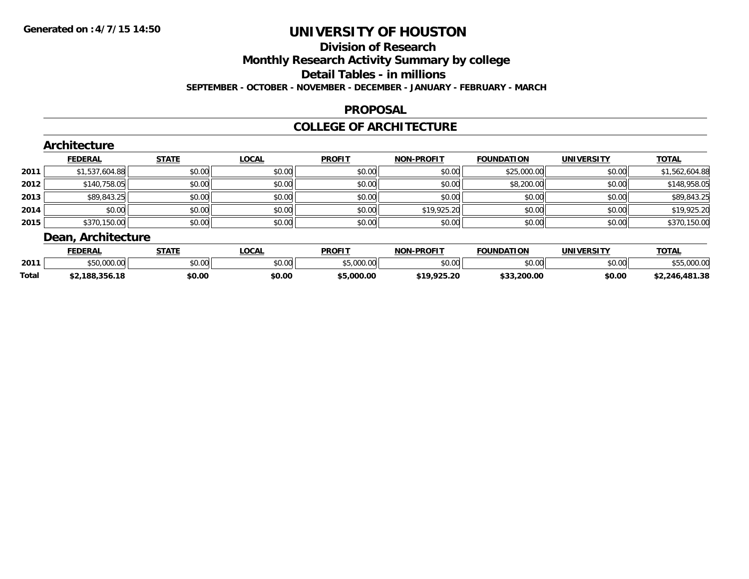# UNIVERSITY OF HOUSTON

## Division of Research

## Monthly Research Activity Summary by college

## Detail Tables - in millions

**SEPTEMBER - OCTOBER - NOVEMBER - DECEMBER - JANUARY - FEBRUARY - MARCH**

## PROPOSAL

## COLLEGE OF ARCHITECTURE

### Architecture

| | FEDERAL | STATE | LOCAL | PROFIT | NON-PROFIT | FOUNDATION | UNIVERSITY | TOTAL |
|---|---|---|---|---|---|---|---|---|
| 2011 | $1,537,604.88 | $0.00 | $0.00 | $0.00 | $0.00 | $25,000.00 | $0.00 | $1,562,604.88 |
| 2012 | $140,758.05 | $0.00 | $0.00 | $0.00 | $0.00 | $8,200.00 | $0.00 | $148,958.05 |
| 2013 | $89,843.25 | $0.00 | $0.00 | $0.00 | $0.00 | $0.00 | $0.00 | $89,843.25 |
| 2014 | $0.00 | $0.00 | $0.00 | $0.00 | $19,925.20 | $0.00 | $0.00 | $19,925.20 |
| 2015 | $370,150.00 | $0.00 | $0.00 | $0.00 | $0.00 | $0.00 | $0.00 | $370,150.00 |

### Dean, Architecture

| | FEDERAL | STATE | LOCAL | PROFIT | NON-PROFIT | FOUNDATION | UNIVERSITY | TOTAL |
|---|---|---|---|---|---|---|---|---|
| 2011 | $50,000.00 | $0.00 | $0.00 | $5,000.00 | $0.00 | $0.00 | $0.00 | $55,000.00 |
| **Total** | **$2,188,356.18** | **$0.00** | **$0.00** | **$5,000.00** | **$19,925.20** | **$33,200.00** | **$0.00** | **$2,246,481.38** |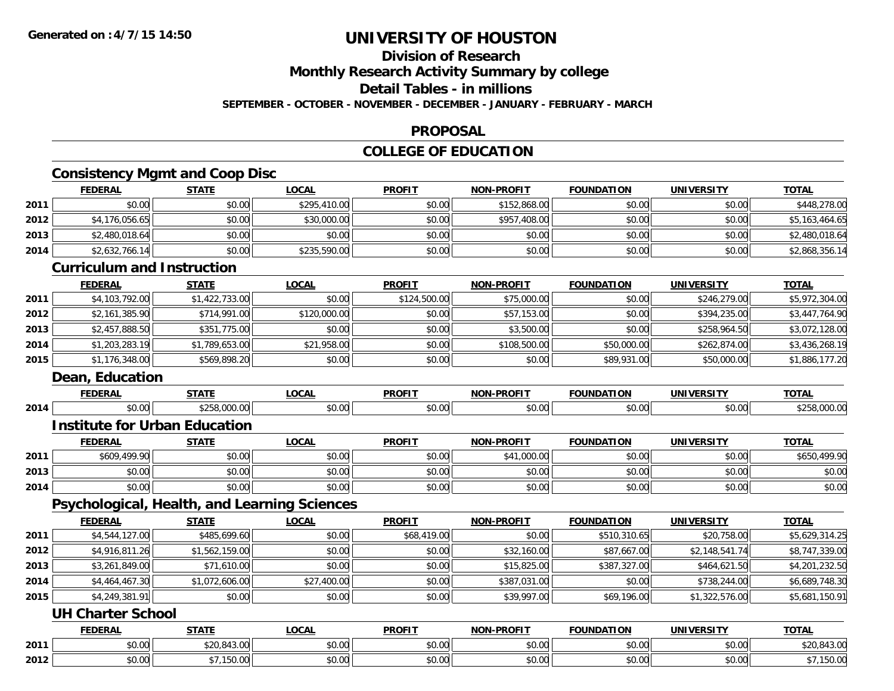# UNIVERSITY OF HOUSTON

## Division of Research

## Monthly Research Activity Summary by college

## Detail Tables - in millions

**SEPTEMBER - OCTOBER - NOVEMBER - DECEMBER - JANUARY - FEBRUARY - MARCH**

## PROPOSAL

## COLLEGE OF EDUCATION

### Consistency Mgmt and Coop Disc

| | FEDERAL | STATE | LOCAL | PROFIT | NON-PROFIT | FOUNDATION | UNIVERSITY | TOTAL |
|---|---|---|---|---|---|---|---|---|
| 2011 | $0.00 | $0.00 | $295,410.00 | $0.00 | $152,868.00 | $0.00 | $0.00 | $448,278.00 |
| 2012 | $4,176,056.65 | $0.00 | $30,000.00 | $0.00 | $957,408.00 | $0.00 | $0.00 | $5,163,464.65 |
| 2013 | $2,480,018.64 | $0.00 | $0.00 | $0.00 | $0.00 | $0.00 | $0.00 | $2,480,018.64 |
| 2014 | $2,632,766.14 | $0.00 | $235,590.00 | $0.00 | $0.00 | $0.00 | $0.00 | $2,868,356.14 |

### Curriculum and Instruction

| | FEDERAL | STATE | LOCAL | PROFIT | NON-PROFIT | FOUNDATION | UNIVERSITY | TOTAL |
|---|---|---|---|---|---|---|---|---|
| 2011 | $4,103,792.00 | $1,422,733.00 | $0.00 | $124,500.00 | $75,000.00 | $0.00 | $246,279.00 | $5,972,304.00 |
| 2012 | $2,161,385.90 | $714,991.00 | $120,000.00 | $0.00 | $57,153.00 | $0.00 | $394,235.00 | $3,447,764.90 |
| 2013 | $2,457,888.50 | $351,775.00 | $0.00 | $0.00 | $3,500.00 | $0.00 | $258,964.50 | $3,072,128.00 |
| 2014 | $1,203,283.19 | $1,789,653.00 | $21,958.00 | $0.00 | $108,500.00 | $50,000.00 | $262,874.00 | $3,436,268.19 |
| 2015 | $1,176,348.00 | $569,898.20 | $0.00 | $0.00 | $0.00 | $89,931.00 | $50,000.00 | $1,886,177.20 |

### Dean, Education

| | FEDERAL | STATE | LOCAL | PROFIT | NON-PROFIT | FOUNDATION | UNIVERSITY | TOTAL |
|---|---|---|---|---|---|---|---|---|
| 2014 | $0.00 | $258,000.00 | $0.00 | $0.00 | $0.00 | $0.00 | $0.00 | $258,000.00 |

### Institute for Urban Education

| | FEDERAL | STATE | LOCAL | PROFIT | NON-PROFIT | FOUNDATION | UNIVERSITY | TOTAL |
|---|---|---|---|---|---|---|---|---|
| 2011 | $609,499.90 | $0.00 | $0.00 | $0.00 | $41,000.00 | $0.00 | $0.00 | $650,499.90 |
| 2013 | $0.00 | $0.00 | $0.00 | $0.00 | $0.00 | $0.00 | $0.00 | $0.00 |
| 2014 | $0.00 | $0.00 | $0.00 | $0.00 | $0.00 | $0.00 | $0.00 | $0.00 |

### Psychological, Health, and Learning Sciences

| | FEDERAL | STATE | LOCAL | PROFIT | NON-PROFIT | FOUNDATION | UNIVERSITY | TOTAL |
|---|---|---|---|---|---|---|---|---|
| 2011 | $4,544,127.00 | $485,699.60 | $0.00 | $68,419.00 | $0.00 | $510,310.65 | $20,758.00 | $5,629,314.25 |
| 2012 | $4,916,811.26 | $1,562,159.00 | $0.00 | $0.00 | $32,160.00 | $87,667.00 | $2,148,541.74 | $8,747,339.00 |
| 2013 | $3,261,849.00 | $71,610.00 | $0.00 | $0.00 | $15,825.00 | $387,327.00 | $464,621.50 | $4,201,232.50 |
| 2014 | $4,464,467.30 | $1,072,606.00 | $27,400.00 | $0.00 | $387,031.00 | $0.00 | $738,244.00 | $6,689,748.30 |
| 2015 | $4,249,381.91 | $0.00 | $0.00 | $0.00 | $39,997.00 | $69,196.00 | $1,322,576.00 | $5,681,150.91 |

### UH Charter School

| | FEDERAL | STATE | LOCAL | PROFIT | NON-PROFIT | FOUNDATION | UNIVERSITY | TOTAL |
|---|---|---|---|---|---|---|---|---|
| 2011 | $0.00 | $20,843.00 | $0.00 | $0.00 | $0.00 | $0.00 | $0.00 | $20,843.00 |
| 2012 | $0.00 | $7,150.00 | $0.00 | $0.00 | $0.00 | $0.00 | $0.00 | $7,150.00 |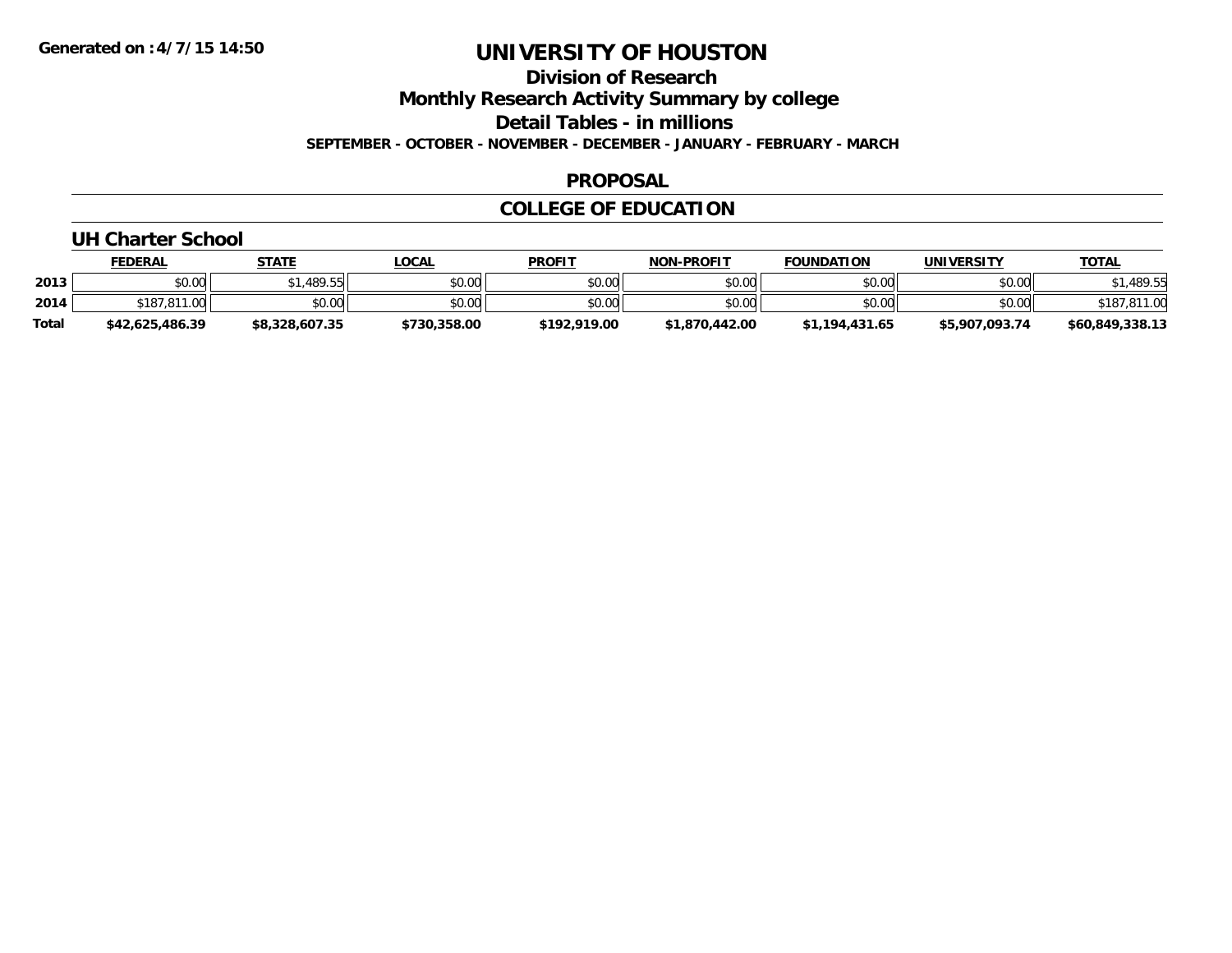# UNIVERSITY OF HOUSTON

## Division of Research

## Monthly Research Activity Summary by college

## Detail Tables - in millions

**SEPTEMBER - OCTOBER - NOVEMBER - DECEMBER - JANUARY - FEBRUARY - MARCH**

## PROPOSAL

## COLLEGE OF EDUCATION

### UH Charter School

| | FEDERAL | STATE | LOCAL | PROFIT | NON-PROFIT | FOUNDATION | UNIVERSITY | TOTAL |
|---|---|---|---|---|---|---|---|---|
| 2013 | $0.00 | $1,489.55 | $0.00 | $0.00 | $0.00 | $0.00 | $0.00 | $1,489.55 |
| 2014 | $187,811.00 | $0.00 | $0.00 | $0.00 | $0.00 | $0.00 | $0.00 | $187,811.00 |
| **Total** | **$42,625,486.39** | **$8,328,607.35** | **$730,358.00** | **$192,919.00** | **$1,870,442.00** | **$1,194,431.65** | **$5,907,093.74** | **$60,849,338.13** |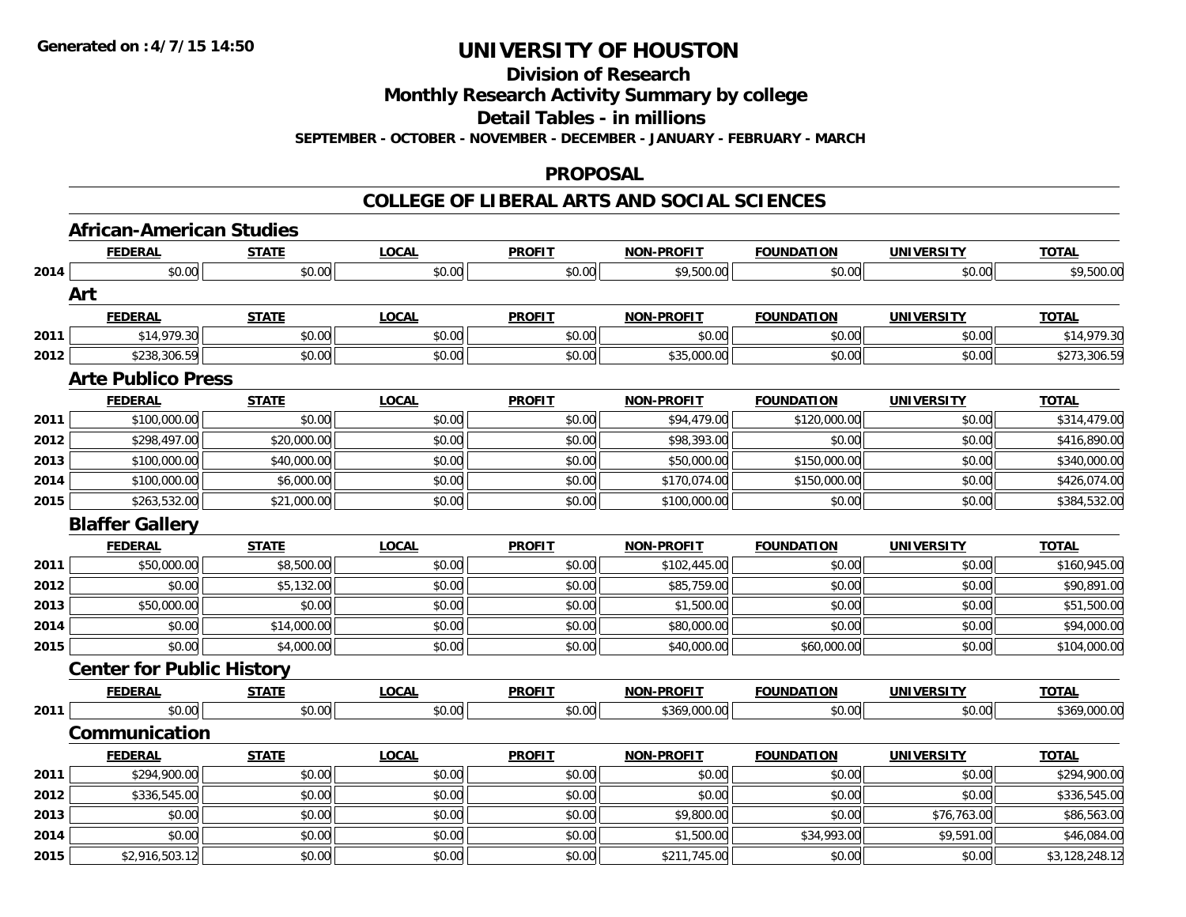**Generated on :4/7/15 14:50**

# UNIVERSITY OF HOUSTON

## Division of Research

## Monthly Research Activity Summary by college

## Detail Tables - in millions

**SEPTEMBER - OCTOBER - NOVEMBER - DECEMBER - JANUARY - FEBRUARY - MARCH**

## PROPOSAL

## COLLEGE OF LIBERAL ARTS AND SOCIAL SCIENCES

### African-American Studies

| | FEDERAL | STATE | LOCAL | PROFIT | NON-PROFIT | FOUNDATION | UNIVERSITY | TOTAL |
|---|---|---|---|---|---|---|---|---|
| 2014 | $0.00 | $0.00 | $0.00 | $0.00 | $9,500.00 | $0.00 | $0.00 | $9,500.00 |

### Art

| | FEDERAL | STATE | LOCAL | PROFIT | NON-PROFIT | FOUNDATION | UNIVERSITY | TOTAL |
|---|---|---|---|---|---|---|---|---|
| 2011 | $14,979.30 | $0.00 | $0.00 | $0.00 | $0.00 | $0.00 | $0.00 | $14,979.30 |
| 2012 | $238,306.59 | $0.00 | $0.00 | $0.00 | $35,000.00 | $0.00 | $0.00 | $273,306.59 |

### Arte Publico Press

| | FEDERAL | STATE | LOCAL | PROFIT | NON-PROFIT | FOUNDATION | UNIVERSITY | TOTAL |
|---|---|---|---|---|---|---|---|---|
| 2011 | $100,000.00 | $0.00 | $0.00 | $0.00 | $94,479.00 | $120,000.00 | $0.00 | $314,479.00 |
| 2012 | $298,497.00 | $20,000.00 | $0.00 | $0.00 | $98,393.00 | $0.00 | $0.00 | $416,890.00 |
| 2013 | $100,000.00 | $40,000.00 | $0.00 | $0.00 | $50,000.00 | $150,000.00 | $0.00 | $340,000.00 |
| 2014 | $100,000.00 | $6,000.00 | $0.00 | $0.00 | $170,074.00 | $150,000.00 | $0.00 | $426,074.00 |
| 2015 | $263,532.00 | $21,000.00 | $0.00 | $0.00 | $100,000.00 | $0.00 | $0.00 | $384,532.00 |

### Blaffer Gallery

| | FEDERAL | STATE | LOCAL | PROFIT | NON-PROFIT | FOUNDATION | UNIVERSITY | TOTAL |
|---|---|---|---|---|---|---|---|---|
| 2011 | $50,000.00 | $8,500.00 | $0.00 | $0.00 | $102,445.00 | $0.00 | $0.00 | $160,945.00 |
| 2012 | $0.00 | $5,132.00 | $0.00 | $0.00 | $85,759.00 | $0.00 | $0.00 | $90,891.00 |
| 2013 | $50,000.00 | $0.00 | $0.00 | $0.00 | $1,500.00 | $0.00 | $0.00 | $51,500.00 |
| 2014 | $0.00 | $14,000.00 | $0.00 | $0.00 | $80,000.00 | $0.00 | $0.00 | $94,000.00 |
| 2015 | $0.00 | $4,000.00 | $0.00 | $0.00 | $40,000.00 | $60,000.00 | $0.00 | $104,000.00 |

### Center for Public History

| | FEDERAL | STATE | LOCAL | PROFIT | NON-PROFIT | FOUNDATION | UNIVERSITY | TOTAL |
|---|---|---|---|---|---|---|---|---|
| 2011 | $0.00 | $0.00 | $0.00 | $0.00 | $369,000.00 | $0.00 | $0.00 | $369,000.00 |

### Communication

| | FEDERAL | STATE | LOCAL | PROFIT | NON-PROFIT | FOUNDATION | UNIVERSITY | TOTAL |
|---|---|---|---|---|---|---|---|---|
| 2011 | $294,900.00 | $0.00 | $0.00 | $0.00 | $0.00 | $0.00 | $0.00 | $294,900.00 |
| 2012 | $336,545.00 | $0.00 | $0.00 | $0.00 | $0.00 | $0.00 | $0.00 | $336,545.00 |
| 2013 | $0.00 | $0.00 | $0.00 | $0.00 | $9,800.00 | $0.00 | $76,763.00 | $86,563.00 |
| 2014 | $0.00 | $0.00 | $0.00 | $0.00 | $1,500.00 | $34,993.00 | $9,591.00 | $46,084.00 |
| 2015 | $2,916,503.12 | $0.00 | $0.00 | $0.00 | $211,745.00 | $0.00 | $0.00 | $3,128,248.12 |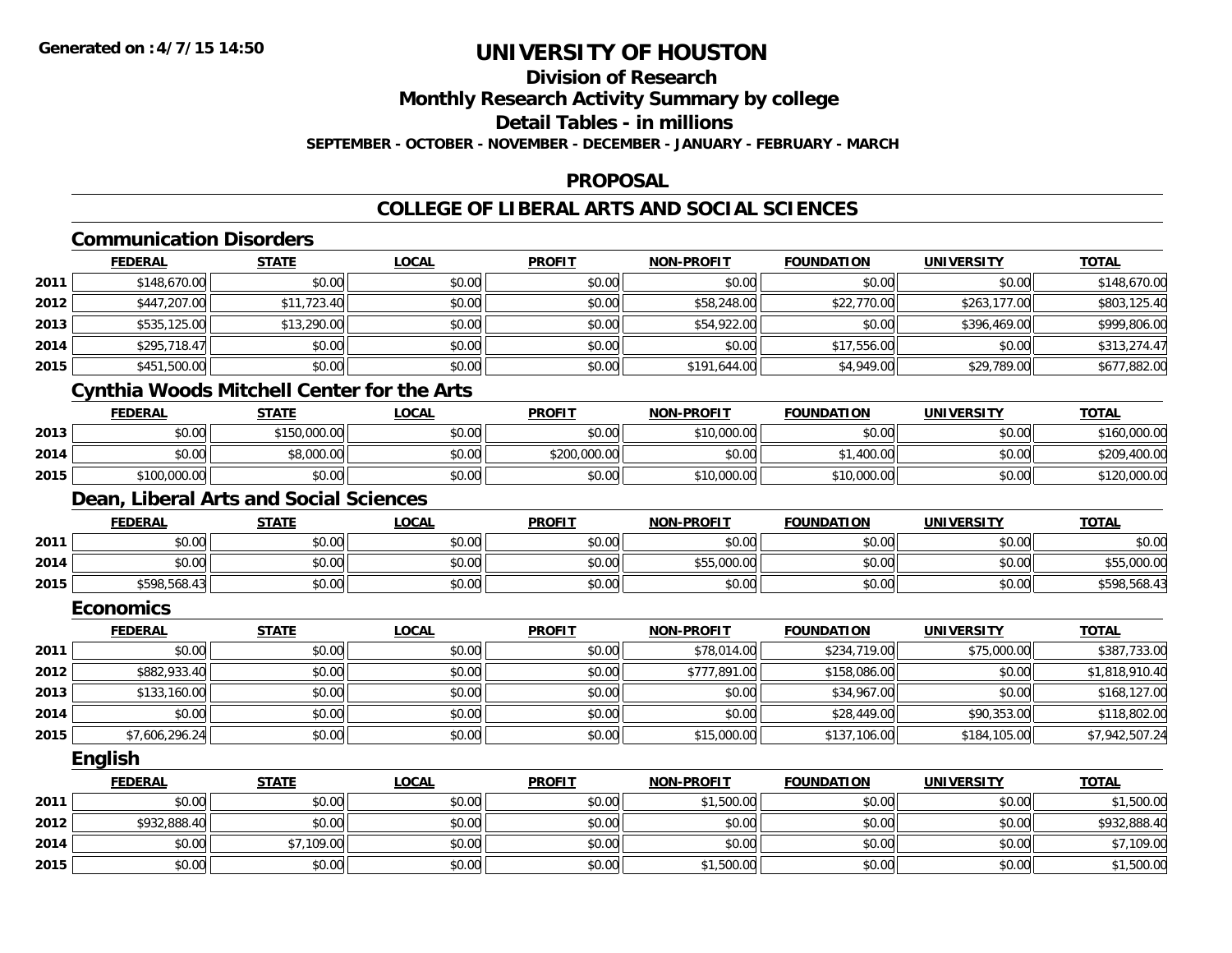# UNIVERSITY OF HOUSTON

## Division of Research

## Monthly Research Activity Summary by college

## Detail Tables - in millions

**SEPTEMBER - OCTOBER - NOVEMBER - DECEMBER - JANUARY - FEBRUARY - MARCH**

## PROPOSAL

## COLLEGE OF LIBERAL ARTS AND SOCIAL SCIENCES

### Communication Disorders

| | FEDERAL | STATE | LOCAL | PROFIT | NON-PROFIT | FOUNDATION | UNIVERSITY | TOTAL |
|---|---|---|---|---|---|---|---|---|
| 2011 | $148,670.00 | $0.00 | $0.00 | $0.00 | $0.00 | $0.00 | $0.00 | $148,670.00 |
| 2012 | $447,207.00 | $11,723.40 | $0.00 | $0.00 | $58,248.00 | $22,770.00 | $263,177.00 | $803,125.40 |
| 2013 | $535,125.00 | $13,290.00 | $0.00 | $0.00 | $54,922.00 | $0.00 | $396,469.00 | $999,806.00 |
| 2014 | $295,718.47 | $0.00 | $0.00 | $0.00 | $0.00 | $17,556.00 | $0.00 | $313,274.47 |
| 2015 | $451,500.00 | $0.00 | $0.00 | $0.00 | $191,644.00 | $4,949.00 | $29,789.00 | $677,882.00 |

### Cynthia Woods Mitchell Center for the Arts

| | FEDERAL | STATE | LOCAL | PROFIT | NON-PROFIT | FOUNDATION | UNIVERSITY | TOTAL |
|---|---|---|---|---|---|---|---|---|
| 2013 | $0.00 | $150,000.00 | $0.00 | $0.00 | $10,000.00 | $0.00 | $0.00 | $160,000.00 |
| 2014 | $0.00 | $8,000.00 | $0.00 | $200,000.00 | $0.00 | $1,400.00 | $0.00 | $209,400.00 |
| 2015 | $100,000.00 | $0.00 | $0.00 | $0.00 | $10,000.00 | $10,000.00 | $0.00 | $120,000.00 |

### Dean, Liberal Arts and Social Sciences

| | FEDERAL | STATE | LOCAL | PROFIT | NON-PROFIT | FOUNDATION | UNIVERSITY | TOTAL |
|---|---|---|---|---|---|---|---|---|
| 2011 | $0.00 | $0.00 | $0.00 | $0.00 | $0.00 | $0.00 | $0.00 | $0.00 |
| 2014 | $0.00 | $0.00 | $0.00 | $0.00 | $55,000.00 | $0.00 | $0.00 | $55,000.00 |
| 2015 | $598,568.43 | $0.00 | $0.00 | $0.00 | $0.00 | $0.00 | $0.00 | $598,568.43 |

### Economics

| | FEDERAL | STATE | LOCAL | PROFIT | NON-PROFIT | FOUNDATION | UNIVERSITY | TOTAL |
|---|---|---|---|---|---|---|---|---|
| 2011 | $0.00 | $0.00 | $0.00 | $0.00 | $78,014.00 | $234,719.00 | $75,000.00 | $387,733.00 |
| 2012 | $882,933.40 | $0.00 | $0.00 | $0.00 | $777,891.00 | $158,086.00 | $0.00 | $1,818,910.40 |
| 2013 | $133,160.00 | $0.00 | $0.00 | $0.00 | $0.00 | $34,967.00 | $0.00 | $168,127.00 |
| 2014 | $0.00 | $0.00 | $0.00 | $0.00 | $0.00 | $28,449.00 | $90,353.00 | $118,802.00 |
| 2015 | $7,606,296.24 | $0.00 | $0.00 | $0.00 | $15,000.00 | $137,106.00 | $184,105.00 | $7,942,507.24 |

### English

| | FEDERAL | STATE | LOCAL | PROFIT | NON-PROFIT | FOUNDATION | UNIVERSITY | TOTAL |
|---|---|---|---|---|---|---|---|---|
| 2011 | $0.00 | $0.00 | $0.00 | $0.00 | $1,500.00 | $0.00 | $0.00 | $1,500.00 |
| 2012 | $932,888.40 | $0.00 | $0.00 | $0.00 | $0.00 | $0.00 | $0.00 | $932,888.40 |
| 2014 | $0.00 | $7,109.00 | $0.00 | $0.00 | $0.00 | $0.00 | $0.00 | $7,109.00 |
| 2015 | $0.00 | $0.00 | $0.00 | $0.00 | $1,500.00 | $0.00 | $0.00 | $1,500.00 |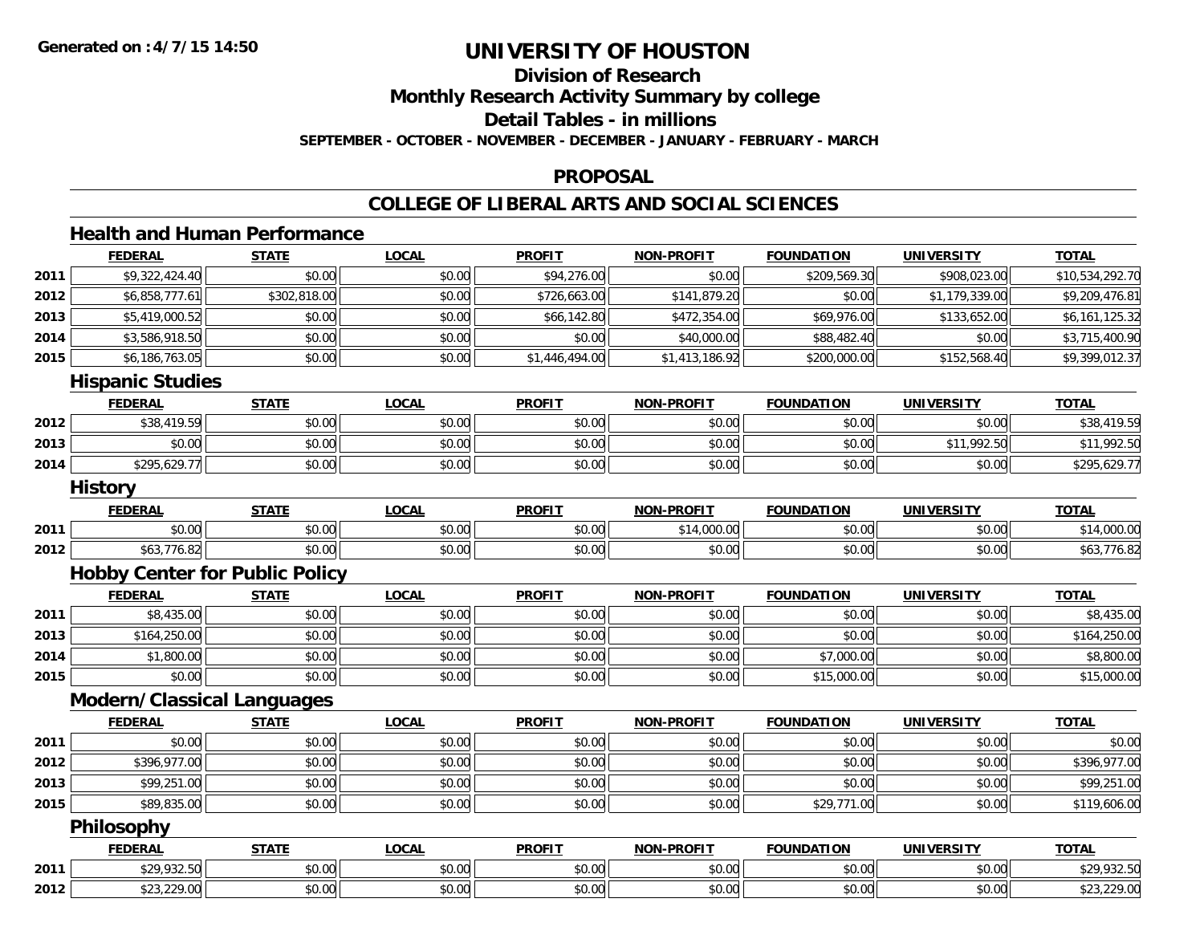Generated on :4/7/15 14:50

# UNIVERSITY OF HOUSTON

## Division of Research
## Monthly Research Activity Summary by college
## Detail Tables - in millions

**SEPTEMBER - OCTOBER - NOVEMBER - DECEMBER - JANUARY - FEBRUARY - MARCH**

## PROPOSAL

## COLLEGE OF LIBERAL ARTS AND SOCIAL SCIENCES

### Health and Human Performance

| | FEDERAL | STATE | LOCAL | PROFIT | NON-PROFIT | FOUNDATION | UNIVERSITY | TOTAL |
|---|---|---|---|---|---|---|---|---|
| 2011 | $9,322,424.40 | $0.00 | $0.00 | $94,276.00 | $0.00 | $209,569.30 | $908,023.00 | $10,534,292.70 |
| 2012 | $6,858,777.61 | $302,818.00 | $0.00 | $726,663.00 | $141,879.20 | $0.00 | $1,179,339.00 | $9,209,476.81 |
| 2013 | $5,419,000.52 | $0.00 | $0.00 | $66,142.80 | $472,354.00 | $69,976.00 | $133,652.00 | $6,161,125.32 |
| 2014 | $3,586,918.50 | $0.00 | $0.00 | $0.00 | $40,000.00 | $88,482.40 | $0.00 | $3,715,400.90 |
| 2015 | $6,186,763.05 | $0.00 | $0.00 | $1,446,494.00 | $1,413,186.92 | $200,000.00 | $152,568.40 | $9,399,012.37 |

### Hispanic Studies

| | FEDERAL | STATE | LOCAL | PROFIT | NON-PROFIT | FOUNDATION | UNIVERSITY | TOTAL |
|---|---|---|---|---|---|---|---|---|
| 2012 | $38,419.59 | $0.00 | $0.00 | $0.00 | $0.00 | $0.00 | $0.00 | $38,419.59 |
| 2013 | $0.00 | $0.00 | $0.00 | $0.00 | $0.00 | $0.00 | $11,992.50 | $11,992.50 |
| 2014 | $295,629.77 | $0.00 | $0.00 | $0.00 | $0.00 | $0.00 | $0.00 | $295,629.77 |

### History

| | FEDERAL | STATE | LOCAL | PROFIT | NON-PROFIT | FOUNDATION | UNIVERSITY | TOTAL |
|---|---|---|---|---|---|---|---|---|
| 2011 | $0.00 | $0.00 | $0.00 | $0.00 | $14,000.00 | $0.00 | $0.00 | $14,000.00 |
| 2012 | $63,776.82 | $0.00 | $0.00 | $0.00 | $0.00 | $0.00 | $0.00 | $63,776.82 |

### Hobby Center for Public Policy

| | FEDERAL | STATE | LOCAL | PROFIT | NON-PROFIT | FOUNDATION | UNIVERSITY | TOTAL |
|---|---|---|---|---|---|---|---|---|
| 2011 | $8,435.00 | $0.00 | $0.00 | $0.00 | $0.00 | $0.00 | $0.00 | $8,435.00 |
| 2013 | $164,250.00 | $0.00 | $0.00 | $0.00 | $0.00 | $0.00 | $0.00 | $164,250.00 |
| 2014 | $1,800.00 | $0.00 | $0.00 | $0.00 | $0.00 | $7,000.00 | $0.00 | $8,800.00 |
| 2015 | $0.00 | $0.00 | $0.00 | $0.00 | $0.00 | $15,000.00 | $0.00 | $15,000.00 |

### Modern/Classical Languages

| | FEDERAL | STATE | LOCAL | PROFIT | NON-PROFIT | FOUNDATION | UNIVERSITY | TOTAL |
|---|---|---|---|---|---|---|---|---|
| 2011 | $0.00 | $0.00 | $0.00 | $0.00 | $0.00 | $0.00 | $0.00 | $0.00 |
| 2012 | $396,977.00 | $0.00 | $0.00 | $0.00 | $0.00 | $0.00 | $0.00 | $396,977.00 |
| 2013 | $99,251.00 | $0.00 | $0.00 | $0.00 | $0.00 | $0.00 | $0.00 | $99,251.00 |
| 2015 | $89,835.00 | $0.00 | $0.00 | $0.00 | $0.00 | $29,771.00 | $0.00 | $119,606.00 |

### Philosophy

| | FEDERAL | STATE | LOCAL | PROFIT | NON-PROFIT | FOUNDATION | UNIVERSITY | TOTAL |
|---|---|---|---|---|---|---|---|---|
| 2011 | $29,932.50 | $0.00 | $0.00 | $0.00 | $0.00 | $0.00 | $0.00 | $29,932.50 |
| 2012 | $23,229.00 | $0.00 | $0.00 | $0.00 | $0.00 | $0.00 | $0.00 | $23,229.00 |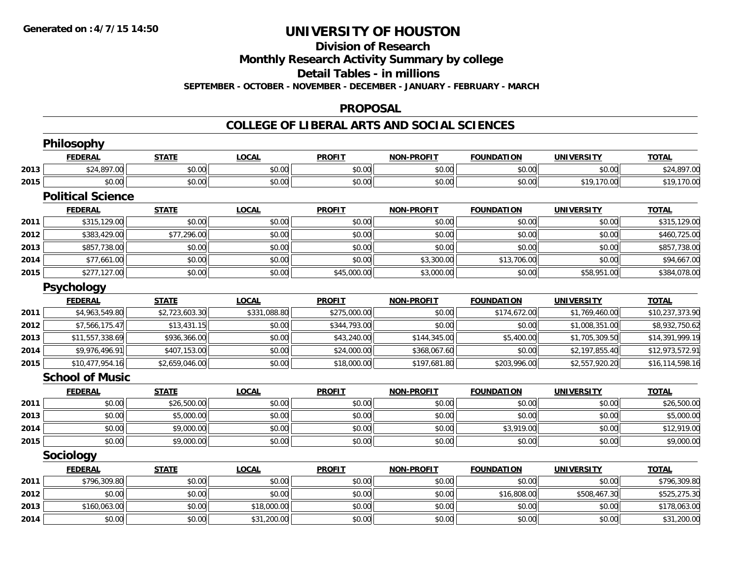# UNIVERSITY OF HOUSTON

## Division of Research

## Monthly Research Activity Summary by college

## Detail Tables - in millions

**SEPTEMBER - OCTOBER - NOVEMBER - DECEMBER - JANUARY - FEBRUARY - MARCH**

## PROPOSAL

## COLLEGE OF LIBERAL ARTS AND SOCIAL SCIENCES

### Philosophy

| | FEDERAL | STATE | LOCAL | PROFIT | NON-PROFIT | FOUNDATION | UNIVERSITY | TOTAL |
|---|---|---|---|---|---|---|---|---|
| 2013 | $24,897.00 | $0.00 | $0.00 | $0.00 | $0.00 | $0.00 | $0.00 | $24,897.00 |
| 2015 | $0.00 | $0.00 | $0.00 | $0.00 | $0.00 | $0.00 | $19,170.00 | $19,170.00 |

### Political Science

| | FEDERAL | STATE | LOCAL | PROFIT | NON-PROFIT | FOUNDATION | UNIVERSITY | TOTAL |
|---|---|---|---|---|---|---|---|---|
| 2011 | $315,129.00 | $0.00 | $0.00 | $0.00 | $0.00 | $0.00 | $0.00 | $315,129.00 |
| 2012 | $383,429.00 | $77,296.00 | $0.00 | $0.00 | $0.00 | $0.00 | $0.00 | $460,725.00 |
| 2013 | $857,738.00 | $0.00 | $0.00 | $0.00 | $0.00 | $0.00 | $0.00 | $857,738.00 |
| 2014 | $77,661.00 | $0.00 | $0.00 | $0.00 | $3,300.00 | $13,706.00 | $0.00 | $94,667.00 |
| 2015 | $277,127.00 | $0.00 | $0.00 | $45,000.00 | $3,000.00 | $0.00 | $58,951.00 | $384,078.00 |

### Psychology

| | FEDERAL | STATE | LOCAL | PROFIT | NON-PROFIT | FOUNDATION | UNIVERSITY | TOTAL |
|---|---|---|---|---|---|---|---|---|
| 2011 | $4,963,549.80 | $2,723,603.30 | $331,088.80 | $275,000.00 | $0.00 | $174,672.00 | $1,769,460.00 | $10,237,373.90 |
| 2012 | $7,566,175.47 | $13,431.15 | $0.00 | $344,793.00 | $0.00 | $0.00 | $1,008,351.00 | $8,932,750.62 |
| 2013 | $11,557,338.69 | $936,366.00 | $0.00 | $43,240.00 | $144,345.00 | $5,400.00 | $1,705,309.50 | $14,391,999.19 |
| 2014 | $9,976,496.91 | $407,153.00 | $0.00 | $24,000.00 | $368,067.60 | $0.00 | $2,197,855.40 | $12,973,572.91 |
| 2015 | $10,477,954.16 | $2,659,046.00 | $0.00 | $18,000.00 | $197,681.80 | $203,996.00 | $2,557,920.20 | $16,114,598.16 |

### School of Music

| | FEDERAL | STATE | LOCAL | PROFIT | NON-PROFIT | FOUNDATION | UNIVERSITY | TOTAL |
|---|---|---|---|---|---|---|---|---|
| 2011 | $0.00 | $26,500.00 | $0.00 | $0.00 | $0.00 | $0.00 | $0.00 | $26,500.00 |
| 2013 | $0.00 | $5,000.00 | $0.00 | $0.00 | $0.00 | $0.00 | $0.00 | $5,000.00 |
| 2014 | $0.00 | $9,000.00 | $0.00 | $0.00 | $0.00 | $3,919.00 | $0.00 | $12,919.00 |
| 2015 | $0.00 | $9,000.00 | $0.00 | $0.00 | $0.00 | $0.00 | $0.00 | $9,000.00 |

### Sociology

| | FEDERAL | STATE | LOCAL | PROFIT | NON-PROFIT | FOUNDATION | UNIVERSITY | TOTAL |
|---|---|---|---|---|---|---|---|---|
| 2011 | $796,309.80 | $0.00 | $0.00 | $0.00 | $0.00 | $0.00 | $0.00 | $796,309.80 |
| 2012 | $0.00 | $0.00 | $0.00 | $0.00 | $0.00 | $16,808.00 | $508,467.30 | $525,275.30 |
| 2013 | $160,063.00 | $0.00 | $18,000.00 | $0.00 | $0.00 | $0.00 | $0.00 | $178,063.00 |
| 2014 | $0.00 | $0.00 | $31,200.00 | $0.00 | $0.00 | $0.00 | $0.00 | $31,200.00 |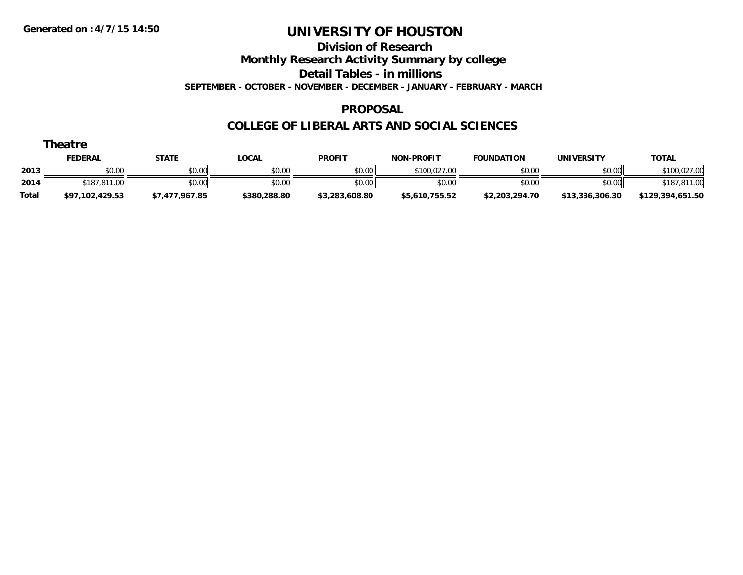Generated on :4/7/15 14:50

# UNIVERSITY OF HOUSTON

## Division of Research

## Monthly Research Activity Summary by college

## Detail Tables - in millions

**SEPTEMBER - OCTOBER - NOVEMBER - DECEMBER - JANUARY - FEBRUARY - MARCH**

## PROPOSAL

## COLLEGE OF LIBERAL ARTS AND SOCIAL SCIENCES

### Theatre

| | FEDERAL | STATE | LOCAL | PROFIT | NON-PROFIT | FOUNDATION | UNIVERSITY | TOTAL |
|---|---|---|---|---|---|---|---|---|
| 2013 | $0.00 | $0.00 | $0.00 | $0.00 | $100,027.00 | $0.00 | $0.00 | $100,027.00 |
| 2014 | $187,811.00 | $0.00 | $0.00 | $0.00 | $0.00 | $0.00 | $0.00 | $187,811.00 |
| **Total** | **$97,102,429.53** | **$7,477,967.85** | **$380,288.80** | **$3,283,608.80** | **$5,610,755.52** | **$2,203,294.70** | **$13,336,306.30** | **$129,394,651.50** |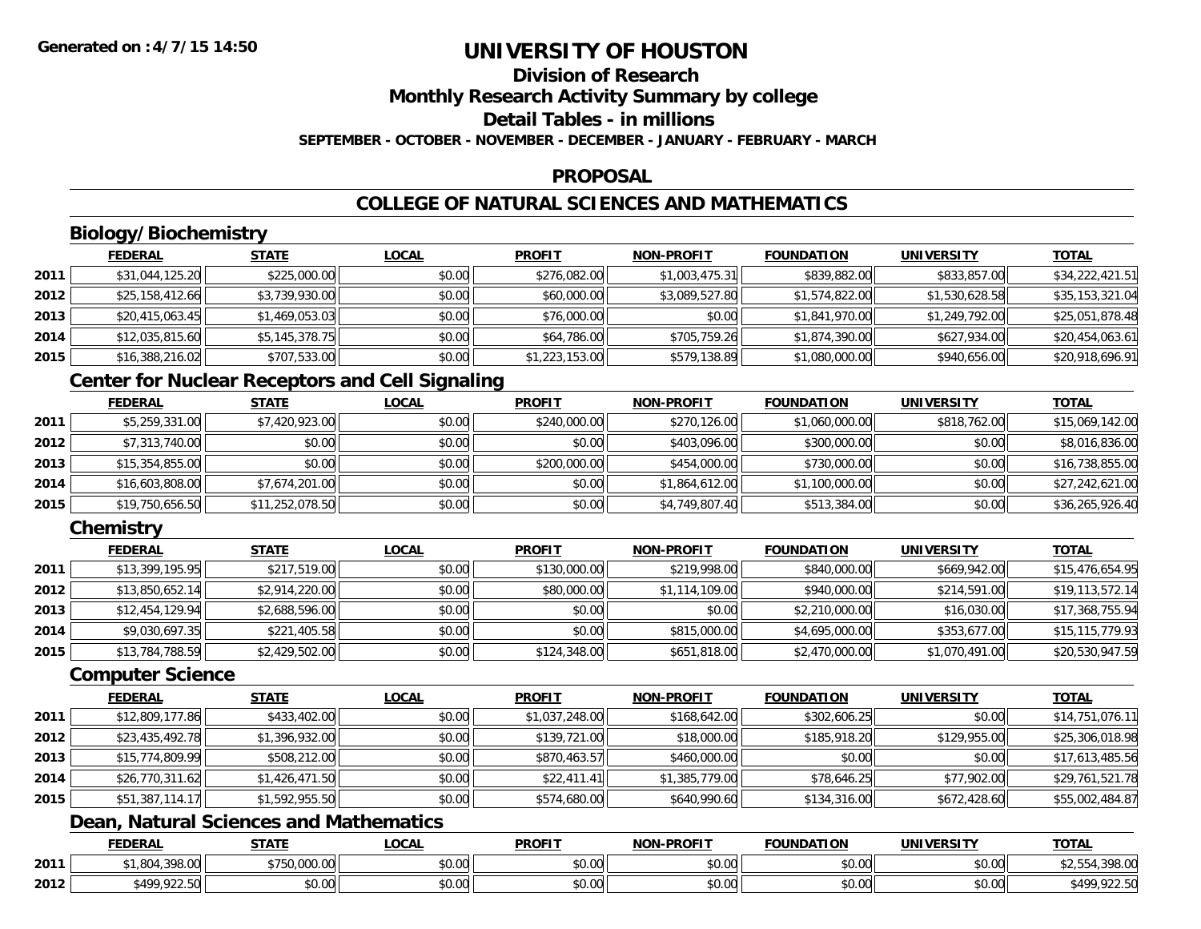**Generated on :4/7/15 14:50**

# UNIVERSITY OF HOUSTON

## Division of Research

## Monthly Research Activity Summary by college

## Detail Tables - in millions

**SEPTEMBER - OCTOBER - NOVEMBER - DECEMBER - JANUARY - FEBRUARY - MARCH**

## PROPOSAL

## COLLEGE OF NATURAL SCIENCES AND MATHEMATICS

### Biology/Biochemistry

| | FEDERAL | STATE | LOCAL | PROFIT | NON-PROFIT | FOUNDATION | UNIVERSITY | TOTAL |
|---|---|---|---|---|---|---|---|---|
| 2011 | $31,044,125.20 | $225,000.00 | $0.00 | $276,082.00 | $1,003,475.31 | $839,882.00 | $833,857.00 | $34,222,421.51 |
| 2012 | $25,158,412.66 | $3,739,930.00 | $0.00 | $60,000.00 | $3,089,527.80 | $1,574,822.00 | $1,530,628.58 | $35,153,321.04 |
| 2013 | $20,415,063.45 | $1,469,053.03 | $0.00 | $76,000.00 | $0.00 | $1,841,970.00 | $1,249,792.00 | $25,051,878.48 |
| 2014 | $12,035,815.60 | $5,145,378.75 | $0.00 | $64,786.00 | $705,759.26 | $1,874,390.00 | $627,934.00 | $20,454,063.61 |
| 2015 | $16,388,216.02 | $707,533.00 | $0.00 | $1,223,153.00 | $579,138.89 | $1,080,000.00 | $940,656.00 | $20,918,696.91 |

### Center for Nuclear Receptors and Cell Signaling

| | FEDERAL | STATE | LOCAL | PROFIT | NON-PROFIT | FOUNDATION | UNIVERSITY | TOTAL |
|---|---|---|---|---|---|---|---|---|
| 2011 | $5,259,331.00 | $7,420,923.00 | $0.00 | $240,000.00 | $270,126.00 | $1,060,000.00 | $818,762.00 | $15,069,142.00 |
| 2012 | $7,313,740.00 | $0.00 | $0.00 | $0.00 | $403,096.00 | $300,000.00 | $0.00 | $8,016,836.00 |
| 2013 | $15,354,855.00 | $0.00 | $0.00 | $200,000.00 | $454,000.00 | $730,000.00 | $0.00 | $16,738,855.00 |
| 2014 | $16,603,808.00 | $7,674,201.00 | $0.00 | $0.00 | $1,864,612.00 | $1,100,000.00 | $0.00 | $27,242,621.00 |
| 2015 | $19,750,656.50 | $11,252,078.50 | $0.00 | $0.00 | $4,749,807.40 | $513,384.00 | $0.00 | $36,265,926.40 |

### Chemistry

| | FEDERAL | STATE | LOCAL | PROFIT | NON-PROFIT | FOUNDATION | UNIVERSITY | TOTAL |
|---|---|---|---|---|---|---|---|---|
| 2011 | $13,399,195.95 | $217,519.00 | $0.00 | $130,000.00 | $219,998.00 | $840,000.00 | $669,942.00 | $15,476,654.95 |
| 2012 | $13,850,652.14 | $2,914,220.00 | $0.00 | $80,000.00 | $1,114,109.00 | $940,000.00 | $214,591.00 | $19,113,572.14 |
| 2013 | $12,454,129.94 | $2,688,596.00 | $0.00 | $0.00 | $0.00 | $2,210,000.00 | $16,030.00 | $17,368,755.94 |
| 2014 | $9,030,697.35 | $221,405.58 | $0.00 | $0.00 | $815,000.00 | $4,695,000.00 | $353,677.00 | $15,115,779.93 |
| 2015 | $13,784,788.59 | $2,429,502.00 | $0.00 | $124,348.00 | $651,818.00 | $2,470,000.00 | $1,070,491.00 | $20,530,947.59 |

### Computer Science

| | FEDERAL | STATE | LOCAL | PROFIT | NON-PROFIT | FOUNDATION | UNIVERSITY | TOTAL |
|---|---|---|---|---|---|---|---|---|
| 2011 | $12,809,177.86 | $433,402.00 | $0.00 | $1,037,248.00 | $168,642.00 | $302,606.25 | $0.00 | $14,751,076.11 |
| 2012 | $23,435,492.78 | $1,396,932.00 | $0.00 | $139,721.00 | $18,000.00 | $185,918.20 | $129,955.00 | $25,306,018.98 |
| 2013 | $15,774,809.99 | $508,212.00 | $0.00 | $870,463.57 | $460,000.00 | $0.00 | $0.00 | $17,613,485.56 |
| 2014 | $26,770,311.62 | $1,426,471.50 | $0.00 | $22,411.41 | $1,385,779.00 | $78,646.25 | $77,902.00 | $29,761,521.78 |
| 2015 | $51,387,114.17 | $1,592,955.50 | $0.00 | $574,680.00 | $640,990.60 | $134,316.00 | $672,428.60 | $55,002,484.87 |

### Dean, Natural Sciences and Mathematics

| | FEDERAL | STATE | LOCAL | PROFIT | NON-PROFIT | FOUNDATION | UNIVERSITY | TOTAL |
|---|---|---|---|---|---|---|---|---|
| 2011 | $1,804,398.00 | $750,000.00 | $0.00 | $0.00 | $0.00 | $0.00 | $0.00 | $2,554,398.00 |
| 2012 | $499,922.50 | $0.00 | $0.00 | $0.00 | $0.00 | $0.00 | $0.00 | $499,922.50 |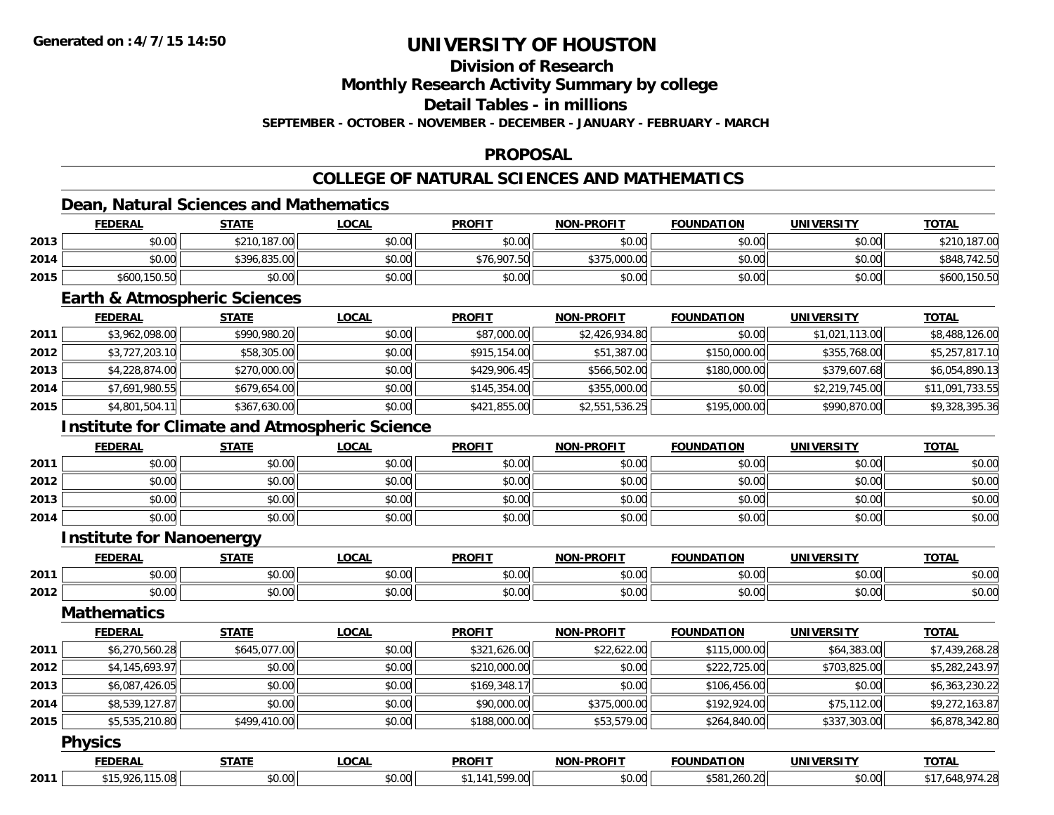# UNIVERSITY OF HOUSTON

## Division of Research

## Monthly Research Activity Summary by college

## Detail Tables - in millions

**SEPTEMBER - OCTOBER - NOVEMBER - DECEMBER - JANUARY - FEBRUARY - MARCH**

## PROPOSAL

## COLLEGE OF NATURAL SCIENCES AND MATHEMATICS

### Dean, Natural Sciences and Mathematics

| | FEDERAL | STATE | LOCAL | PROFIT | NON-PROFIT | FOUNDATION | UNIVERSITY | TOTAL |
|---|---|---|---|---|---|---|---|---|
| 2013 | $0.00 | $210,187.00 | $0.00 | $0.00 | $0.00 | $0.00 | $0.00 | $210,187.00 |
| 2014 | $0.00 | $396,835.00 | $0.00 | $76,907.50 | $375,000.00 | $0.00 | $0.00 | $848,742.50 |
| 2015 | $600,150.50 | $0.00 | $0.00 | $0.00 | $0.00 | $0.00 | $0.00 | $600,150.50 |

### Earth & Atmospheric Sciences

| | FEDERAL | STATE | LOCAL | PROFIT | NON-PROFIT | FOUNDATION | UNIVERSITY | TOTAL |
|---|---|---|---|---|---|---|---|---|
| 2011 | $3,962,098.00 | $990,980.20 | $0.00 | $87,000.00 | $2,426,934.80 | $0.00 | $1,021,113.00 | $8,488,126.00 |
| 2012 | $3,727,203.10 | $58,305.00 | $0.00 | $915,154.00 | $51,387.00 | $150,000.00 | $355,768.00 | $5,257,817.10 |
| 2013 | $4,228,874.00 | $270,000.00 | $0.00 | $429,906.45 | $566,502.00 | $180,000.00 | $379,607.68 | $6,054,890.13 |
| 2014 | $7,691,980.55 | $679,654.00 | $0.00 | $145,354.00 | $355,000.00 | $0.00 | $2,219,745.00 | $11,091,733.55 |
| 2015 | $4,801,504.11 | $367,630.00 | $0.00 | $421,855.00 | $2,551,536.25 | $195,000.00 | $990,870.00 | $9,328,395.36 |

### Institute for Climate and Atmospheric Science

| | FEDERAL | STATE | LOCAL | PROFIT | NON-PROFIT | FOUNDATION | UNIVERSITY | TOTAL |
|---|---|---|---|---|---|---|---|---|
| 2011 | $0.00 | $0.00 | $0.00 | $0.00 | $0.00 | $0.00 | $0.00 | $0.00 |
| 2012 | $0.00 | $0.00 | $0.00 | $0.00 | $0.00 | $0.00 | $0.00 | $0.00 |
| 2013 | $0.00 | $0.00 | $0.00 | $0.00 | $0.00 | $0.00 | $0.00 | $0.00 |
| 2014 | $0.00 | $0.00 | $0.00 | $0.00 | $0.00 | $0.00 | $0.00 | $0.00 |

### Institute for Nanoenergy

| | FEDERAL | STATE | LOCAL | PROFIT | NON-PROFIT | FOUNDATION | UNIVERSITY | TOTAL |
|---|---|---|---|---|---|---|---|---|
| 2011 | $0.00 | $0.00 | $0.00 | $0.00 | $0.00 | $0.00 | $0.00 | $0.00 |
| 2012 | $0.00 | $0.00 | $0.00 | $0.00 | $0.00 | $0.00 | $0.00 | $0.00 |

### Mathematics

| | FEDERAL | STATE | LOCAL | PROFIT | NON-PROFIT | FOUNDATION | UNIVERSITY | TOTAL |
|---|---|---|---|---|---|---|---|---|
| 2011 | $6,270,560.28 | $645,077.00 | $0.00 | $321,626.00 | $22,622.00 | $115,000.00 | $64,383.00 | $7,439,268.28 |
| 2012 | $4,145,693.97 | $0.00 | $0.00 | $210,000.00 | $0.00 | $222,725.00 | $703,825.00 | $5,282,243.97 |
| 2013 | $6,087,426.05 | $0.00 | $0.00 | $169,348.17 | $0.00 | $106,456.00 | $0.00 | $6,363,230.22 |
| 2014 | $8,539,127.87 | $0.00 | $0.00 | $90,000.00 | $375,000.00 | $192,924.00 | $75,112.00 | $9,272,163.87 |
| 2015 | $5,535,210.80 | $499,410.00 | $0.00 | $188,000.00 | $53,579.00 | $264,840.00 | $337,303.00 | $6,878,342.80 |

### Physics

| | FEDERAL | STATE | LOCAL | PROFIT | NON-PROFIT | FOUNDATION | UNIVERSITY | TOTAL |
|---|---|---|---|---|---|---|---|---|
| 2011 | $15,926,115.08 | $0.00 | $0.00 | $1,141,599.00 | $0.00 | $581,260.20 | $0.00 | $17,648,974.28 |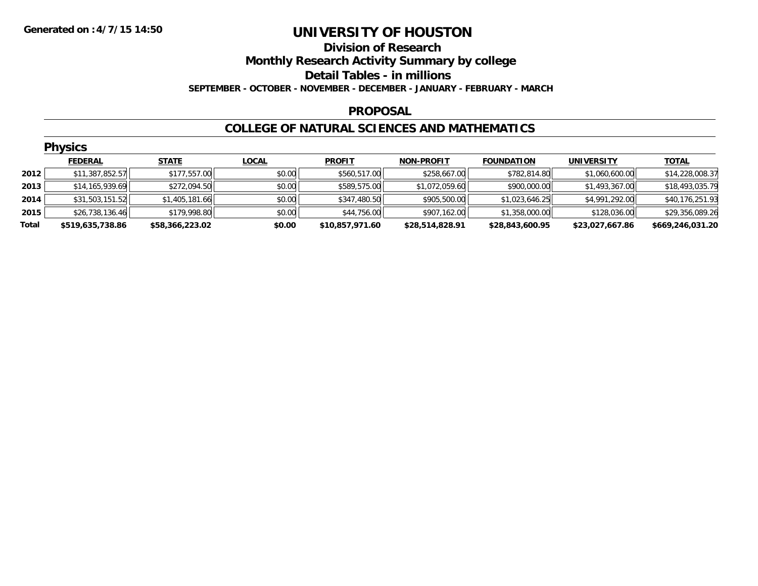Generated on :4/7/15 14:50

# UNIVERSITY OF HOUSTON

## Division of Research

## Monthly Research Activity Summary by college

## Detail Tables - in millions

**SEPTEMBER - OCTOBER - NOVEMBER - DECEMBER - JANUARY - FEBRUARY - MARCH**

### PROPOSAL

### COLLEGE OF NATURAL SCIENCES AND MATHEMATICS

#### Physics

| | FEDERAL | STATE | LOCAL | PROFIT | NON-PROFIT | FOUNDATION | UNIVERSITY | TOTAL |
|---|---|---|---|---|---|---|---|---|
| 2012 | $11,387,852.57 | $177,557.00 | $0.00 | $560,517.00 | $258,667.00 | $782,814.80 | $1,060,600.00 | $14,228,008.37 |
| 2013 | $14,165,939.69 | $272,094.50 | $0.00 | $589,575.00 | $1,072,059.60 | $900,000.00 | $1,493,367.00 | $18,493,035.79 |
| 2014 | $31,503,151.52 | $1,405,181.66 | $0.00 | $347,480.50 | $905,500.00 | $1,023,646.25 | $4,991,292.00 | $40,176,251.93 |
| 2015 | $26,738,136.46 | $179,998.80 | $0.00 | $44,756.00 | $907,162.00 | $1,358,000.00 | $128,036.00 | $29,356,089.26 |
| **Total** | **$519,635,738.86** | **$58,366,223.02** | **$0.00** | **$10,857,971.60** | **$28,514,828.91** | **$28,843,600.95** | **$23,027,667.86** | **$669,246,031.20** |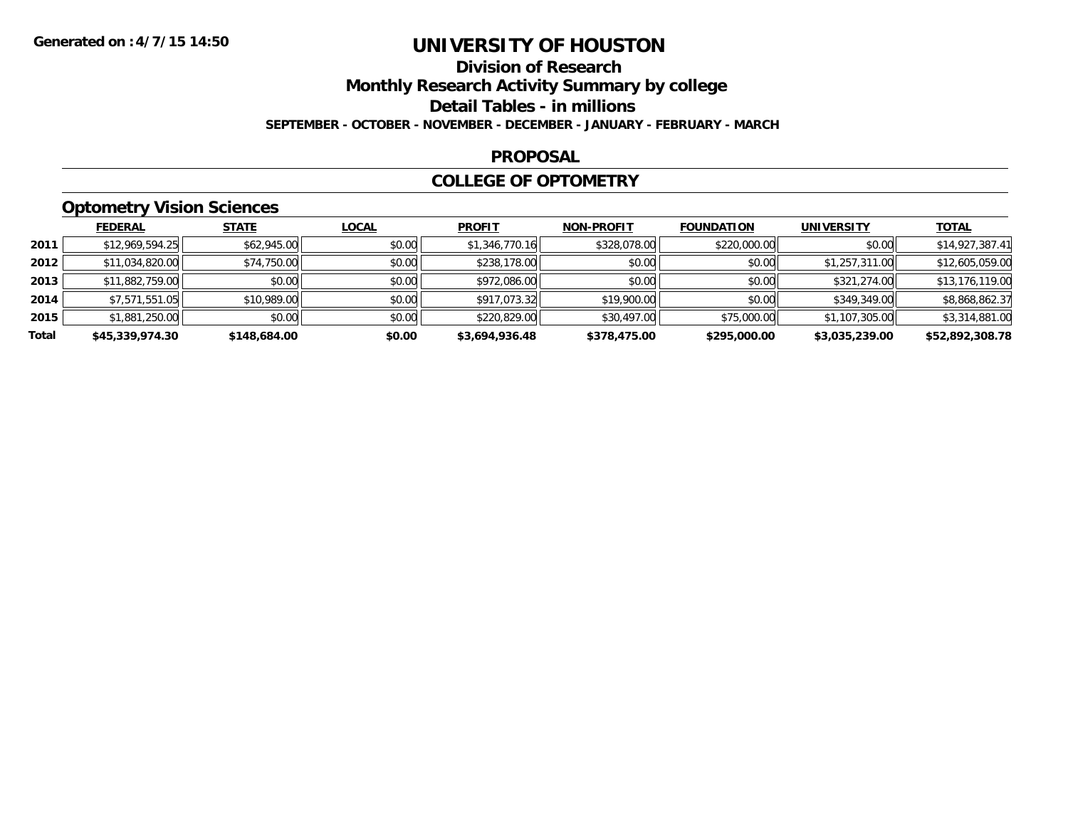Generated on :4/7/15 14:50

# UNIVERSITY OF HOUSTON

## Division of Research

## Monthly Research Activity Summary by college

## Detail Tables - in millions

**SEPTEMBER - OCTOBER - NOVEMBER - DECEMBER - JANUARY - FEBRUARY - MARCH**

## PROPOSAL

## COLLEGE OF OPTOMETRY

### Optometry Vision Sciences

| | FEDERAL | STATE | LOCAL | PROFIT | NON-PROFIT | FOUNDATION | UNIVERSITY | TOTAL |
|---|---|---|---|---|---|---|---|---|
| 2011 | $12,969,594.25 | $62,945.00 | $0.00 | $1,346,770.16 | $328,078.00 | $220,000.00 | $0.00 | $14,927,387.41 |
| 2012 | $11,034,820.00 | $74,750.00 | $0.00 | $238,178.00 | $0.00 | $0.00 | $1,257,311.00 | $12,605,059.00 |
| 2013 | $11,882,759.00 | $0.00 | $0.00 | $972,086.00 | $0.00 | $0.00 | $321,274.00 | $13,176,119.00 |
| 2014 | $7,571,551.05 | $10,989.00 | $0.00 | $917,073.32 | $19,900.00 | $0.00 | $349,349.00 | $8,868,862.37 |
| 2015 | $1,881,250.00 | $0.00 | $0.00 | $220,829.00 | $30,497.00 | $75,000.00 | $1,107,305.00 | $3,314,881.00 |
| **Total** | **$45,339,974.30** | **$148,684.00** | **$0.00** | **$3,694,936.48** | **$378,475.00** | **$295,000.00** | **$3,035,239.00** | **$52,892,308.78** |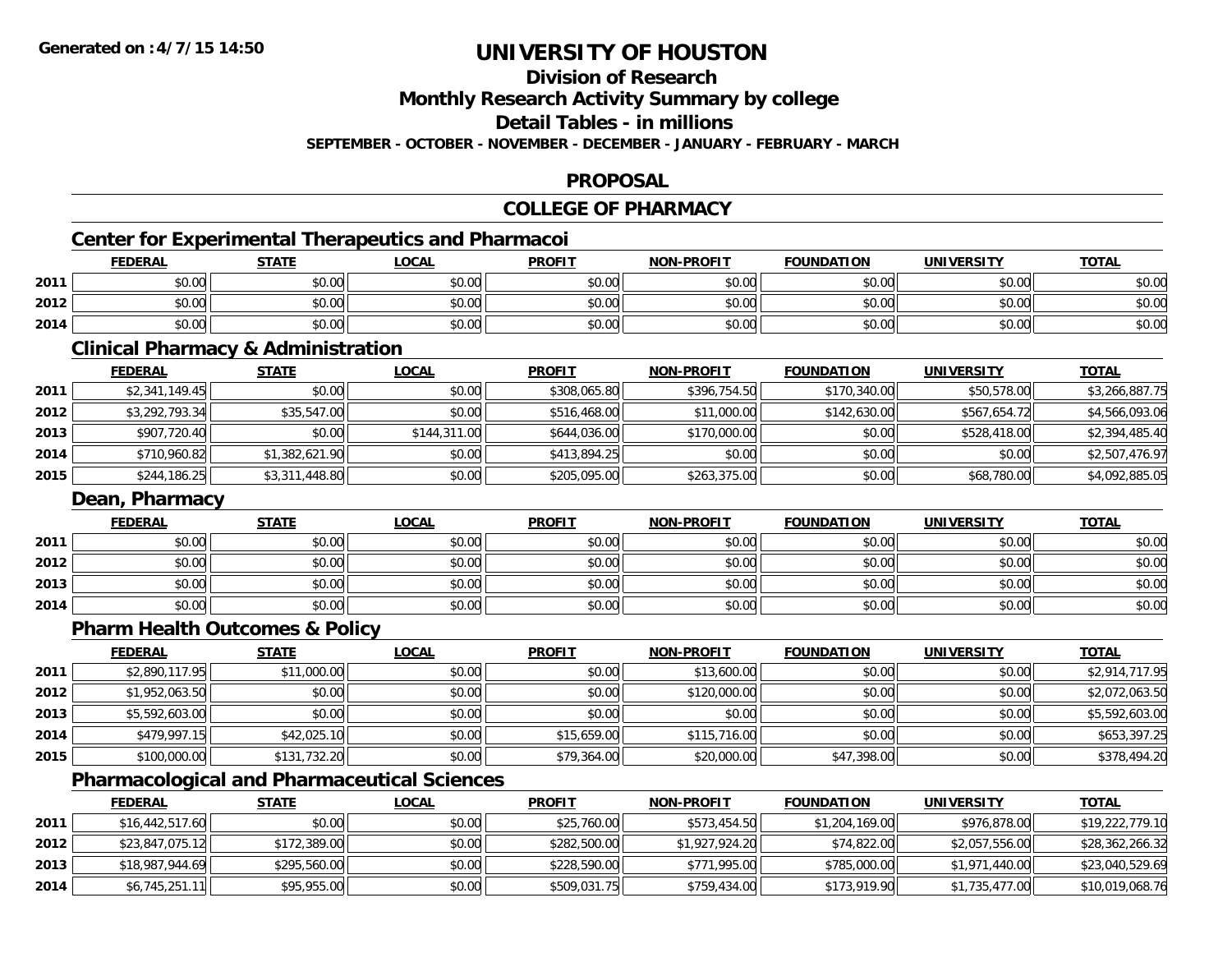# UNIVERSITY OF HOUSTON

## Division of Research

## Monthly Research Activity Summary by college

## Detail Tables - in millions

**SEPTEMBER - OCTOBER - NOVEMBER - DECEMBER - JANUARY - FEBRUARY - MARCH**

## PROPOSAL

## COLLEGE OF PHARMACY

### Center for Experimental Therapeutics and Pharmacoi

| | FEDERAL | STATE | LOCAL | PROFIT | NON-PROFIT | FOUNDATION | UNIVERSITY | TOTAL |
|---|---|---|---|---|---|---|---|---|
| 2011 | $0.00 | $0.00 | $0.00 | $0.00 | $0.00 | $0.00 | $0.00 | $0.00 |
| 2012 | $0.00 | $0.00 | $0.00 | $0.00 | $0.00 | $0.00 | $0.00 | $0.00 |
| 2014 | $0.00 | $0.00 | $0.00 | $0.00 | $0.00 | $0.00 | $0.00 | $0.00 |

### Clinical Pharmacy & Administration

| | FEDERAL | STATE | LOCAL | PROFIT | NON-PROFIT | FOUNDATION | UNIVERSITY | TOTAL |
|---|---|---|---|---|---|---|---|---|
| 2011 | $2,341,149.45 | $0.00 | $0.00 | $308,065.80 | $396,754.50 | $170,340.00 | $50,578.00 | $3,266,887.75 |
| 2012 | $3,292,793.34 | $35,547.00 | $0.00 | $516,468.00 | $11,000.00 | $142,630.00 | $567,654.72 | $4,566,093.06 |
| 2013 | $907,720.40 | $0.00 | $144,311.00 | $644,036.00 | $170,000.00 | $0.00 | $528,418.00 | $2,394,485.40 |
| 2014 | $710,960.82 | $1,382,621.90 | $0.00 | $413,894.25 | $0.00 | $0.00 | $0.00 | $2,507,476.97 |
| 2015 | $244,186.25 | $3,311,448.80 | $0.00 | $205,095.00 | $263,375.00 | $0.00 | $68,780.00 | $4,092,885.05 |

### Dean, Pharmacy

| | FEDERAL | STATE | LOCAL | PROFIT | NON-PROFIT | FOUNDATION | UNIVERSITY | TOTAL |
|---|---|---|---|---|---|---|---|---|
| 2011 | $0.00 | $0.00 | $0.00 | $0.00 | $0.00 | $0.00 | $0.00 | $0.00 |
| 2012 | $0.00 | $0.00 | $0.00 | $0.00 | $0.00 | $0.00 | $0.00 | $0.00 |
| 2013 | $0.00 | $0.00 | $0.00 | $0.00 | $0.00 | $0.00 | $0.00 | $0.00 |
| 2014 | $0.00 | $0.00 | $0.00 | $0.00 | $0.00 | $0.00 | $0.00 | $0.00 |

### Pharm Health Outcomes & Policy

| | FEDERAL | STATE | LOCAL | PROFIT | NON-PROFIT | FOUNDATION | UNIVERSITY | TOTAL |
|---|---|---|---|---|---|---|---|---|
| 2011 | $2,890,117.95 | $11,000.00 | $0.00 | $0.00 | $13,600.00 | $0.00 | $0.00 | $2,914,717.95 |
| 2012 | $1,952,063.50 | $0.00 | $0.00 | $0.00 | $120,000.00 | $0.00 | $0.00 | $2,072,063.50 |
| 2013 | $5,592,603.00 | $0.00 | $0.00 | $0.00 | $0.00 | $0.00 | $0.00 | $5,592,603.00 |
| 2014 | $479,997.15 | $42,025.10 | $0.00 | $15,659.00 | $115,716.00 | $0.00 | $0.00 | $653,397.25 |
| 2015 | $100,000.00 | $131,732.20 | $0.00 | $79,364.00 | $20,000.00 | $47,398.00 | $0.00 | $378,494.20 |

### Pharmacological and Pharmaceutical Sciences

| | FEDERAL | STATE | LOCAL | PROFIT | NON-PROFIT | FOUNDATION | UNIVERSITY | TOTAL |
|---|---|---|---|---|---|---|---|---|
| 2011 | $16,442,517.60 | $0.00 | $0.00 | $25,760.00 | $573,454.50 | $1,204,169.00 | $976,878.00 | $19,222,779.10 |
| 2012 | $23,847,075.12 | $172,389.00 | $0.00 | $282,500.00 | $1,927,924.20 | $74,822.00 | $2,057,556.00 | $28,362,266.32 |
| 2013 | $18,987,944.69 | $295,560.00 | $0.00 | $228,590.00 | $771,995.00 | $785,000.00 | $1,971,440.00 | $23,040,529.69 |
| 2014 | $6,745,251.11 | $95,955.00 | $0.00 | $509,031.75 | $759,434.00 | $173,919.90 | $1,735,477.00 | $10,019,068.76 |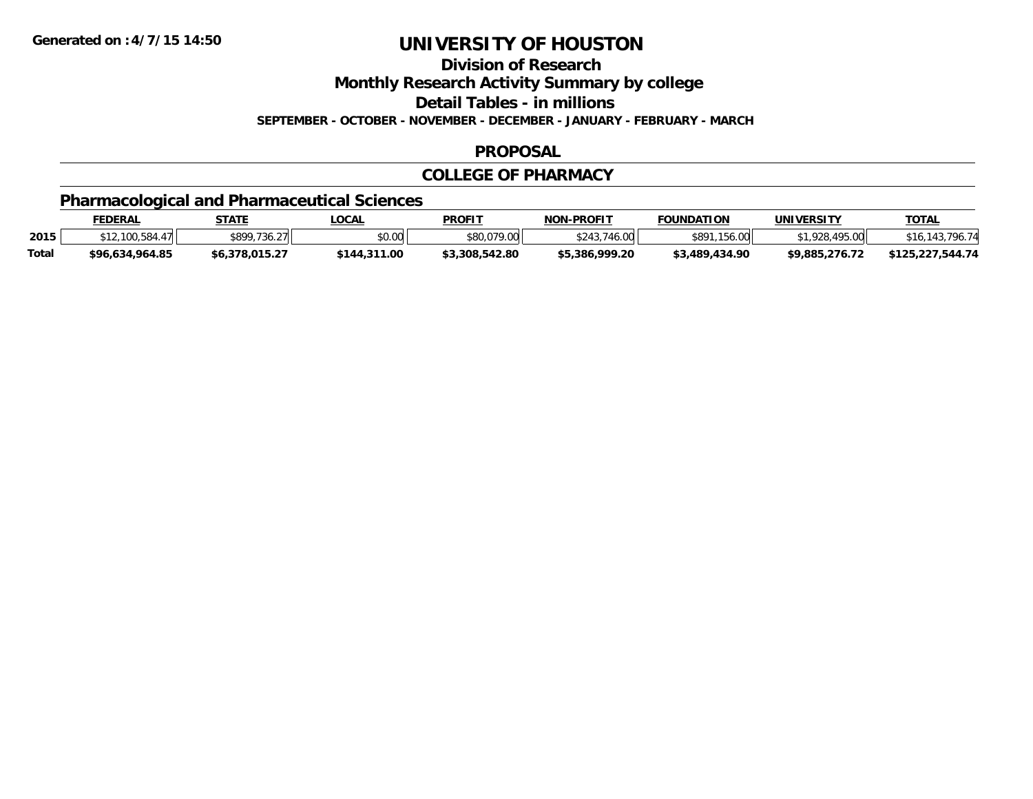**Generated on :4/7/15 14:50**

# UNIVERSITY OF HOUSTON

## Division of Research

## Monthly Research Activity Summary by college

## Detail Tables - in millions

**SEPTEMBER - OCTOBER - NOVEMBER - DECEMBER - JANUARY - FEBRUARY - MARCH**

## PROPOSAL

## COLLEGE OF PHARMACY

### Pharmacological and Pharmaceutical Sciences

| | FEDERAL | STATE | LOCAL | PROFIT | NON-PROFIT | FOUNDATION | UNIVERSITY | TOTAL |
|---|---|---|---|---|---|---|---|---|
| **2015** | $12,100,584.47 | $899,736.27 | $0.00 | $80,079.00 | $243,746.00 | $891,156.00 | $1,928,495.00 | $16,143,796.74 |
| **Total** | **$96,634,964.85** | **$6,378,015.27** | **$144,311.00** | **$3,308,542.80** | **$5,386,999.20** | **$3,489,434.90** | **$9,885,276.72** | **$125,227,544.74** |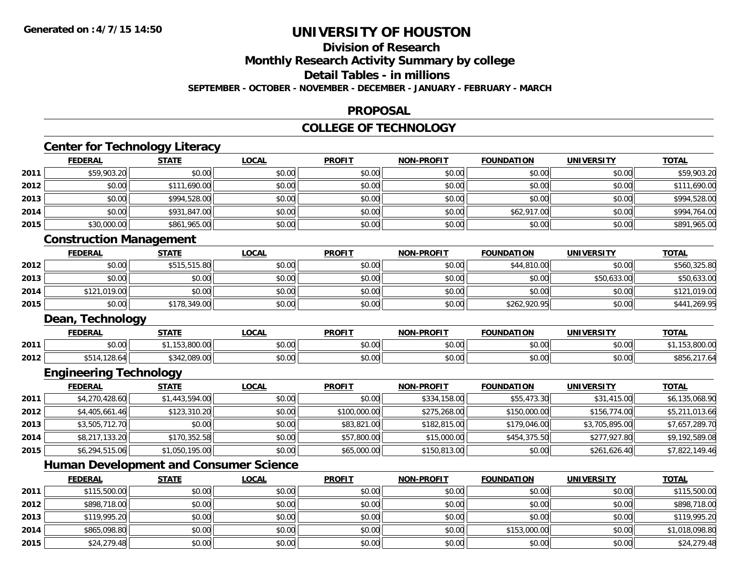# UNIVERSITY OF HOUSTON

## Division of Research
## Monthly Research Activity Summary by college
## Detail Tables - in millions

**SEPTEMBER - OCTOBER - NOVEMBER - DECEMBER - JANUARY - FEBRUARY - MARCH**

## PROPOSAL

## COLLEGE OF TECHNOLOGY

### Center for Technology Literacy

| | FEDERAL | STATE | LOCAL | PROFIT | NON-PROFIT | FOUNDATION | UNIVERSITY | TOTAL |
|---|---|---|---|---|---|---|---|---|
| 2011 | $59,903.20 | $0.00 | $0.00 | $0.00 | $0.00 | $0.00 | $0.00 | $59,903.20 |
| 2012 | $0.00 | $111,690.00 | $0.00 | $0.00 | $0.00 | $0.00 | $0.00 | $111,690.00 |
| 2013 | $0.00 | $994,528.00 | $0.00 | $0.00 | $0.00 | $0.00 | $0.00 | $994,528.00 |
| 2014 | $0.00 | $931,847.00 | $0.00 | $0.00 | $0.00 | $62,917.00 | $0.00 | $994,764.00 |
| 2015 | $30,000.00 | $861,965.00 | $0.00 | $0.00 | $0.00 | $0.00 | $0.00 | $891,965.00 |

### Construction Management

| | FEDERAL | STATE | LOCAL | PROFIT | NON-PROFIT | FOUNDATION | UNIVERSITY | TOTAL |
|---|---|---|---|---|---|---|---|---|
| 2012 | $0.00 | $515,515.80 | $0.00 | $0.00 | $0.00 | $44,810.00 | $0.00 | $560,325.80 |
| 2013 | $0.00 | $0.00 | $0.00 | $0.00 | $0.00 | $0.00 | $50,633.00 | $50,633.00 |
| 2014 | $121,019.00 | $0.00 | $0.00 | $0.00 | $0.00 | $0.00 | $0.00 | $121,019.00 |
| 2015 | $0.00 | $178,349.00 | $0.00 | $0.00 | $0.00 | $262,920.95 | $0.00 | $441,269.95 |

### Dean, Technology

| | FEDERAL | STATE | LOCAL | PROFIT | NON-PROFIT | FOUNDATION | UNIVERSITY | TOTAL |
|---|---|---|---|---|---|---|---|---|
| 2011 | $0.00 | $1,153,800.00 | $0.00 | $0.00 | $0.00 | $0.00 | $0.00 | $1,153,800.00 |
| 2012 | $514,128.64 | $342,089.00 | $0.00 | $0.00 | $0.00 | $0.00 | $0.00 | $856,217.64 |

### Engineering Technology

| | FEDERAL | STATE | LOCAL | PROFIT | NON-PROFIT | FOUNDATION | UNIVERSITY | TOTAL |
|---|---|---|---|---|---|---|---|---|
| 2011 | $4,270,428.60 | $1,443,594.00 | $0.00 | $0.00 | $334,158.00 | $55,473.30 | $31,415.00 | $6,135,068.90 |
| 2012 | $4,405,661.46 | $123,310.20 | $0.00 | $100,000.00 | $275,268.00 | $150,000.00 | $156,774.00 | $5,211,013.66 |
| 2013 | $3,505,712.70 | $0.00 | $0.00 | $83,821.00 | $182,815.00 | $179,046.00 | $3,705,895.00 | $7,657,289.70 |
| 2014 | $8,217,133.20 | $170,352.58 | $0.00 | $57,800.00 | $15,000.00 | $454,375.50 | $277,927.80 | $9,192,589.08 |
| 2015 | $6,294,515.06 | $1,050,195.00 | $0.00 | $65,000.00 | $150,813.00 | $0.00 | $261,626.40 | $7,822,149.46 |

### Human Development and Consumer Science

| | FEDERAL | STATE | LOCAL | PROFIT | NON-PROFIT | FOUNDATION | UNIVERSITY | TOTAL |
|---|---|---|---|---|---|---|---|---|
| 2011 | $115,500.00 | $0.00 | $0.00 | $0.00 | $0.00 | $0.00 | $0.00 | $115,500.00 |
| 2012 | $898,718.00 | $0.00 | $0.00 | $0.00 | $0.00 | $0.00 | $0.00 | $898,718.00 |
| 2013 | $119,995.20 | $0.00 | $0.00 | $0.00 | $0.00 | $0.00 | $0.00 | $119,995.20 |
| 2014 | $865,098.80 | $0.00 | $0.00 | $0.00 | $0.00 | $153,000.00 | $0.00 | $1,018,098.80 |
| 2015 | $24,279.48 | $0.00 | $0.00 | $0.00 | $0.00 | $0.00 | $0.00 | $24,279.48 |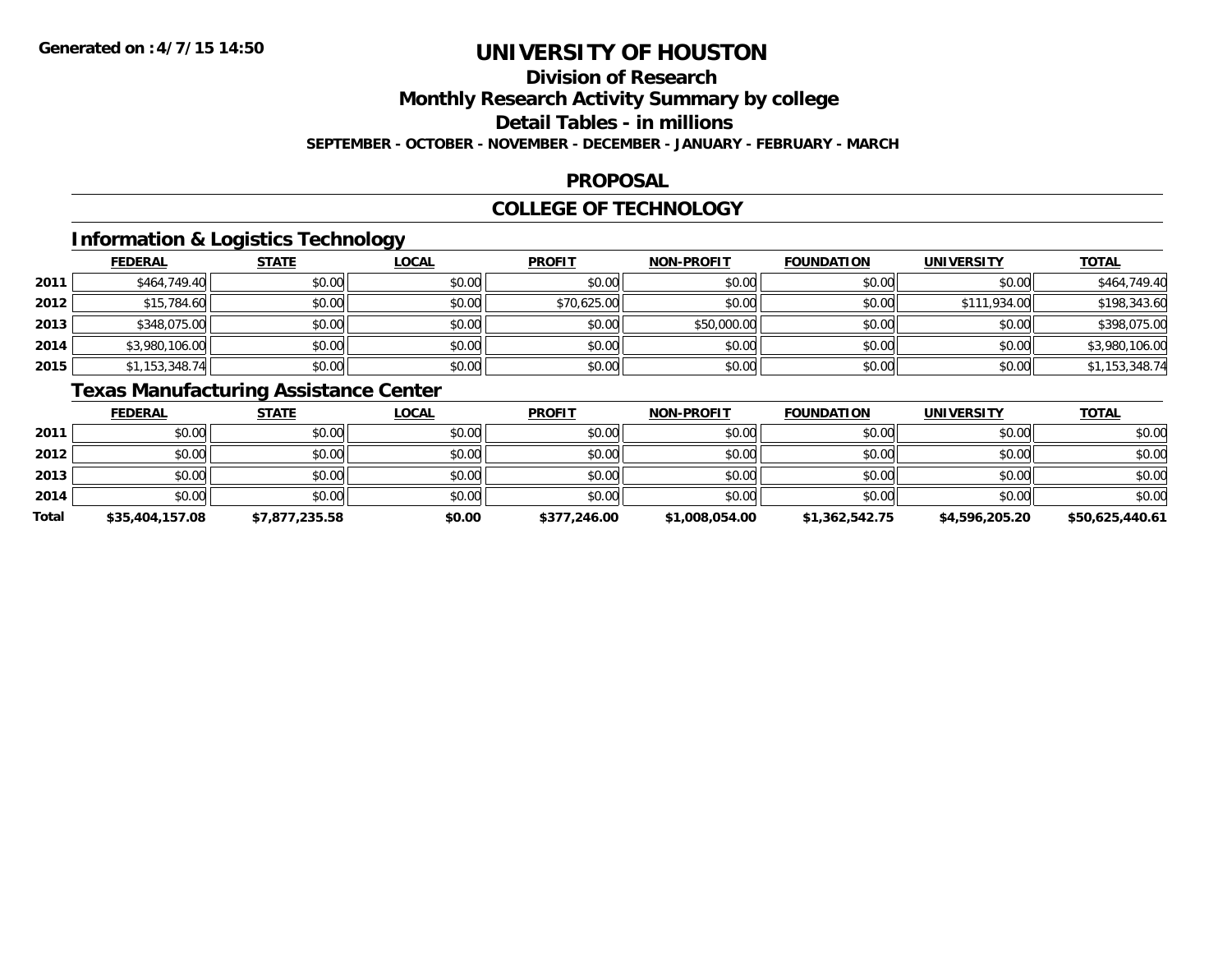# UNIVERSITY OF HOUSTON

## Division of Research

## Monthly Research Activity Summary by college

## Detail Tables - in millions

**SEPTEMBER - OCTOBER - NOVEMBER - DECEMBER - JANUARY - FEBRUARY - MARCH**

## PROPOSAL

## COLLEGE OF TECHNOLOGY

### Information & Logistics Technology

| | FEDERAL | STATE | LOCAL | PROFIT | NON-PROFIT | FOUNDATION | UNIVERSITY | TOTAL |
|---|---|---|---|---|---|---|---|---|
| 2011 | $464,749.40 | $0.00 | $0.00 | $0.00 | $0.00 | $0.00 | $0.00 | $464,749.40 |
| 2012 | $15,784.60 | $0.00 | $0.00 | $70,625.00 | $0.00 | $0.00 | $111,934.00 | $198,343.60 |
| 2013 | $348,075.00 | $0.00 | $0.00 | $0.00 | $50,000.00 | $0.00 | $0.00 | $398,075.00 |
| 2014 | $3,980,106.00 | $0.00 | $0.00 | $0.00 | $0.00 | $0.00 | $0.00 | $3,980,106.00 |
| 2015 | $1,153,348.74 | $0.00 | $0.00 | $0.00 | $0.00 | $0.00 | $0.00 | $1,153,348.74 |

### Texas Manufacturing Assistance Center

| | FEDERAL | STATE | LOCAL | PROFIT | NON-PROFIT | FOUNDATION | UNIVERSITY | TOTAL |
|---|---|---|---|---|---|---|---|---|
| 2011 | $0.00 | $0.00 | $0.00 | $0.00 | $0.00 | $0.00 | $0.00 | $0.00 |
| 2012 | $0.00 | $0.00 | $0.00 | $0.00 | $0.00 | $0.00 | $0.00 | $0.00 |
| 2013 | $0.00 | $0.00 | $0.00 | $0.00 | $0.00 | $0.00 | $0.00 | $0.00 |
| 2014 | $0.00 | $0.00 | $0.00 | $0.00 | $0.00 | $0.00 | $0.00 | $0.00 |
| **Total** | **$35,404,157.08** | **$7,877,235.58** | **$0.00** | **$377,246.00** | **$1,008,054.00** | **$1,362,542.75** | **$4,596,205.20** | **$50,625,440.61** |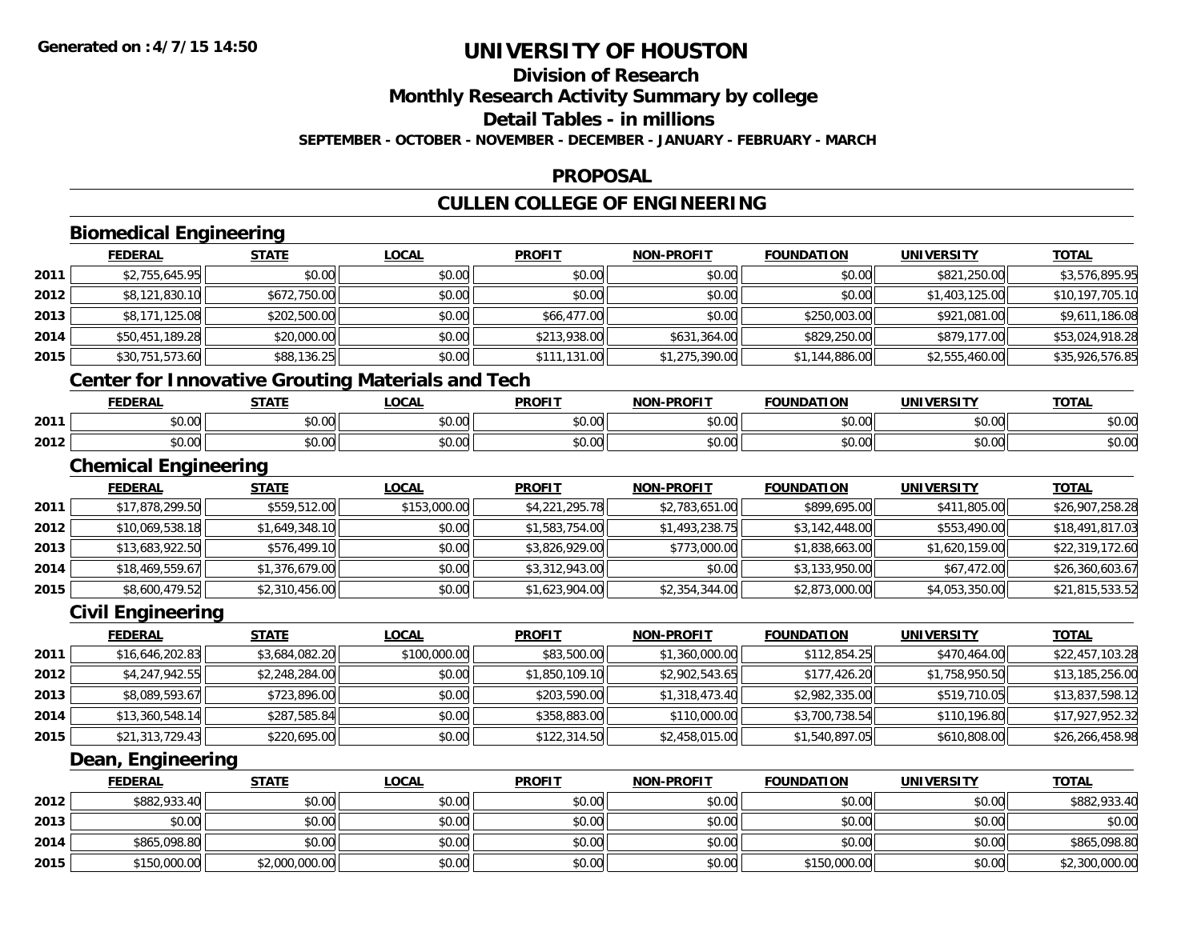**Generated on :4/7/15 14:50**

# UNIVERSITY OF HOUSTON

## Division of Research
## Monthly Research Activity Summary by college
## Detail Tables - in millions

**SEPTEMBER - OCTOBER - NOVEMBER - DECEMBER - JANUARY - FEBRUARY - MARCH**

## PROPOSAL

## CULLEN COLLEGE OF ENGINEERING

### Biomedical Engineering

| | FEDERAL | STATE | LOCAL | PROFIT | NON-PROFIT | FOUNDATION | UNIVERSITY | TOTAL |
|---|---|---|---|---|---|---|---|---|
| 2011 | $2,755,645.95 | $0.00 | $0.00 | $0.00 | $0.00 | $0.00 | $821,250.00 | $3,576,895.95 |
| 2012 | $8,121,830.10 | $672,750.00 | $0.00 | $0.00 | $0.00 | $0.00 | $1,403,125.00 | $10,197,705.10 |
| 2013 | $8,171,125.08 | $202,500.00 | $0.00 | $66,477.00 | $0.00 | $250,003.00 | $921,081.00 | $9,611,186.08 |
| 2014 | $50,451,189.28 | $20,000.00 | $0.00 | $213,938.00 | $631,364.00 | $829,250.00 | $879,177.00 | $53,024,918.28 |
| 2015 | $30,751,573.60 | $88,136.25 | $0.00 | $111,131.00 | $1,275,390.00 | $1,144,886.00 | $2,555,460.00 | $35,926,576.85 |

### Center for Innovative Grouting Materials and Tech

| | FEDERAL | STATE | LOCAL | PROFIT | NON-PROFIT | FOUNDATION | UNIVERSITY | TOTAL |
|---|---|---|---|---|---|---|---|---|
| 2011 | $0.00 | $0.00 | $0.00 | $0.00 | $0.00 | $0.00 | $0.00 | $0.00 |
| 2012 | $0.00 | $0.00 | $0.00 | $0.00 | $0.00 | $0.00 | $0.00 | $0.00 |

### Chemical Engineering

| | FEDERAL | STATE | LOCAL | PROFIT | NON-PROFIT | FOUNDATION | UNIVERSITY | TOTAL |
|---|---|---|---|---|---|---|---|---|
| 2011 | $17,878,299.50 | $559,512.00 | $153,000.00 | $4,221,295.78 | $2,783,651.00 | $899,695.00 | $411,805.00 | $26,907,258.28 |
| 2012 | $10,069,538.18 | $1,649,348.10 | $0.00 | $1,583,754.00 | $1,493,238.75 | $3,142,448.00 | $553,490.00 | $18,491,817.03 |
| 2013 | $13,683,922.50 | $576,499.10 | $0.00 | $3,826,929.00 | $773,000.00 | $1,838,663.00 | $1,620,159.00 | $22,319,172.60 |
| 2014 | $18,469,559.67 | $1,376,679.00 | $0.00 | $3,312,943.00 | $0.00 | $3,133,950.00 | $67,472.00 | $26,360,603.67 |
| 2015 | $8,600,479.52 | $2,310,456.00 | $0.00 | $1,623,904.00 | $2,354,344.00 | $2,873,000.00 | $4,053,350.00 | $21,815,533.52 |

### Civil Engineering

| | FEDERAL | STATE | LOCAL | PROFIT | NON-PROFIT | FOUNDATION | UNIVERSITY | TOTAL |
|---|---|---|---|---|---|---|---|---|
| 2011 | $16,646,202.83 | $3,684,082.20 | $100,000.00 | $83,500.00 | $1,360,000.00 | $112,854.25 | $470,464.00 | $22,457,103.28 |
| 2012 | $4,247,942.55 | $2,248,284.00 | $0.00 | $1,850,109.10 | $2,902,543.65 | $177,426.20 | $1,758,950.50 | $13,185,256.00 |
| 2013 | $8,089,593.67 | $723,896.00 | $0.00 | $203,590.00 | $1,318,473.40 | $2,982,335.00 | $519,710.05 | $13,837,598.12 |
| 2014 | $13,360,548.14 | $287,585.84 | $0.00 | $358,883.00 | $110,000.00 | $3,700,738.54 | $110,196.80 | $17,927,952.32 |
| 2015 | $21,313,729.43 | $220,695.00 | $0.00 | $122,314.50 | $2,458,015.00 | $1,540,897.05 | $610,808.00 | $26,266,458.98 |

### Dean, Engineering

| | FEDERAL | STATE | LOCAL | PROFIT | NON-PROFIT | FOUNDATION | UNIVERSITY | TOTAL |
|---|---|---|---|---|---|---|---|---|
| 2012 | $882,933.40 | $0.00 | $0.00 | $0.00 | $0.00 | $0.00 | $0.00 | $882,933.40 |
| 2013 | $0.00 | $0.00 | $0.00 | $0.00 | $0.00 | $0.00 | $0.00 | $0.00 |
| 2014 | $865,098.80 | $0.00 | $0.00 | $0.00 | $0.00 | $0.00 | $0.00 | $865,098.80 |
| 2015 | $150,000.00 | $2,000,000.00 | $0.00 | $0.00 | $0.00 | $150,000.00 | $0.00 | $2,300,000.00 |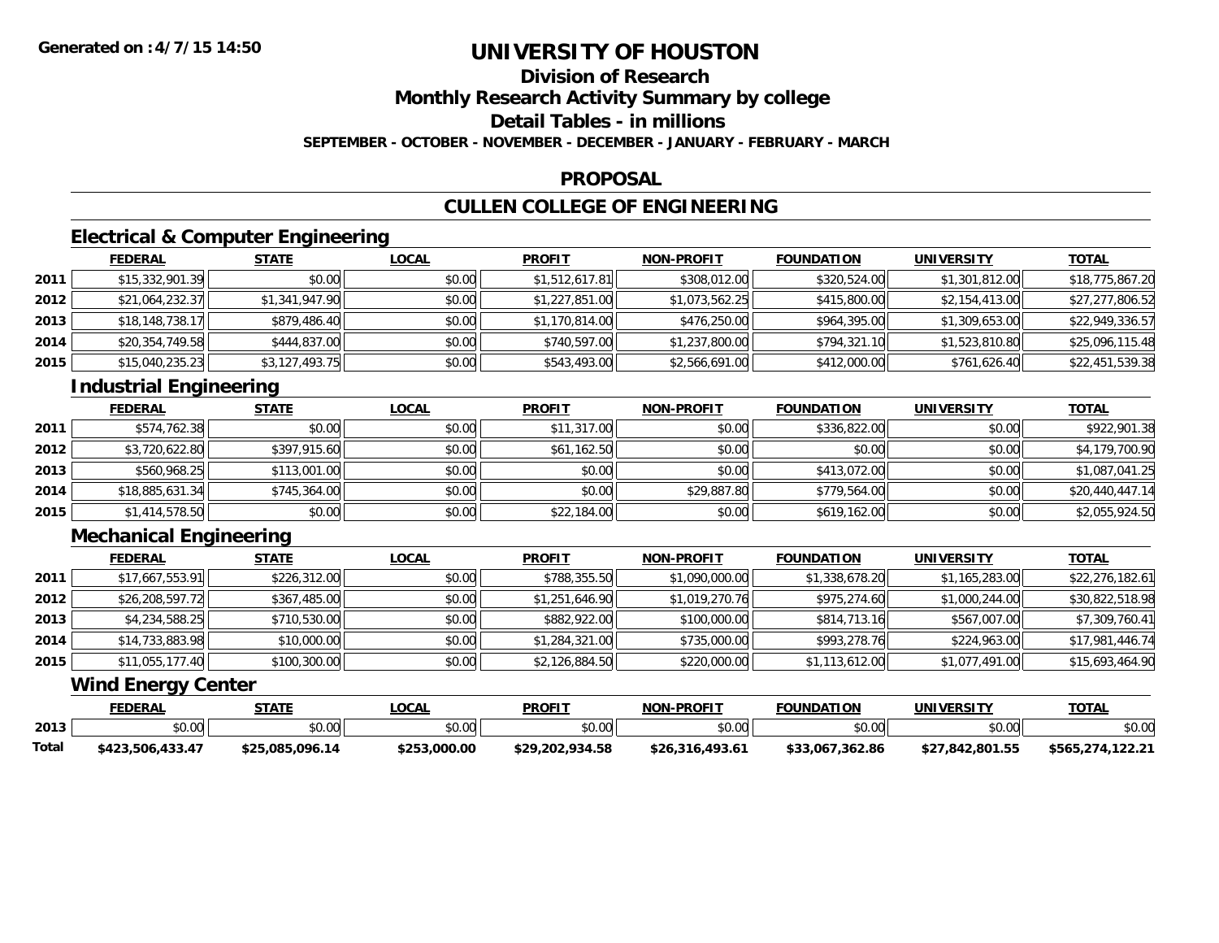**Generated on :4/7/15 14:50**

# UNIVERSITY OF HOUSTON

## Division of Research

## Monthly Research Activity Summary by college

## Detail Tables - in millions

**SEPTEMBER - OCTOBER - NOVEMBER - DECEMBER - JANUARY - FEBRUARY - MARCH**

## PROPOSAL

## CULLEN COLLEGE OF ENGINEERING

### Electrical & Computer Engineering

| | FEDERAL | STATE | LOCAL | PROFIT | NON-PROFIT | FOUNDATION | UNIVERSITY | TOTAL |
|---|---|---|---|---|---|---|---|---|
| 2011 | $15,332,901.39 | $0.00 | $0.00 | $1,512,617.81 | $308,012.00 | $320,524.00 | $1,301,812.00 | $18,775,867.20 |
| 2012 | $21,064,232.37 | $1,341,947.90 | $0.00 | $1,227,851.00 | $1,073,562.25 | $415,800.00 | $2,154,413.00 | $27,277,806.52 |
| 2013 | $18,148,738.17 | $879,486.40 | $0.00 | $1,170,814.00 | $476,250.00 | $964,395.00 | $1,309,653.00 | $22,949,336.57 |
| 2014 | $20,354,749.58 | $444,837.00 | $0.00 | $740,597.00 | $1,237,800.00 | $794,321.10 | $1,523,810.80 | $25,096,115.48 |
| 2015 | $15,040,235.23 | $3,127,493.75 | $0.00 | $543,493.00 | $2,566,691.00 | $412,000.00 | $761,626.40 | $22,451,539.38 |

### Industrial Engineering

| | FEDERAL | STATE | LOCAL | PROFIT | NON-PROFIT | FOUNDATION | UNIVERSITY | TOTAL |
|---|---|---|---|---|---|---|---|---|
| 2011 | $574,762.38 | $0.00 | $0.00 | $11,317.00 | $0.00 | $336,822.00 | $0.00 | $922,901.38 |
| 2012 | $3,720,622.80 | $397,915.60 | $0.00 | $61,162.50 | $0.00 | $0.00 | $0.00 | $4,179,700.90 |
| 2013 | $560,968.25 | $113,001.00 | $0.00 | $0.00 | $0.00 | $413,072.00 | $0.00 | $1,087,041.25 |
| 2014 | $18,885,631.34 | $745,364.00 | $0.00 | $0.00 | $29,887.80 | $779,564.00 | $0.00 | $20,440,447.14 |
| 2015 | $1,414,578.50 | $0.00 | $0.00 | $22,184.00 | $0.00 | $619,162.00 | $0.00 | $2,055,924.50 |

### Mechanical Engineering

| | FEDERAL | STATE | LOCAL | PROFIT | NON-PROFIT | FOUNDATION | UNIVERSITY | TOTAL |
|---|---|---|---|---|---|---|---|---|
| 2011 | $17,667,553.91 | $226,312.00 | $0.00 | $788,355.50 | $1,090,000.00 | $1,338,678.20 | $1,165,283.00 | $22,276,182.61 |
| 2012 | $26,208,597.72 | $367,485.00 | $0.00 | $1,251,646.90 | $1,019,270.76 | $975,274.60 | $1,000,244.00 | $30,822,518.98 |
| 2013 | $4,234,588.25 | $710,530.00 | $0.00 | $882,922.00 | $100,000.00 | $814,713.16 | $567,007.00 | $7,309,760.41 |
| 2014 | $14,733,883.98 | $10,000.00 | $0.00 | $1,284,321.00 | $735,000.00 | $993,278.76 | $224,963.00 | $17,981,446.74 |
| 2015 | $11,055,177.40 | $100,300.00 | $0.00 | $2,126,884.50 | $220,000.00 | $1,113,612.00 | $1,077,491.00 | $15,693,464.90 |

### Wind Energy Center

| | FEDERAL | STATE | LOCAL | PROFIT | NON-PROFIT | FOUNDATION | UNIVERSITY | TOTAL |
|---|---|---|---|---|---|---|---|---|
| 2013 | $0.00 | $0.00 | $0.00 | $0.00 | $0.00 | $0.00 | $0.00 | $0.00 |
| **Total** | **$423,506,433.47** | **$25,085,096.14** | **$253,000.00** | **$29,202,934.58** | **$26,316,493.61** | **$33,067,362.86** | **$27,842,801.55** | **$565,274,122.21** |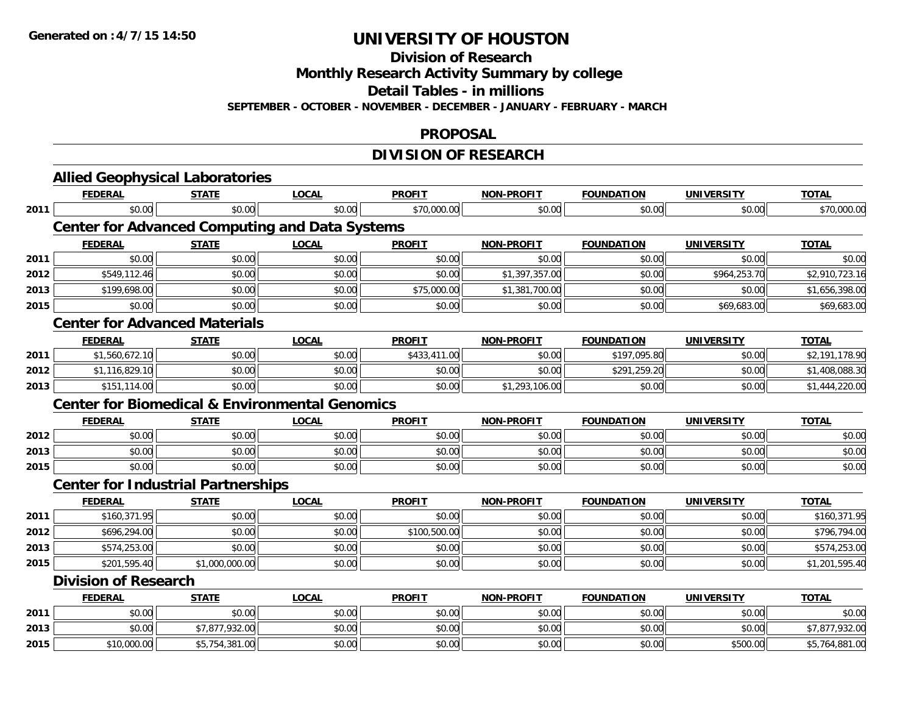# UNIVERSITY OF HOUSTON

## Division of Research

## Monthly Research Activity Summary by college

## Detail Tables - in millions

**SEPTEMBER - OCTOBER - NOVEMBER - DECEMBER - JANUARY - FEBRUARY - MARCH**

## PROPOSAL

## DIVISION OF RESEARCH

### Allied Geophysical Laboratories

| | FEDERAL | STATE | LOCAL | PROFIT | NON-PROFIT | FOUNDATION | UNIVERSITY | TOTAL |
|---|---|---|---|---|---|---|---|---|
| 2011 | $0.00 | $0.00 | $0.00 | $70,000.00 | $0.00 | $0.00 | $0.00 | $70,000.00 |

### Center for Advanced Computing and Data Systems

| | FEDERAL | STATE | LOCAL | PROFIT | NON-PROFIT | FOUNDATION | UNIVERSITY | TOTAL |
|---|---|---|---|---|---|---|---|---|
| 2011 | $0.00 | $0.00 | $0.00 | $0.00 | $0.00 | $0.00 | $0.00 | $0.00 |
| 2012 | $549,112.46 | $0.00 | $0.00 | $0.00 | $1,397,357.00 | $0.00 | $964,253.70 | $2,910,723.16 |
| 2013 | $199,698.00 | $0.00 | $0.00 | $75,000.00 | $1,381,700.00 | $0.00 | $0.00 | $1,656,398.00 |
| 2015 | $0.00 | $0.00 | $0.00 | $0.00 | $0.00 | $0.00 | $69,683.00 | $69,683.00 |

### Center for Advanced Materials

| | FEDERAL | STATE | LOCAL | PROFIT | NON-PROFIT | FOUNDATION | UNIVERSITY | TOTAL |
|---|---|---|---|---|---|---|---|---|
| 2011 | $1,560,672.10 | $0.00 | $0.00 | $433,411.00 | $0.00 | $197,095.80 | $0.00 | $2,191,178.90 |
| 2012 | $1,116,829.10 | $0.00 | $0.00 | $0.00 | $0.00 | $291,259.20 | $0.00 | $1,408,088.30 |
| 2013 | $151,114.00 | $0.00 | $0.00 | $0.00 | $1,293,106.00 | $0.00 | $0.00 | $1,444,220.00 |

### Center for Biomedical & Environmental Genomics

| | FEDERAL | STATE | LOCAL | PROFIT | NON-PROFIT | FOUNDATION | UNIVERSITY | TOTAL |
|---|---|---|---|---|---|---|---|---|
| 2012 | $0.00 | $0.00 | $0.00 | $0.00 | $0.00 | $0.00 | $0.00 | $0.00 |
| 2013 | $0.00 | $0.00 | $0.00 | $0.00 | $0.00 | $0.00 | $0.00 | $0.00 |
| 2015 | $0.00 | $0.00 | $0.00 | $0.00 | $0.00 | $0.00 | $0.00 | $0.00 |

### Center for Industrial Partnerships

| | FEDERAL | STATE | LOCAL | PROFIT | NON-PROFIT | FOUNDATION | UNIVERSITY | TOTAL |
|---|---|---|---|---|---|---|---|---|
| 2011 | $160,371.95 | $0.00 | $0.00 | $0.00 | $0.00 | $0.00 | $0.00 | $160,371.95 |
| 2012 | $696,294.00 | $0.00 | $0.00 | $100,500.00 | $0.00 | $0.00 | $0.00 | $796,794.00 |
| 2013 | $574,253.00 | $0.00 | $0.00 | $0.00 | $0.00 | $0.00 | $0.00 | $574,253.00 |
| 2015 | $201,595.40 | $1,000,000.00 | $0.00 | $0.00 | $0.00 | $0.00 | $0.00 | $1,201,595.40 |

### Division of Research

| | FEDERAL | STATE | LOCAL | PROFIT | NON-PROFIT | FOUNDATION | UNIVERSITY | TOTAL |
|---|---|---|---|---|---|---|---|---|
| 2011 | $0.00 | $0.00 | $0.00 | $0.00 | $0.00 | $0.00 | $0.00 | $0.00 |
| 2013 | $0.00 | $7,877,932.00 | $0.00 | $0.00 | $0.00 | $0.00 | $0.00 | $7,877,932.00 |
| 2015 | $10,000.00 | $5,754,381.00 | $0.00 | $0.00 | $0.00 | $0.00 | $500.00 | $5,764,881.00 |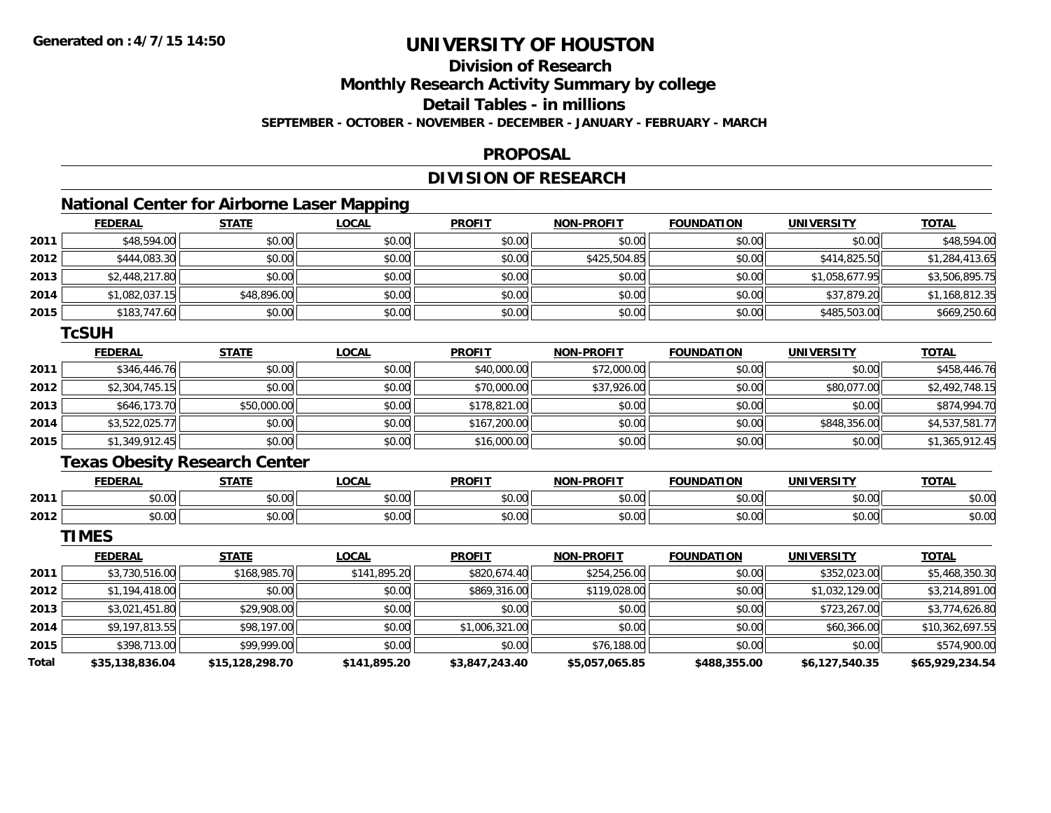# UNIVERSITY OF HOUSTON

## Division of Research

## Monthly Research Activity Summary by college

## Detail Tables - in millions

**SEPTEMBER - OCTOBER - NOVEMBER - DECEMBER - JANUARY - FEBRUARY - MARCH**

## PROPOSAL

## DIVISION OF RESEARCH

### National Center for Airborne Laser Mapping

| | FEDERAL | STATE | LOCAL | PROFIT | NON-PROFIT | FOUNDATION | UNIVERSITY | TOTAL |
|---|---|---|---|---|---|---|---|---|
| 2011 | $48,594.00 | $0.00 | $0.00 | $0.00 | $0.00 | $0.00 | $0.00 | $48,594.00 |
| 2012 | $444,083.30 | $0.00 | $0.00 | $0.00 | $425,504.85 | $0.00 | $414,825.50 | $1,284,413.65 |
| 2013 | $2,448,217.80 | $0.00 | $0.00 | $0.00 | $0.00 | $0.00 | $1,058,677.95 | $3,506,895.75 |
| 2014 | $1,082,037.15 | $48,896.00 | $0.00 | $0.00 | $0.00 | $0.00 | $37,879.20 | $1,168,812.35 |
| 2015 | $183,747.60 | $0.00 | $0.00 | $0.00 | $0.00 | $0.00 | $485,503.00 | $669,250.60 |

### TcSUH

| | FEDERAL | STATE | LOCAL | PROFIT | NON-PROFIT | FOUNDATION | UNIVERSITY | TOTAL |
|---|---|---|---|---|---|---|---|---|
| 2011 | $346,446.76 | $0.00 | $0.00 | $40,000.00 | $72,000.00 | $0.00 | $0.00 | $458,446.76 |
| 2012 | $2,304,745.15 | $0.00 | $0.00 | $70,000.00 | $37,926.00 | $0.00 | $80,077.00 | $2,492,748.15 |
| 2013 | $646,173.70 | $50,000.00 | $0.00 | $178,821.00 | $0.00 | $0.00 | $0.00 | $874,994.70 |
| 2014 | $3,522,025.77 | $0.00 | $0.00 | $167,200.00 | $0.00 | $0.00 | $848,356.00 | $4,537,581.77 |
| 2015 | $1,349,912.45 | $0.00 | $0.00 | $16,000.00 | $0.00 | $0.00 | $0.00 | $1,365,912.45 |

### Texas Obesity Research Center

| | FEDERAL | STATE | LOCAL | PROFIT | NON-PROFIT | FOUNDATION | UNIVERSITY | TOTAL |
|---|---|---|---|---|---|---|---|---|
| 2011 | $0.00 | $0.00 | $0.00 | $0.00 | $0.00 | $0.00 | $0.00 | $0.00 |
| 2012 | $0.00 | $0.00 | $0.00 | $0.00 | $0.00 | $0.00 | $0.00 | $0.00 |

### TIMES

| | FEDERAL | STATE | LOCAL | PROFIT | NON-PROFIT | FOUNDATION | UNIVERSITY | TOTAL |
|---|---|---|---|---|---|---|---|---|
| 2011 | $3,730,516.00 | $168,985.70 | $141,895.20 | $820,674.40 | $254,256.00 | $0.00 | $352,023.00 | $5,468,350.30 |
| 2012 | $1,194,418.00 | $0.00 | $0.00 | $869,316.00 | $119,028.00 | $0.00 | $1,032,129.00 | $3,214,891.00 |
| 2013 | $3,021,451.80 | $29,908.00 | $0.00 | $0.00 | $0.00 | $0.00 | $723,267.00 | $3,774,626.80 |
| 2014 | $9,197,813.55 | $98,197.00 | $0.00 | $1,006,321.00 | $0.00 | $0.00 | $60,366.00 | $10,362,697.55 |
| 2015 | $398,713.00 | $99,999.00 | $0.00 | $0.00 | $76,188.00 | $0.00 | $0.00 | $574,900.00 |
| **Total** | **$35,138,836.04** | **$15,128,298.70** | **$141,895.20** | **$3,847,243.40** | **$5,057,065.85** | **$488,355.00** | **$6,127,540.35** | **$65,929,234.54** |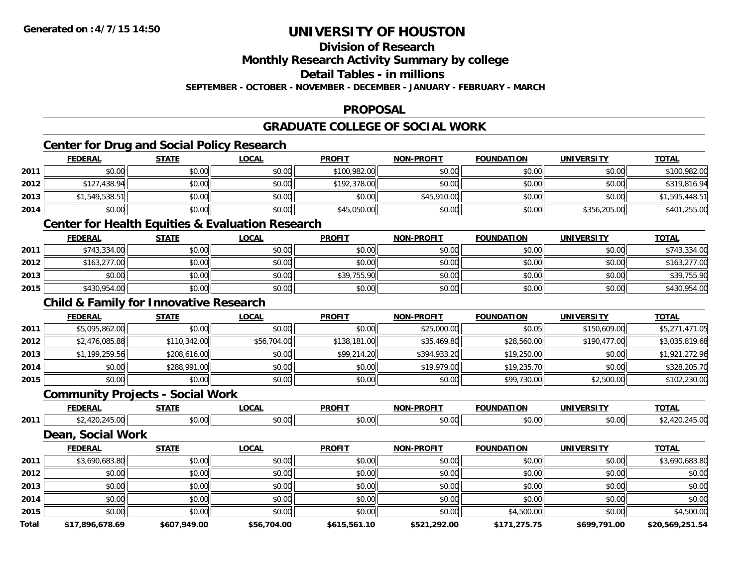# UNIVERSITY OF HOUSTON

## Division of Research

## Monthly Research Activity Summary by college

## Detail Tables - in millions

**SEPTEMBER - OCTOBER - NOVEMBER - DECEMBER - JANUARY - FEBRUARY - MARCH**

## PROPOSAL

## GRADUATE COLLEGE OF SOCIAL WORK

### Center for Drug and Social Policy Research

| | FEDERAL | STATE | LOCAL | PROFIT | NON-PROFIT | FOUNDATION | UNIVERSITY | TOTAL |
|---|---|---|---|---|---|---|---|---|
| 2011 | $0.00 | $0.00 | $0.00 | $100,982.00 | $0.00 | $0.00 | $0.00 | $100,982.00 |
| 2012 | $127,438.94 | $0.00 | $0.00 | $192,378.00 | $0.00 | $0.00 | $0.00 | $319,816.94 |
| 2013 | $1,549,538.51 | $0.00 | $0.00 | $0.00 | $45,910.00 | $0.00 | $0.00 | $1,595,448.51 |
| 2014 | $0.00 | $0.00 | $0.00 | $45,050.00 | $0.00 | $0.00 | $356,205.00 | $401,255.00 |

### Center for Health Equities & Evaluation Research

| | FEDERAL | STATE | LOCAL | PROFIT | NON-PROFIT | FOUNDATION | UNIVERSITY | TOTAL |
|---|---|---|---|---|---|---|---|---|
| 2011 | $743,334.00 | $0.00 | $0.00 | $0.00 | $0.00 | $0.00 | $0.00 | $743,334.00 |
| 2012 | $163,277.00 | $0.00 | $0.00 | $0.00 | $0.00 | $0.00 | $0.00 | $163,277.00 |
| 2013 | $0.00 | $0.00 | $0.00 | $39,755.90 | $0.00 | $0.00 | $0.00 | $39,755.90 |
| 2015 | $430,954.00 | $0.00 | $0.00 | $0.00 | $0.00 | $0.00 | $0.00 | $430,954.00 |

### Child & Family for Innovative Research

| | FEDERAL | STATE | LOCAL | PROFIT | NON-PROFIT | FOUNDATION | UNIVERSITY | TOTAL |
|---|---|---|---|---|---|---|---|---|
| 2011 | $5,095,862.00 | $0.00 | $0.00 | $0.00 | $25,000.00 | $0.05 | $150,609.00 | $5,271,471.05 |
| 2012 | $2,476,085.88 | $110,342.00 | $56,704.00 | $138,181.00 | $35,469.80 | $28,560.00 | $190,477.00 | $3,035,819.68 |
| 2013 | $1,199,259.56 | $208,616.00 | $0.00 | $99,214.20 | $394,933.20 | $19,250.00 | $0.00 | $1,921,272.96 |
| 2014 | $0.00 | $288,991.00 | $0.00 | $0.00 | $19,979.00 | $19,235.70 | $0.00 | $328,205.70 |
| 2015 | $0.00 | $0.00 | $0.00 | $0.00 | $0.00 | $99,730.00 | $2,500.00 | $102,230.00 |

### Community Projects - Social Work

| | FEDERAL | STATE | LOCAL | PROFIT | NON-PROFIT | FOUNDATION | UNIVERSITY | TOTAL |
|---|---|---|---|---|---|---|---|---|
| 2011 | $2,420,245.00 | $0.00 | $0.00 | $0.00 | $0.00 | $0.00 | $0.00 | $2,420,245.00 |

### Dean, Social Work

| | FEDERAL | STATE | LOCAL | PROFIT | NON-PROFIT | FOUNDATION | UNIVERSITY | TOTAL |
|---|---|---|---|---|---|---|---|---|
| 2011 | $3,690,683.80 | $0.00 | $0.00 | $0.00 | $0.00 | $0.00 | $0.00 | $3,690,683.80 |
| 2012 | $0.00 | $0.00 | $0.00 | $0.00 | $0.00 | $0.00 | $0.00 | $0.00 |
| 2013 | $0.00 | $0.00 | $0.00 | $0.00 | $0.00 | $0.00 | $0.00 | $0.00 |
| 2014 | $0.00 | $0.00 | $0.00 | $0.00 | $0.00 | $0.00 | $0.00 | $0.00 |
| 2015 | $0.00 | $0.00 | $0.00 | $0.00 | $0.00 | $4,500.00 | $0.00 | $4,500.00 |
| **Total** | **$17,896,678.69** | **$607,949.00** | **$56,704.00** | **$615,561.10** | **$521,292.00** | **$171,275.75** | **$699,791.00** | **$20,569,251.54** |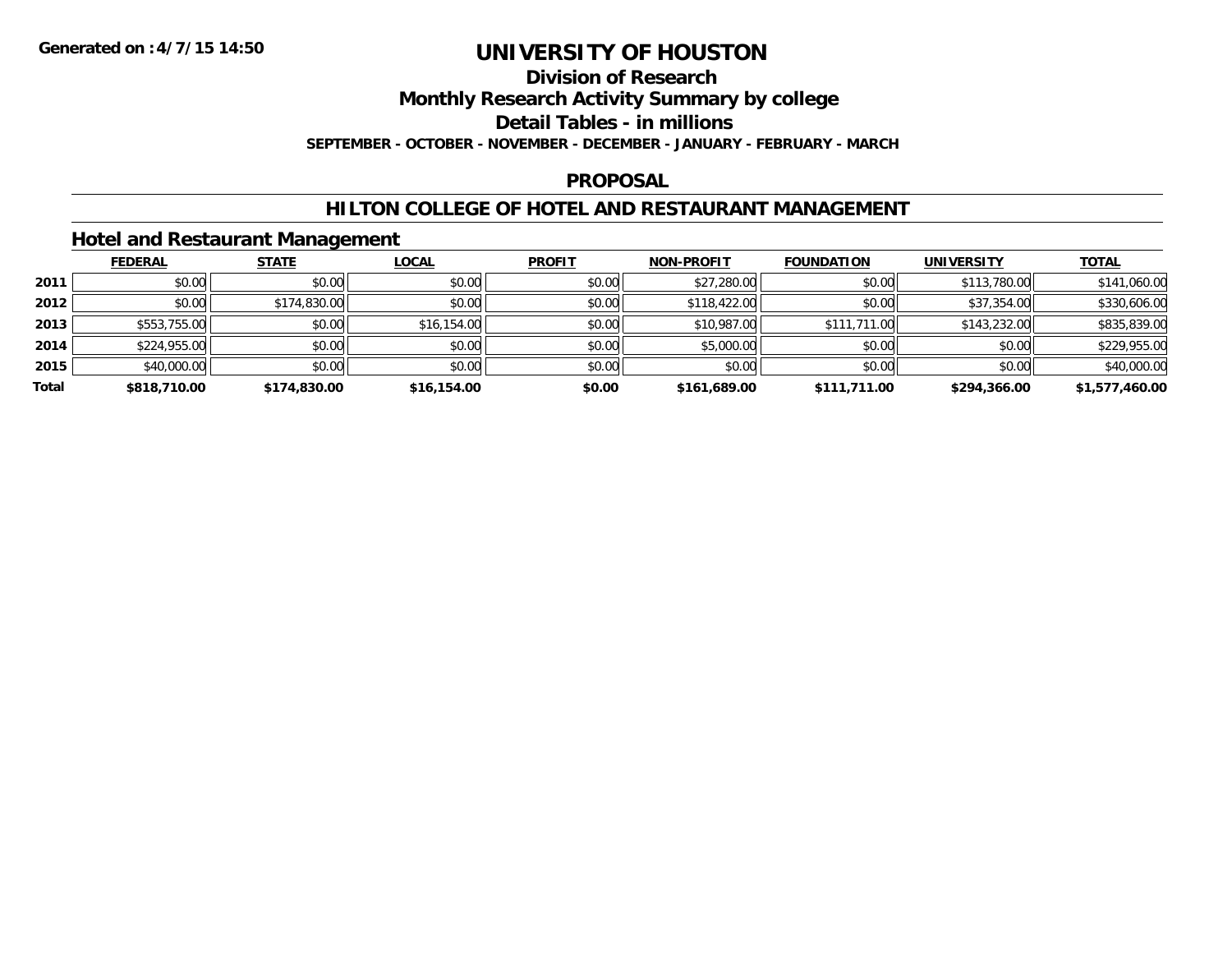# UNIVERSITY OF HOUSTON

## Division of Research

## Monthly Research Activity Summary by college

## Detail Tables - in millions

**SEPTEMBER - OCTOBER - NOVEMBER - DECEMBER - JANUARY - FEBRUARY - MARCH**

## PROPOSAL

## HILTON COLLEGE OF HOTEL AND RESTAURANT MANAGEMENT

### Hotel and Restaurant Management

| | FEDERAL | STATE | LOCAL | PROFIT | NON-PROFIT | FOUNDATION | UNIVERSITY | TOTAL |
|---|---|---|---|---|---|---|---|---|
| 2011 | $0.00 | $0.00 | $0.00 | $0.00 | $27,280.00 | $0.00 | $113,780.00 | $141,060.00 |
| 2012 | $0.00 | $174,830.00 | $0.00 | $0.00 | $118,422.00 | $0.00 | $37,354.00 | $330,606.00 |
| 2013 | $553,755.00 | $0.00 | $16,154.00 | $0.00 | $10,987.00 | $111,711.00 | $143,232.00 | $835,839.00 |
| 2014 | $224,955.00 | $0.00 | $0.00 | $0.00 | $5,000.00 | $0.00 | $0.00 | $229,955.00 |
| 2015 | $40,000.00 | $0.00 | $0.00 | $0.00 | $0.00 | $0.00 | $0.00 | $40,000.00 |
| **Total** | **$818,710.00** | **$174,830.00** | **$16,154.00** | **$0.00** | **$161,689.00** | **$111,711.00** | **$294,366.00** | **$1,577,460.00** |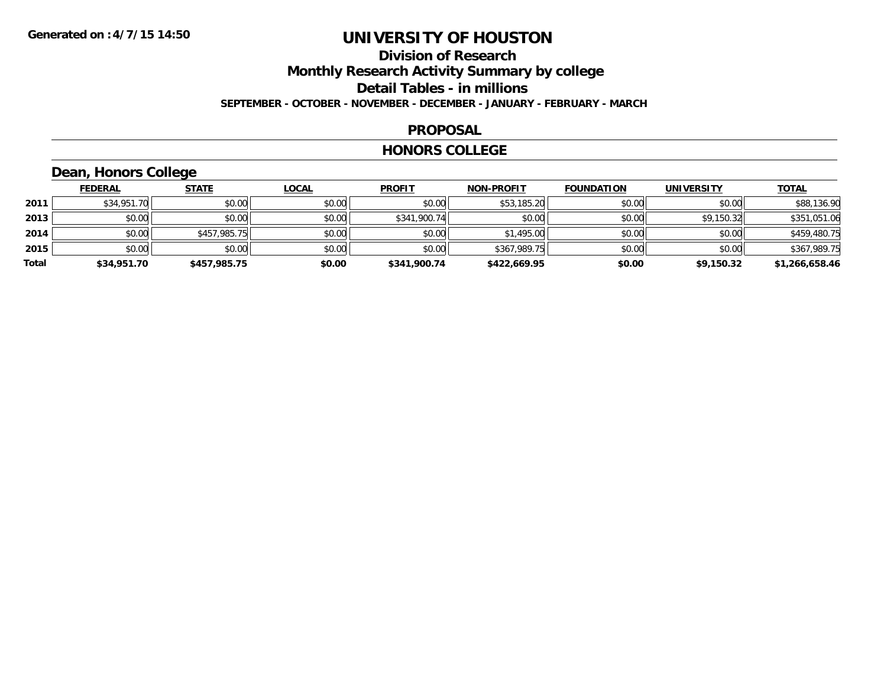Generated on :4/7/15 14:50

# UNIVERSITY OF HOUSTON

## Division of Research

## Monthly Research Activity Summary by college

## Detail Tables - in millions

**SEPTEMBER - OCTOBER - NOVEMBER - DECEMBER - JANUARY - FEBRUARY - MARCH**

## PROPOSAL

## HONORS COLLEGE

### Dean, Honors College

| | FEDERAL | STATE | LOCAL | PROFIT | NON-PROFIT | FOUNDATION | UNIVERSITY | TOTAL |
|---|---|---|---|---|---|---|---|---|
| 2011 | $34,951.70 | $0.00 | $0.00 | $0.00 | $53,185.20 | $0.00 | $0.00 | $88,136.90 |
| 2013 | $0.00 | $0.00 | $0.00 | $341,900.74 | $0.00 | $0.00 | $9,150.32 | $351,051.06 |
| 2014 | $0.00 | $457,985.75 | $0.00 | $0.00 | $1,495.00 | $0.00 | $0.00 | $459,480.75 |
| 2015 | $0.00 | $0.00 | $0.00 | $0.00 | $367,989.75 | $0.00 | $0.00 | $367,989.75 |
| **Total** | **$34,951.70** | **$457,985.75** | **$0.00** | **$341,900.74** | **$422,669.95** | **$0.00** | **$9,150.32** | **$1,266,658.46** |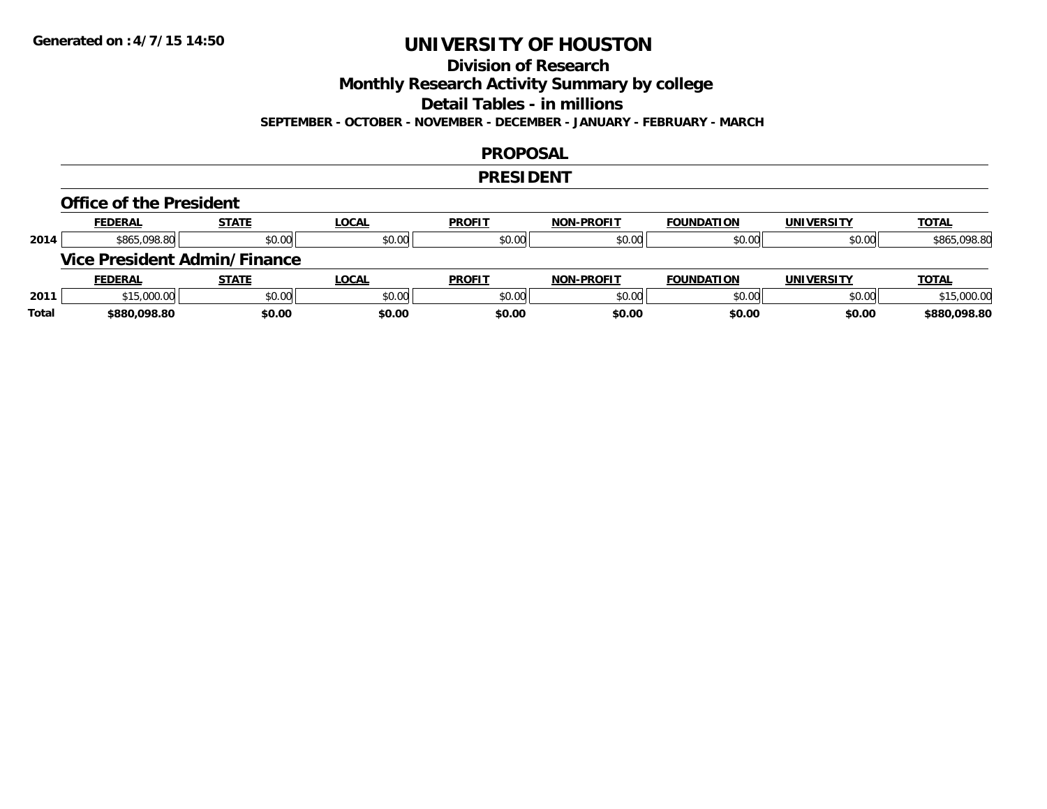**Generated on :4/7/15 14:50**

# UNIVERSITY OF HOUSTON

## Division of Research

## Monthly Research Activity Summary by college

## Detail Tables - in millions

**SEPTEMBER - OCTOBER - NOVEMBER - DECEMBER - JANUARY - FEBRUARY - MARCH**

## PROPOSAL

## PRESIDENT

### Office of the President

| | FEDERAL | STATE | LOCAL | PROFIT | NON-PROFIT | FOUNDATION | UNIVERSITY | TOTAL |
|---|---|---|---|---|---|---|---|---|
| 2014 | $865,098.80 | $0.00 | $0.00 | $0.00 | $0.00 | $0.00 | $0.00 | $865,098.80 |

### Vice President Admin/Finance

| | FEDERAL | STATE | LOCAL | PROFIT | NON-PROFIT | FOUNDATION | UNIVERSITY | TOTAL |
|---|---|---|---|---|---|---|---|---|
| 2011 | $15,000.00 | $0.00 | $0.00 | $0.00 | $0.00 | $0.00 | $0.00 | $15,000.00 |
| **Total** | **$880,098.80** | **$0.00** | **$0.00** | **$0.00** | **$0.00** | **$0.00** | **$0.00** | **$880,098.80** |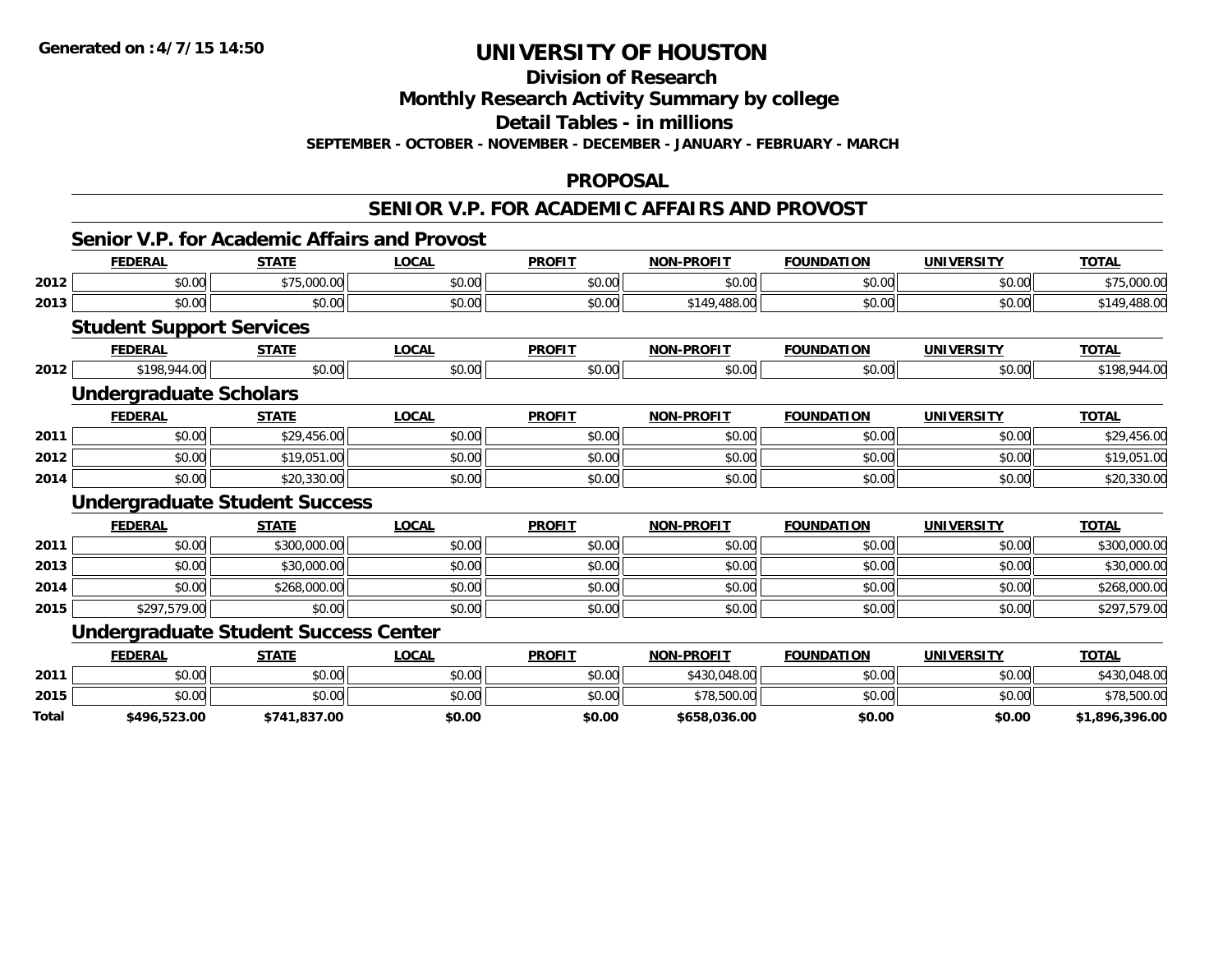# UNIVERSITY OF HOUSTON

## Division of Research

## Monthly Research Activity Summary by college

## Detail Tables - in millions

**SEPTEMBER - OCTOBER - NOVEMBER - DECEMBER - JANUARY - FEBRUARY - MARCH**

## PROPOSAL

## SENIOR V.P. FOR ACADEMIC AFFAIRS AND PROVOST

### Senior V.P. for Academic Affairs and Provost

| | FEDERAL | STATE | LOCAL | PROFIT | NON-PROFIT | FOUNDATION | UNIVERSITY | TOTAL |
|---|---|---|---|---|---|---|---|---|
| 2012 | $0.00 | $75,000.00 | $0.00 | $0.00 | $0.00 | $0.00 | $0.00 | $75,000.00 |
| 2013 | $0.00 | $0.00 | $0.00 | $0.00 | $149,488.00 | $0.00 | $0.00 | $149,488.00 |

### Student Support Services

| | FEDERAL | STATE | LOCAL | PROFIT | NON-PROFIT | FOUNDATION | UNIVERSITY | TOTAL |
|---|---|---|---|---|---|---|---|---|
| 2012 | $198,944.00 | $0.00 | $0.00 | $0.00 | $0.00 | $0.00 | $0.00 | $198,944.00 |

### Undergraduate Scholars

| | FEDERAL | STATE | LOCAL | PROFIT | NON-PROFIT | FOUNDATION | UNIVERSITY | TOTAL |
|---|---|---|---|---|---|---|---|---|
| 2011 | $0.00 | $29,456.00 | $0.00 | $0.00 | $0.00 | $0.00 | $0.00 | $29,456.00 |
| 2012 | $0.00 | $19,051.00 | $0.00 | $0.00 | $0.00 | $0.00 | $0.00 | $19,051.00 |
| 2014 | $0.00 | $20,330.00 | $0.00 | $0.00 | $0.00 | $0.00 | $0.00 | $20,330.00 |

### Undergraduate Student Success

| | FEDERAL | STATE | LOCAL | PROFIT | NON-PROFIT | FOUNDATION | UNIVERSITY | TOTAL |
|---|---|---|---|---|---|---|---|---|
| 2011 | $0.00 | $300,000.00 | $0.00 | $0.00 | $0.00 | $0.00 | $0.00 | $300,000.00 |
| 2013 | $0.00 | $30,000.00 | $0.00 | $0.00 | $0.00 | $0.00 | $0.00 | $30,000.00 |
| 2014 | $0.00 | $268,000.00 | $0.00 | $0.00 | $0.00 | $0.00 | $0.00 | $268,000.00 |
| 2015 | $297,579.00 | $0.00 | $0.00 | $0.00 | $0.00 | $0.00 | $0.00 | $297,579.00 |

### Undergraduate Student Success Center

| | FEDERAL | STATE | LOCAL | PROFIT | NON-PROFIT | FOUNDATION | UNIVERSITY | TOTAL |
|---|---|---|---|---|---|---|---|---|
| 2011 | $0.00 | $0.00 | $0.00 | $0.00 | $430,048.00 | $0.00 | $0.00 | $430,048.00 |
| 2015 | $0.00 | $0.00 | $0.00 | $0.00 | $78,500.00 | $0.00 | $0.00 | $78,500.00 |
| **Total** | **$496,523.00** | **$741,837.00** | **$0.00** | **$0.00** | **$658,036.00** | **$0.00** | **$0.00** | **$1,896,396.00** |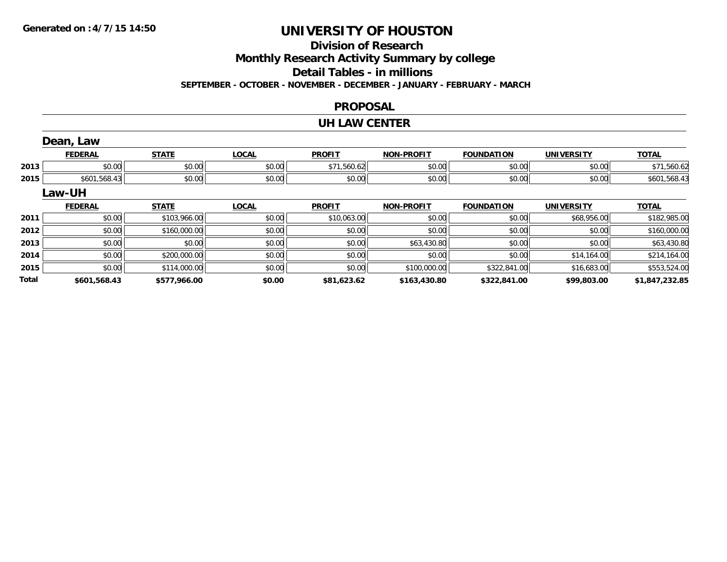Generated on :4/7/15 14:50

# UNIVERSITY OF HOUSTON

## Division of Research

## Monthly Research Activity Summary by college

## Detail Tables - in millions

**SEPTEMBER - OCTOBER - NOVEMBER - DECEMBER - JANUARY - FEBRUARY - MARCH**

## PROPOSAL

## UH LAW CENTER

### Dean, Law

| | FEDERAL | STATE | LOCAL | PROFIT | NON-PROFIT | FOUNDATION | UNIVERSITY | TOTAL |
|---|---|---|---|---|---|---|---|---|
| 2013 | $0.00 | $0.00 | $0.00 | $71,560.62 | $0.00 | $0.00 | $0.00 | $71,560.62 |
| 2015 | $601,568.43 | $0.00 | $0.00 | $0.00 | $0.00 | $0.00 | $0.00 | $601,568.43 |

### Law-UH

| | FEDERAL | STATE | LOCAL | PROFIT | NON-PROFIT | FOUNDATION | UNIVERSITY | TOTAL |
|---|---|---|---|---|---|---|---|---|
| 2011 | $0.00 | $103,966.00 | $0.00 | $10,063.00 | $0.00 | $0.00 | $68,956.00 | $182,985.00 |
| 2012 | $0.00 | $160,000.00 | $0.00 | $0.00 | $0.00 | $0.00 | $0.00 | $160,000.00 |
| 2013 | $0.00 | $0.00 | $0.00 | $0.00 | $63,430.80 | $0.00 | $0.00 | $63,430.80 |
| 2014 | $0.00 | $200,000.00 | $0.00 | $0.00 | $0.00 | $0.00 | $14,164.00 | $214,164.00 |
| 2015 | $0.00 | $114,000.00 | $0.00 | $0.00 | $100,000.00 | $322,841.00 | $16,683.00 | $553,524.00 |
| **Total** | **$601,568.43** | **$577,966.00** | **$0.00** | **$81,623.62** | **$163,430.80** | **$322,841.00** | **$99,803.00** | **$1,847,232.85** |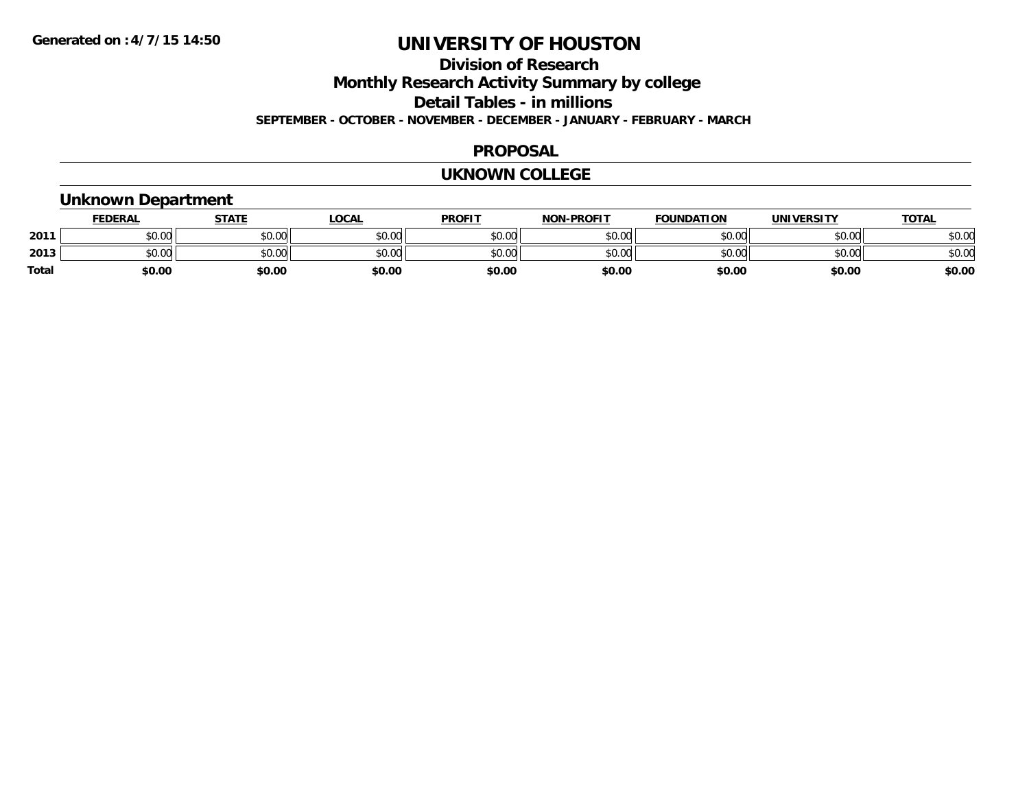Generated on :4/7/15 14:50

# UNIVERSITY OF HOUSTON

## Division of Research

## Monthly Research Activity Summary by college

## Detail Tables - in millions

**SEPTEMBER - OCTOBER - NOVEMBER - DECEMBER - JANUARY - FEBRUARY - MARCH**

## PROPOSAL

## UKNOWN COLLEGE

### Unknown Department

| | FEDERAL | STATE | LOCAL | PROFIT | NON-PROFIT | FOUNDATION | UNIVERSITY | TOTAL |
|---|---|---|---|---|---|---|---|---|
| 2011 | $0.00 | $0.00 | $0.00 | $0.00 | $0.00 | $0.00 | $0.00 | $0.00 |
| 2013 | $0.00 | $0.00 | $0.00 | $0.00 | $0.00 | $0.00 | $0.00 | $0.00 |
| **Total** | **$0.00** | **$0.00** | **$0.00** | **$0.00** | **$0.00** | **$0.00** | **$0.00** | **$0.00** |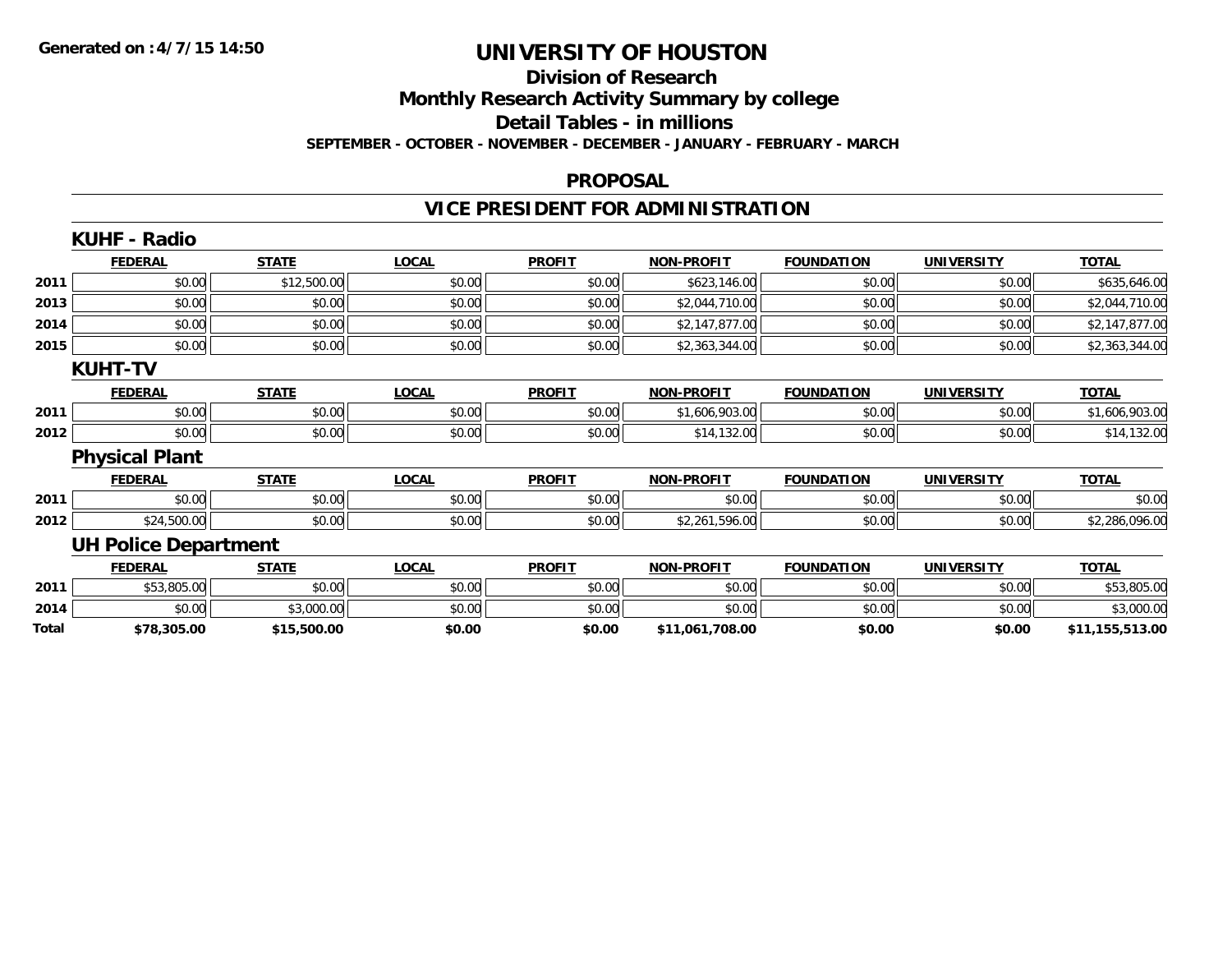**Generated on :4/7/15 14:50**

# UNIVERSITY OF HOUSTON

## Division of Research

## Monthly Research Activity Summary by college

## Detail Tables - in millions

**SEPTEMBER - OCTOBER - NOVEMBER - DECEMBER - JANUARY - FEBRUARY - MARCH**

## PROPOSAL

## VICE PRESIDENT FOR ADMINISTRATION

### KUHF - Radio

| | FEDERAL | STATE | LOCAL | PROFIT | NON-PROFIT | FOUNDATION | UNIVERSITY | TOTAL |
|---|---|---|---|---|---|---|---|---|
| 2011 | $0.00 | $12,500.00 | $0.00 | $0.00 | $623,146.00 | $0.00 | $0.00 | $635,646.00 |
| 2013 | $0.00 | $0.00 | $0.00 | $0.00 | $2,044,710.00 | $0.00 | $0.00 | $2,044,710.00 |
| 2014 | $0.00 | $0.00 | $0.00 | $0.00 | $2,147,877.00 | $0.00 | $0.00 | $2,147,877.00 |
| 2015 | $0.00 | $0.00 | $0.00 | $0.00 | $2,363,344.00 | $0.00 | $0.00 | $2,363,344.00 |

### KUHT-TV

| | FEDERAL | STATE | LOCAL | PROFIT | NON-PROFIT | FOUNDATION | UNIVERSITY | TOTAL |
|---|---|---|---|---|---|---|---|---|
| 2011 | $0.00 | $0.00 | $0.00 | $0.00 | $1,606,903.00 | $0.00 | $0.00 | $1,606,903.00 |
| 2012 | $0.00 | $0.00 | $0.00 | $0.00 | $14,132.00 | $0.00 | $0.00 | $14,132.00 |

### Physical Plant

| | FEDERAL | STATE | LOCAL | PROFIT | NON-PROFIT | FOUNDATION | UNIVERSITY | TOTAL |
|---|---|---|---|---|---|---|---|---|
| 2011 | $0.00 | $0.00 | $0.00 | $0.00 | $0.00 | $0.00 | $0.00 | $0.00 |
| 2012 | $24,500.00 | $0.00 | $0.00 | $0.00 | $2,261,596.00 | $0.00 | $0.00 | $2,286,096.00 |

### UH Police Department

| | FEDERAL | STATE | LOCAL | PROFIT | NON-PROFIT | FOUNDATION | UNIVERSITY | TOTAL |
|---|---|---|---|---|---|---|---|---|
| 2011 | $53,805.00 | $0.00 | $0.00 | $0.00 | $0.00 | $0.00 | $0.00 | $53,805.00 |
| 2014 | $0.00 | $3,000.00 | $0.00 | $0.00 | $0.00 | $0.00 | $0.00 | $3,000.00 |
| **Total** | **$78,305.00** | **$15,500.00** | **$0.00** | **$0.00** | **$11,061,708.00** | **$0.00** | **$0.00** | **$11,155,513.00** |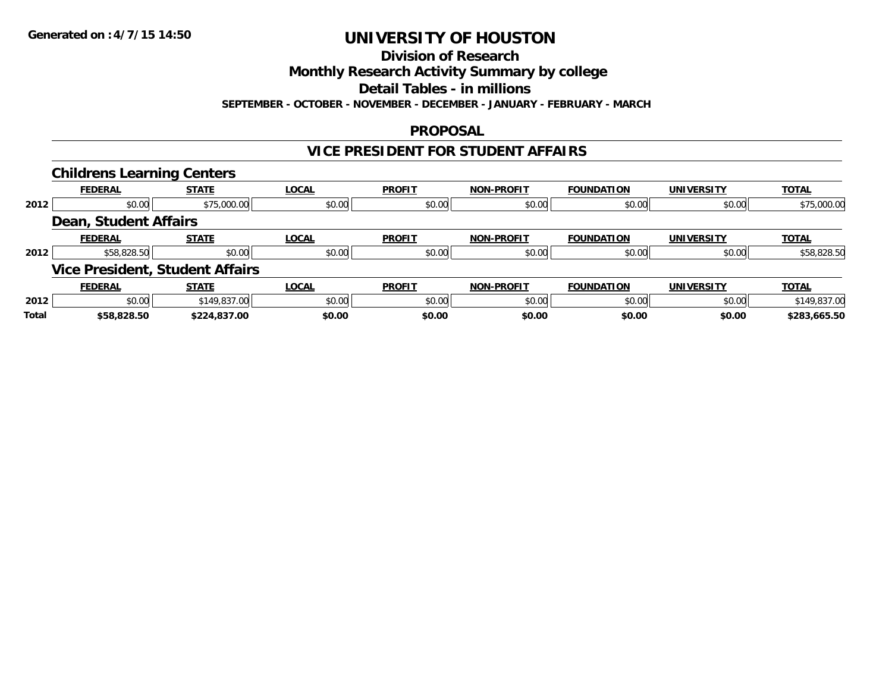# UNIVERSITY OF HOUSTON

## Division of Research

## Monthly Research Activity Summary by college

## Detail Tables - in millions

**SEPTEMBER - OCTOBER - NOVEMBER - DECEMBER - JANUARY - FEBRUARY - MARCH**

## PROPOSAL

## VICE PRESIDENT FOR STUDENT AFFAIRS

### Childrens Learning Centers

| | FEDERAL | STATE | LOCAL | PROFIT | NON-PROFIT | FOUNDATION | UNIVERSITY | TOTAL |
|---|---|---|---|---|---|---|---|---|
| 2012 | $0.00 | $75,000.00 | $0.00 | $0.00 | $0.00 | $0.00 | $0.00 | $75,000.00 |

### Dean, Student Affairs

| | FEDERAL | STATE | LOCAL | PROFIT | NON-PROFIT | FOUNDATION | UNIVERSITY | TOTAL |
|---|---|---|---|---|---|---|---|---|
| 2012 | $58,828.50 | $0.00 | $0.00 | $0.00 | $0.00 | $0.00 | $0.00 | $58,828.50 |

### Vice President, Student Affairs

| | FEDERAL | STATE | LOCAL | PROFIT | NON-PROFIT | FOUNDATION | UNIVERSITY | TOTAL |
|---|---|---|---|---|---|---|---|---|
| 2012 | $0.00 | $149,837.00 | $0.00 | $0.00 | $0.00 | $0.00 | $0.00 | $149,837.00 |
| **Total** | **$58,828.50** | **$224,837.00** | **$0.00** | **$0.00** | **$0.00** | **$0.00** | **$0.00** | **$283,665.50** |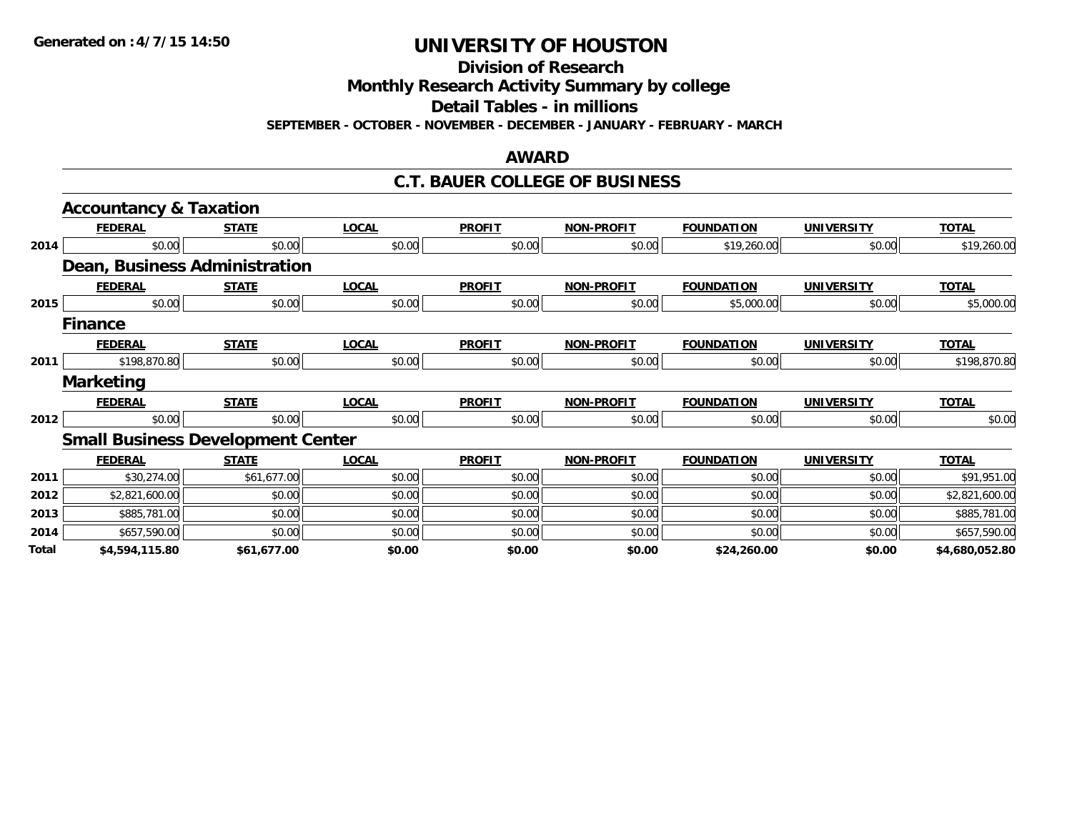Generated on :4/7/15 14:50

# UNIVERSITY OF HOUSTON

## Division of Research

## Monthly Research Activity Summary by college

## Detail Tables - in millions

**SEPTEMBER - OCTOBER - NOVEMBER - DECEMBER - JANUARY - FEBRUARY - MARCH**

## AWARD

## C.T. BAUER COLLEGE OF BUSINESS

### Accountancy & Taxation

| | FEDERAL | STATE | LOCAL | PROFIT | NON-PROFIT | FOUNDATION | UNIVERSITY | TOTAL |
|---|---|---|---|---|---|---|---|---|
| 2014 | $0.00 | $0.00 | $0.00 | $0.00 | $0.00 | $19,260.00 | $0.00 | $19,260.00 |

### Dean, Business Administration

| | FEDERAL | STATE | LOCAL | PROFIT | NON-PROFIT | FOUNDATION | UNIVERSITY | TOTAL |
|---|---|---|---|---|---|---|---|---|
| 2015 | $0.00 | $0.00 | $0.00 | $0.00 | $0.00 | $5,000.00 | $0.00 | $5,000.00 |

### Finance

| | FEDERAL | STATE | LOCAL | PROFIT | NON-PROFIT | FOUNDATION | UNIVERSITY | TOTAL |
|---|---|---|---|---|---|---|---|---|
| 2011 | $198,870.80 | $0.00 | $0.00 | $0.00 | $0.00 | $0.00 | $0.00 | $198,870.80 |

### Marketing

| | FEDERAL | STATE | LOCAL | PROFIT | NON-PROFIT | FOUNDATION | UNIVERSITY | TOTAL |
|---|---|---|---|---|---|---|---|---|
| 2012 | $0.00 | $0.00 | $0.00 | $0.00 | $0.00 | $0.00 | $0.00 | $0.00 |

### Small Business Development Center

| | FEDERAL | STATE | LOCAL | PROFIT | NON-PROFIT | FOUNDATION | UNIVERSITY | TOTAL |
|---|---|---|---|---|---|---|---|---|
| 2011 | $30,274.00 | $61,677.00 | $0.00 | $0.00 | $0.00 | $0.00 | $0.00 | $91,951.00 |
| 2012 | $2,821,600.00 | $0.00 | $0.00 | $0.00 | $0.00 | $0.00 | $0.00 | $2,821,600.00 |
| 2013 | $885,781.00 | $0.00 | $0.00 | $0.00 | $0.00 | $0.00 | $0.00 | $885,781.00 |
| 2014 | $657,590.00 | $0.00 | $0.00 | $0.00 | $0.00 | $0.00 | $0.00 | $657,590.00 |
| **Total** | **$4,594,115.80** | **$61,677.00** | **$0.00** | **$0.00** | **$0.00** | **$24,260.00** | **$0.00** | **$4,680,052.80** |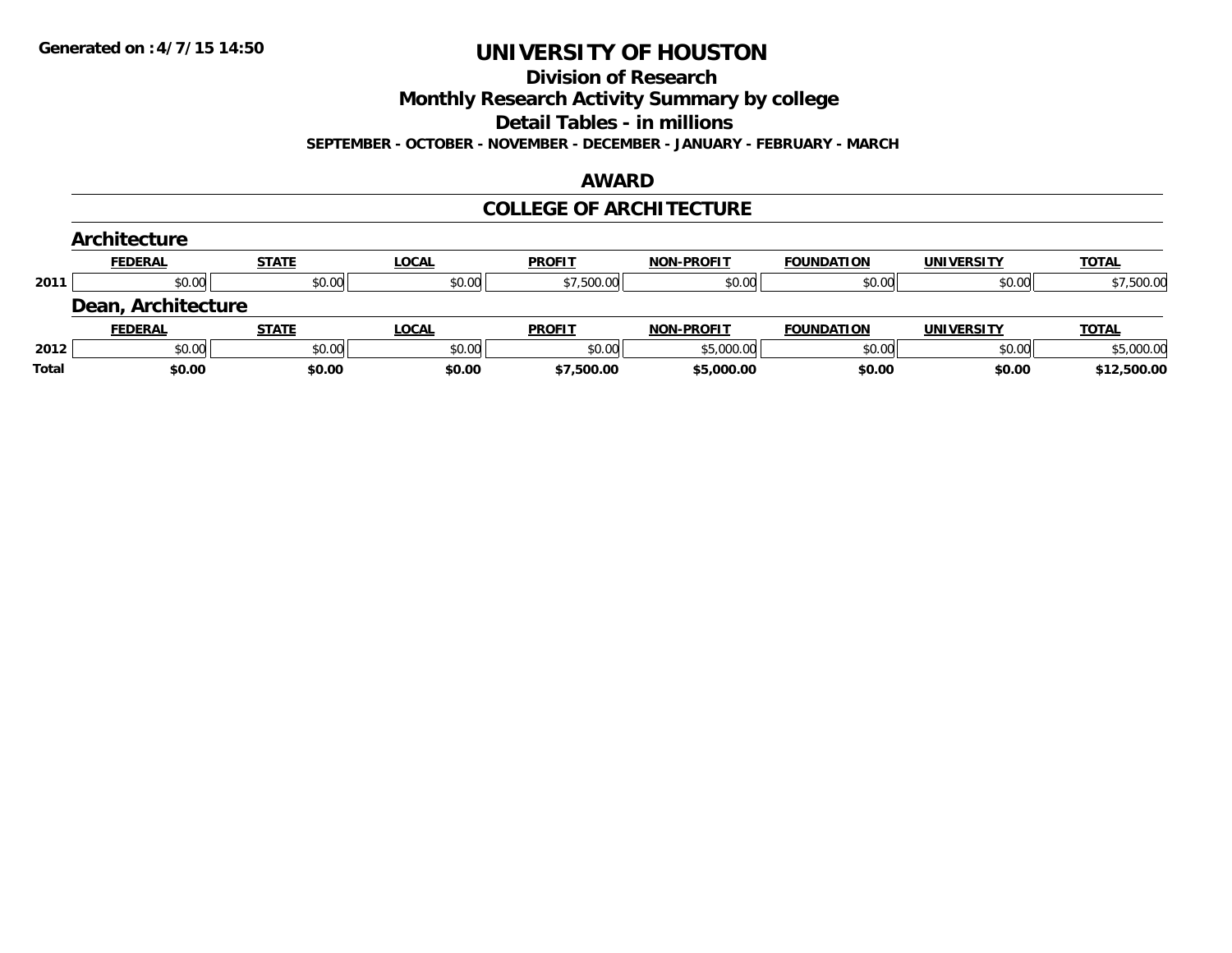Generated on :4/7/15 14:50

# UNIVERSITY OF HOUSTON

## Division of Research

## Monthly Research Activity Summary by college

## Detail Tables - in millions

**SEPTEMBER - OCTOBER - NOVEMBER - DECEMBER - JANUARY - FEBRUARY - MARCH**

## AWARD

## COLLEGE OF ARCHITECTURE

### Architecture

| | FEDERAL | STATE | LOCAL | PROFIT | NON-PROFIT | FOUNDATION | UNIVERSITY | TOTAL |
|---|---|---|---|---|---|---|---|---|
| 2011 | $0.00 | $0.00 | $0.00 | $7,500.00 | $0.00 | $0.00 | $0.00 | $7,500.00 |

### Dean, Architecture

| | FEDERAL | STATE | LOCAL | PROFIT | NON-PROFIT | FOUNDATION | UNIVERSITY | TOTAL |
|---|---|---|---|---|---|---|---|---|
| 2012 | $0.00 | $0.00 | $0.00 | $0.00 | $5,000.00 | $0.00 | $0.00 | $5,000.00 |
| **Total** | **$0.00** | **$0.00** | **$0.00** | **$7,500.00** | **$5,000.00** | **$0.00** | **$0.00** | **$12,500.00** |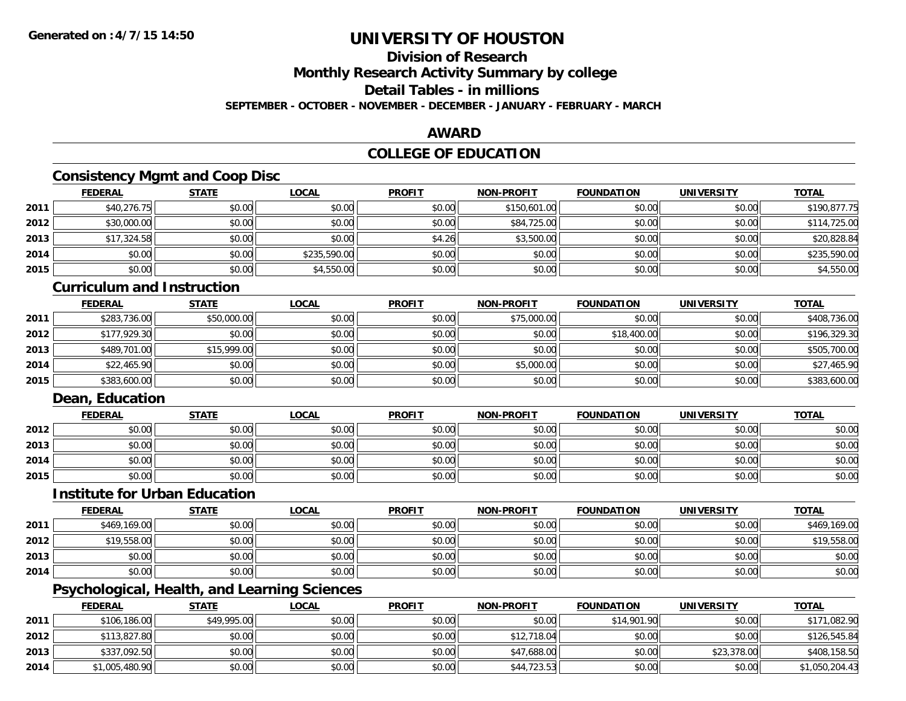Generated on :4/7/15 14:50

# UNIVERSITY OF HOUSTON

## Division of Research

## Monthly Research Activity Summary by college

## Detail Tables - in millions

**SEPTEMBER - OCTOBER - NOVEMBER - DECEMBER - JANUARY - FEBRUARY - MARCH**

## AWARD

## COLLEGE OF EDUCATION

### Consistency Mgmt and Coop Disc

| | FEDERAL | STATE | LOCAL | PROFIT | NON-PROFIT | FOUNDATION | UNIVERSITY | TOTAL |
|---|---|---|---|---|---|---|---|---|
| 2011 | $40,276.75 | $0.00 | $0.00 | $0.00 | $150,601.00 | $0.00 | $0.00 | $190,877.75 |
| 2012 | $30,000.00 | $0.00 | $0.00 | $0.00 | $84,725.00 | $0.00 | $0.00 | $114,725.00 |
| 2013 | $17,324.58 | $0.00 | $0.00 | $4.26 | $3,500.00 | $0.00 | $0.00 | $20,828.84 |
| 2014 | $0.00 | $0.00 | $235,590.00 | $0.00 | $0.00 | $0.00 | $0.00 | $235,590.00 |
| 2015 | $0.00 | $0.00 | $4,550.00 | $0.00 | $0.00 | $0.00 | $0.00 | $4,550.00 |

### Curriculum and Instruction

| | FEDERAL | STATE | LOCAL | PROFIT | NON-PROFIT | FOUNDATION | UNIVERSITY | TOTAL |
|---|---|---|---|---|---|---|---|---|
| 2011 | $283,736.00 | $50,000.00 | $0.00 | $0.00 | $75,000.00 | $0.00 | $0.00 | $408,736.00 |
| 2012 | $177,929.30 | $0.00 | $0.00 | $0.00 | $0.00 | $18,400.00 | $0.00 | $196,329.30 |
| 2013 | $489,701.00 | $15,999.00 | $0.00 | $0.00 | $0.00 | $0.00 | $0.00 | $505,700.00 |
| 2014 | $22,465.90 | $0.00 | $0.00 | $0.00 | $5,000.00 | $0.00 | $0.00 | $27,465.90 |
| 2015 | $383,600.00 | $0.00 | $0.00 | $0.00 | $0.00 | $0.00 | $0.00 | $383,600.00 |

### Dean, Education

| | FEDERAL | STATE | LOCAL | PROFIT | NON-PROFIT | FOUNDATION | UNIVERSITY | TOTAL |
|---|---|---|---|---|---|---|---|---|
| 2012 | $0.00 | $0.00 | $0.00 | $0.00 | $0.00 | $0.00 | $0.00 | $0.00 |
| 2013 | $0.00 | $0.00 | $0.00 | $0.00 | $0.00 | $0.00 | $0.00 | $0.00 |
| 2014 | $0.00 | $0.00 | $0.00 | $0.00 | $0.00 | $0.00 | $0.00 | $0.00 |
| 2015 | $0.00 | $0.00 | $0.00 | $0.00 | $0.00 | $0.00 | $0.00 | $0.00 |

### Institute for Urban Education

| | FEDERAL | STATE | LOCAL | PROFIT | NON-PROFIT | FOUNDATION | UNIVERSITY | TOTAL |
|---|---|---|---|---|---|---|---|---|
| 2011 | $469,169.00 | $0.00 | $0.00 | $0.00 | $0.00 | $0.00 | $0.00 | $469,169.00 |
| 2012 | $19,558.00 | $0.00 | $0.00 | $0.00 | $0.00 | $0.00 | $0.00 | $19,558.00 |
| 2013 | $0.00 | $0.00 | $0.00 | $0.00 | $0.00 | $0.00 | $0.00 | $0.00 |
| 2014 | $0.00 | $0.00 | $0.00 | $0.00 | $0.00 | $0.00 | $0.00 | $0.00 |

### Psychological, Health, and Learning Sciences

| | FEDERAL | STATE | LOCAL | PROFIT | NON-PROFIT | FOUNDATION | UNIVERSITY | TOTAL |
|---|---|---|---|---|---|---|---|---|
| 2011 | $106,186.00 | $49,995.00 | $0.00 | $0.00 | $0.00 | $14,901.90 | $0.00 | $171,082.90 |
| 2012 | $113,827.80 | $0.00 | $0.00 | $0.00 | $12,718.04 | $0.00 | $0.00 | $126,545.84 |
| 2013 | $337,092.50 | $0.00 | $0.00 | $0.00 | $47,688.00 | $0.00 | $23,378.00 | $408,158.50 |
| 2014 | $1,005,480.90 | $0.00 | $0.00 | $0.00 | $44,723.53 | $0.00 | $0.00 | $1,050,204.43 |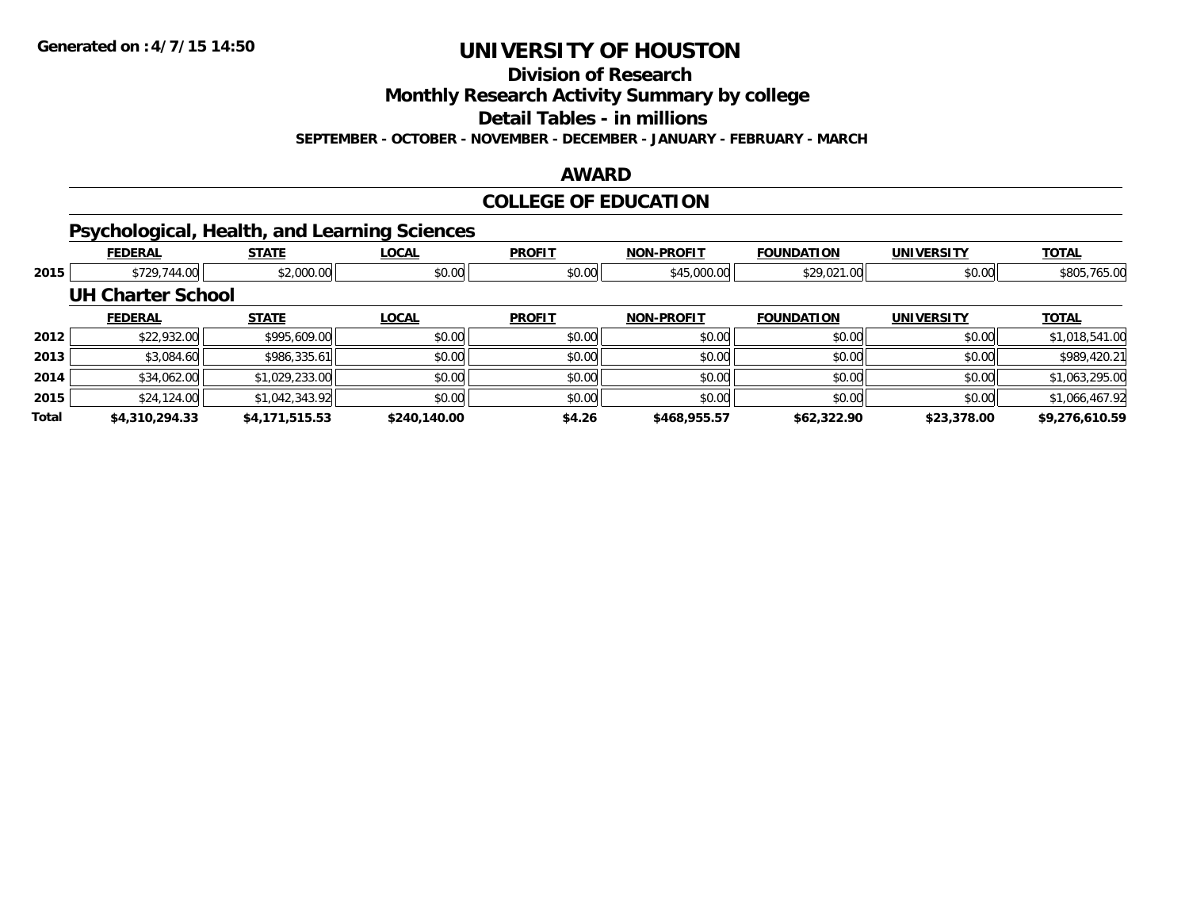# UNIVERSITY OF HOUSTON

## Division of Research

## Monthly Research Activity Summary by college

## Detail Tables - in millions

**SEPTEMBER - OCTOBER - NOVEMBER - DECEMBER - JANUARY - FEBRUARY - MARCH**

## AWARD

## COLLEGE OF EDUCATION

### Psychological, Health, and Learning Sciences

| | FEDERAL | STATE | LOCAL | PROFIT | NON-PROFIT | FOUNDATION | UNIVERSITY | TOTAL |
|---|---|---|---|---|---|---|---|---|
| 2015 | $729,744.00 | $2,000.00 | $0.00 | $0.00 | $45,000.00 | $29,021.00 | $0.00 | $805,765.00 |

### UH Charter School

| | FEDERAL | STATE | LOCAL | PROFIT | NON-PROFIT | FOUNDATION | UNIVERSITY | TOTAL |
|---|---|---|---|---|---|---|---|---|
| 2012 | $22,932.00 | $995,609.00 | $0.00 | $0.00 | $0.00 | $0.00 | $0.00 | $1,018,541.00 |
| 2013 | $3,084.60 | $986,335.61 | $0.00 | $0.00 | $0.00 | $0.00 | $0.00 | $989,420.21 |
| 2014 | $34,062.00 | $1,029,233.00 | $0.00 | $0.00 | $0.00 | $0.00 | $0.00 | $1,063,295.00 |
| 2015 | $24,124.00 | $1,042,343.92 | $0.00 | $0.00 | $0.00 | $0.00 | $0.00 | $1,066,467.92 |
| **Total** | **$4,310,294.33** | **$4,171,515.53** | **$240,140.00** | **$4.26** | **$468,955.57** | **$62,322.90** | **$23,378.00** | **$9,276,610.59** |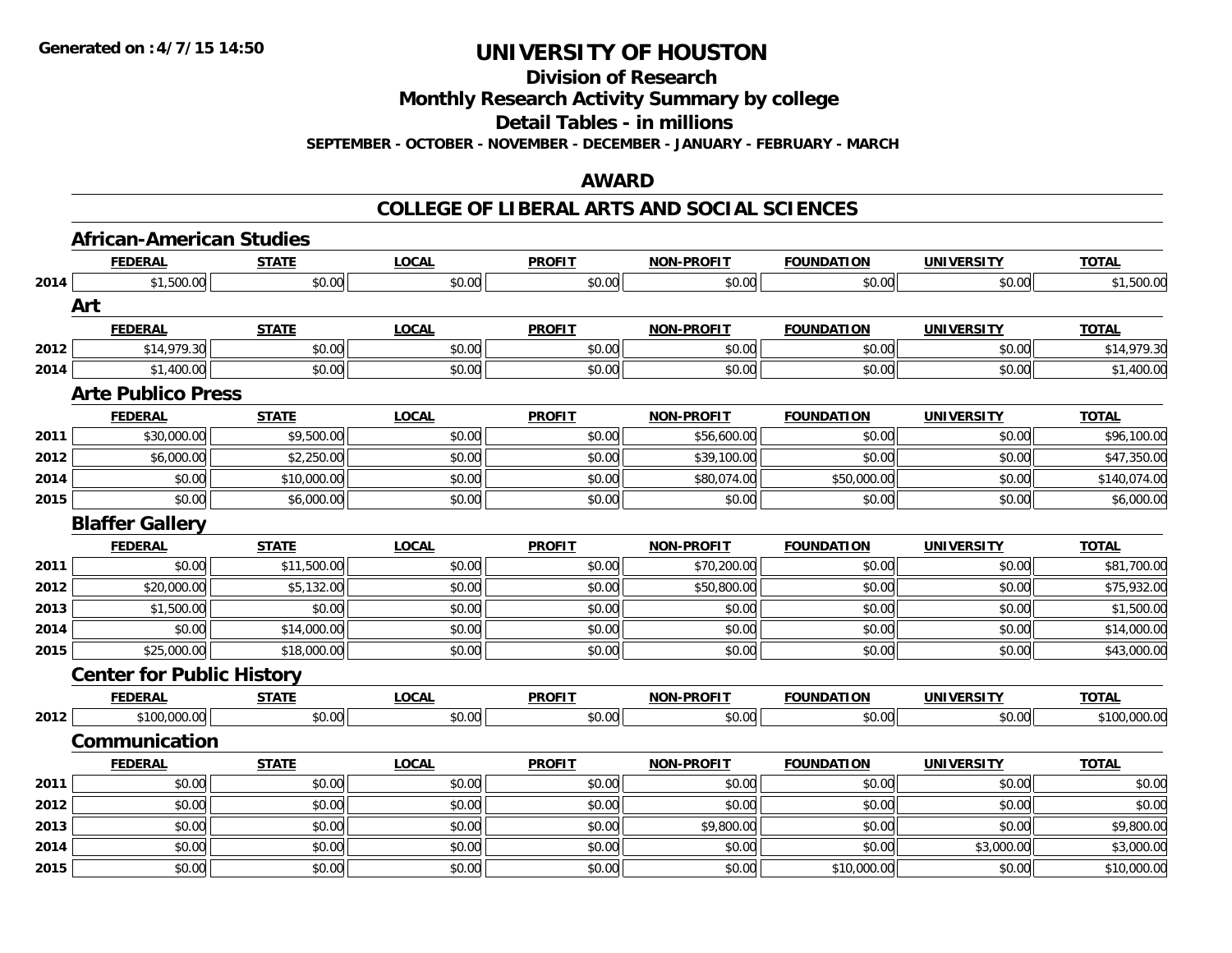Generated on :4/7/15 14:50

# UNIVERSITY OF HOUSTON

## Division of Research

## Monthly Research Activity Summary by college

## Detail Tables - in millions

**SEPTEMBER - OCTOBER - NOVEMBER - DECEMBER - JANUARY - FEBRUARY - MARCH**

## AWARD

## COLLEGE OF LIBERAL ARTS AND SOCIAL SCIENCES

### African-American Studies

| | FEDERAL | STATE | LOCAL | PROFIT | NON-PROFIT | FOUNDATION | UNIVERSITY | TOTAL |
|---|---|---|---|---|---|---|---|---|
| 2014 | $1,500.00 | $0.00 | $0.00 | $0.00 | $0.00 | $0.00 | $0.00 | $1,500.00 |

### Art

| | FEDERAL | STATE | LOCAL | PROFIT | NON-PROFIT | FOUNDATION | UNIVERSITY | TOTAL |
|---|---|---|---|---|---|---|---|---|
| 2012 | $14,979.30 | $0.00 | $0.00 | $0.00 | $0.00 | $0.00 | $0.00 | $14,979.30 |
| 2014 | $1,400.00 | $0.00 | $0.00 | $0.00 | $0.00 | $0.00 | $0.00 | $1,400.00 |

### Arte Publico Press

| | FEDERAL | STATE | LOCAL | PROFIT | NON-PROFIT | FOUNDATION | UNIVERSITY | TOTAL |
|---|---|---|---|---|---|---|---|---|
| 2011 | $30,000.00 | $9,500.00 | $0.00 | $0.00 | $56,600.00 | $0.00 | $0.00 | $96,100.00 |
| 2012 | $6,000.00 | $2,250.00 | $0.00 | $0.00 | $39,100.00 | $0.00 | $0.00 | $47,350.00 |
| 2014 | $0.00 | $10,000.00 | $0.00 | $0.00 | $80,074.00 | $50,000.00 | $0.00 | $140,074.00 |
| 2015 | $0.00 | $6,000.00 | $0.00 | $0.00 | $0.00 | $0.00 | $0.00 | $6,000.00 |

### Blaffer Gallery

| | FEDERAL | STATE | LOCAL | PROFIT | NON-PROFIT | FOUNDATION | UNIVERSITY | TOTAL |
|---|---|---|---|---|---|---|---|---|
| 2011 | $0.00 | $11,500.00 | $0.00 | $0.00 | $70,200.00 | $0.00 | $0.00 | $81,700.00 |
| 2012 | $20,000.00 | $5,132.00 | $0.00 | $0.00 | $50,800.00 | $0.00 | $0.00 | $75,932.00 |
| 2013 | $1,500.00 | $0.00 | $0.00 | $0.00 | $0.00 | $0.00 | $0.00 | $1,500.00 |
| 2014 | $0.00 | $14,000.00 | $0.00 | $0.00 | $0.00 | $0.00 | $0.00 | $14,000.00 |
| 2015 | $25,000.00 | $18,000.00 | $0.00 | $0.00 | $0.00 | $0.00 | $0.00 | $43,000.00 |

### Center for Public History

| | FEDERAL | STATE | LOCAL | PROFIT | NON-PROFIT | FOUNDATION | UNIVERSITY | TOTAL |
|---|---|---|---|---|---|---|---|---|
| 2012 | $100,000.00 | $0.00 | $0.00 | $0.00 | $0.00 | $0.00 | $0.00 | $100,000.00 |

### Communication

| | FEDERAL | STATE | LOCAL | PROFIT | NON-PROFIT | FOUNDATION | UNIVERSITY | TOTAL |
|---|---|---|---|---|---|---|---|---|
| 2011 | $0.00 | $0.00 | $0.00 | $0.00 | $0.00 | $0.00 | $0.00 | $0.00 |
| 2012 | $0.00 | $0.00 | $0.00 | $0.00 | $0.00 | $0.00 | $0.00 | $0.00 |
| 2013 | $0.00 | $0.00 | $0.00 | $0.00 | $9,800.00 | $0.00 | $0.00 | $9,800.00 |
| 2014 | $0.00 | $0.00 | $0.00 | $0.00 | $0.00 | $0.00 | $3,000.00 | $3,000.00 |
| 2015 | $0.00 | $0.00 | $0.00 | $0.00 | $0.00 | $10,000.00 | $0.00 | $10,000.00 |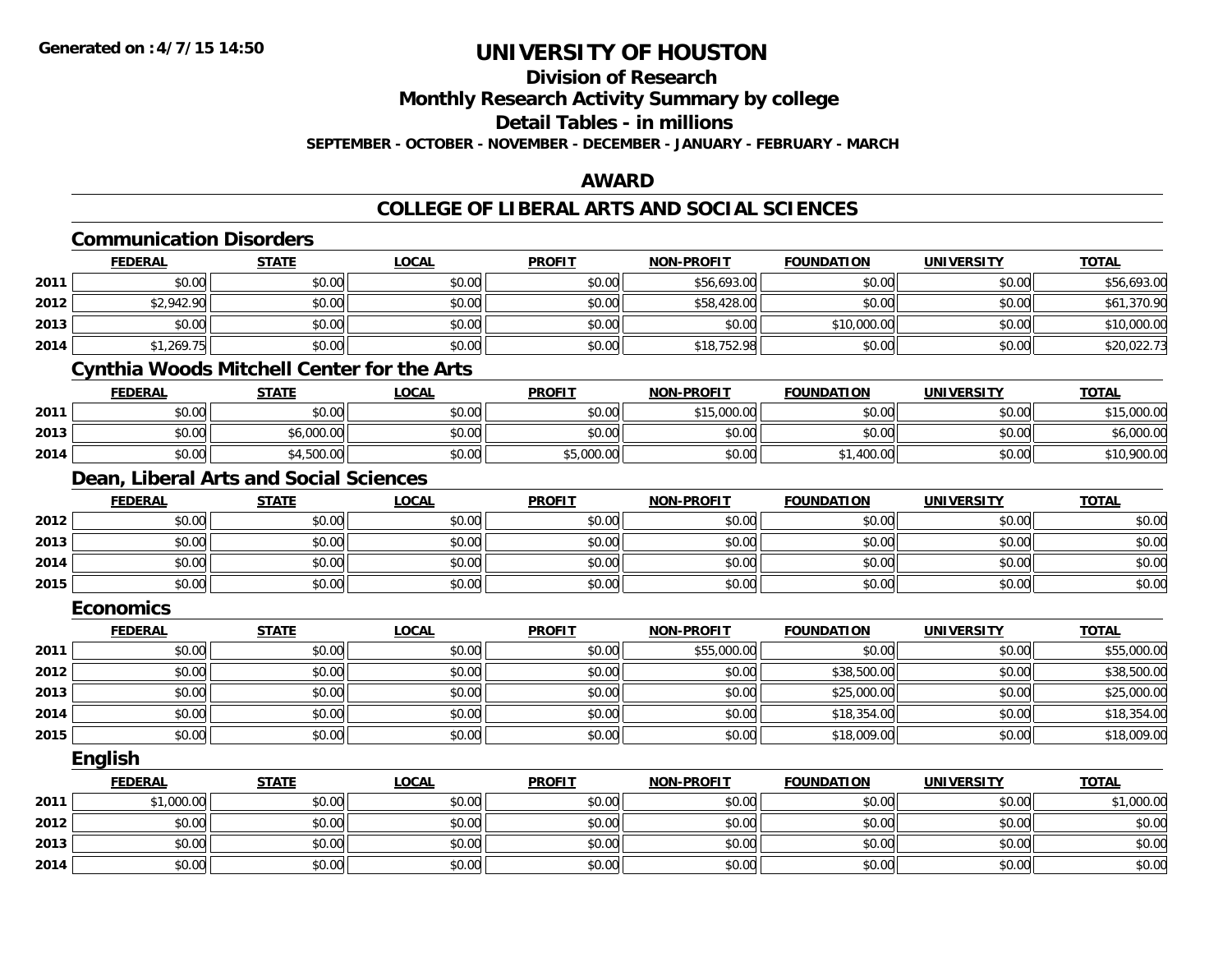**Generated on :4/7/15 14:50**

# UNIVERSITY OF HOUSTON

## Division of Research

## Monthly Research Activity Summary by college

## Detail Tables - in millions

**SEPTEMBER - OCTOBER - NOVEMBER - DECEMBER - JANUARY - FEBRUARY - MARCH**

## AWARD

## COLLEGE OF LIBERAL ARTS AND SOCIAL SCIENCES

### Communication Disorders

| | FEDERAL | STATE | LOCAL | PROFIT | NON-PROFIT | FOUNDATION | UNIVERSITY | TOTAL |
|---|---|---|---|---|---|---|---|---|
| 2011 | $0.00 | $0.00 | $0.00 | $0.00 | $56,693.00 | $0.00 | $0.00 | $56,693.00 |
| 2012 | $2,942.90 | $0.00 | $0.00 | $0.00 | $58,428.00 | $0.00 | $0.00 | $61,370.90 |
| 2013 | $0.00 | $0.00 | $0.00 | $0.00 | $0.00 | $10,000.00 | $0.00 | $10,000.00 |
| 2014 | $1,269.75 | $0.00 | $0.00 | $0.00 | $18,752.98 | $0.00 | $0.00 | $20,022.73 |

### Cynthia Woods Mitchell Center for the Arts

| | FEDERAL | STATE | LOCAL | PROFIT | NON-PROFIT | FOUNDATION | UNIVERSITY | TOTAL |
|---|---|---|---|---|---|---|---|---|
| 2011 | $0.00 | $0.00 | $0.00 | $0.00 | $15,000.00 | $0.00 | $0.00 | $15,000.00 |
| 2013 | $0.00 | $6,000.00 | $0.00 | $0.00 | $0.00 | $0.00 | $0.00 | $6,000.00 |
| 2014 | $0.00 | $4,500.00 | $0.00 | $5,000.00 | $0.00 | $1,400.00 | $0.00 | $10,900.00 |

### Dean, Liberal Arts and Social Sciences

| | FEDERAL | STATE | LOCAL | PROFIT | NON-PROFIT | FOUNDATION | UNIVERSITY | TOTAL |
|---|---|---|---|---|---|---|---|---|
| 2012 | $0.00 | $0.00 | $0.00 | $0.00 | $0.00 | $0.00 | $0.00 | $0.00 |
| 2013 | $0.00 | $0.00 | $0.00 | $0.00 | $0.00 | $0.00 | $0.00 | $0.00 |
| 2014 | $0.00 | $0.00 | $0.00 | $0.00 | $0.00 | $0.00 | $0.00 | $0.00 |
| 2015 | $0.00 | $0.00 | $0.00 | $0.00 | $0.00 | $0.00 | $0.00 | $0.00 |

### Economics

| | FEDERAL | STATE | LOCAL | PROFIT | NON-PROFIT | FOUNDATION | UNIVERSITY | TOTAL |
|---|---|---|---|---|---|---|---|---|
| 2011 | $0.00 | $0.00 | $0.00 | $0.00 | $55,000.00 | $0.00 | $0.00 | $55,000.00 |
| 2012 | $0.00 | $0.00 | $0.00 | $0.00 | $0.00 | $38,500.00 | $0.00 | $38,500.00 |
| 2013 | $0.00 | $0.00 | $0.00 | $0.00 | $0.00 | $25,000.00 | $0.00 | $25,000.00 |
| 2014 | $0.00 | $0.00 | $0.00 | $0.00 | $0.00 | $18,354.00 | $0.00 | $18,354.00 |
| 2015 | $0.00 | $0.00 | $0.00 | $0.00 | $0.00 | $18,009.00 | $0.00 | $18,009.00 |

### English

| | FEDERAL | STATE | LOCAL | PROFIT | NON-PROFIT | FOUNDATION | UNIVERSITY | TOTAL |
|---|---|---|---|---|---|---|---|---|
| 2011 | $1,000.00 | $0.00 | $0.00 | $0.00 | $0.00 | $0.00 | $0.00 | $1,000.00 |
| 2012 | $0.00 | $0.00 | $0.00 | $0.00 | $0.00 | $0.00 | $0.00 | $0.00 |
| 2013 | $0.00 | $0.00 | $0.00 | $0.00 | $0.00 | $0.00 | $0.00 | $0.00 |
| 2014 | $0.00 | $0.00 | $0.00 | $0.00 | $0.00 | $0.00 | $0.00 | $0.00 |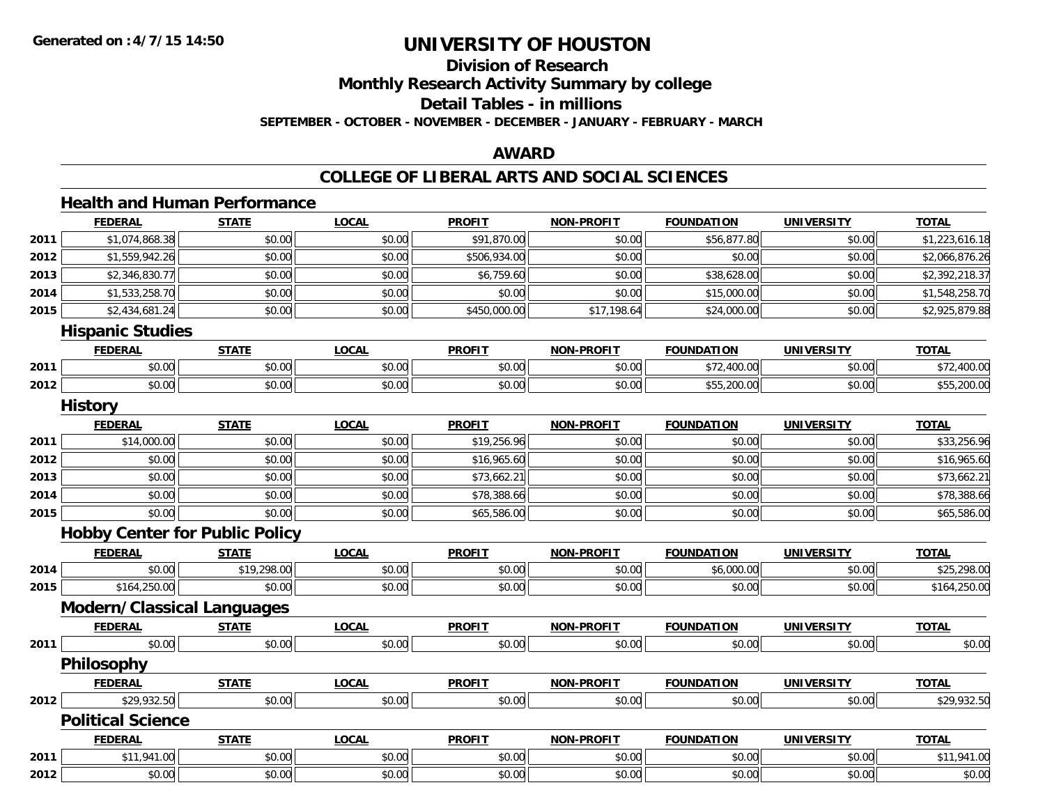# UNIVERSITY OF HOUSTON

## Division of Research

## Monthly Research Activity Summary by college

## Detail Tables - in millions

**SEPTEMBER - OCTOBER - NOVEMBER - DECEMBER - JANUARY - FEBRUARY - MARCH**

## AWARD

## COLLEGE OF LIBERAL ARTS AND SOCIAL SCIENCES

### Health and Human Performance

| | FEDERAL | STATE | LOCAL | PROFIT | NON-PROFIT | FOUNDATION | UNIVERSITY | TOTAL |
|---|---|---|---|---|---|---|---|---|
| 2011 | $1,074,868.38 | $0.00 | $0.00 | $91,870.00 | $0.00 | $56,877.80 | $0.00 | $1,223,616.18 |
| 2012 | $1,559,942.26 | $0.00 | $0.00 | $506,934.00 | $0.00 | $0.00 | $0.00 | $2,066,876.26 |
| 2013 | $2,346,830.77 | $0.00 | $0.00 | $6,759.60 | $0.00 | $38,628.00 | $0.00 | $2,392,218.37 |
| 2014 | $1,533,258.70 | $0.00 | $0.00 | $0.00 | $0.00 | $15,000.00 | $0.00 | $1,548,258.70 |
| 2015 | $2,434,681.24 | $0.00 | $0.00 | $450,000.00 | $17,198.64 | $24,000.00 | $0.00 | $2,925,879.88 |

### Hispanic Studies

| | FEDERAL | STATE | LOCAL | PROFIT | NON-PROFIT | FOUNDATION | UNIVERSITY | TOTAL |
|---|---|---|---|---|---|---|---|---|
| 2011 | $0.00 | $0.00 | $0.00 | $0.00 | $0.00 | $72,400.00 | $0.00 | $72,400.00 |
| 2012 | $0.00 | $0.00 | $0.00 | $0.00 | $0.00 | $55,200.00 | $0.00 | $55,200.00 |

### History

| | FEDERAL | STATE | LOCAL | PROFIT | NON-PROFIT | FOUNDATION | UNIVERSITY | TOTAL |
|---|---|---|---|---|---|---|---|---|
| 2011 | $14,000.00 | $0.00 | $0.00 | $19,256.96 | $0.00 | $0.00 | $0.00 | $33,256.96 |
| 2012 | $0.00 | $0.00 | $0.00 | $16,965.60 | $0.00 | $0.00 | $0.00 | $16,965.60 |
| 2013 | $0.00 | $0.00 | $0.00 | $73,662.21 | $0.00 | $0.00 | $0.00 | $73,662.21 |
| 2014 | $0.00 | $0.00 | $0.00 | $78,388.66 | $0.00 | $0.00 | $0.00 | $78,388.66 |
| 2015 | $0.00 | $0.00 | $0.00 | $65,586.00 | $0.00 | $0.00 | $0.00 | $65,586.00 |

### Hobby Center for Public Policy

| | FEDERAL | STATE | LOCAL | PROFIT | NON-PROFIT | FOUNDATION | UNIVERSITY | TOTAL |
|---|---|---|---|---|---|---|---|---|
| 2014 | $0.00 | $19,298.00 | $0.00 | $0.00 | $0.00 | $6,000.00 | $0.00 | $25,298.00 |
| 2015 | $164,250.00 | $0.00 | $0.00 | $0.00 | $0.00 | $0.00 | $0.00 | $164,250.00 |

### Modern/Classical Languages

| | FEDERAL | STATE | LOCAL | PROFIT | NON-PROFIT | FOUNDATION | UNIVERSITY | TOTAL |
|---|---|---|---|---|---|---|---|---|
| 2011 | $0.00 | $0.00 | $0.00 | $0.00 | $0.00 | $0.00 | $0.00 | $0.00 |

### Philosophy

| | FEDERAL | STATE | LOCAL | PROFIT | NON-PROFIT | FOUNDATION | UNIVERSITY | TOTAL |
|---|---|---|---|---|---|---|---|---|
| 2012 | $29,932.50 | $0.00 | $0.00 | $0.00 | $0.00 | $0.00 | $0.00 | $29,932.50 |

### Political Science

| | FEDERAL | STATE | LOCAL | PROFIT | NON-PROFIT | FOUNDATION | UNIVERSITY | TOTAL |
|---|---|---|---|---|---|---|---|---|
| 2011 | $11,941.00 | $0.00 | $0.00 | $0.00 | $0.00 | $0.00 | $0.00 | $11,941.00 |
| 2012 | $0.00 | $0.00 | $0.00 | $0.00 | $0.00 | $0.00 | $0.00 | $0.00 |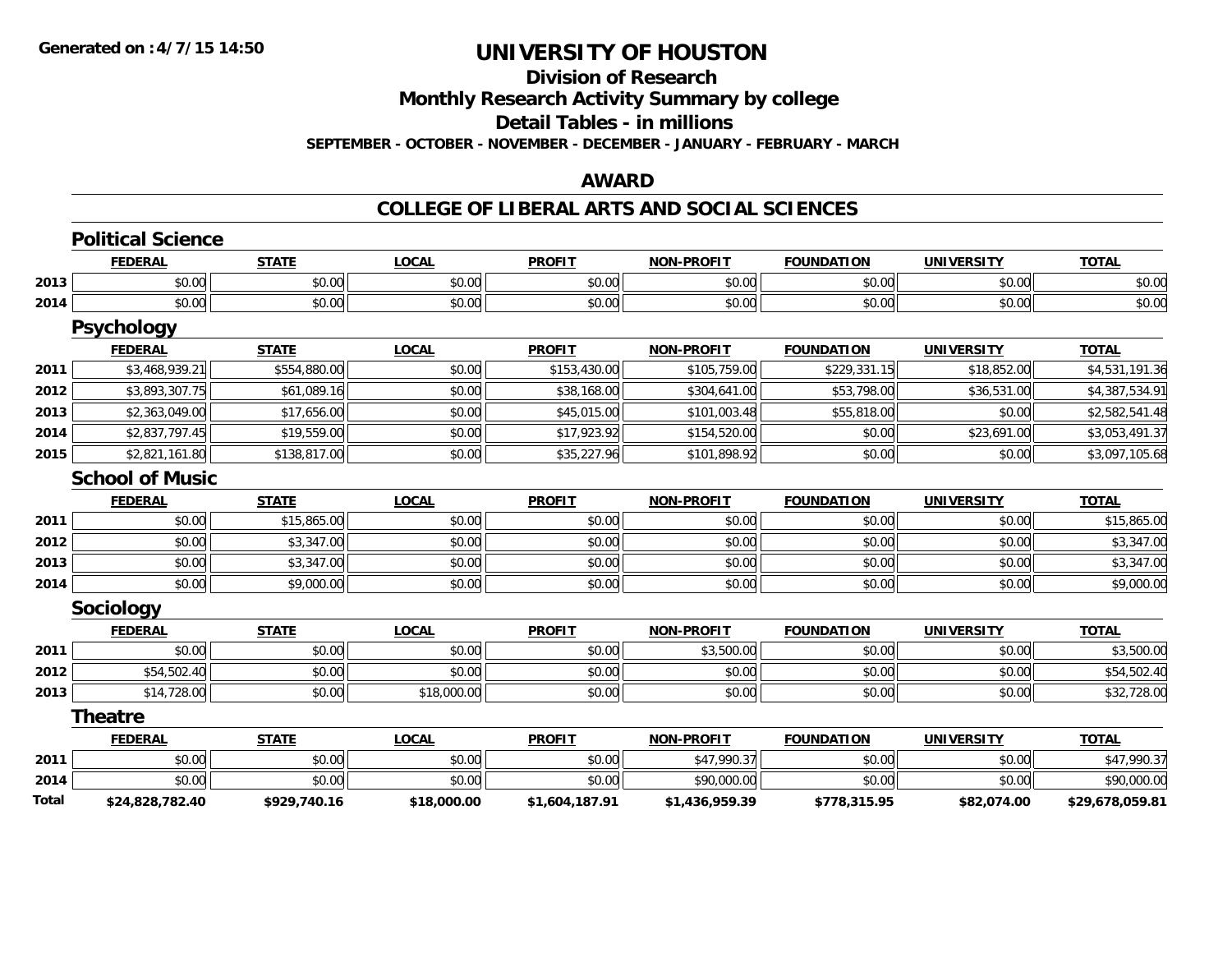**Generated on :4/7/15 14:50**

# UNIVERSITY OF HOUSTON

## Division of Research

## Monthly Research Activity Summary by college

## Detail Tables - in millions

**SEPTEMBER - OCTOBER - NOVEMBER - DECEMBER - JANUARY - FEBRUARY - MARCH**

## AWARD

## COLLEGE OF LIBERAL ARTS AND SOCIAL SCIENCES

### Political Science

| | FEDERAL | STATE | LOCAL | PROFIT | NON-PROFIT | FOUNDATION | UNIVERSITY | TOTAL |
|---|---|---|---|---|---|---|---|---|
| 2013 | $0.00 | $0.00 | $0.00 | $0.00 | $0.00 | $0.00 | $0.00 | $0.00 |
| 2014 | $0.00 | $0.00 | $0.00 | $0.00 | $0.00 | $0.00 | $0.00 | $0.00 |

### Psychology

| | FEDERAL | STATE | LOCAL | PROFIT | NON-PROFIT | FOUNDATION | UNIVERSITY | TOTAL |
|---|---|---|---|---|---|---|---|---|
| 2011 | $3,468,939.21 | $554,880.00 | $0.00 | $153,430.00 | $105,759.00 | $229,331.15 | $18,852.00 | $4,531,191.36 |
| 2012 | $3,893,307.75 | $61,089.16 | $0.00 | $38,168.00 | $304,641.00 | $53,798.00 | $36,531.00 | $4,387,534.91 |
| 2013 | $2,363,049.00 | $17,656.00 | $0.00 | $45,015.00 | $101,003.48 | $55,818.00 | $0.00 | $2,582,541.48 |
| 2014 | $2,837,797.45 | $19,559.00 | $0.00 | $17,923.92 | $154,520.00 | $0.00 | $23,691.00 | $3,053,491.37 |
| 2015 | $2,821,161.80 | $138,817.00 | $0.00 | $35,227.96 | $101,898.92 | $0.00 | $0.00 | $3,097,105.68 |

### School of Music

| | FEDERAL | STATE | LOCAL | PROFIT | NON-PROFIT | FOUNDATION | UNIVERSITY | TOTAL |
|---|---|---|---|---|---|---|---|---|
| 2011 | $0.00 | $15,865.00 | $0.00 | $0.00 | $0.00 | $0.00 | $0.00 | $15,865.00 |
| 2012 | $0.00 | $3,347.00 | $0.00 | $0.00 | $0.00 | $0.00 | $0.00 | $3,347.00 |
| 2013 | $0.00 | $3,347.00 | $0.00 | $0.00 | $0.00 | $0.00 | $0.00 | $3,347.00 |
| 2014 | $0.00 | $9,000.00 | $0.00 | $0.00 | $0.00 | $0.00 | $0.00 | $9,000.00 |

### Sociology

| | FEDERAL | STATE | LOCAL | PROFIT | NON-PROFIT | FOUNDATION | UNIVERSITY | TOTAL |
|---|---|---|---|---|---|---|---|---|
| 2011 | $0.00 | $0.00 | $0.00 | $0.00 | $3,500.00 | $0.00 | $0.00 | $3,500.00 |
| 2012 | $54,502.40 | $0.00 | $0.00 | $0.00 | $0.00 | $0.00 | $0.00 | $54,502.40 |
| 2013 | $14,728.00 | $0.00 | $18,000.00 | $0.00 | $0.00 | $0.00 | $0.00 | $32,728.00 |

### Theatre

| | FEDERAL | STATE | LOCAL | PROFIT | NON-PROFIT | FOUNDATION | UNIVERSITY | TOTAL |
|---|---|---|---|---|---|---|---|---|
| 2011 | $0.00 | $0.00 | $0.00 | $0.00 | $47,990.37 | $0.00 | $0.00 | $47,990.37 |
| 2014 | $0.00 | $0.00 | $0.00 | $0.00 | $90,000.00 | $0.00 | $0.00 | $90,000.00 |
| **Total** | **$24,828,782.40** | **$929,740.16** | **$18,000.00** | **$1,604,187.91** | **$1,436,959.39** | **$778,315.95** | **$82,074.00** | **$29,678,059.81** |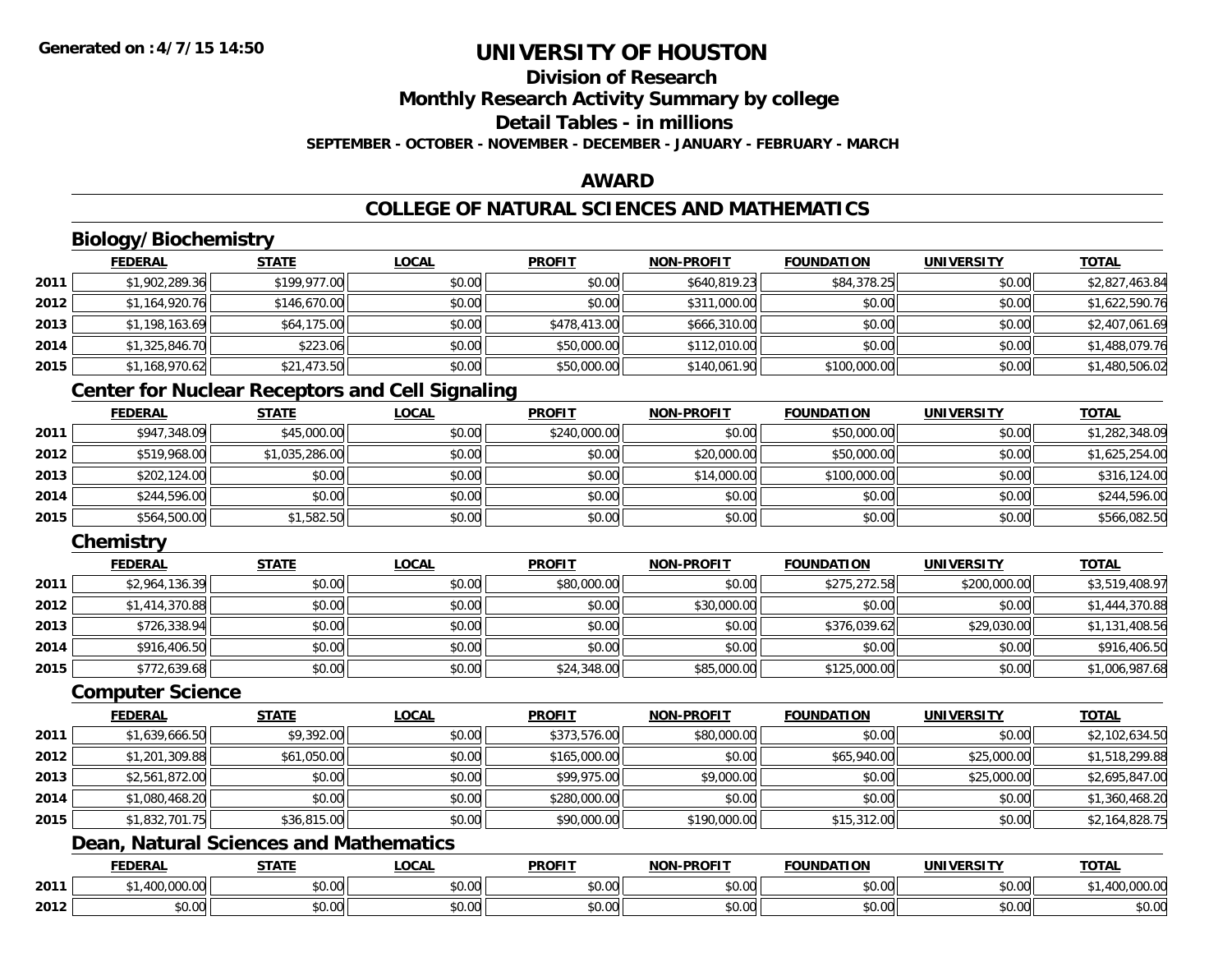Generated on :4/7/15 14:50

# UNIVERSITY OF HOUSTON

## Division of Research

## Monthly Research Activity Summary by college

## Detail Tables - in millions

**SEPTEMBER - OCTOBER - NOVEMBER - DECEMBER - JANUARY - FEBRUARY - MARCH**

## AWARD

## COLLEGE OF NATURAL SCIENCES AND MATHEMATICS

### Biology/Biochemistry

| | FEDERAL | STATE | LOCAL | PROFIT | NON-PROFIT | FOUNDATION | UNIVERSITY | TOTAL |
|---|---|---|---|---|---|---|---|---|
| 2011 | $1,902,289.36 | $199,977.00 | $0.00 | $0.00 | $640,819.23 | $84,378.25 | $0.00 | $2,827,463.84 |
| 2012 | $1,164,920.76 | $146,670.00 | $0.00 | $0.00 | $311,000.00 | $0.00 | $0.00 | $1,622,590.76 |
| 2013 | $1,198,163.69 | $64,175.00 | $0.00 | $478,413.00 | $666,310.00 | $0.00 | $0.00 | $2,407,061.69 |
| 2014 | $1,325,846.70 | $223.06 | $0.00 | $50,000.00 | $112,010.00 | $0.00 | $0.00 | $1,488,079.76 |
| 2015 | $1,168,970.62 | $21,473.50 | $0.00 | $50,000.00 | $140,061.90 | $100,000.00 | $0.00 | $1,480,506.02 |

### Center for Nuclear Receptors and Cell Signaling

| | FEDERAL | STATE | LOCAL | PROFIT | NON-PROFIT | FOUNDATION | UNIVERSITY | TOTAL |
|---|---|---|---|---|---|---|---|---|
| 2011 | $947,348.09 | $45,000.00 | $0.00 | $240,000.00 | $0.00 | $50,000.00 | $0.00 | $1,282,348.09 |
| 2012 | $519,968.00 | $1,035,286.00 | $0.00 | $0.00 | $20,000.00 | $50,000.00 | $0.00 | $1,625,254.00 |
| 2013 | $202,124.00 | $0.00 | $0.00 | $0.00 | $14,000.00 | $100,000.00 | $0.00 | $316,124.00 |
| 2014 | $244,596.00 | $0.00 | $0.00 | $0.00 | $0.00 | $0.00 | $0.00 | $244,596.00 |
| 2015 | $564,500.00 | $1,582.50 | $0.00 | $0.00 | $0.00 | $0.00 | $0.00 | $566,082.50 |

### Chemistry

| | FEDERAL | STATE | LOCAL | PROFIT | NON-PROFIT | FOUNDATION | UNIVERSITY | TOTAL |
|---|---|---|---|---|---|---|---|---|
| 2011 | $2,964,136.39 | $0.00 | $0.00 | $80,000.00 | $0.00 | $275,272.58 | $200,000.00 | $3,519,408.97 |
| 2012 | $1,414,370.88 | $0.00 | $0.00 | $0.00 | $30,000.00 | $0.00 | $0.00 | $1,444,370.88 |
| 2013 | $726,338.94 | $0.00 | $0.00 | $0.00 | $0.00 | $376,039.62 | $29,030.00 | $1,131,408.56 |
| 2014 | $916,406.50 | $0.00 | $0.00 | $0.00 | $0.00 | $0.00 | $0.00 | $916,406.50 |
| 2015 | $772,639.68 | $0.00 | $0.00 | $24,348.00 | $85,000.00 | $125,000.00 | $0.00 | $1,006,987.68 |

### Computer Science

| | FEDERAL | STATE | LOCAL | PROFIT | NON-PROFIT | FOUNDATION | UNIVERSITY | TOTAL |
|---|---|---|---|---|---|---|---|---|
| 2011 | $1,639,666.50 | $9,392.00 | $0.00 | $373,576.00 | $80,000.00 | $0.00 | $0.00 | $2,102,634.50 |
| 2012 | $1,201,309.88 | $61,050.00 | $0.00 | $165,000.00 | $0.00 | $65,940.00 | $25,000.00 | $1,518,299.88 |
| 2013 | $2,561,872.00 | $0.00 | $0.00 | $99,975.00 | $9,000.00 | $0.00 | $25,000.00 | $2,695,847.00 |
| 2014 | $1,080,468.20 | $0.00 | $0.00 | $280,000.00 | $0.00 | $0.00 | $0.00 | $1,360,468.20 |
| 2015 | $1,832,701.75 | $36,815.00 | $0.00 | $90,000.00 | $190,000.00 | $15,312.00 | $0.00 | $2,164,828.75 |

### Dean, Natural Sciences and Mathematics

| | FEDERAL | STATE | LOCAL | PROFIT | NON-PROFIT | FOUNDATION | UNIVERSITY | TOTAL |
|---|---|---|---|---|---|---|---|---|
| 2011 | $1,400,000.00 | $0.00 | $0.00 | $0.00 | $0.00 | $0.00 | $0.00 | $1,400,000.00 |
| 2012 | $0.00 | $0.00 | $0.00 | $0.00 | $0.00 | $0.00 | $0.00 | $0.00 |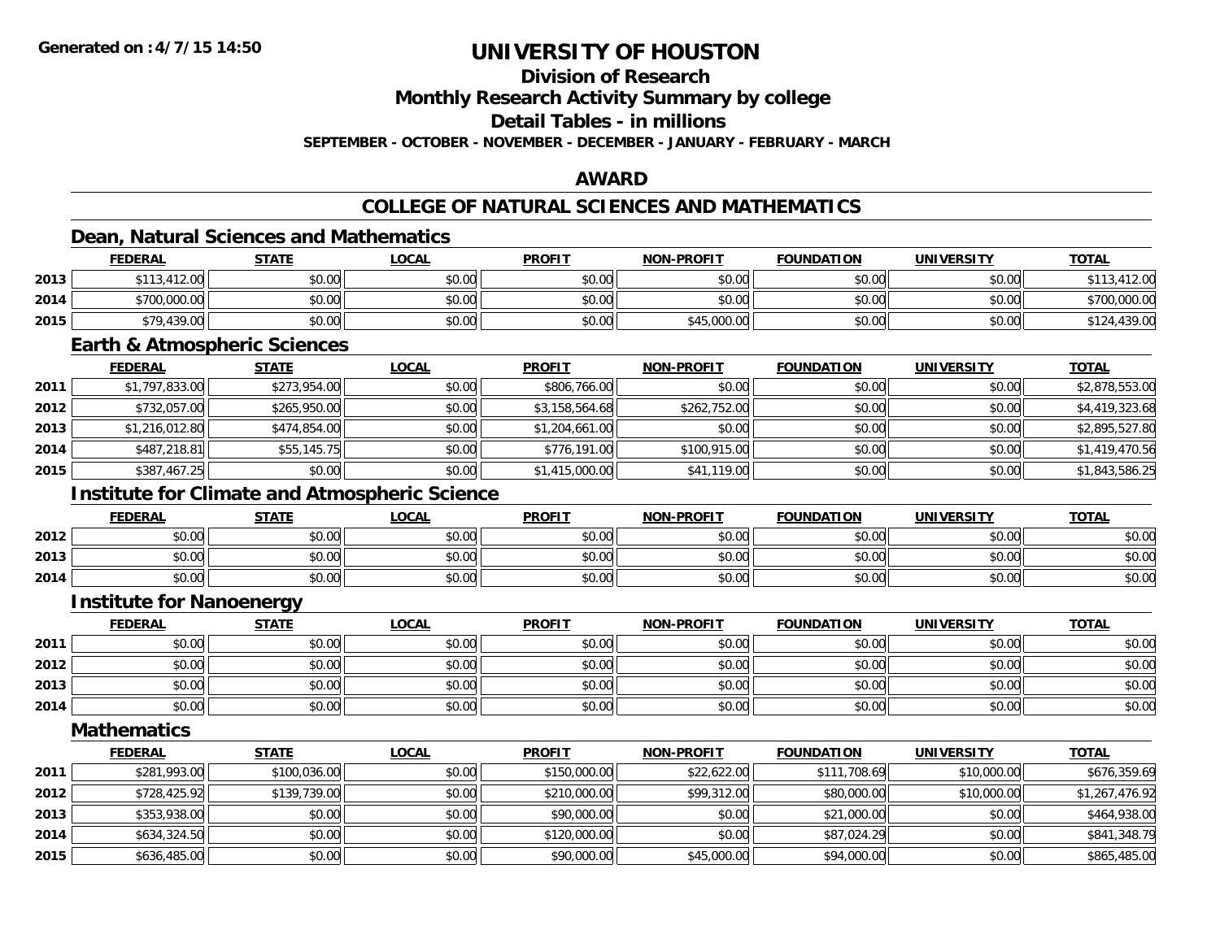**Generated on :4/7/15 14:50**

# UNIVERSITY OF HOUSTON

## Division of Research
## Monthly Research Activity Summary by college
## Detail Tables - in millions

**SEPTEMBER - OCTOBER - NOVEMBER - DECEMBER - JANUARY - FEBRUARY - MARCH**

## AWARD

## COLLEGE OF NATURAL SCIENCES AND MATHEMATICS

### Dean, Natural Sciences and Mathematics

| | FEDERAL | STATE | LOCAL | PROFIT | NON-PROFIT | FOUNDATION | UNIVERSITY | TOTAL |
|---|---|---|---|---|---|---|---|---|
| 2013 | $113,412.00 | $0.00 | $0.00 | $0.00 | $0.00 | $0.00 | $0.00 | $113,412.00 |
| 2014 | $700,000.00 | $0.00 | $0.00 | $0.00 | $0.00 | $0.00 | $0.00 | $700,000.00 |
| 2015 | $79,439.00 | $0.00 | $0.00 | $0.00 | $45,000.00 | $0.00 | $0.00 | $124,439.00 |

### Earth & Atmospheric Sciences

| | FEDERAL | STATE | LOCAL | PROFIT | NON-PROFIT | FOUNDATION | UNIVERSITY | TOTAL |
|---|---|---|---|---|---|---|---|---|
| 2011 | $1,797,833.00 | $273,954.00 | $0.00 | $806,766.00 | $0.00 | $0.00 | $0.00 | $2,878,553.00 |
| 2012 | $732,057.00 | $265,950.00 | $0.00 | $3,158,564.68 | $262,752.00 | $0.00 | $0.00 | $4,419,323.68 |
| 2013 | $1,216,012.80 | $474,854.00 | $0.00 | $1,204,661.00 | $0.00 | $0.00 | $0.00 | $2,895,527.80 |
| 2014 | $487,218.81 | $55,145.75 | $0.00 | $776,191.00 | $100,915.00 | $0.00 | $0.00 | $1,419,470.56 |
| 2015 | $387,467.25 | $0.00 | $0.00 | $1,415,000.00 | $41,119.00 | $0.00 | $0.00 | $1,843,586.25 |

### Institute for Climate and Atmospheric Science

| | FEDERAL | STATE | LOCAL | PROFIT | NON-PROFIT | FOUNDATION | UNIVERSITY | TOTAL |
|---|---|---|---|---|---|---|---|---|
| 2012 | $0.00 | $0.00 | $0.00 | $0.00 | $0.00 | $0.00 | $0.00 | $0.00 |
| 2013 | $0.00 | $0.00 | $0.00 | $0.00 | $0.00 | $0.00 | $0.00 | $0.00 |
| 2014 | $0.00 | $0.00 | $0.00 | $0.00 | $0.00 | $0.00 | $0.00 | $0.00 |

### Institute for Nanoenergy

| | FEDERAL | STATE | LOCAL | PROFIT | NON-PROFIT | FOUNDATION | UNIVERSITY | TOTAL |
|---|---|---|---|---|---|---|---|---|
| 2011 | $0.00 | $0.00 | $0.00 | $0.00 | $0.00 | $0.00 | $0.00 | $0.00 |
| 2012 | $0.00 | $0.00 | $0.00 | $0.00 | $0.00 | $0.00 | $0.00 | $0.00 |
| 2013 | $0.00 | $0.00 | $0.00 | $0.00 | $0.00 | $0.00 | $0.00 | $0.00 |
| 2014 | $0.00 | $0.00 | $0.00 | $0.00 | $0.00 | $0.00 | $0.00 | $0.00 |

### Mathematics

| | FEDERAL | STATE | LOCAL | PROFIT | NON-PROFIT | FOUNDATION | UNIVERSITY | TOTAL |
|---|---|---|---|---|---|---|---|---|
| 2011 | $281,993.00 | $100,036.00 | $0.00 | $150,000.00 | $22,622.00 | $111,708.69 | $10,000.00 | $676,359.69 |
| 2012 | $728,425.92 | $139,739.00 | $0.00 | $210,000.00 | $99,312.00 | $80,000.00 | $10,000.00 | $1,267,476.92 |
| 2013 | $353,938.00 | $0.00 | $0.00 | $90,000.00 | $0.00 | $21,000.00 | $0.00 | $464,938.00 |
| 2014 | $634,324.50 | $0.00 | $0.00 | $120,000.00 | $0.00 | $87,024.29 | $0.00 | $841,348.79 |
| 2015 | $636,485.00 | $0.00 | $0.00 | $90,000.00 | $45,000.00 | $94,000.00 | $0.00 | $865,485.00 |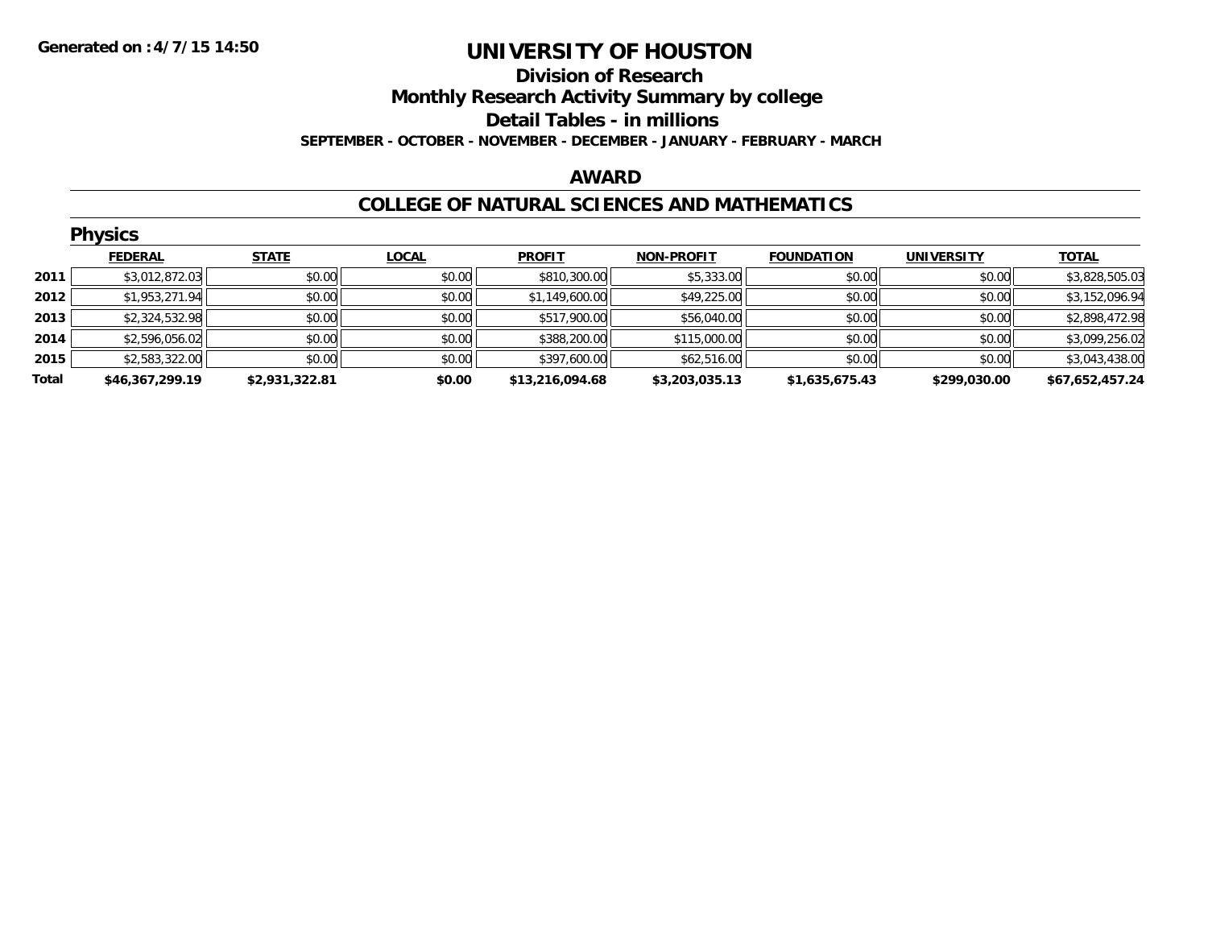**Generated on :4/7/15 14:50**

# UNIVERSITY OF HOUSTON

## Division of Research

## Monthly Research Activity Summary by college

## Detail Tables - in millions

**SEPTEMBER - OCTOBER - NOVEMBER - DECEMBER - JANUARY - FEBRUARY - MARCH**

## AWARD

## COLLEGE OF NATURAL SCIENCES AND MATHEMATICS

### Physics

| | FEDERAL | STATE | LOCAL | PROFIT | NON-PROFIT | FOUNDATION | UNIVERSITY | TOTAL |
|---|---|---|---|---|---|---|---|---|
| 2011 | $3,012,872.03 | $0.00 | $0.00 | $810,300.00 | $5,333.00 | $0.00 | $0.00 | $3,828,505.03 |
| 2012 | $1,953,271.94 | $0.00 | $0.00 | $1,149,600.00 | $49,225.00 | $0.00 | $0.00 | $3,152,096.94 |
| 2013 | $2,324,532.98 | $0.00 | $0.00 | $517,900.00 | $56,040.00 | $0.00 | $0.00 | $2,898,472.98 |
| 2014 | $2,596,056.02 | $0.00 | $0.00 | $388,200.00 | $115,000.00 | $0.00 | $0.00 | $3,099,256.02 |
| 2015 | $2,583,322.00 | $0.00 | $0.00 | $397,600.00 | $62,516.00 | $0.00 | $0.00 | $3,043,438.00 |
| **Total** | **$46,367,299.19** | **$2,931,322.81** | **$0.00** | **$13,216,094.68** | **$3,203,035.13** | **$1,635,675.43** | **$299,030.00** | **$67,652,457.24** |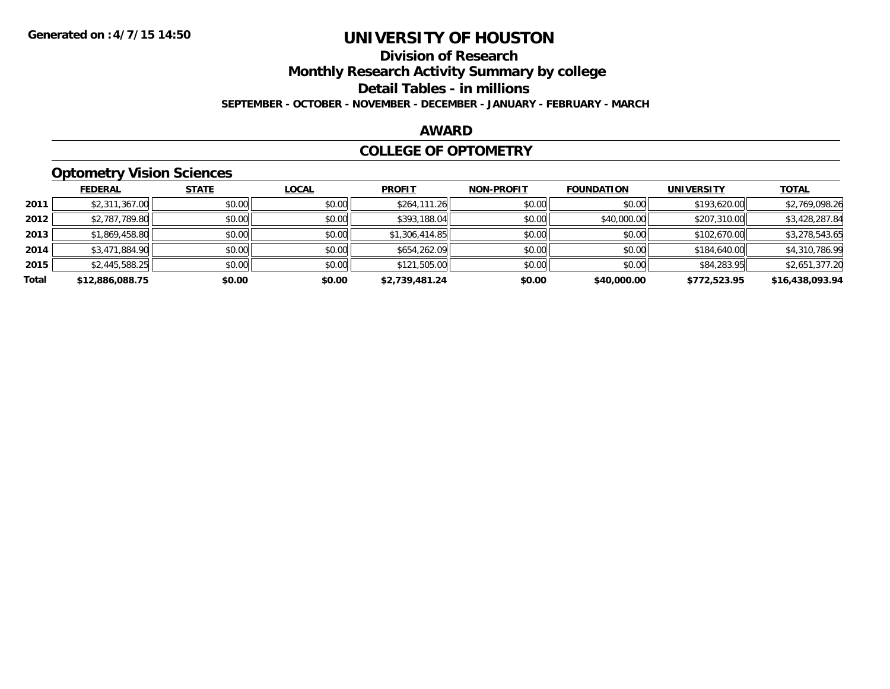# UNIVERSITY OF HOUSTON

## Division of Research

## Monthly Research Activity Summary by college

## Detail Tables - in millions

**SEPTEMBER - OCTOBER - NOVEMBER - DECEMBER - JANUARY - FEBRUARY - MARCH**

**Generated on :4/7/15 14:50**

## AWARD

## COLLEGE OF OPTOMETRY

### Optometry Vision Sciences

| | FEDERAL | STATE | LOCAL | PROFIT | NON-PROFIT | FOUNDATION | UNIVERSITY | TOTAL |
|---|---|---|---|---|---|---|---|---|
| 2011 | $2,311,367.00 | $0.00 | $0.00 | $264,111.26 | $0.00 | $0.00 | $193,620.00 | $2,769,098.26 |
| 2012 | $2,787,789.80 | $0.00 | $0.00 | $393,188.04 | $0.00 | $40,000.00 | $207,310.00 | $3,428,287.84 |
| 2013 | $1,869,458.80 | $0.00 | $0.00 | $1,306,414.85 | $0.00 | $0.00 | $102,670.00 | $3,278,543.65 |
| 2014 | $3,471,884.90 | $0.00 | $0.00 | $654,262.09 | $0.00 | $0.00 | $184,640.00 | $4,310,786.99 |
| 2015 | $2,445,588.25 | $0.00 | $0.00 | $121,505.00 | $0.00 | $0.00 | $84,283.95 | $2,651,377.20 |
| **Total** | **$12,886,088.75** | **$0.00** | **$0.00** | **$2,739,481.24** | **$0.00** | **$40,000.00** | **$772,523.95** | **$16,438,093.94** |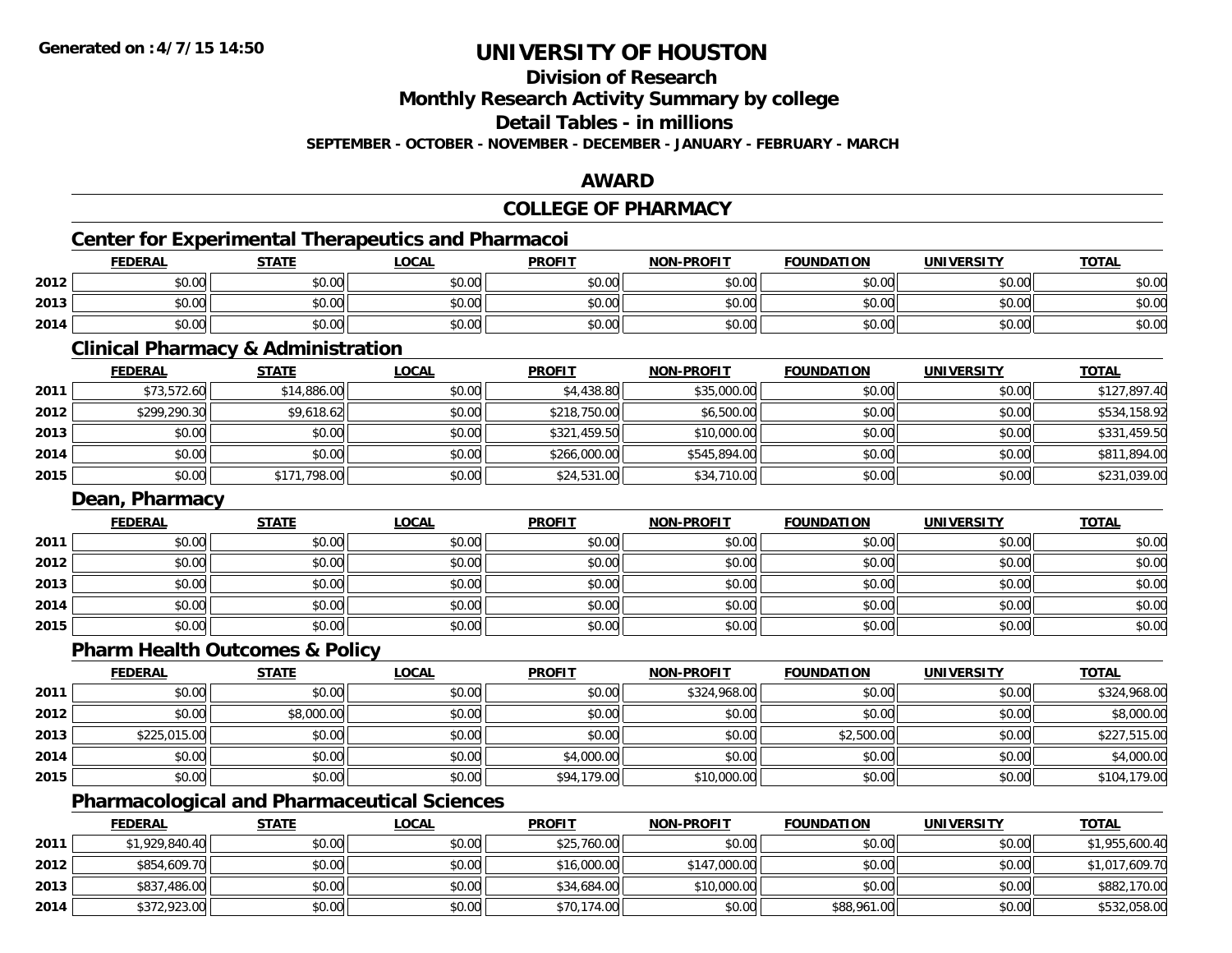# UNIVERSITY OF HOUSTON

## Division of Research

## Monthly Research Activity Summary by college

## Detail Tables - in millions

**SEPTEMBER - OCTOBER - NOVEMBER - DECEMBER - JANUARY - FEBRUARY - MARCH**

## AWARD

## COLLEGE OF PHARMACY

### Center for Experimental Therapeutics and Pharmacoi

| | FEDERAL | STATE | LOCAL | PROFIT | NON-PROFIT | FOUNDATION | UNIVERSITY | TOTAL |
|---|---|---|---|---|---|---|---|---|
| 2012 | $0.00 | $0.00 | $0.00 | $0.00 | $0.00 | $0.00 | $0.00 | $0.00 |
| 2013 | $0.00 | $0.00 | $0.00 | $0.00 | $0.00 | $0.00 | $0.00 | $0.00 |
| 2014 | $0.00 | $0.00 | $0.00 | $0.00 | $0.00 | $0.00 | $0.00 | $0.00 |

### Clinical Pharmacy & Administration

| | FEDERAL | STATE | LOCAL | PROFIT | NON-PROFIT | FOUNDATION | UNIVERSITY | TOTAL |
|---|---|---|---|---|---|---|---|---|
| 2011 | $73,572.60 | $14,886.00 | $0.00 | $4,438.80 | $35,000.00 | $0.00 | $0.00 | $127,897.40 |
| 2012 | $299,290.30 | $9,618.62 | $0.00 | $218,750.00 | $6,500.00 | $0.00 | $0.00 | $534,158.92 |
| 2013 | $0.00 | $0.00 | $0.00 | $321,459.50 | $10,000.00 | $0.00 | $0.00 | $331,459.50 |
| 2014 | $0.00 | $0.00 | $0.00 | $266,000.00 | $545,894.00 | $0.00 | $0.00 | $811,894.00 |
| 2015 | $0.00 | $171,798.00 | $0.00 | $24,531.00 | $34,710.00 | $0.00 | $0.00 | $231,039.00 |

### Dean, Pharmacy

| | FEDERAL | STATE | LOCAL | PROFIT | NON-PROFIT | FOUNDATION | UNIVERSITY | TOTAL |
|---|---|---|---|---|---|---|---|---|
| 2011 | $0.00 | $0.00 | $0.00 | $0.00 | $0.00 | $0.00 | $0.00 | $0.00 |
| 2012 | $0.00 | $0.00 | $0.00 | $0.00 | $0.00 | $0.00 | $0.00 | $0.00 |
| 2013 | $0.00 | $0.00 | $0.00 | $0.00 | $0.00 | $0.00 | $0.00 | $0.00 |
| 2014 | $0.00 | $0.00 | $0.00 | $0.00 | $0.00 | $0.00 | $0.00 | $0.00 |
| 2015 | $0.00 | $0.00 | $0.00 | $0.00 | $0.00 | $0.00 | $0.00 | $0.00 |

### Pharm Health Outcomes & Policy

| | FEDERAL | STATE | LOCAL | PROFIT | NON-PROFIT | FOUNDATION | UNIVERSITY | TOTAL |
|---|---|---|---|---|---|---|---|---|
| 2011 | $0.00 | $0.00 | $0.00 | $0.00 | $324,968.00 | $0.00 | $0.00 | $324,968.00 |
| 2012 | $0.00 | $8,000.00 | $0.00 | $0.00 | $0.00 | $0.00 | $0.00 | $8,000.00 |
| 2013 | $225,015.00 | $0.00 | $0.00 | $0.00 | $0.00 | $2,500.00 | $0.00 | $227,515.00 |
| 2014 | $0.00 | $0.00 | $0.00 | $4,000.00 | $0.00 | $0.00 | $0.00 | $4,000.00 |
| 2015 | $0.00 | $0.00 | $0.00 | $94,179.00 | $10,000.00 | $0.00 | $0.00 | $104,179.00 |

### Pharmacological and Pharmaceutical Sciences

| | FEDERAL | STATE | LOCAL | PROFIT | NON-PROFIT | FOUNDATION | UNIVERSITY | TOTAL |
|---|---|---|---|---|---|---|---|---|
| 2011 | $1,929,840.40 | $0.00 | $0.00 | $25,760.00 | $0.00 | $0.00 | $0.00 | $1,955,600.40 |
| 2012 | $854,609.70 | $0.00 | $0.00 | $16,000.00 | $147,000.00 | $0.00 | $0.00 | $1,017,609.70 |
| 2013 | $837,486.00 | $0.00 | $0.00 | $34,684.00 | $10,000.00 | $0.00 | $0.00 | $882,170.00 |
| 2014 | $372,923.00 | $0.00 | $0.00 | $70,174.00 | $0.00 | $88,961.00 | $0.00 | $532,058.00 |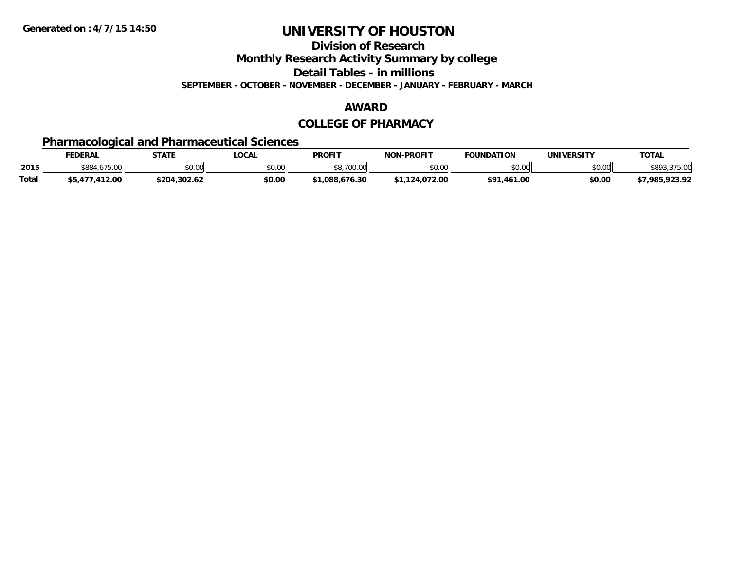# UNIVERSITY OF HOUSTON

## Division of Research

## Monthly Research Activity Summary by college

## Detail Tables - in millions

**SEPTEMBER - OCTOBER - NOVEMBER - DECEMBER - JANUARY - FEBRUARY - MARCH**

## AWARD

## COLLEGE OF PHARMACY

### Pharmacological and Pharmaceutical Sciences

| | FEDERAL | STATE | LOCAL | PROFIT | NON-PROFIT | FOUNDATION | UNIVERSITY | TOTAL |
|---|---|---|---|---|---|---|---|---|
| 2015 | $884,675.00 | $0.00 | $0.00 | $8,700.00 | $0.00 | $0.00 | $0.00 | $893,375.00 |
| **Total** | **$5,477,412.00** | **$204,302.62** | **$0.00** | **$1,088,676.30** | **$1,124,072.00** | **$91,461.00** | **$0.00** | **$7,985,923.92** |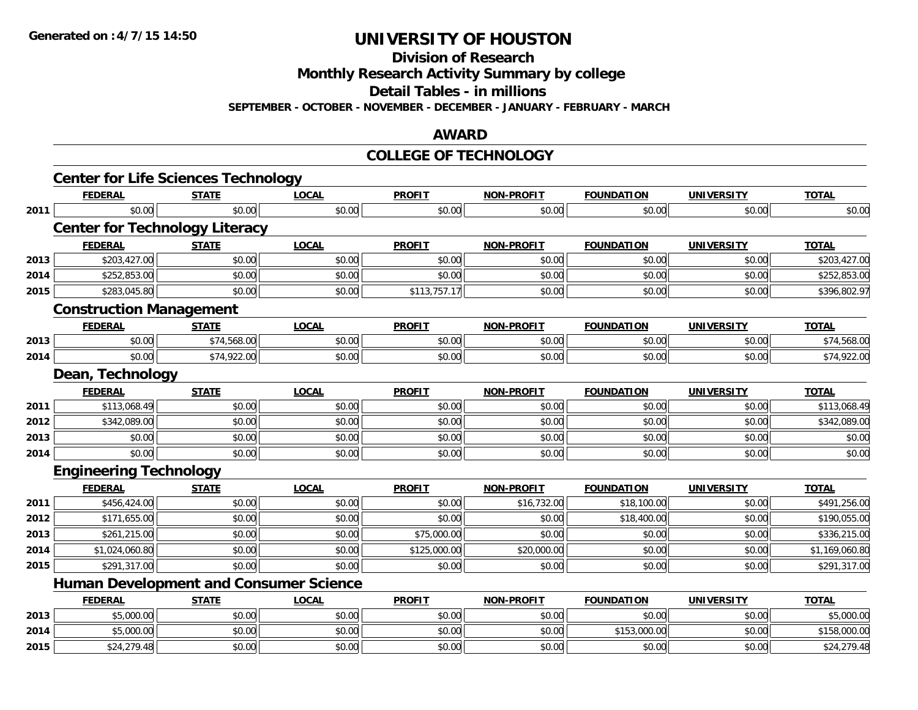**Generated on :4/7/15 14:50**

# UNIVERSITY OF HOUSTON

## Division of Research

## Monthly Research Activity Summary by college

## Detail Tables - in millions

**SEPTEMBER - OCTOBER - NOVEMBER - DECEMBER - JANUARY - FEBRUARY - MARCH**

## AWARD

## COLLEGE OF TECHNOLOGY

### Center for Life Sciences Technology

| | FEDERAL | STATE | LOCAL | PROFIT | NON-PROFIT | FOUNDATION | UNIVERSITY | TOTAL |
|---|---|---|---|---|---|---|---|---|
| 2011 | $0.00 | $0.00 | $0.00 | $0.00 | $0.00 | $0.00 | $0.00 | $0.00 |

### Center for Technology Literacy

| | FEDERAL | STATE | LOCAL | PROFIT | NON-PROFIT | FOUNDATION | UNIVERSITY | TOTAL |
|---|---|---|---|---|---|---|---|---|
| 2013 | $203,427.00 | $0.00 | $0.00 | $0.00 | $0.00 | $0.00 | $0.00 | $203,427.00 |
| 2014 | $252,853.00 | $0.00 | $0.00 | $0.00 | $0.00 | $0.00 | $0.00 | $252,853.00 |
| 2015 | $283,045.80 | $0.00 | $0.00 | $113,757.17 | $0.00 | $0.00 | $0.00 | $396,802.97 |

### Construction Management

| | FEDERAL | STATE | LOCAL | PROFIT | NON-PROFIT | FOUNDATION | UNIVERSITY | TOTAL |
|---|---|---|---|---|---|---|---|---|
| 2013 | $0.00 | $74,568.00 | $0.00 | $0.00 | $0.00 | $0.00 | $0.00 | $74,568.00 |
| 2014 | $0.00 | $74,922.00 | $0.00 | $0.00 | $0.00 | $0.00 | $0.00 | $74,922.00 |

### Dean, Technology

| | FEDERAL | STATE | LOCAL | PROFIT | NON-PROFIT | FOUNDATION | UNIVERSITY | TOTAL |
|---|---|---|---|---|---|---|---|---|
| 2011 | $113,068.49 | $0.00 | $0.00 | $0.00 | $0.00 | $0.00 | $0.00 | $113,068.49 |
| 2012 | $342,089.00 | $0.00 | $0.00 | $0.00 | $0.00 | $0.00 | $0.00 | $342,089.00 |
| 2013 | $0.00 | $0.00 | $0.00 | $0.00 | $0.00 | $0.00 | $0.00 | $0.00 |
| 2014 | $0.00 | $0.00 | $0.00 | $0.00 | $0.00 | $0.00 | $0.00 | $0.00 |

### Engineering Technology

| | FEDERAL | STATE | LOCAL | PROFIT | NON-PROFIT | FOUNDATION | UNIVERSITY | TOTAL |
|---|---|---|---|---|---|---|---|---|
| 2011 | $456,424.00 | $0.00 | $0.00 | $0.00 | $16,732.00 | $18,100.00 | $0.00 | $491,256.00 |
| 2012 | $171,655.00 | $0.00 | $0.00 | $0.00 | $0.00 | $18,400.00 | $0.00 | $190,055.00 |
| 2013 | $261,215.00 | $0.00 | $0.00 | $75,000.00 | $0.00 | $0.00 | $0.00 | $336,215.00 |
| 2014 | $1,024,060.80 | $0.00 | $0.00 | $125,000.00 | $20,000.00 | $0.00 | $0.00 | $1,169,060.80 |
| 2015 | $291,317.00 | $0.00 | $0.00 | $0.00 | $0.00 | $0.00 | $0.00 | $291,317.00 |

### Human Development and Consumer Science

| | FEDERAL | STATE | LOCAL | PROFIT | NON-PROFIT | FOUNDATION | UNIVERSITY | TOTAL |
|---|---|---|---|---|---|---|---|---|
| 2013 | $5,000.00 | $0.00 | $0.00 | $0.00 | $0.00 | $0.00 | $0.00 | $5,000.00 |
| 2014 | $5,000.00 | $0.00 | $0.00 | $0.00 | $0.00 | $153,000.00 | $0.00 | $158,000.00 |
| 2015 | $24,279.48 | $0.00 | $0.00 | $0.00 | $0.00 | $0.00 | $0.00 | $24,279.48 |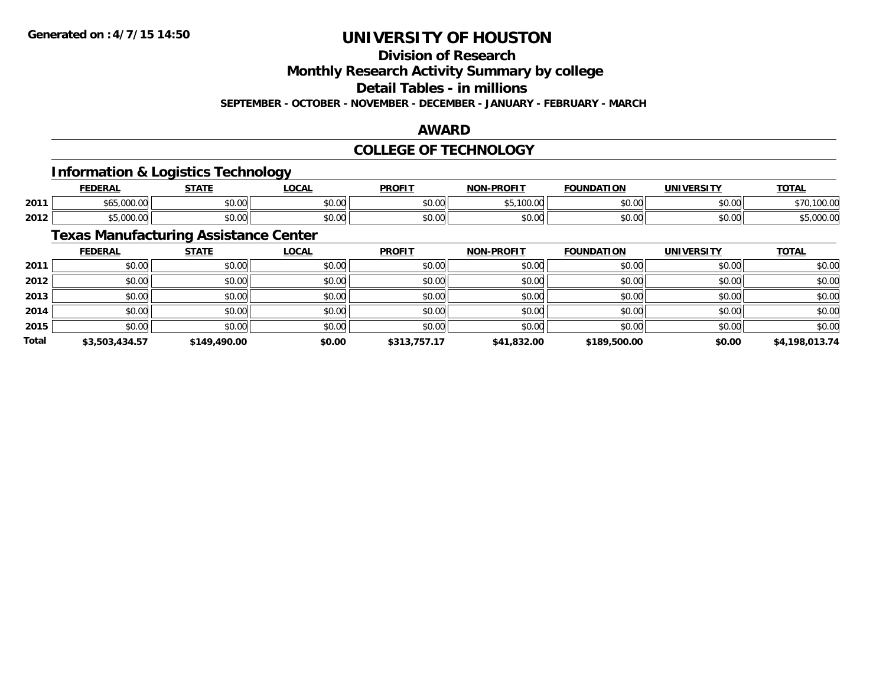# UNIVERSITY OF HOUSTON

## Division of Research

## Monthly Research Activity Summary by college

## Detail Tables - in millions

**SEPTEMBER - OCTOBER - NOVEMBER - DECEMBER - JANUARY - FEBRUARY - MARCH**

## AWARD

## COLLEGE OF TECHNOLOGY

### Information & Logistics Technology

| | FEDERAL | STATE | LOCAL | PROFIT | NON-PROFIT | FOUNDATION | UNIVERSITY | TOTAL |
|---|---|---|---|---|---|---|---|---|
| 2011 | $65,000.00 | $0.00 | $0.00 | $0.00 | $5,100.00 | $0.00 | $0.00 | $70,100.00 |
| 2012 | $5,000.00 | $0.00 | $0.00 | $0.00 | $0.00 | $0.00 | $0.00 | $5,000.00 |

### Texas Manufacturing Assistance Center

| | FEDERAL | STATE | LOCAL | PROFIT | NON-PROFIT | FOUNDATION | UNIVERSITY | TOTAL |
|---|---|---|---|---|---|---|---|---|
| 2011 | $0.00 | $0.00 | $0.00 | $0.00 | $0.00 | $0.00 | $0.00 | $0.00 |
| 2012 | $0.00 | $0.00 | $0.00 | $0.00 | $0.00 | $0.00 | $0.00 | $0.00 |
| 2013 | $0.00 | $0.00 | $0.00 | $0.00 | $0.00 | $0.00 | $0.00 | $0.00 |
| 2014 | $0.00 | $0.00 | $0.00 | $0.00 | $0.00 | $0.00 | $0.00 | $0.00 |
| 2015 | $0.00 | $0.00 | $0.00 | $0.00 | $0.00 | $0.00 | $0.00 | $0.00 |
| **Total** | **$3,503,434.57** | **$149,490.00** | **$0.00** | **$313,757.17** | **$41,832.00** | **$189,500.00** | **$0.00** | **$4,198,013.74** |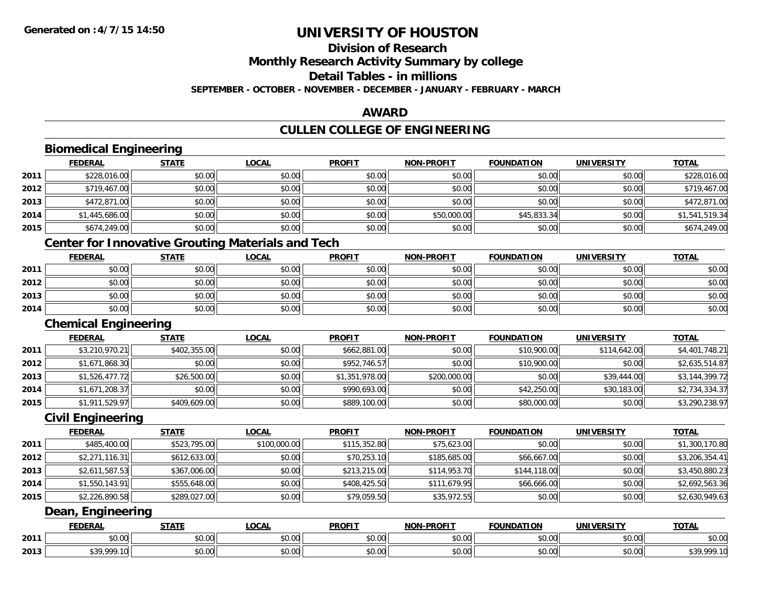**Generated on :4/7/15 14:50**

# UNIVERSITY OF HOUSTON

## Division of Research
## Monthly Research Activity Summary by college
## Detail Tables - in millions

**SEPTEMBER - OCTOBER - NOVEMBER - DECEMBER - JANUARY - FEBRUARY - MARCH**

## AWARD

## CULLEN COLLEGE OF ENGINEERING

### Biomedical Engineering

| | FEDERAL | STATE | LOCAL | PROFIT | NON-PROFIT | FOUNDATION | UNIVERSITY | TOTAL |
|---|---|---|---|---|---|---|---|---|
| 2011 | $228,016.00 | $0.00 | $0.00 | $0.00 | $0.00 | $0.00 | $0.00 | $228,016.00 |
| 2012 | $719,467.00 | $0.00 | $0.00 | $0.00 | $0.00 | $0.00 | $0.00 | $719,467.00 |
| 2013 | $472,871.00 | $0.00 | $0.00 | $0.00 | $0.00 | $0.00 | $0.00 | $472,871.00 |
| 2014 | $1,445,686.00 | $0.00 | $0.00 | $0.00 | $50,000.00 | $45,833.34 | $0.00 | $1,541,519.34 |
| 2015 | $674,249.00 | $0.00 | $0.00 | $0.00 | $0.00 | $0.00 | $0.00 | $674,249.00 |

### Center for Innovative Grouting Materials and Tech

| | FEDERAL | STATE | LOCAL | PROFIT | NON-PROFIT | FOUNDATION | UNIVERSITY | TOTAL |
|---|---|---|---|---|---|---|---|---|
| 2011 | $0.00 | $0.00 | $0.00 | $0.00 | $0.00 | $0.00 | $0.00 | $0.00 |
| 2012 | $0.00 | $0.00 | $0.00 | $0.00 | $0.00 | $0.00 | $0.00 | $0.00 |
| 2013 | $0.00 | $0.00 | $0.00 | $0.00 | $0.00 | $0.00 | $0.00 | $0.00 |
| 2014 | $0.00 | $0.00 | $0.00 | $0.00 | $0.00 | $0.00 | $0.00 | $0.00 |

### Chemical Engineering

| | FEDERAL | STATE | LOCAL | PROFIT | NON-PROFIT | FOUNDATION | UNIVERSITY | TOTAL |
|---|---|---|---|---|---|---|---|---|
| 2011 | $3,210,970.21 | $402,355.00 | $0.00 | $662,881.00 | $0.00 | $10,900.00 | $114,642.00 | $4,401,748.21 |
| 2012 | $1,671,868.30 | $0.00 | $0.00 | $952,746.57 | $0.00 | $10,900.00 | $0.00 | $2,635,514.87 |
| 2013 | $1,526,477.72 | $26,500.00 | $0.00 | $1,351,978.00 | $200,000.00 | $0.00 | $39,444.00 | $3,144,399.72 |
| 2014 | $1,671,208.37 | $0.00 | $0.00 | $990,693.00 | $0.00 | $42,250.00 | $30,183.00 | $2,734,334.37 |
| 2015 | $1,911,529.97 | $409,609.00 | $0.00 | $889,100.00 | $0.00 | $80,000.00 | $0.00 | $3,290,238.97 |

### Civil Engineering

| | FEDERAL | STATE | LOCAL | PROFIT | NON-PROFIT | FOUNDATION | UNIVERSITY | TOTAL |
|---|---|---|---|---|---|---|---|---|
| 2011 | $485,400.00 | $523,795.00 | $100,000.00 | $115,352.80 | $75,623.00 | $0.00 | $0.00 | $1,300,170.80 |
| 2012 | $2,271,116.31 | $612,633.00 | $0.00 | $70,253.10 | $185,685.00 | $66,667.00 | $0.00 | $3,206,354.41 |
| 2013 | $2,611,587.53 | $367,006.00 | $0.00 | $213,215.00 | $114,953.70 | $144,118.00 | $0.00 | $3,450,880.23 |
| 2014 | $1,550,143.91 | $555,648.00 | $0.00 | $408,425.50 | $111,679.95 | $66,666.00 | $0.00 | $2,692,563.36 |
| 2015 | $2,226,890.58 | $289,027.00 | $0.00 | $79,059.50 | $35,972.55 | $0.00 | $0.00 | $2,630,949.63 |

### Dean, Engineering

| | FEDERAL | STATE | LOCAL | PROFIT | NON-PROFIT | FOUNDATION | UNIVERSITY | TOTAL |
|---|---|---|---|---|---|---|---|---|
| 2011 | $0.00 | $0.00 | $0.00 | $0.00 | $0.00 | $0.00 | $0.00 | $0.00 |
| 2013 | $39,999.10 | $0.00 | $0.00 | $0.00 | $0.00 | $0.00 | $0.00 | $39,999.10 |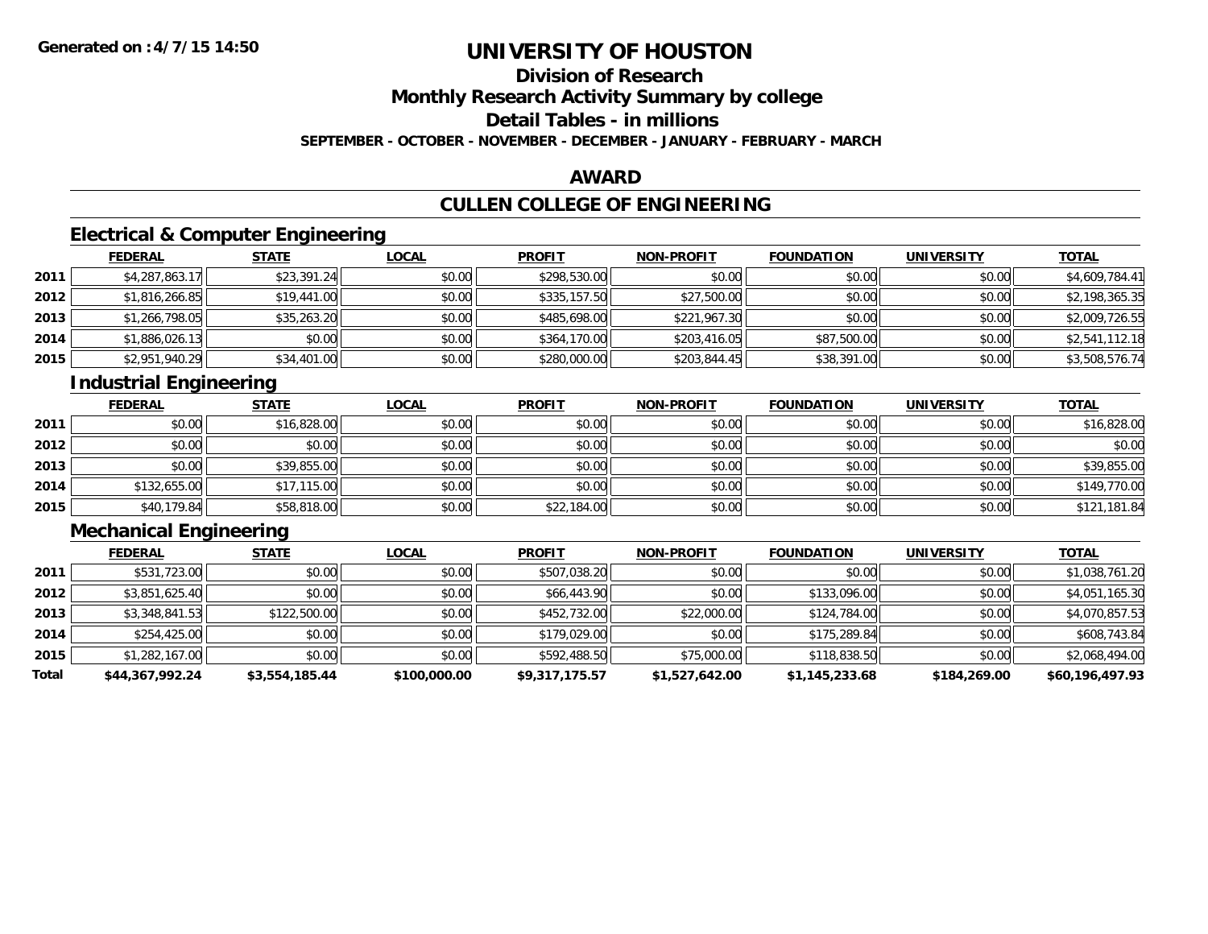**Generated on :4/7/15 14:50**

# UNIVERSITY OF HOUSTON

## Division of Research

## Monthly Research Activity Summary by college

## Detail Tables - in millions

**SEPTEMBER - OCTOBER - NOVEMBER - DECEMBER - JANUARY - FEBRUARY - MARCH**

## AWARD

## CULLEN COLLEGE OF ENGINEERING

### Electrical & Computer Engineering

| | FEDERAL | STATE | LOCAL | PROFIT | NON-PROFIT | FOUNDATION | UNIVERSITY | TOTAL |
|---|---|---|---|---|---|---|---|---|
| 2011 | $4,287,863.17 | $23,391.24 | $0.00 | $298,530.00 | $0.00 | $0.00 | $0.00 | $4,609,784.41 |
| 2012 | $1,816,266.85 | $19,441.00 | $0.00 | $335,157.50 | $27,500.00 | $0.00 | $0.00 | $2,198,365.35 |
| 2013 | $1,266,798.05 | $35,263.20 | $0.00 | $485,698.00 | $221,967.30 | $0.00 | $0.00 | $2,009,726.55 |
| 2014 | $1,886,026.13 | $0.00 | $0.00 | $364,170.00 | $203,416.05 | $87,500.00 | $0.00 | $2,541,112.18 |
| 2015 | $2,951,940.29 | $34,401.00 | $0.00 | $280,000.00 | $203,844.45 | $38,391.00 | $0.00 | $3,508,576.74 |

### Industrial Engineering

| | FEDERAL | STATE | LOCAL | PROFIT | NON-PROFIT | FOUNDATION | UNIVERSITY | TOTAL |
|---|---|---|---|---|---|---|---|---|
| 2011 | $0.00 | $16,828.00 | $0.00 | $0.00 | $0.00 | $0.00 | $0.00 | $16,828.00 |
| 2012 | $0.00 | $0.00 | $0.00 | $0.00 | $0.00 | $0.00 | $0.00 | $0.00 |
| 2013 | $0.00 | $39,855.00 | $0.00 | $0.00 | $0.00 | $0.00 | $0.00 | $39,855.00 |
| 2014 | $132,655.00 | $17,115.00 | $0.00 | $0.00 | $0.00 | $0.00 | $0.00 | $149,770.00 |
| 2015 | $40,179.84 | $58,818.00 | $0.00 | $22,184.00 | $0.00 | $0.00 | $0.00 | $121,181.84 |

### Mechanical Engineering

| | FEDERAL | STATE | LOCAL | PROFIT | NON-PROFIT | FOUNDATION | UNIVERSITY | TOTAL |
|---|---|---|---|---|---|---|---|---|
| 2011 | $531,723.00 | $0.00 | $0.00 | $507,038.20 | $0.00 | $0.00 | $0.00 | $1,038,761.20 |
| 2012 | $3,851,625.40 | $0.00 | $0.00 | $66,443.90 | $0.00 | $133,096.00 | $0.00 | $4,051,165.30 |
| 2013 | $3,348,841.53 | $122,500.00 | $0.00 | $452,732.00 | $22,000.00 | $124,784.00 | $0.00 | $4,070,857.53 |
| 2014 | $254,425.00 | $0.00 | $0.00 | $179,029.00 | $0.00 | $175,289.84 | $0.00 | $608,743.84 |
| 2015 | $1,282,167.00 | $0.00 | $0.00 | $592,488.50 | $75,000.00 | $118,838.50 | $0.00 | $2,068,494.00 |
| **Total** | **$44,367,992.24** | **$3,554,185.44** | **$100,000.00** | **$9,317,175.57** | **$1,527,642.00** | **$1,145,233.68** | **$184,269.00** | **$60,196,497.93** |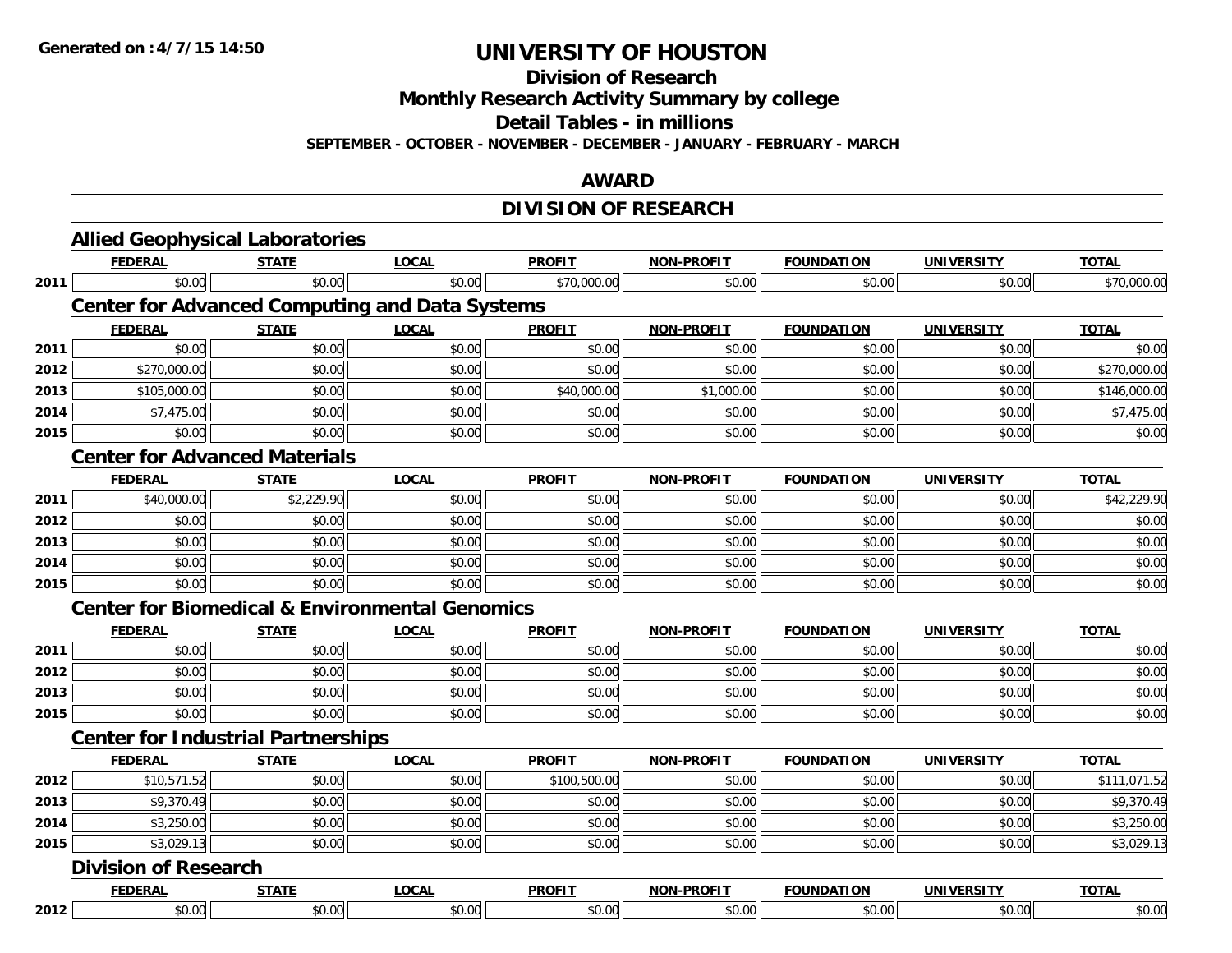# UNIVERSITY OF HOUSTON

## Division of Research

## Monthly Research Activity Summary by college

## Detail Tables - in millions

**SEPTEMBER - OCTOBER - NOVEMBER - DECEMBER - JANUARY - FEBRUARY - MARCH**

## AWARD

## DIVISION OF RESEARCH

### Allied Geophysical Laboratories

| | FEDERAL | STATE | LOCAL | PROFIT | NON-PROFIT | FOUNDATION | UNIVERSITY | TOTAL |
|---|---|---|---|---|---|---|---|---|
| 2011 | $0.00 | $0.00 | $0.00 | $70,000.00 | $0.00 | $0.00 | $0.00 | $70,000.00 |

### Center for Advanced Computing and Data Systems

| | FEDERAL | STATE | LOCAL | PROFIT | NON-PROFIT | FOUNDATION | UNIVERSITY | TOTAL |
|---|---|---|---|---|---|---|---|---|
| 2011 | $0.00 | $0.00 | $0.00 | $0.00 | $0.00 | $0.00 | $0.00 | $0.00 |
| 2012 | $270,000.00 | $0.00 | $0.00 | $0.00 | $0.00 | $0.00 | $0.00 | $270,000.00 |
| 2013 | $105,000.00 | $0.00 | $0.00 | $40,000.00 | $1,000.00 | $0.00 | $0.00 | $146,000.00 |
| 2014 | $7,475.00 | $0.00 | $0.00 | $0.00 | $0.00 | $0.00 | $0.00 | $7,475.00 |
| 2015 | $0.00 | $0.00 | $0.00 | $0.00 | $0.00 | $0.00 | $0.00 | $0.00 |

### Center for Advanced Materials

| | FEDERAL | STATE | LOCAL | PROFIT | NON-PROFIT | FOUNDATION | UNIVERSITY | TOTAL |
|---|---|---|---|---|---|---|---|---|
| 2011 | $40,000.00 | $2,229.90 | $0.00 | $0.00 | $0.00 | $0.00 | $0.00 | $42,229.90 |
| 2012 | $0.00 | $0.00 | $0.00 | $0.00 | $0.00 | $0.00 | $0.00 | $0.00 |
| 2013 | $0.00 | $0.00 | $0.00 | $0.00 | $0.00 | $0.00 | $0.00 | $0.00 |
| 2014 | $0.00 | $0.00 | $0.00 | $0.00 | $0.00 | $0.00 | $0.00 | $0.00 |
| 2015 | $0.00 | $0.00 | $0.00 | $0.00 | $0.00 | $0.00 | $0.00 | $0.00 |

### Center for Biomedical & Environmental Genomics

| | FEDERAL | STATE | LOCAL | PROFIT | NON-PROFIT | FOUNDATION | UNIVERSITY | TOTAL |
|---|---|---|---|---|---|---|---|---|
| 2011 | $0.00 | $0.00 | $0.00 | $0.00 | $0.00 | $0.00 | $0.00 | $0.00 |
| 2012 | $0.00 | $0.00 | $0.00 | $0.00 | $0.00 | $0.00 | $0.00 | $0.00 |
| 2013 | $0.00 | $0.00 | $0.00 | $0.00 | $0.00 | $0.00 | $0.00 | $0.00 |
| 2015 | $0.00 | $0.00 | $0.00 | $0.00 | $0.00 | $0.00 | $0.00 | $0.00 |

### Center for Industrial Partnerships

| | FEDERAL | STATE | LOCAL | PROFIT | NON-PROFIT | FOUNDATION | UNIVERSITY | TOTAL |
|---|---|---|---|---|---|---|---|---|
| 2012 | $10,571.52 | $0.00 | $0.00 | $100,500.00 | $0.00 | $0.00 | $0.00 | $111,071.52 |
| 2013 | $9,370.49 | $0.00 | $0.00 | $0.00 | $0.00 | $0.00 | $0.00 | $9,370.49 |
| 2014 | $3,250.00 | $0.00 | $0.00 | $0.00 | $0.00 | $0.00 | $0.00 | $3,250.00 |
| 2015 | $3,029.13 | $0.00 | $0.00 | $0.00 | $0.00 | $0.00 | $0.00 | $3,029.13 |

### Division of Research

| | FEDERAL | STATE | LOCAL | PROFIT | NON-PROFIT | FOUNDATION | UNIVERSITY | TOTAL |
|---|---|---|---|---|---|---|---|---|
| 2012 | $0.00 | $0.00 | $0.00 | $0.00 | $0.00 | $0.00 | $0.00 | $0.00 |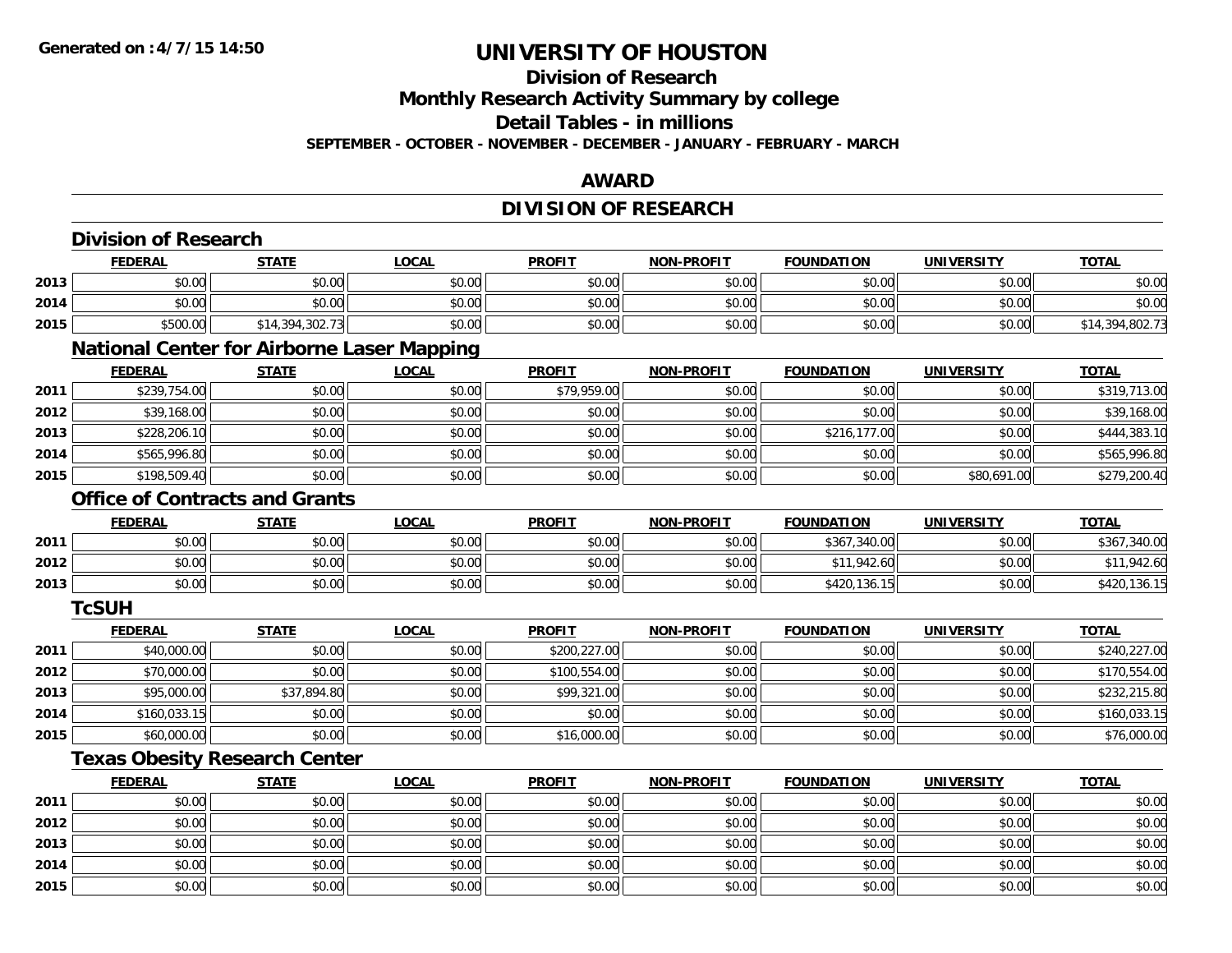**Generated on :4/7/15 14:50**

# UNIVERSITY OF HOUSTON

## Division of Research

## Monthly Research Activity Summary by college

## Detail Tables - in millions

**SEPTEMBER - OCTOBER - NOVEMBER - DECEMBER - JANUARY - FEBRUARY - MARCH**

## AWARD

## DIVISION OF RESEARCH

### Division of Research

| | FEDERAL | STATE | LOCAL | PROFIT | NON-PROFIT | FOUNDATION | UNIVERSITY | TOTAL |
|---|---|---|---|---|---|---|---|---|
| 2013 | $0.00 | $0.00 | $0.00 | $0.00 | $0.00 | $0.00 | $0.00 | $0.00 |
| 2014 | $0.00 | $0.00 | $0.00 | $0.00 | $0.00 | $0.00 | $0.00 | $0.00 |
| 2015 | $500.00 | $14,394,302.73 | $0.00 | $0.00 | $0.00 | $0.00 | $0.00 | $14,394,802.73 |

### National Center for Airborne Laser Mapping

| | FEDERAL | STATE | LOCAL | PROFIT | NON-PROFIT | FOUNDATION | UNIVERSITY | TOTAL |
|---|---|---|---|---|---|---|---|---|
| 2011 | $239,754.00 | $0.00 | $0.00 | $79,959.00 | $0.00 | $0.00 | $0.00 | $319,713.00 |
| 2012 | $39,168.00 | $0.00 | $0.00 | $0.00 | $0.00 | $0.00 | $0.00 | $39,168.00 |
| 2013 | $228,206.10 | $0.00 | $0.00 | $0.00 | $0.00 | $216,177.00 | $0.00 | $444,383.10 |
| 2014 | $565,996.80 | $0.00 | $0.00 | $0.00 | $0.00 | $0.00 | $0.00 | $565,996.80 |
| 2015 | $198,509.40 | $0.00 | $0.00 | $0.00 | $0.00 | $0.00 | $80,691.00 | $279,200.40 |

### Office of Contracts and Grants

| | FEDERAL | STATE | LOCAL | PROFIT | NON-PROFIT | FOUNDATION | UNIVERSITY | TOTAL |
|---|---|---|---|---|---|---|---|---|
| 2011 | $0.00 | $0.00 | $0.00 | $0.00 | $0.00 | $367,340.00 | $0.00 | $367,340.00 |
| 2012 | $0.00 | $0.00 | $0.00 | $0.00 | $0.00 | $11,942.60 | $0.00 | $11,942.60 |
| 2013 | $0.00 | $0.00 | $0.00 | $0.00 | $0.00 | $420,136.15 | $0.00 | $420,136.15 |

### TcSUH

| | FEDERAL | STATE | LOCAL | PROFIT | NON-PROFIT | FOUNDATION | UNIVERSITY | TOTAL |
|---|---|---|---|---|---|---|---|---|
| 2011 | $40,000.00 | $0.00 | $0.00 | $200,227.00 | $0.00 | $0.00 | $0.00 | $240,227.00 |
| 2012 | $70,000.00 | $0.00 | $0.00 | $100,554.00 | $0.00 | $0.00 | $0.00 | $170,554.00 |
| 2013 | $95,000.00 | $37,894.80 | $0.00 | $99,321.00 | $0.00 | $0.00 | $0.00 | $232,215.80 |
| 2014 | $160,033.15 | $0.00 | $0.00 | $0.00 | $0.00 | $0.00 | $0.00 | $160,033.15 |
| 2015 | $60,000.00 | $0.00 | $0.00 | $16,000.00 | $0.00 | $0.00 | $0.00 | $76,000.00 |

### Texas Obesity Research Center

| | FEDERAL | STATE | LOCAL | PROFIT | NON-PROFIT | FOUNDATION | UNIVERSITY | TOTAL |
|---|---|---|---|---|---|---|---|---|
| 2011 | $0.00 | $0.00 | $0.00 | $0.00 | $0.00 | $0.00 | $0.00 | $0.00 |
| 2012 | $0.00 | $0.00 | $0.00 | $0.00 | $0.00 | $0.00 | $0.00 | $0.00 |
| 2013 | $0.00 | $0.00 | $0.00 | $0.00 | $0.00 | $0.00 | $0.00 | $0.00 |
| 2014 | $0.00 | $0.00 | $0.00 | $0.00 | $0.00 | $0.00 | $0.00 | $0.00 |
| 2015 | $0.00 | $0.00 | $0.00 | $0.00 | $0.00 | $0.00 | $0.00 | $0.00 |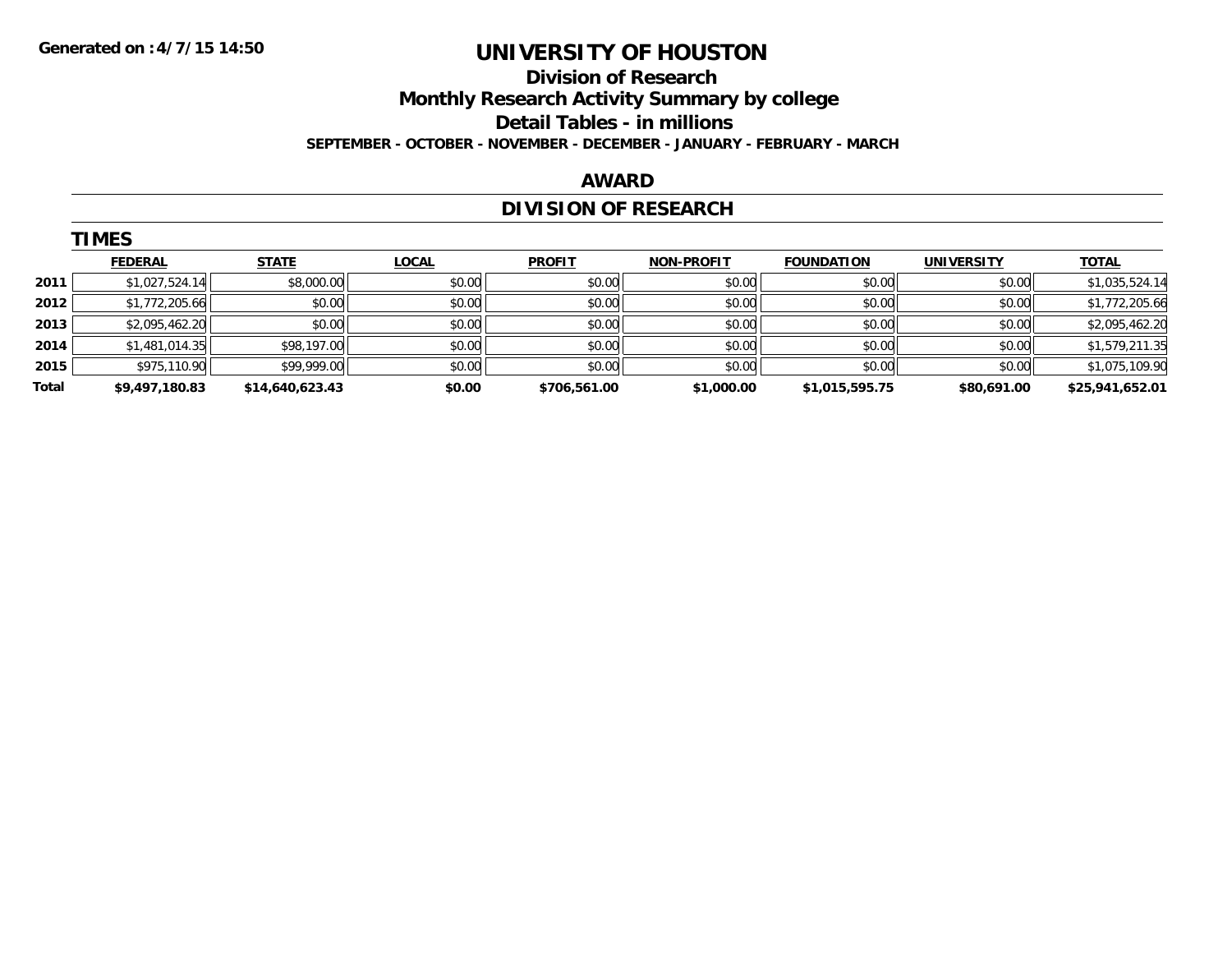**Generated on :4/7/15 14:50**

# UNIVERSITY OF HOUSTON

## Division of Research

## Monthly Research Activity Summary by college

## Detail Tables - in millions

**SEPTEMBER - OCTOBER - NOVEMBER - DECEMBER - JANUARY - FEBRUARY - MARCH**

## AWARD

## DIVISION OF RESEARCH

### TIMES

| | FEDERAL | STATE | LOCAL | PROFIT | NON-PROFIT | FOUNDATION | UNIVERSITY | TOTAL |
|---|---|---|---|---|---|---|---|---|
| **2011** | $1,027,524.14 | $8,000.00 | $0.00 | $0.00 | $0.00 | $0.00 | $0.00 | $1,035,524.14 |
| **2012** | $1,772,205.66 | $0.00 | $0.00 | $0.00 | $0.00 | $0.00 | $0.00 | $1,772,205.66 |
| **2013** | $2,095,462.20 | $0.00 | $0.00 | $0.00 | $0.00 | $0.00 | $0.00 | $2,095,462.20 |
| **2014** | $1,481,014.35 | $98,197.00 | $0.00 | $0.00 | $0.00 | $0.00 | $0.00 | $1,579,211.35 |
| **2015** | $975,110.90 | $99,999.00 | $0.00 | $0.00 | $0.00 | $0.00 | $0.00 | $1,075,109.90 |
| **Total** | **$9,497,180.83** | **$14,640,623.43** | **$0.00** | **$706,561.00** | **$1,000.00** | **$1,015,595.75** | **$80,691.00** | **$25,941,652.01** |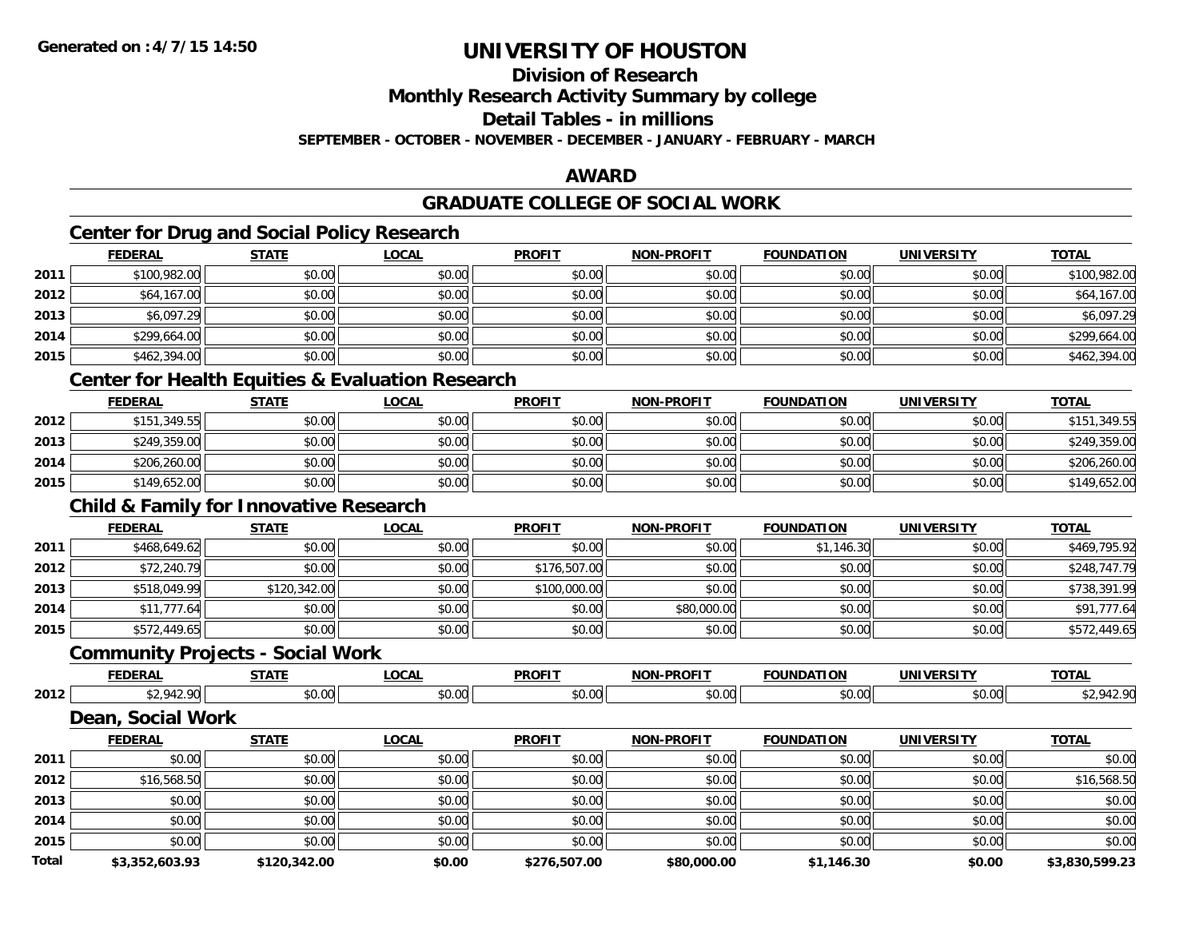# UNIVERSITY OF HOUSTON

## Division of Research

## Monthly Research Activity Summary by college

## Detail Tables - in millions

**SEPTEMBER - OCTOBER - NOVEMBER - DECEMBER - JANUARY - FEBRUARY - MARCH**

## AWARD

## GRADUATE COLLEGE OF SOCIAL WORK

### Center for Drug and Social Policy Research

| | FEDERAL | STATE | LOCAL | PROFIT | NON-PROFIT | FOUNDATION | UNIVERSITY | TOTAL |
|---|---|---|---|---|---|---|---|---|
| 2011 | $100,982.00 | $0.00 | $0.00 | $0.00 | $0.00 | $0.00 | $0.00 | $100,982.00 |
| 2012 | $64,167.00 | $0.00 | $0.00 | $0.00 | $0.00 | $0.00 | $0.00 | $64,167.00 |
| 2013 | $6,097.29 | $0.00 | $0.00 | $0.00 | $0.00 | $0.00 | $0.00 | $6,097.29 |
| 2014 | $299,664.00 | $0.00 | $0.00 | $0.00 | $0.00 | $0.00 | $0.00 | $299,664.00 |
| 2015 | $462,394.00 | $0.00 | $0.00 | $0.00 | $0.00 | $0.00 | $0.00 | $462,394.00 |

### Center for Health Equities & Evaluation Research

| | FEDERAL | STATE | LOCAL | PROFIT | NON-PROFIT | FOUNDATION | UNIVERSITY | TOTAL |
|---|---|---|---|---|---|---|---|---|
| 2012 | $151,349.55 | $0.00 | $0.00 | $0.00 | $0.00 | $0.00 | $0.00 | $151,349.55 |
| 2013 | $249,359.00 | $0.00 | $0.00 | $0.00 | $0.00 | $0.00 | $0.00 | $249,359.00 |
| 2014 | $206,260.00 | $0.00 | $0.00 | $0.00 | $0.00 | $0.00 | $0.00 | $206,260.00 |
| 2015 | $149,652.00 | $0.00 | $0.00 | $0.00 | $0.00 | $0.00 | $0.00 | $149,652.00 |

### Child & Family for Innovative Research

| | FEDERAL | STATE | LOCAL | PROFIT | NON-PROFIT | FOUNDATION | UNIVERSITY | TOTAL |
|---|---|---|---|---|---|---|---|---|
| 2011 | $468,649.62 | $0.00 | $0.00 | $0.00 | $0.00 | $1,146.30 | $0.00 | $469,795.92 |
| 2012 | $72,240.79 | $0.00 | $0.00 | $176,507.00 | $0.00 | $0.00 | $0.00 | $248,747.79 |
| 2013 | $518,049.99 | $120,342.00 | $0.00 | $100,000.00 | $0.00 | $0.00 | $0.00 | $738,391.99 |
| 2014 | $11,777.64 | $0.00 | $0.00 | $0.00 | $80,000.00 | $0.00 | $0.00 | $91,777.64 |
| 2015 | $572,449.65 | $0.00 | $0.00 | $0.00 | $0.00 | $0.00 | $0.00 | $572,449.65 |

### Community Projects - Social Work

| | FEDERAL | STATE | LOCAL | PROFIT | NON-PROFIT | FOUNDATION | UNIVERSITY | TOTAL |
|---|---|---|---|---|---|---|---|---|
| 2012 | $2,942.90 | $0.00 | $0.00 | $0.00 | $0.00 | $0.00 | $0.00 | $2,942.90 |

### Dean, Social Work

| | FEDERAL | STATE | LOCAL | PROFIT | NON-PROFIT | FOUNDATION | UNIVERSITY | TOTAL |
|---|---|---|---|---|---|---|---|---|
| 2011 | $0.00 | $0.00 | $0.00 | $0.00 | $0.00 | $0.00 | $0.00 | $0.00 |
| 2012 | $16,568.50 | $0.00 | $0.00 | $0.00 | $0.00 | $0.00 | $0.00 | $16,568.50 |
| 2013 | $0.00 | $0.00 | $0.00 | $0.00 | $0.00 | $0.00 | $0.00 | $0.00 |
| 2014 | $0.00 | $0.00 | $0.00 | $0.00 | $0.00 | $0.00 | $0.00 | $0.00 |
| 2015 | $0.00 | $0.00 | $0.00 | $0.00 | $0.00 | $0.00 | $0.00 | $0.00 |
| **Total** | **$3,352,603.93** | **$120,342.00** | **$0.00** | **$276,507.00** | **$80,000.00** | **$1,146.30** | **$0.00** | **$3,830,599.23** |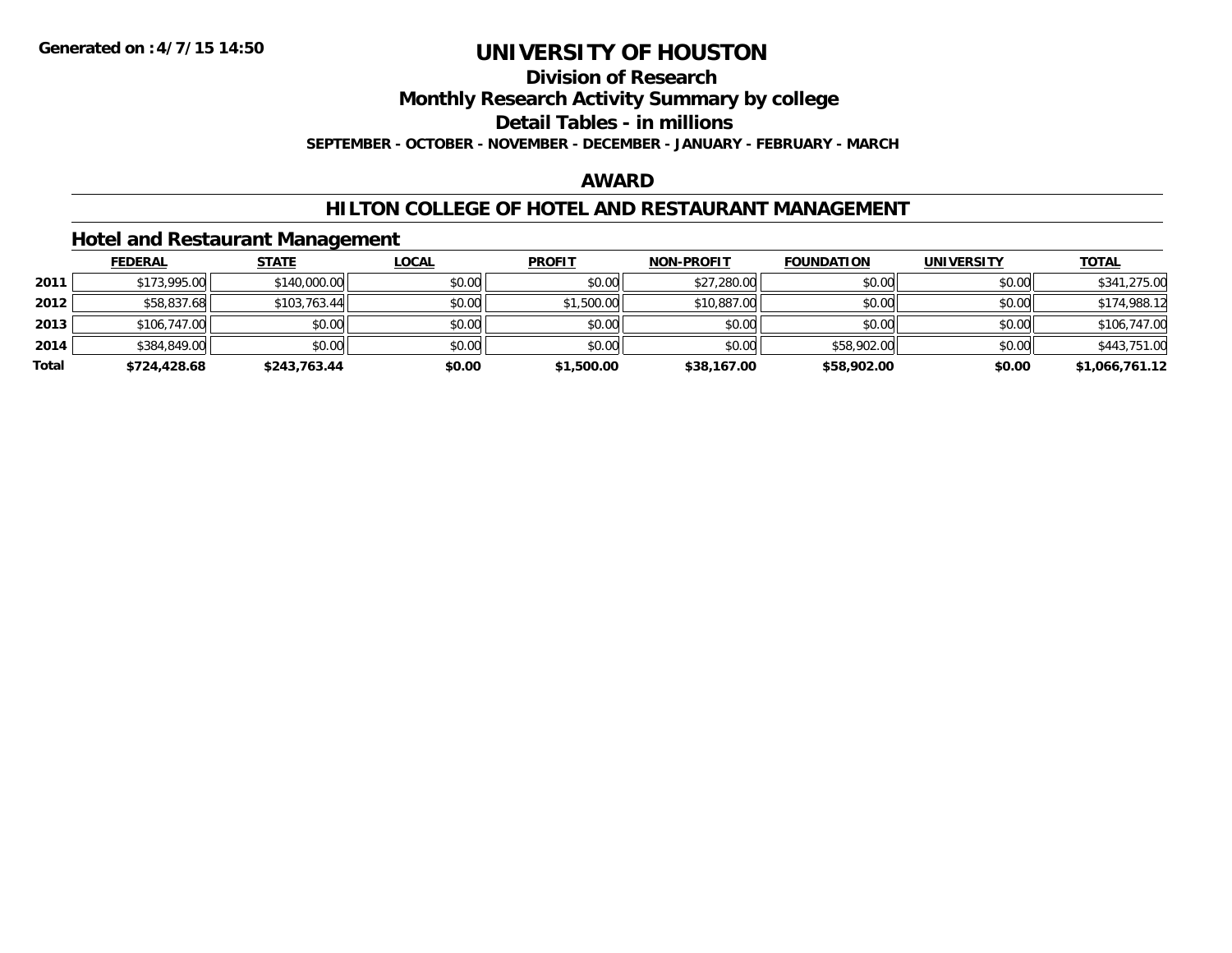Generated on :4/7/15 14:50

# UNIVERSITY OF HOUSTON

## Division of Research

## Monthly Research Activity Summary by college

## Detail Tables - in millions

**SEPTEMBER - OCTOBER - NOVEMBER - DECEMBER - JANUARY - FEBRUARY - MARCH**

## AWARD

## HILTON COLLEGE OF HOTEL AND RESTAURANT MANAGEMENT

### Hotel and Restaurant Management

| | FEDERAL | STATE | LOCAL | PROFIT | NON-PROFIT | FOUNDATION | UNIVERSITY | TOTAL |
|---|---|---|---|---|---|---|---|---|
| 2011 | $173,995.00 | $140,000.00 | $0.00 | $0.00 | $27,280.00 | $0.00 | $0.00 | $341,275.00 |
| 2012 | $58,837.68 | $103,763.44 | $0.00 | $1,500.00 | $10,887.00 | $0.00 | $0.00 | $174,988.12 |
| 2013 | $106,747.00 | $0.00 | $0.00 | $0.00 | $0.00 | $0.00 | $0.00 | $106,747.00 |
| 2014 | $384,849.00 | $0.00 | $0.00 | $0.00 | $0.00 | $58,902.00 | $0.00 | $443,751.00 |
| **Total** | **$724,428.68** | **$243,763.44** | **$0.00** | **$1,500.00** | **$38,167.00** | **$58,902.00** | **$0.00** | **$1,066,761.12** |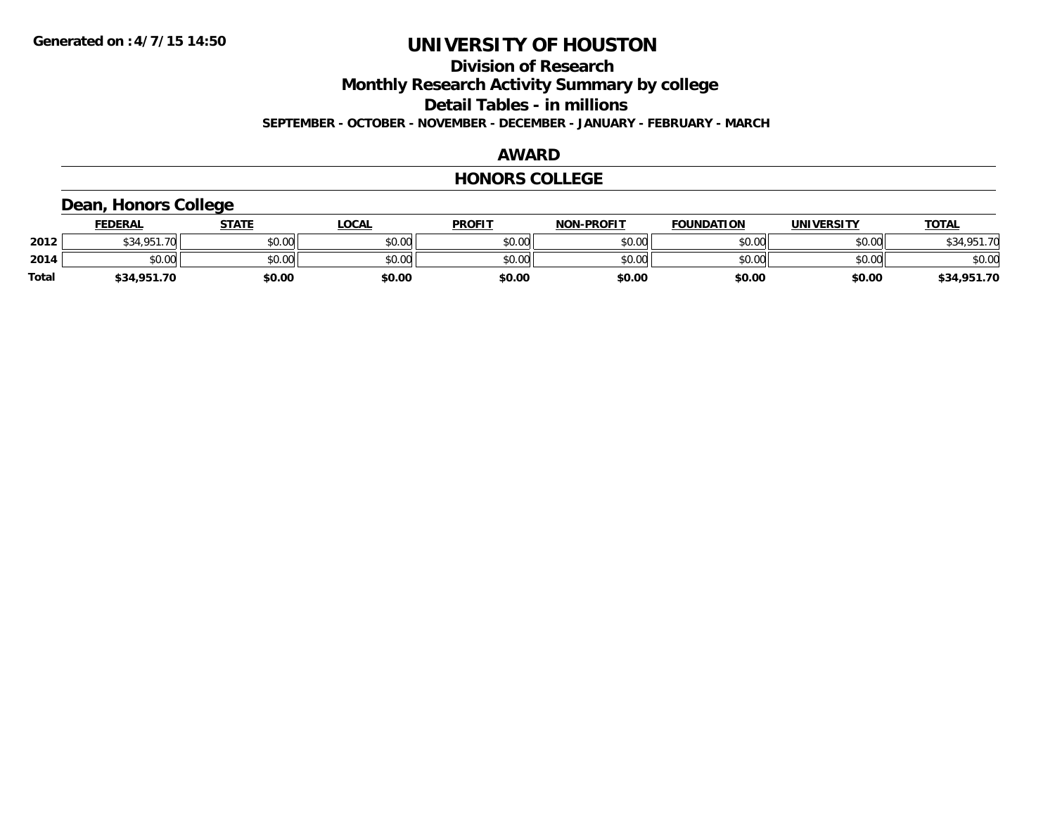# UNIVERSITY OF HOUSTON

## Division of Research

## Monthly Research Activity Summary by college

## Detail Tables - in millions

**SEPTEMBER - OCTOBER - NOVEMBER - DECEMBER - JANUARY - FEBRUARY - MARCH**

## AWARD

## HONORS COLLEGE

### Dean, Honors College

| | FEDERAL | STATE | LOCAL | PROFIT | NON-PROFIT | FOUNDATION | UNIVERSITY | TOTAL |
|---|---|---|---|---|---|---|---|---|
| 2012 | $34,951.70 | $0.00 | $0.00 | $0.00 | $0.00 | $0.00 | $0.00 | $34,951.70 |
| 2014 | $0.00 | $0.00 | $0.00 | $0.00 | $0.00 | $0.00 | $0.00 | $0.00 |
| Total | **$34,951.70** | **$0.00** | **$0.00** | **$0.00** | **$0.00** | **$0.00** | **$0.00** | **$34,951.70** |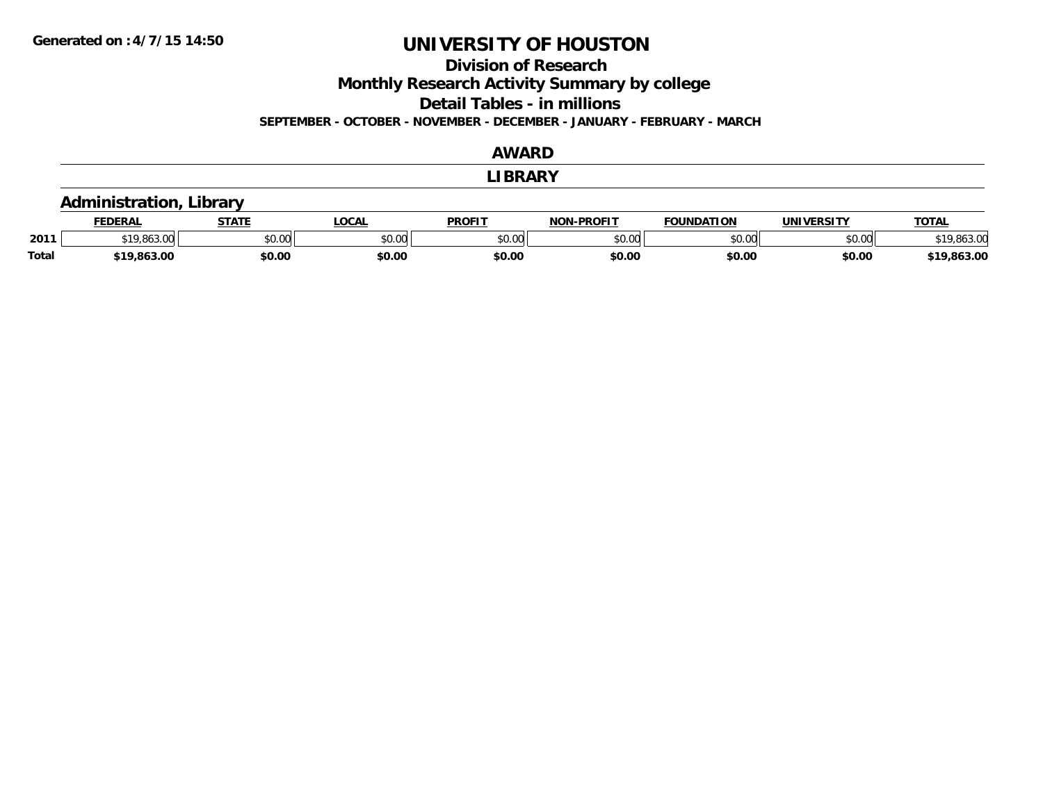# UNIVERSITY OF HOUSTON

## Division of Research

## Monthly Research Activity Summary by college

## Detail Tables - in millions

**SEPTEMBER - OCTOBER - NOVEMBER - DECEMBER - JANUARY - FEBRUARY - MARCH**

## AWARD

## LIBRARY

### Administration, Library

| | FEDERAL | STATE | LOCAL | PROFIT | NON-PROFIT | FOUNDATION | UNIVERSITY | TOTAL |
|---|---|---|---|---|---|---|---|---|
| 2011 | $19,863.00 | $0.00 | $0.00 | $0.00 | $0.00 | $0.00 | $0.00 | $19,863.00 |
| **Total** | **$19,863.00** | **$0.00** | **$0.00** | **$0.00** | **$0.00** | **$0.00** | **$0.00** | **$19,863.00** |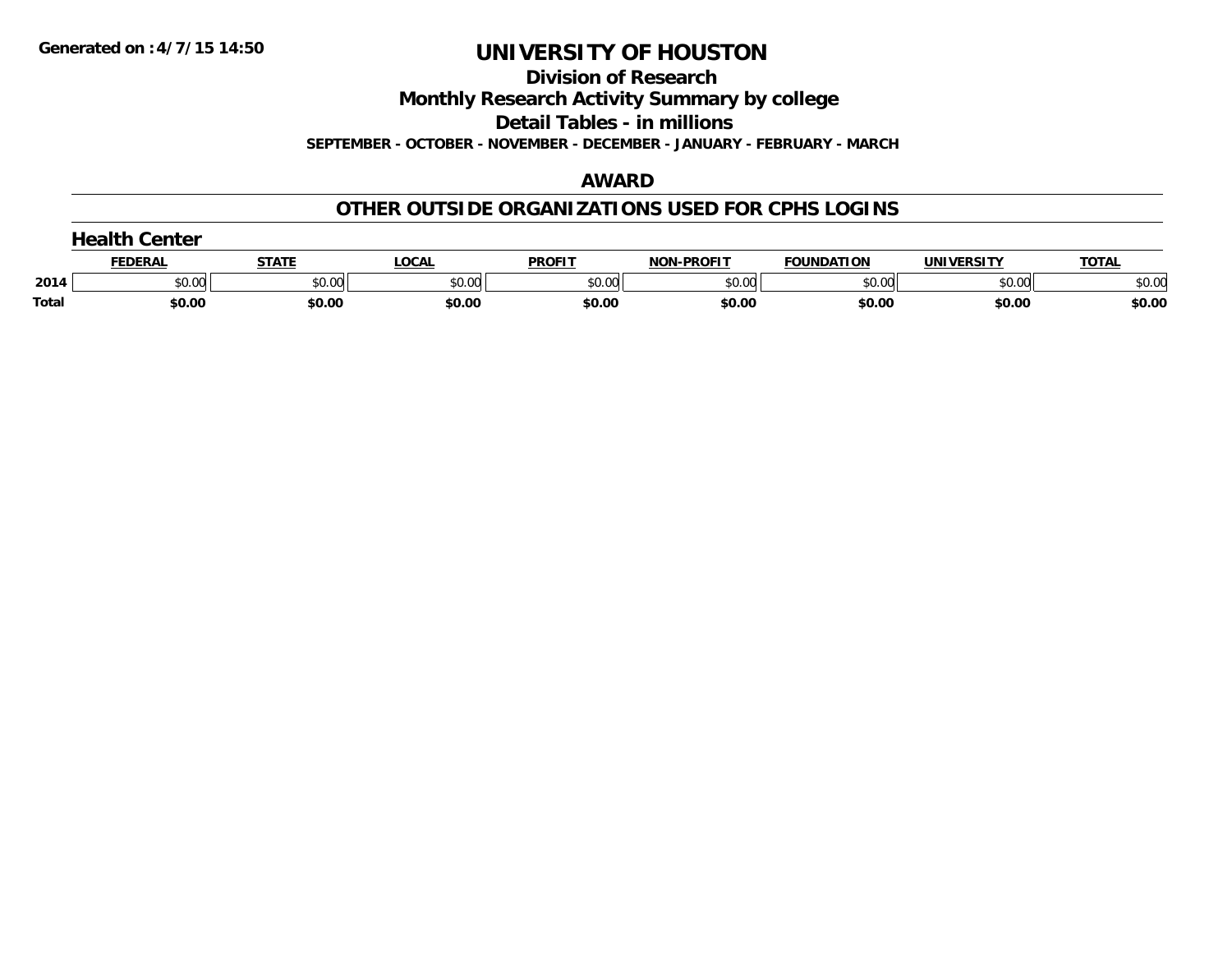Generated on :4/7/15 14:50

# UNIVERSITY OF HOUSTON

## Division of Research

## Monthly Research Activity Summary by college

## Detail Tables - in millions

**SEPTEMBER - OCTOBER - NOVEMBER - DECEMBER - JANUARY - FEBRUARY - MARCH**

## AWARD

## OTHER OUTSIDE ORGANIZATIONS USED FOR CPHS LOGINS

### Health Center

| | FEDERAL | STATE | LOCAL | PROFIT | NON-PROFIT | FOUNDATION | UNIVERSITY | TOTAL |
|---|---|---|---|---|---|---|---|---|
| 2014 | $0.00 | $0.00 | $0.00 | $0.00 | $0.00 | $0.00 | $0.00 | $0.00 |
| **Total** | **$0.00** | **$0.00** | **$0.00** | **$0.00** | **$0.00** | **$0.00** | **$0.00** | **$0.00** |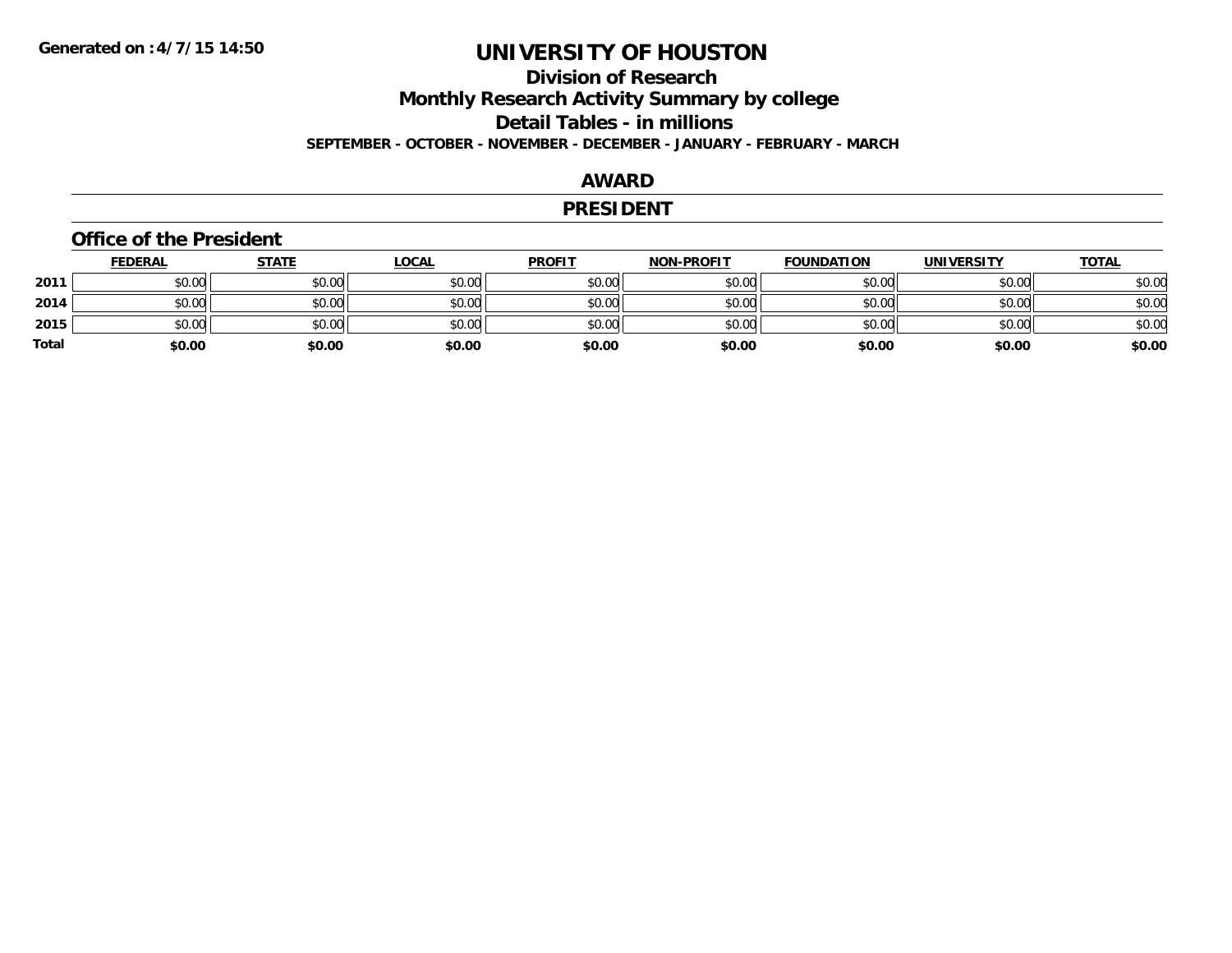# UNIVERSITY OF HOUSTON

## Division of Research

## Monthly Research Activity Summary by college

## Detail Tables - in millions

**SEPTEMBER - OCTOBER - NOVEMBER - DECEMBER - JANUARY - FEBRUARY - MARCH**

## AWARD

## PRESIDENT

### Office of the President

| | FEDERAL | STATE | LOCAL | PROFIT | NON-PROFIT | FOUNDATION | UNIVERSITY | TOTAL |
|---|---|---|---|---|---|---|---|---|
| 2011 | $0.00 | $0.00 | $0.00 | $0.00 | $0.00 | $0.00 | $0.00 | $0.00 |
| 2014 | $0.00 | $0.00 | $0.00 | $0.00 | $0.00 | $0.00 | $0.00 | $0.00 |
| 2015 | $0.00 | $0.00 | $0.00 | $0.00 | $0.00 | $0.00 | $0.00 | $0.00 |
| **Total** | **$0.00** | **$0.00** | **$0.00** | **$0.00** | **$0.00** | **$0.00** | **$0.00** | **$0.00** |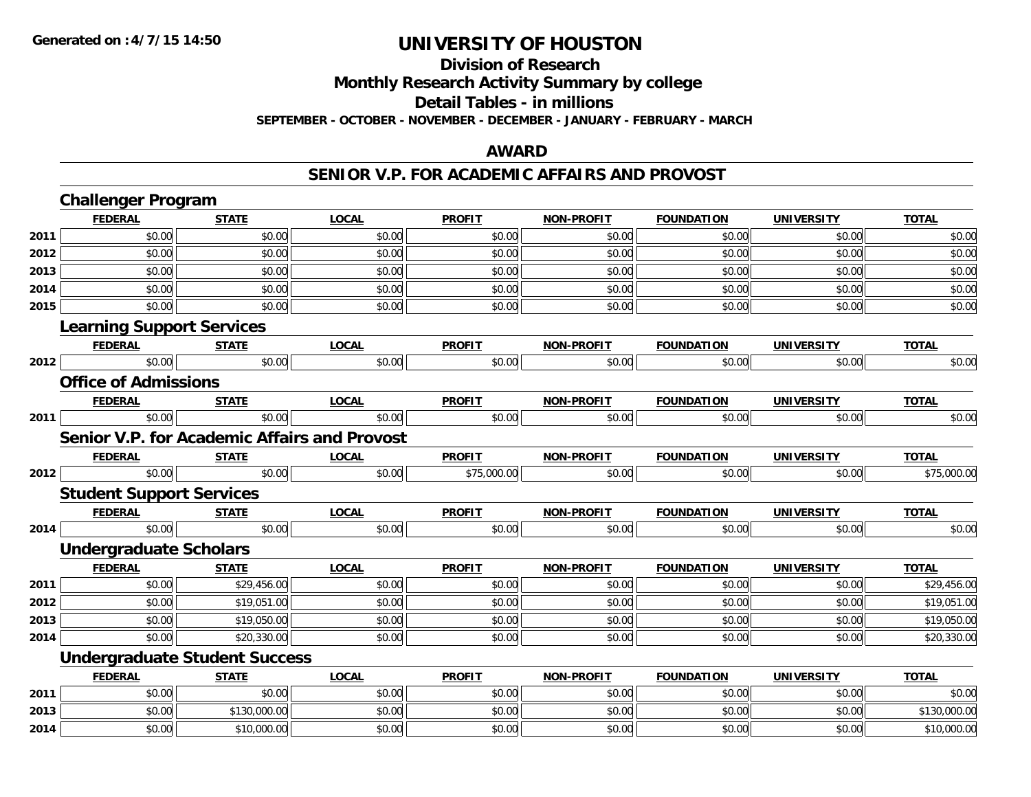# UNIVERSITY OF HOUSTON

## Division of Research
## Monthly Research Activity Summary by college
## Detail Tables - in millions

**SEPTEMBER - OCTOBER - NOVEMBER - DECEMBER - JANUARY - FEBRUARY - MARCH**

## AWARD

## SENIOR V.P. FOR ACADEMIC AFFAIRS AND PROVOST

### Challenger Program

| | FEDERAL | STATE | LOCAL | PROFIT | NON-PROFIT | FOUNDATION | UNIVERSITY | TOTAL |
|---|---|---|---|---|---|---|---|---|
| 2011 | $0.00 | $0.00 | $0.00 | $0.00 | $0.00 | $0.00 | $0.00 | $0.00 |
| 2012 | $0.00 | $0.00 | $0.00 | $0.00 | $0.00 | $0.00 | $0.00 | $0.00 |
| 2013 | $0.00 | $0.00 | $0.00 | $0.00 | $0.00 | $0.00 | $0.00 | $0.00 |
| 2014 | $0.00 | $0.00 | $0.00 | $0.00 | $0.00 | $0.00 | $0.00 | $0.00 |
| 2015 | $0.00 | $0.00 | $0.00 | $0.00 | $0.00 | $0.00 | $0.00 | $0.00 |

### Learning Support Services

| | FEDERAL | STATE | LOCAL | PROFIT | NON-PROFIT | FOUNDATION | UNIVERSITY | TOTAL |
|---|---|---|---|---|---|---|---|---|
| 2012 | $0.00 | $0.00 | $0.00 | $0.00 | $0.00 | $0.00 | $0.00 | $0.00 |

### Office of Admissions

| | FEDERAL | STATE | LOCAL | PROFIT | NON-PROFIT | FOUNDATION | UNIVERSITY | TOTAL |
|---|---|---|---|---|---|---|---|---|
| 2011 | $0.00 | $0.00 | $0.00 | $0.00 | $0.00 | $0.00 | $0.00 | $0.00 |

### Senior V.P. for Academic Affairs and Provost

| | FEDERAL | STATE | LOCAL | PROFIT | NON-PROFIT | FOUNDATION | UNIVERSITY | TOTAL |
|---|---|---|---|---|---|---|---|---|
| 2012 | $0.00 | $0.00 | $0.00 | $75,000.00 | $0.00 | $0.00 | $0.00 | $75,000.00 |

### Student Support Services

| | FEDERAL | STATE | LOCAL | PROFIT | NON-PROFIT | FOUNDATION | UNIVERSITY | TOTAL |
|---|---|---|---|---|---|---|---|---|
| 2014 | $0.00 | $0.00 | $0.00 | $0.00 | $0.00 | $0.00 | $0.00 | $0.00 |

### Undergraduate Scholars

| | FEDERAL | STATE | LOCAL | PROFIT | NON-PROFIT | FOUNDATION | UNIVERSITY | TOTAL |
|---|---|---|---|---|---|---|---|---|
| 2011 | $0.00 | $29,456.00 | $0.00 | $0.00 | $0.00 | $0.00 | $0.00 | $29,456.00 |
| 2012 | $0.00 | $19,051.00 | $0.00 | $0.00 | $0.00 | $0.00 | $0.00 | $19,051.00 |
| 2013 | $0.00 | $19,050.00 | $0.00 | $0.00 | $0.00 | $0.00 | $0.00 | $19,050.00 |
| 2014 | $0.00 | $20,330.00 | $0.00 | $0.00 | $0.00 | $0.00 | $0.00 | $20,330.00 |

### Undergraduate Student Success

| | FEDERAL | STATE | LOCAL | PROFIT | NON-PROFIT | FOUNDATION | UNIVERSITY | TOTAL |
|---|---|---|---|---|---|---|---|---|
| 2011 | $0.00 | $0.00 | $0.00 | $0.00 | $0.00 | $0.00 | $0.00 | $0.00 |
| 2013 | $0.00 | $130,000.00 | $0.00 | $0.00 | $0.00 | $0.00 | $0.00 | $130,000.00 |
| 2014 | $0.00 | $10,000.00 | $0.00 | $0.00 | $0.00 | $0.00 | $0.00 | $10,000.00 |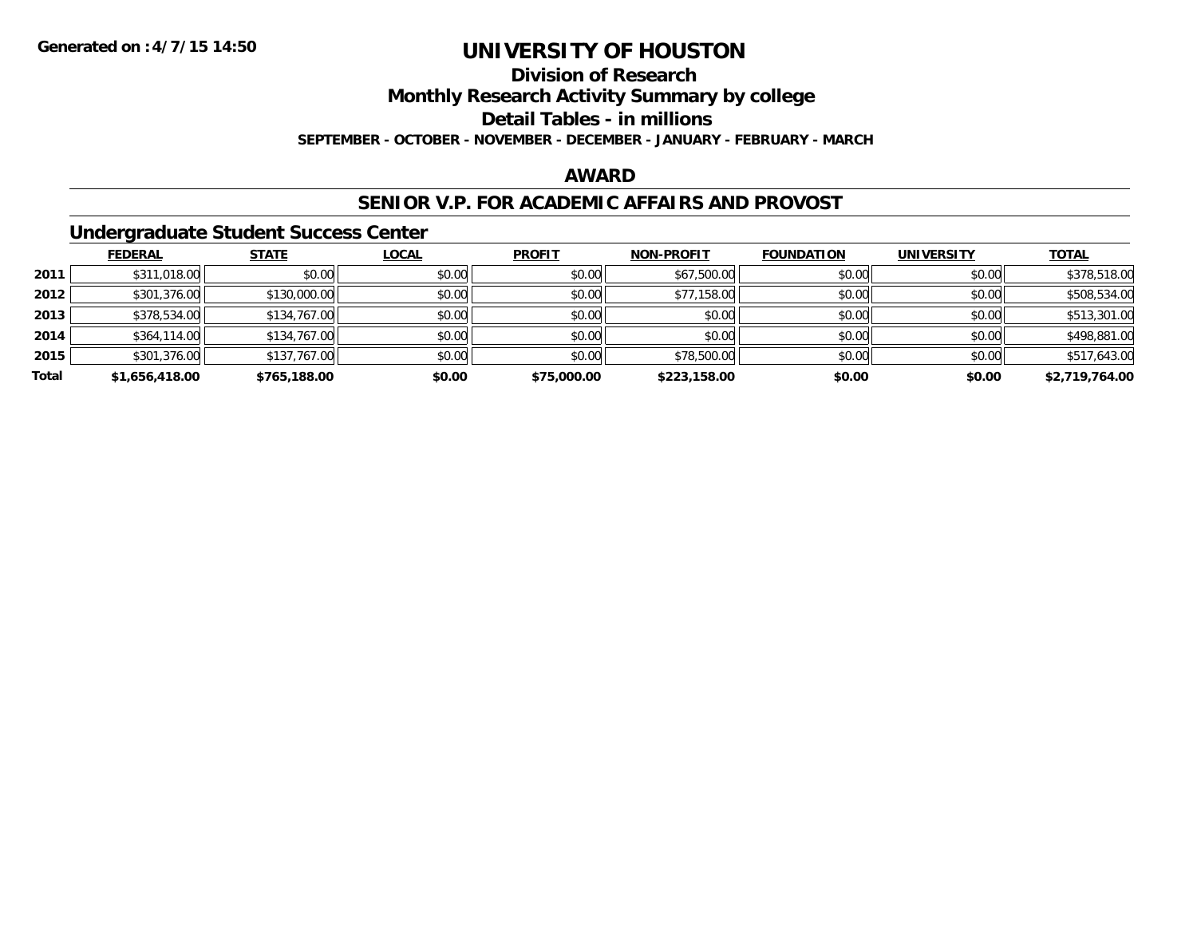**Generated on :4/7/15 14:50**

# UNIVERSITY OF HOUSTON

## Division of Research

## Monthly Research Activity Summary by college

## Detail Tables - in millions

**SEPTEMBER - OCTOBER - NOVEMBER - DECEMBER - JANUARY - FEBRUARY - MARCH**

## AWARD

## SENIOR V.P. FOR ACADEMIC AFFAIRS AND PROVOST

### Undergraduate Student Success Center

| | FEDERAL | STATE | LOCAL | PROFIT | NON-PROFIT | FOUNDATION | UNIVERSITY | TOTAL |
|---|---|---|---|---|---|---|---|---|
| 2011 | $311,018.00 | $0.00 | $0.00 | $0.00 | $67,500.00 | $0.00 | $0.00 | $378,518.00 |
| 2012 | $301,376.00 | $130,000.00 | $0.00 | $0.00 | $77,158.00 | $0.00 | $0.00 | $508,534.00 |
| 2013 | $378,534.00 | $134,767.00 | $0.00 | $0.00 | $0.00 | $0.00 | $0.00 | $513,301.00 |
| 2014 | $364,114.00 | $134,767.00 | $0.00 | $0.00 | $0.00 | $0.00 | $0.00 | $498,881.00 |
| 2015 | $301,376.00 | $137,767.00 | $0.00 | $0.00 | $78,500.00 | $0.00 | $0.00 | $517,643.00 |
| **Total** | **$1,656,418.00** | **$765,188.00** | **$0.00** | **$75,000.00** | **$223,158.00** | **$0.00** | **$0.00** | **$2,719,764.00** |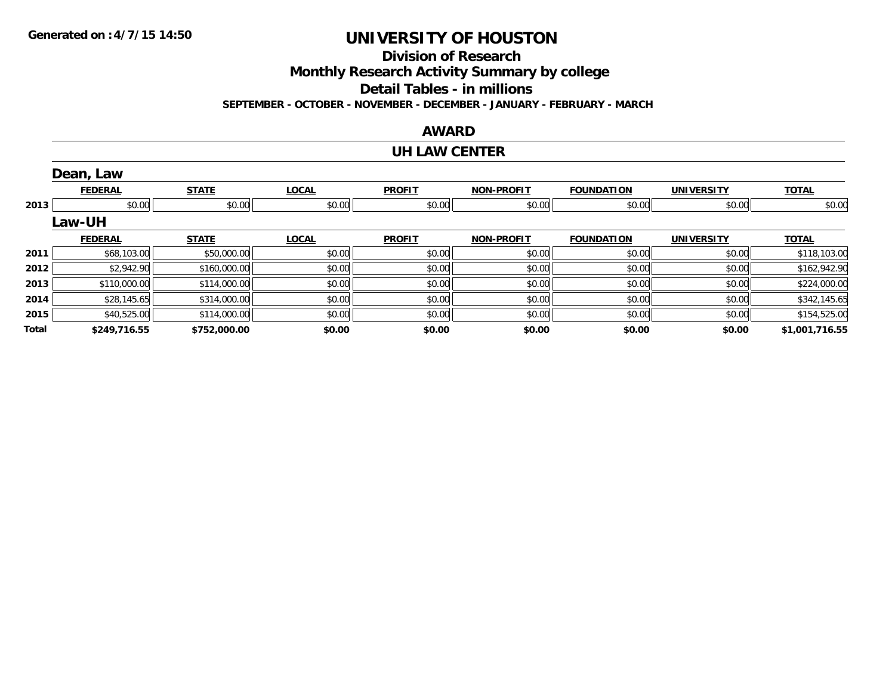Generated on :4/7/15 14:50

# UNIVERSITY OF HOUSTON

## Division of Research

## Monthly Research Activity Summary by college

## Detail Tables - in millions

**SEPTEMBER - OCTOBER - NOVEMBER - DECEMBER - JANUARY - FEBRUARY - MARCH**

## AWARD

## UH LAW CENTER

### Dean, Law

| | FEDERAL | STATE | LOCAL | PROFIT | NON-PROFIT | FOUNDATION | UNIVERSITY | TOTAL |
|---|---|---|---|---|---|---|---|---|
| 2013 | $0.00 | $0.00 | $0.00 | $0.00 | $0.00 | $0.00 | $0.00 | $0.00 |

### Law-UH

| | FEDERAL | STATE | LOCAL | PROFIT | NON-PROFIT | FOUNDATION | UNIVERSITY | TOTAL |
|---|---|---|---|---|---|---|---|---|
| 2011 | $68,103.00 | $50,000.00 | $0.00 | $0.00 | $0.00 | $0.00 | $0.00 | $118,103.00 |
| 2012 | $2,942.90 | $160,000.00 | $0.00 | $0.00 | $0.00 | $0.00 | $0.00 | $162,942.90 |
| 2013 | $110,000.00 | $114,000.00 | $0.00 | $0.00 | $0.00 | $0.00 | $0.00 | $224,000.00 |
| 2014 | $28,145.65 | $314,000.00 | $0.00 | $0.00 | $0.00 | $0.00 | $0.00 | $342,145.65 |
| 2015 | $40,525.00 | $114,000.00 | $0.00 | $0.00 | $0.00 | $0.00 | $0.00 | $154,525.00 |
| **Total** | **$249,716.55** | **$752,000.00** | **$0.00** | **$0.00** | **$0.00** | **$0.00** | **$0.00** | **$1,001,716.55** |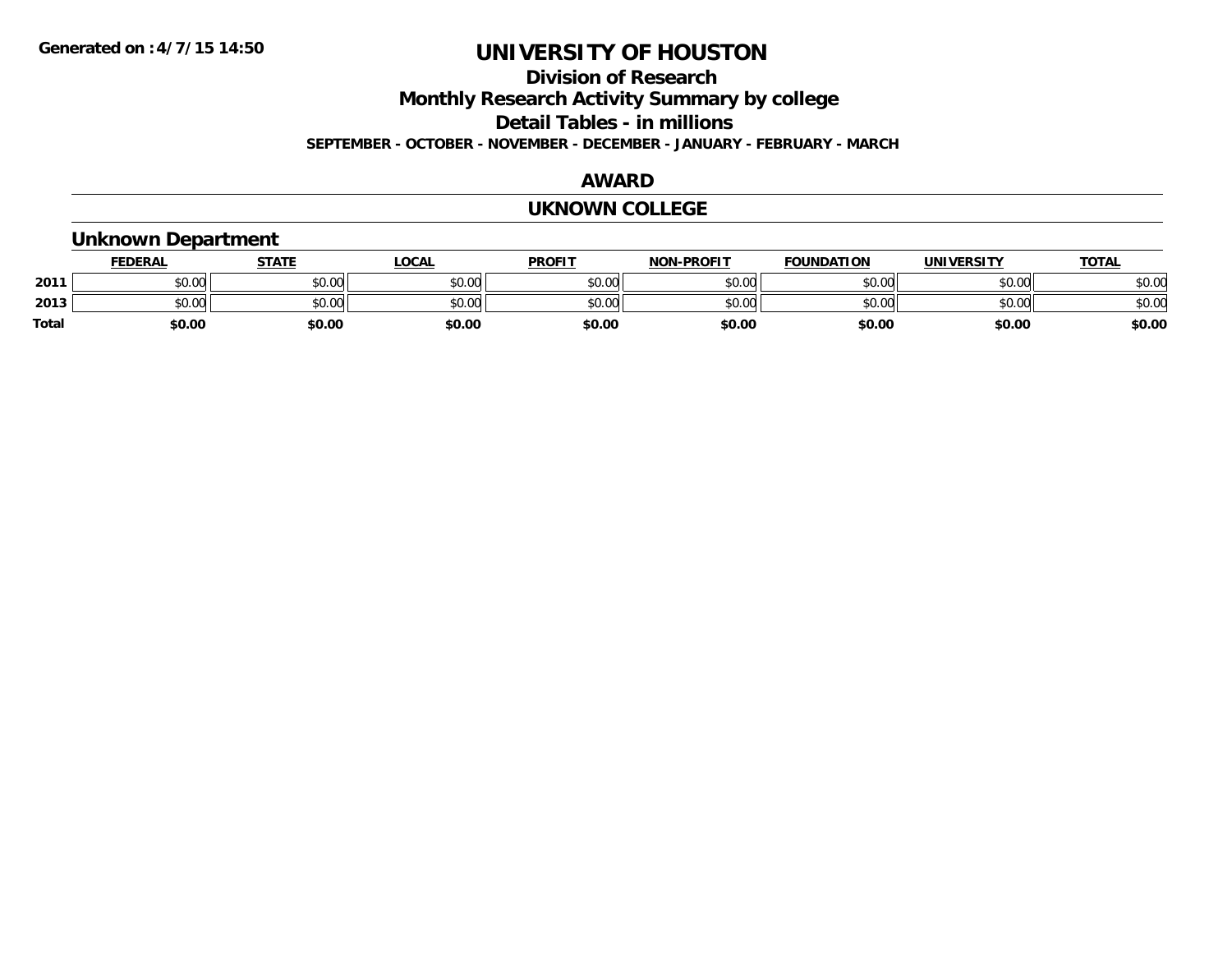# UNIVERSITY OF HOUSTON

## Division of Research

## Monthly Research Activity Summary by college

## Detail Tables - in millions

**SEPTEMBER - OCTOBER - NOVEMBER - DECEMBER - JANUARY - FEBRUARY - MARCH**

## AWARD

## UKNOWN COLLEGE

### Unknown Department

| | FEDERAL | STATE | LOCAL | PROFIT | NON-PROFIT | FOUNDATION | UNIVERSITY | TOTAL |
|---|---|---|---|---|---|---|---|---|
| **2011** | $0.00 | $0.00 | $0.00 | $0.00 | $0.00 | $0.00 | $0.00 | $0.00 |
| **2013** | $0.00 | $0.00 | $0.00 | $0.00 | $0.00 | $0.00 | $0.00 | $0.00 |
| **Total** | **$0.00** | **$0.00** | **$0.00** | **$0.00** | **$0.00** | **$0.00** | **$0.00** | **$0.00** |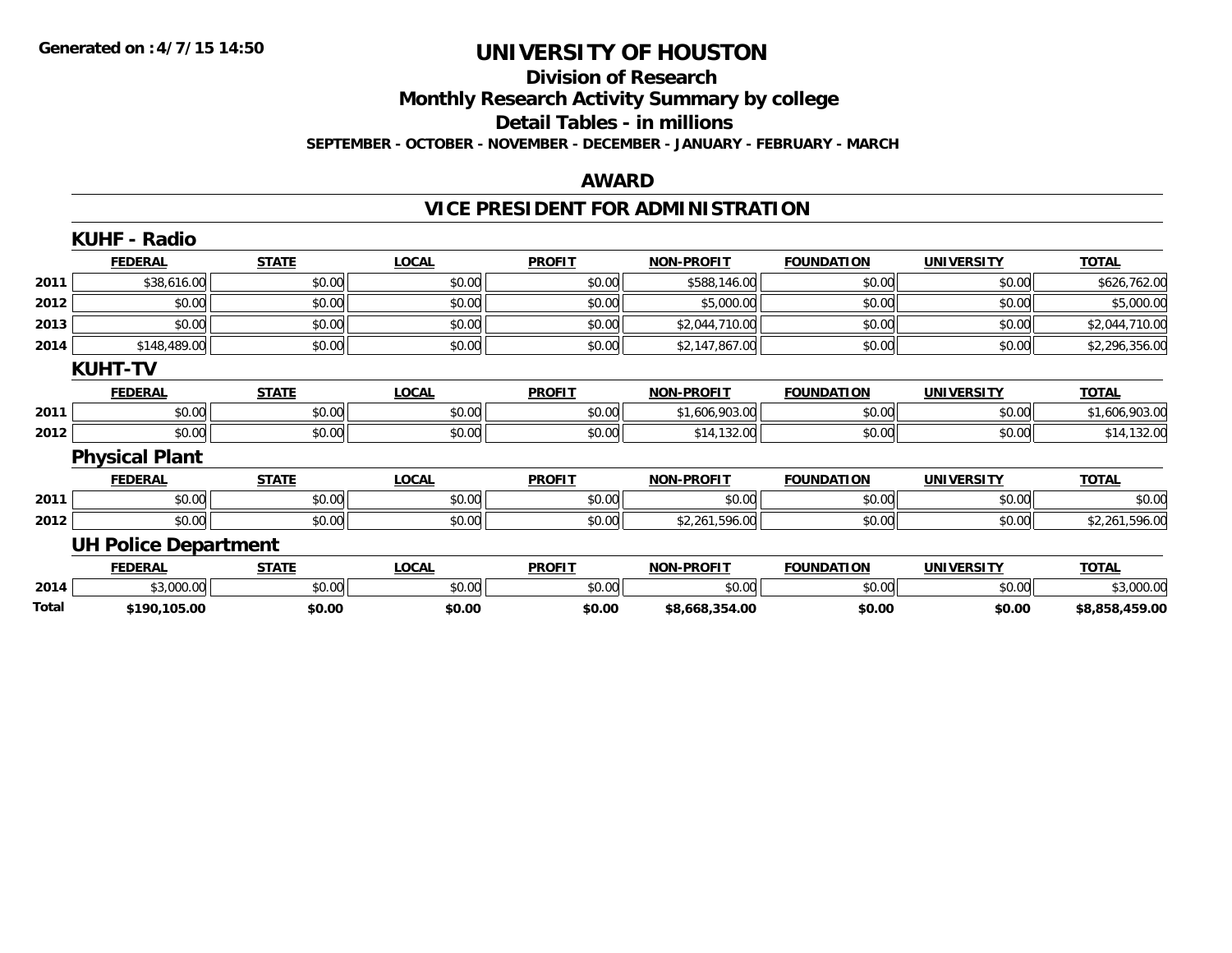# UNIVERSITY OF HOUSTON

## Division of Research

## Monthly Research Activity Summary by college

## Detail Tables - in millions

**SEPTEMBER - OCTOBER - NOVEMBER - DECEMBER - JANUARY - FEBRUARY - MARCH**

**Generated on : 4/7/15 14:50**

## AWARD

## VICE PRESIDENT FOR ADMINISTRATION

### KUHF - Radio

| | FEDERAL | STATE | LOCAL | PROFIT | NON-PROFIT | FOUNDATION | UNIVERSITY | TOTAL |
|---|---|---|---|---|---|---|---|---|
| 2011 | $38,616.00 | $0.00 | $0.00 | $0.00 | $588,146.00 | $0.00 | $0.00 | $626,762.00 |
| 2012 | $0.00 | $0.00 | $0.00 | $0.00 | $5,000.00 | $0.00 | $0.00 | $5,000.00 |
| 2013 | $0.00 | $0.00 | $0.00 | $0.00 | $2,044,710.00 | $0.00 | $0.00 | $2,044,710.00 |
| 2014 | $148,489.00 | $0.00 | $0.00 | $0.00 | $2,147,867.00 | $0.00 | $0.00 | $2,296,356.00 |

### KUHT-TV

| | FEDERAL | STATE | LOCAL | PROFIT | NON-PROFIT | FOUNDATION | UNIVERSITY | TOTAL |
|---|---|---|---|---|---|---|---|---|
| 2011 | $0.00 | $0.00 | $0.00 | $0.00 | $1,606,903.00 | $0.00 | $0.00 | $1,606,903.00 |
| 2012 | $0.00 | $0.00 | $0.00 | $0.00 | $14,132.00 | $0.00 | $0.00 | $14,132.00 |

### Physical Plant

| | FEDERAL | STATE | LOCAL | PROFIT | NON-PROFIT | FOUNDATION | UNIVERSITY | TOTAL |
|---|---|---|---|---|---|---|---|---|
| 2011 | $0.00 | $0.00 | $0.00 | $0.00 | $0.00 | $0.00 | $0.00 | $0.00 |
| 2012 | $0.00 | $0.00 | $0.00 | $0.00 | $2,261,596.00 | $0.00 | $0.00 | $2,261,596.00 |

### UH Police Department

| | FEDERAL | STATE | LOCAL | PROFIT | NON-PROFIT | FOUNDATION | UNIVERSITY | TOTAL |
|---|---|---|---|---|---|---|---|---|
| 2014 | $3,000.00 | $0.00 | $0.00 | $0.00 | $0.00 | $0.00 | $0.00 | $3,000.00 |
| **Total** | **$190,105.00** | **$0.00** | **$0.00** | **$0.00** | **$8,668,354.00** | **$0.00** | **$0.00** | **$8,858,459.00** |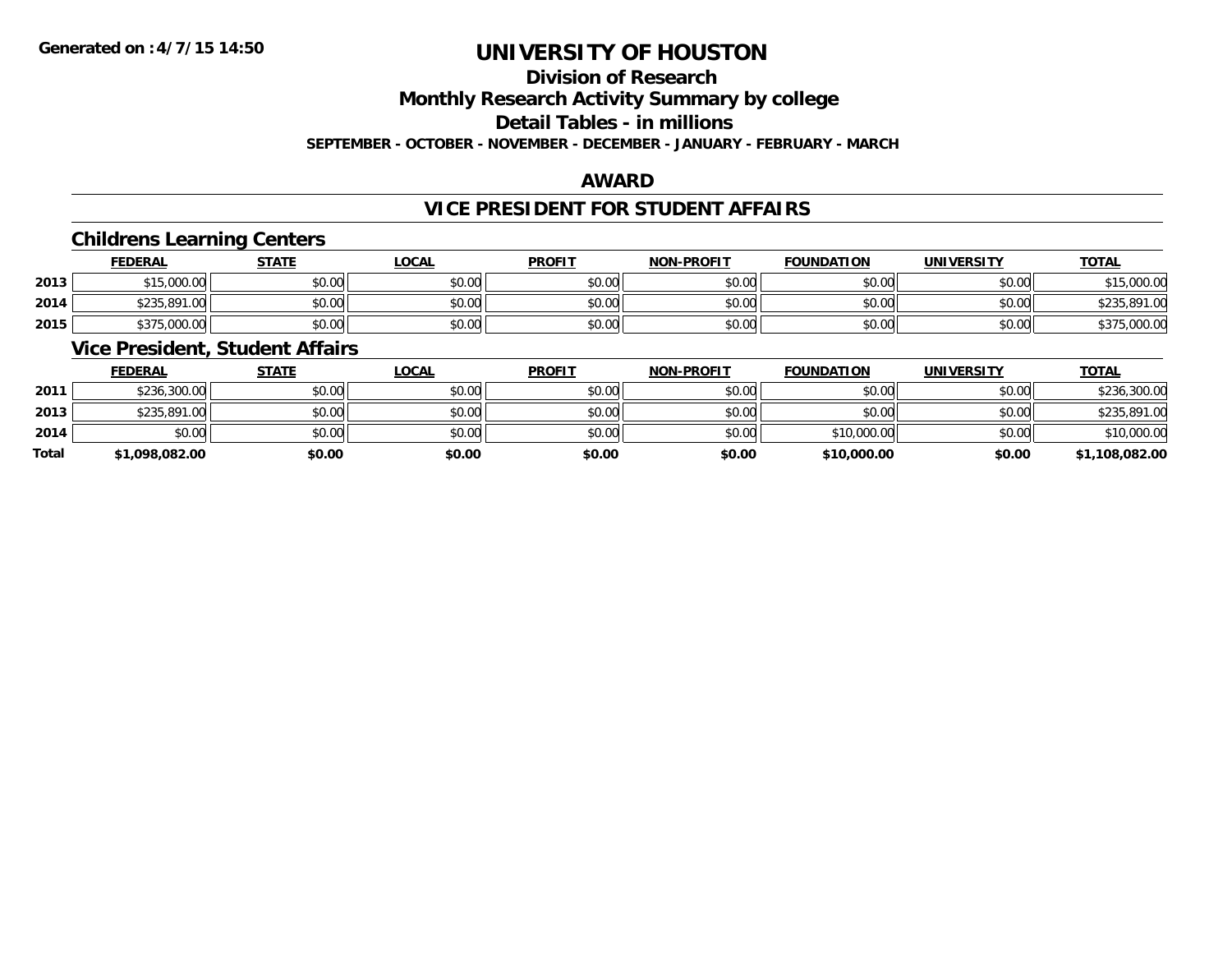# UNIVERSITY OF HOUSTON

## Division of Research

## Monthly Research Activity Summary by college

## Detail Tables - in millions

**SEPTEMBER - OCTOBER - NOVEMBER - DECEMBER - JANUARY - FEBRUARY - MARCH**

## AWARD

## VICE PRESIDENT FOR STUDENT AFFAIRS

### Childrens Learning Centers

| | FEDERAL | STATE | LOCAL | PROFIT | NON-PROFIT | FOUNDATION | UNIVERSITY | TOTAL |
|---|---|---|---|---|---|---|---|---|
| 2013 | $15,000.00 | $0.00 | $0.00 | $0.00 | $0.00 | $0.00 | $0.00 | $15,000.00 |
| 2014 | $235,891.00 | $0.00 | $0.00 | $0.00 | $0.00 | $0.00 | $0.00 | $235,891.00 |
| 2015 | $375,000.00 | $0.00 | $0.00 | $0.00 | $0.00 | $0.00 | $0.00 | $375,000.00 |

### Vice President, Student Affairs

| | FEDERAL | STATE | LOCAL | PROFIT | NON-PROFIT | FOUNDATION | UNIVERSITY | TOTAL |
|---|---|---|---|---|---|---|---|---|
| 2011 | $236,300.00 | $0.00 | $0.00 | $0.00 | $0.00 | $0.00 | $0.00 | $236,300.00 |
| 2013 | $235,891.00 | $0.00 | $0.00 | $0.00 | $0.00 | $0.00 | $0.00 | $235,891.00 |
| 2014 | $0.00 | $0.00 | $0.00 | $0.00 | $0.00 | $10,000.00 | $0.00 | $10,000.00 |
| **Total** | **$1,098,082.00** | **$0.00** | **$0.00** | **$0.00** | **$0.00** | **$10,000.00** | **$0.00** | **$1,108,082.00** |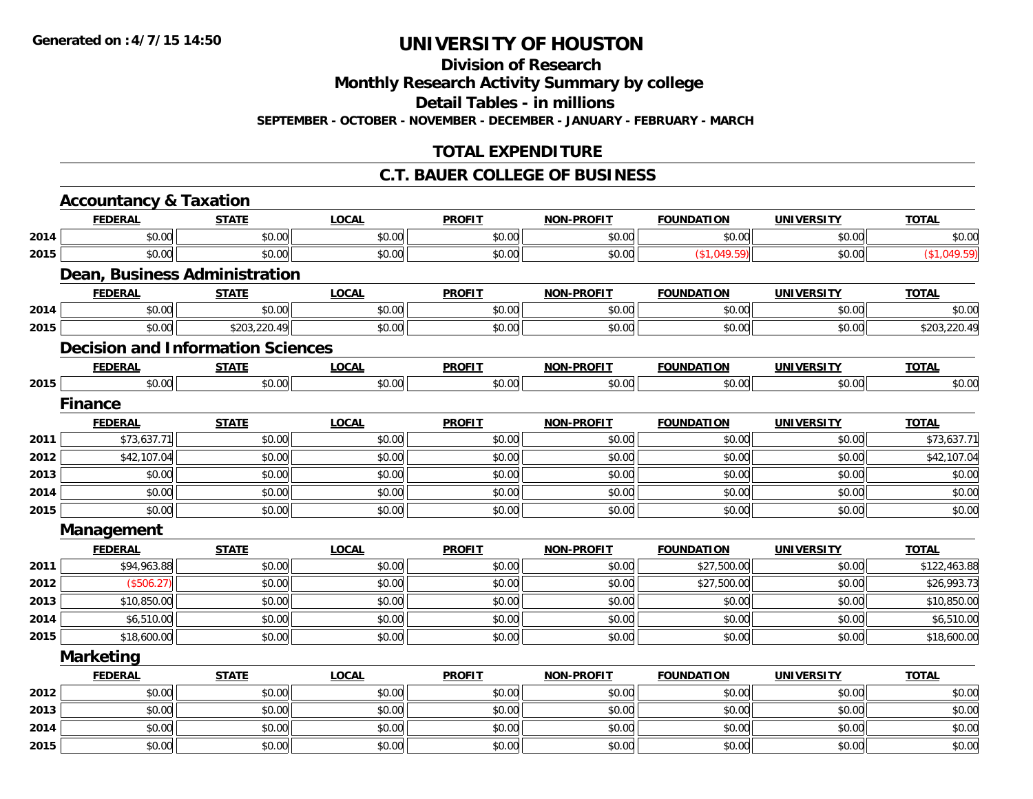Generated on :4/7/15 14:50

# UNIVERSITY OF HOUSTON

## Division of Research

## Monthly Research Activity Summary by college

## Detail Tables - in millions

**SEPTEMBER - OCTOBER - NOVEMBER - DECEMBER - JANUARY - FEBRUARY - MARCH**

## TOTAL EXPENDITURE

## C.T. BAUER COLLEGE OF BUSINESS

### Accountancy & Taxation

| | FEDERAL | STATE | LOCAL | PROFIT | NON-PROFIT | FOUNDATION | UNIVERSITY | TOTAL |
|---|---|---|---|---|---|---|---|---|
| 2014 | $0.00 | $0.00 | $0.00 | $0.00 | $0.00 | $0.00 | $0.00 | $0.00 |
| 2015 | $0.00 | $0.00 | $0.00 | $0.00 | $0.00 | ($1,049.59) | $0.00 | ($1,049.59) |

### Dean, Business Administration

| | FEDERAL | STATE | LOCAL | PROFIT | NON-PROFIT | FOUNDATION | UNIVERSITY | TOTAL |
|---|---|---|---|---|---|---|---|---|
| 2014 | $0.00 | $0.00 | $0.00 | $0.00 | $0.00 | $0.00 | $0.00 | $0.00 |
| 2015 | $0.00 | $203,220.49 | $0.00 | $0.00 | $0.00 | $0.00 | $0.00 | $203,220.49 |

### Decision and Information Sciences

| | FEDERAL | STATE | LOCAL | PROFIT | NON-PROFIT | FOUNDATION | UNIVERSITY | TOTAL |
|---|---|---|---|---|---|---|---|---|
| 2015 | $0.00 | $0.00 | $0.00 | $0.00 | $0.00 | $0.00 | $0.00 | $0.00 |

### Finance

| | FEDERAL | STATE | LOCAL | PROFIT | NON-PROFIT | FOUNDATION | UNIVERSITY | TOTAL |
|---|---|---|---|---|---|---|---|---|
| 2011 | $73,637.71 | $0.00 | $0.00 | $0.00 | $0.00 | $0.00 | $0.00 | $73,637.71 |
| 2012 | $42,107.04 | $0.00 | $0.00 | $0.00 | $0.00 | $0.00 | $0.00 | $42,107.04 |
| 2013 | $0.00 | $0.00 | $0.00 | $0.00 | $0.00 | $0.00 | $0.00 | $0.00 |
| 2014 | $0.00 | $0.00 | $0.00 | $0.00 | $0.00 | $0.00 | $0.00 | $0.00 |
| 2015 | $0.00 | $0.00 | $0.00 | $0.00 | $0.00 | $0.00 | $0.00 | $0.00 |

### Management

| | FEDERAL | STATE | LOCAL | PROFIT | NON-PROFIT | FOUNDATION | UNIVERSITY | TOTAL |
|---|---|---|---|---|---|---|---|---|
| 2011 | $94,963.88 | $0.00 | $0.00 | $0.00 | $0.00 | $27,500.00 | $0.00 | $122,463.88 |
| 2012 | ($506.27) | $0.00 | $0.00 | $0.00 | $0.00 | $27,500.00 | $0.00 | $26,993.73 |
| 2013 | $10,850.00 | $0.00 | $0.00 | $0.00 | $0.00 | $0.00 | $0.00 | $10,850.00 |
| 2014 | $6,510.00 | $0.00 | $0.00 | $0.00 | $0.00 | $0.00 | $0.00 | $6,510.00 |
| 2015 | $18,600.00 | $0.00 | $0.00 | $0.00 | $0.00 | $0.00 | $0.00 | $18,600.00 |

### Marketing

| | FEDERAL | STATE | LOCAL | PROFIT | NON-PROFIT | FOUNDATION | UNIVERSITY | TOTAL |
|---|---|---|---|---|---|---|---|---|
| 2012 | $0.00 | $0.00 | $0.00 | $0.00 | $0.00 | $0.00 | $0.00 | $0.00 |
| 2013 | $0.00 | $0.00 | $0.00 | $0.00 | $0.00 | $0.00 | $0.00 | $0.00 |
| 2014 | $0.00 | $0.00 | $0.00 | $0.00 | $0.00 | $0.00 | $0.00 | $0.00 |
| 2015 | $0.00 | $0.00 | $0.00 | $0.00 | $0.00 | $0.00 | $0.00 | $0.00 |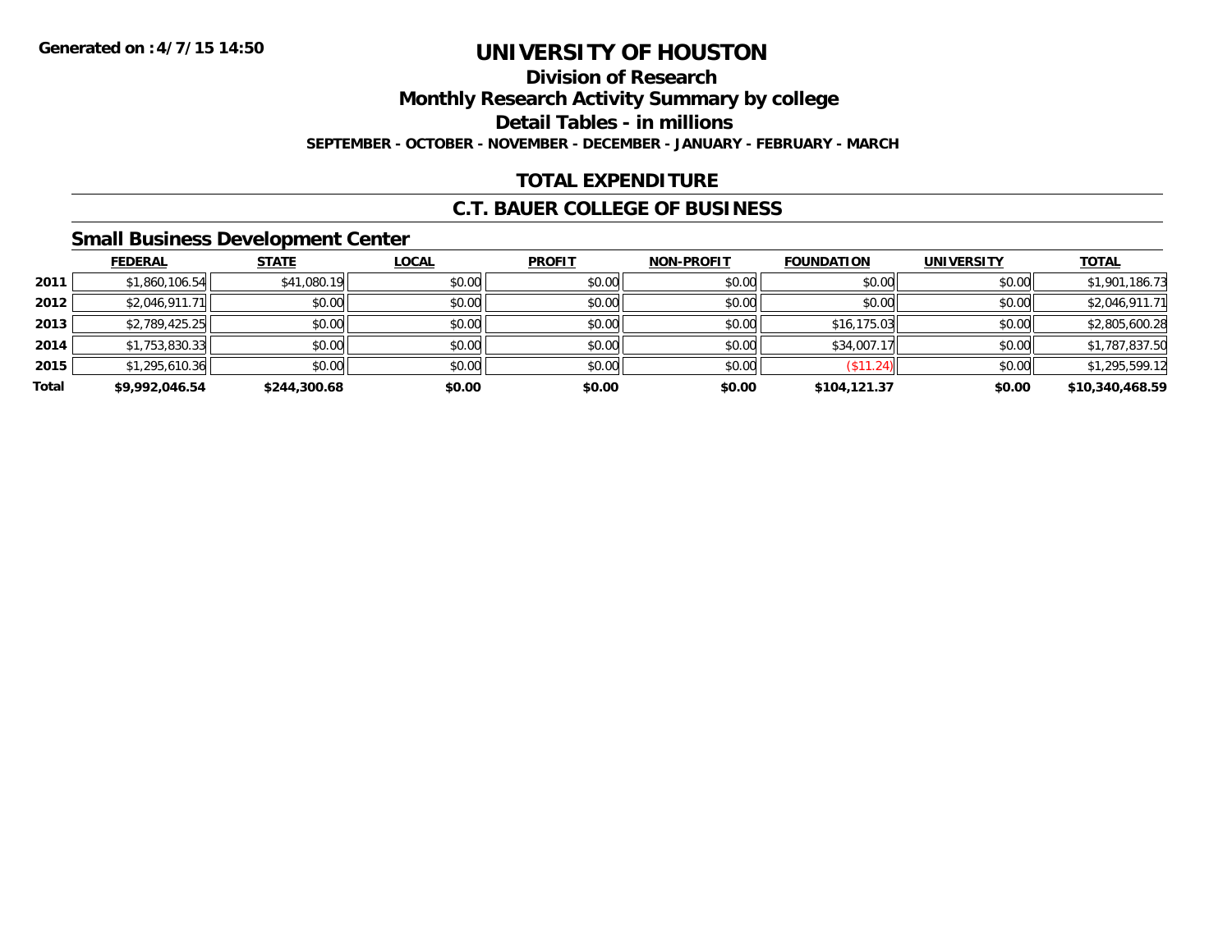**Generated on :4/7/15 14:50**

# UNIVERSITY OF HOUSTON

## Division of Research

## Monthly Research Activity Summary by college

## Detail Tables - in millions

**SEPTEMBER - OCTOBER - NOVEMBER - DECEMBER - JANUARY - FEBRUARY - MARCH**

## TOTAL EXPENDITURE

## C.T. BAUER COLLEGE OF BUSINESS

### Small Business Development Center

| | FEDERAL | STATE | LOCAL | PROFIT | NON-PROFIT | FOUNDATION | UNIVERSITY | TOTAL |
|---|---|---|---|---|---|---|---|---|
| 2011 | $1,860,106.54 | $41,080.19 | $0.00 | $0.00 | $0.00 | $0.00 | $0.00 | $1,901,186.73 |
| 2012 | $2,046,911.71 | $0.00 | $0.00 | $0.00 | $0.00 | $0.00 | $0.00 | $2,046,911.71 |
| 2013 | $2,789,425.25 | $0.00 | $0.00 | $0.00 | $0.00 | $16,175.03 | $0.00 | $2,805,600.28 |
| 2014 | $1,753,830.33 | $0.00 | $0.00 | $0.00 | $0.00 | $34,007.17 | $0.00 | $1,787,837.50 |
| 2015 | $1,295,610.36 | $0.00 | $0.00 | $0.00 | $0.00 | ($11.24) | $0.00 | $1,295,599.12 |
| **Total** | **$9,992,046.54** | **$244,300.68** | **$0.00** | **$0.00** | **$0.00** | **$104,121.37** | **$0.00** | **$10,340,468.59** |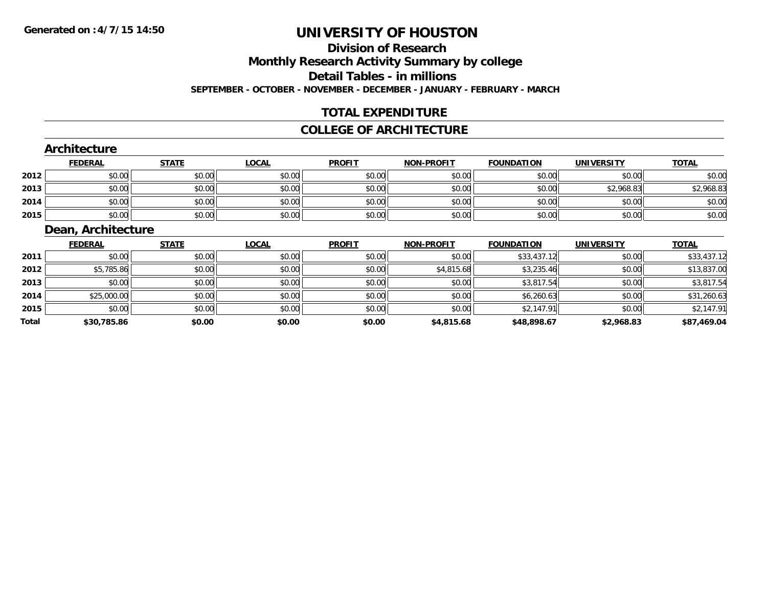# UNIVERSITY OF HOUSTON

## Division of Research

## Monthly Research Activity Summary by college

## Detail Tables - in millions

**SEPTEMBER - OCTOBER - NOVEMBER - DECEMBER - JANUARY - FEBRUARY - MARCH**

## TOTAL EXPENDITURE

## COLLEGE OF ARCHITECTURE

### Architecture

| | FEDERAL | STATE | LOCAL | PROFIT | NON-PROFIT | FOUNDATION | UNIVERSITY | TOTAL |
|---|---|---|---|---|---|---|---|---|
| 2012 | $0.00 | $0.00 | $0.00 | $0.00 | $0.00 | $0.00 | $0.00 | $0.00 |
| 2013 | $0.00 | $0.00 | $0.00 | $0.00 | $0.00 | $0.00 | $2,968.83 | $2,968.83 |
| 2014 | $0.00 | $0.00 | $0.00 | $0.00 | $0.00 | $0.00 | $0.00 | $0.00 |
| 2015 | $0.00 | $0.00 | $0.00 | $0.00 | $0.00 | $0.00 | $0.00 | $0.00 |

### Dean, Architecture

| | FEDERAL | STATE | LOCAL | PROFIT | NON-PROFIT | FOUNDATION | UNIVERSITY | TOTAL |
|---|---|---|---|---|---|---|---|---|
| 2011 | $0.00 | $0.00 | $0.00 | $0.00 | $0.00 | $33,437.12 | $0.00 | $33,437.12 |
| 2012 | $5,785.86 | $0.00 | $0.00 | $0.00 | $4,815.68 | $3,235.46 | $0.00 | $13,837.00 |
| 2013 | $0.00 | $0.00 | $0.00 | $0.00 | $0.00 | $3,817.54 | $0.00 | $3,817.54 |
| 2014 | $25,000.00 | $0.00 | $0.00 | $0.00 | $0.00 | $6,260.63 | $0.00 | $31,260.63 |
| 2015 | $0.00 | $0.00 | $0.00 | $0.00 | $0.00 | $2,147.91 | $0.00 | $2,147.91 |
| **Total** | **$30,785.86** | **$0.00** | **$0.00** | **$0.00** | **$4,815.68** | **$48,898.67** | **$2,968.83** | **$87,469.04** |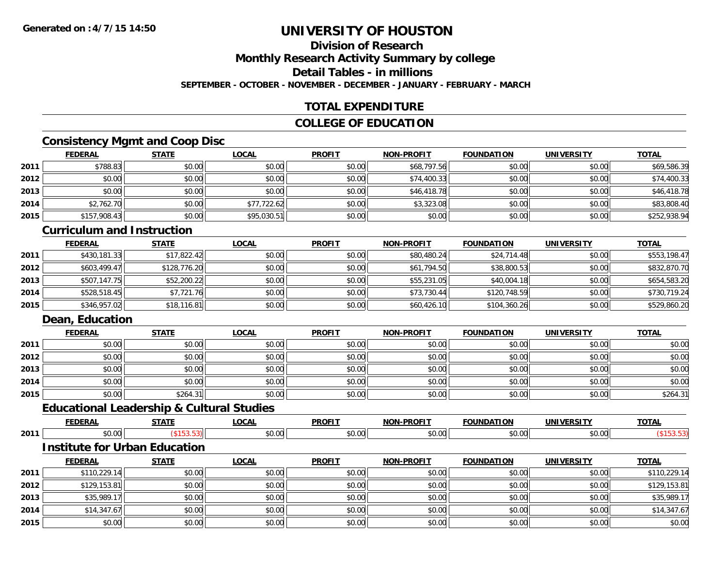# UNIVERSITY OF HOUSTON

## Division of Research

## Monthly Research Activity Summary by college

## Detail Tables - in millions

**SEPTEMBER - OCTOBER - NOVEMBER - DECEMBER - JANUARY - FEBRUARY - MARCH**

## TOTAL EXPENDITURE

## COLLEGE OF EDUCATION

### Consistency Mgmt and Coop Disc

| | FEDERAL | STATE | LOCAL | PROFIT | NON-PROFIT | FOUNDATION | UNIVERSITY | TOTAL |
|---|---|---|---|---|---|---|---|---|
| 2011 | $788.83 | $0.00 | $0.00 | $0.00 | $68,797.56 | $0.00 | $0.00 | $69,586.39 |
| 2012 | $0.00 | $0.00 | $0.00 | $0.00 | $74,400.33 | $0.00 | $0.00 | $74,400.33 |
| 2013 | $0.00 | $0.00 | $0.00 | $0.00 | $46,418.78 | $0.00 | $0.00 | $46,418.78 |
| 2014 | $2,762.70 | $0.00 | $77,722.62 | $0.00 | $3,323.08 | $0.00 | $0.00 | $83,808.40 |
| 2015 | $157,908.43 | $0.00 | $95,030.51 | $0.00 | $0.00 | $0.00 | $0.00 | $252,938.94 |

### Curriculum and Instruction

| | FEDERAL | STATE | LOCAL | PROFIT | NON-PROFIT | FOUNDATION | UNIVERSITY | TOTAL |
|---|---|---|---|---|---|---|---|---|
| 2011 | $430,181.33 | $17,822.42 | $0.00 | $0.00 | $80,480.24 | $24,714.48 | $0.00 | $553,198.47 |
| 2012 | $603,499.47 | $128,776.20 | $0.00 | $0.00 | $61,794.50 | $38,800.53 | $0.00 | $832,870.70 |
| 2013 | $507,147.75 | $52,200.22 | $0.00 | $0.00 | $55,231.05 | $40,004.18 | $0.00 | $654,583.20 |
| 2014 | $528,518.45 | $7,721.76 | $0.00 | $0.00 | $73,730.44 | $120,748.59 | $0.00 | $730,719.24 |
| 2015 | $346,957.02 | $18,116.81 | $0.00 | $0.00 | $60,426.10 | $104,360.26 | $0.00 | $529,860.20 |

### Dean, Education

| | FEDERAL | STATE | LOCAL | PROFIT | NON-PROFIT | FOUNDATION | UNIVERSITY | TOTAL |
|---|---|---|---|---|---|---|---|---|
| 2011 | $0.00 | $0.00 | $0.00 | $0.00 | $0.00 | $0.00 | $0.00 | $0.00 |
| 2012 | $0.00 | $0.00 | $0.00 | $0.00 | $0.00 | $0.00 | $0.00 | $0.00 |
| 2013 | $0.00 | $0.00 | $0.00 | $0.00 | $0.00 | $0.00 | $0.00 | $0.00 |
| 2014 | $0.00 | $0.00 | $0.00 | $0.00 | $0.00 | $0.00 | $0.00 | $0.00 |
| 2015 | $0.00 | $264.31 | $0.00 | $0.00 | $0.00 | $0.00 | $0.00 | $264.31 |

### Educational Leadership & Cultural Studies

| | FEDERAL | STATE | LOCAL | PROFIT | NON-PROFIT | FOUNDATION | UNIVERSITY | TOTAL |
|---|---|---|---|---|---|---|---|---|
| 2011 | $0.00 | ($153.53) | $0.00 | $0.00 | $0.00 | $0.00 | $0.00 | ($153.53) |

### Institute for Urban Education

| | FEDERAL | STATE | LOCAL | PROFIT | NON-PROFIT | FOUNDATION | UNIVERSITY | TOTAL |
|---|---|---|---|---|---|---|---|---|
| 2011 | $110,229.14 | $0.00 | $0.00 | $0.00 | $0.00 | $0.00 | $0.00 | $110,229.14 |
| 2012 | $129,153.81 | $0.00 | $0.00 | $0.00 | $0.00 | $0.00 | $0.00 | $129,153.81 |
| 2013 | $35,989.17 | $0.00 | $0.00 | $0.00 | $0.00 | $0.00 | $0.00 | $35,989.17 |
| 2014 | $14,347.67 | $0.00 | $0.00 | $0.00 | $0.00 | $0.00 | $0.00 | $14,347.67 |
| 2015 | $0.00 | $0.00 | $0.00 | $0.00 | $0.00 | $0.00 | $0.00 | $0.00 |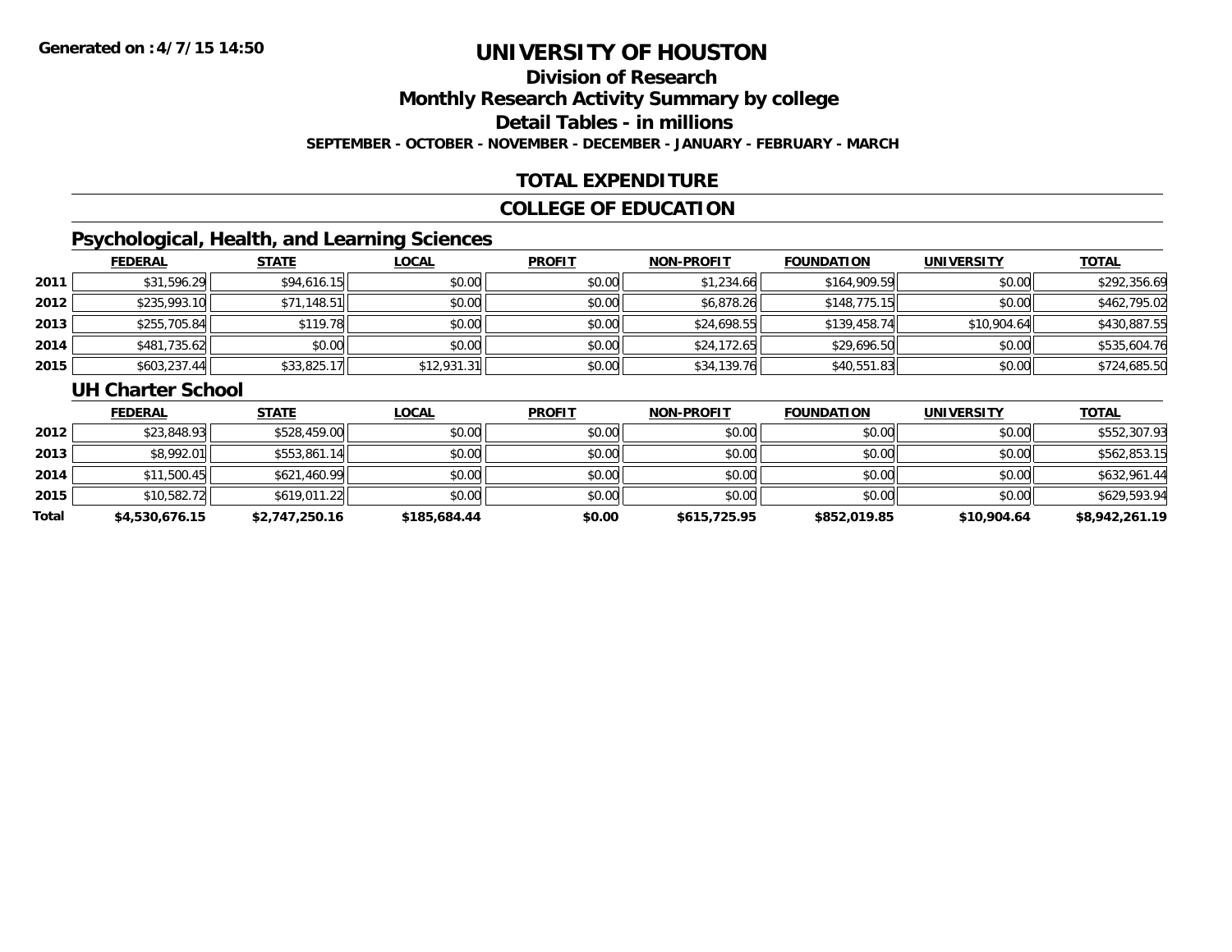Generated on :4/7/15 14:50

# UNIVERSITY OF HOUSTON

## Division of Research

## Monthly Research Activity Summary by college

## Detail Tables - in millions

**SEPTEMBER - OCTOBER - NOVEMBER - DECEMBER - JANUARY - FEBRUARY - MARCH**

## TOTAL EXPENDITURE

## COLLEGE OF EDUCATION

### Psychological, Health, and Learning Sciences

| | FEDERAL | STATE | LOCAL | PROFIT | NON-PROFIT | FOUNDATION | UNIVERSITY | TOTAL |
|---|---|---|---|---|---|---|---|---|
| 2011 | $31,596.29 | $94,616.15 | $0.00 | $0.00 | $1,234.66 | $164,909.59 | $0.00 | $292,356.69 |
| 2012 | $235,993.10 | $71,148.51 | $0.00 | $0.00 | $6,878.26 | $148,775.15 | $0.00 | $462,795.02 |
| 2013 | $255,705.84 | $119.78 | $0.00 | $0.00 | $24,698.55 | $139,458.74 | $10,904.64 | $430,887.55 |
| 2014 | $481,735.62 | $0.00 | $0.00 | $0.00 | $24,172.65 | $29,696.50 | $0.00 | $535,604.76 |
| 2015 | $603,237.44 | $33,825.17 | $12,931.31 | $0.00 | $34,139.76 | $40,551.83 | $0.00 | $724,685.50 |

### UH Charter School

| | FEDERAL | STATE | LOCAL | PROFIT | NON-PROFIT | FOUNDATION | UNIVERSITY | TOTAL |
|---|---|---|---|---|---|---|---|---|
| 2012 | $23,848.93 | $528,459.00 | $0.00 | $0.00 | $0.00 | $0.00 | $0.00 | $552,307.93 |
| 2013 | $8,992.01 | $553,861.14 | $0.00 | $0.00 | $0.00 | $0.00 | $0.00 | $562,853.15 |
| 2014 | $11,500.45 | $621,460.99 | $0.00 | $0.00 | $0.00 | $0.00 | $0.00 | $632,961.44 |
| 2015 | $10,582.72 | $619,011.22 | $0.00 | $0.00 | $0.00 | $0.00 | $0.00 | $629,593.94 |
| **Total** | **$4,530,676.15** | **$2,747,250.16** | **$185,684.44** | **$0.00** | **$615,725.95** | **$852,019.85** | **$10,904.64** | **$8,942,261.19** |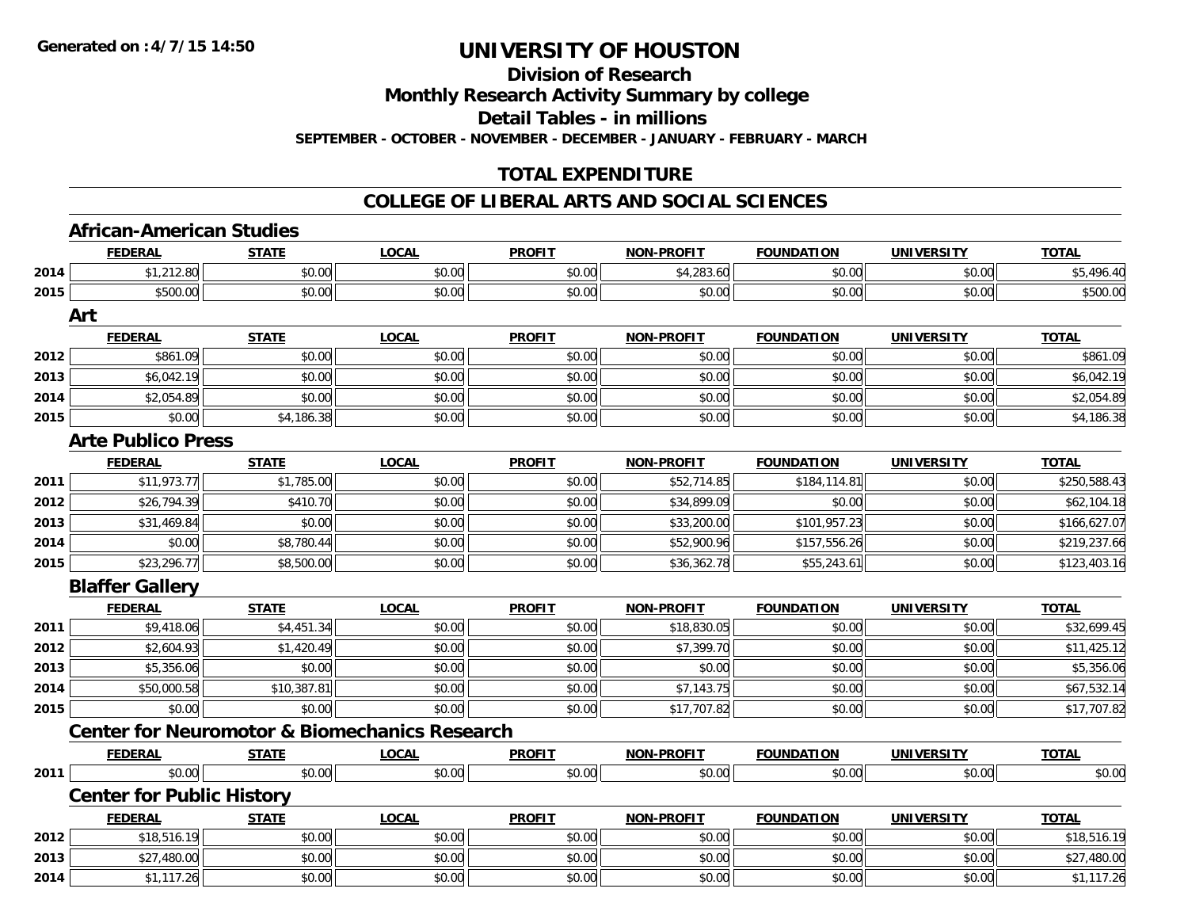# UNIVERSITY OF HOUSTON

## Division of Research

## Monthly Research Activity Summary by college

## Detail Tables - in millions

**SEPTEMBER - OCTOBER - NOVEMBER - DECEMBER - JANUARY - FEBRUARY - MARCH**

## TOTAL EXPENDITURE

## COLLEGE OF LIBERAL ARTS AND SOCIAL SCIENCES

### African-American Studies

| | FEDERAL | STATE | LOCAL | PROFIT | NON-PROFIT | FOUNDATION | UNIVERSITY | TOTAL |
|---|---|---|---|---|---|---|---|---|
| 2014 | $1,212.80 | $0.00 | $0.00 | $0.00 | $4,283.60 | $0.00 | $0.00 | $5,496.40 |
| 2015 | $500.00 | $0.00 | $0.00 | $0.00 | $0.00 | $0.00 | $0.00 | $500.00 |

### Art

| | FEDERAL | STATE | LOCAL | PROFIT | NON-PROFIT | FOUNDATION | UNIVERSITY | TOTAL |
|---|---|---|---|---|---|---|---|---|
| 2012 | $861.09 | $0.00 | $0.00 | $0.00 | $0.00 | $0.00 | $0.00 | $861.09 |
| 2013 | $6,042.19 | $0.00 | $0.00 | $0.00 | $0.00 | $0.00 | $0.00 | $6,042.19 |
| 2014 | $2,054.89 | $0.00 | $0.00 | $0.00 | $0.00 | $0.00 | $0.00 | $2,054.89 |
| 2015 | $0.00 | $4,186.38 | $0.00 | $0.00 | $0.00 | $0.00 | $0.00 | $4,186.38 |

### Arte Publico Press

| | FEDERAL | STATE | LOCAL | PROFIT | NON-PROFIT | FOUNDATION | UNIVERSITY | TOTAL |
|---|---|---|---|---|---|---|---|---|
| 2011 | $11,973.77 | $1,785.00 | $0.00 | $0.00 | $52,714.85 | $184,114.81 | $0.00 | $250,588.43 |
| 2012 | $26,794.39 | $410.70 | $0.00 | $0.00 | $34,899.09 | $0.00 | $0.00 | $62,104.18 |
| 2013 | $31,469.84 | $0.00 | $0.00 | $0.00 | $33,200.00 | $101,957.23 | $0.00 | $166,627.07 |
| 2014 | $0.00 | $8,780.44 | $0.00 | $0.00 | $52,900.96 | $157,556.26 | $0.00 | $219,237.66 |
| 2015 | $23,296.77 | $8,500.00 | $0.00 | $0.00 | $36,362.78 | $55,243.61 | $0.00 | $123,403.16 |

### Blaffer Gallery

| | FEDERAL | STATE | LOCAL | PROFIT | NON-PROFIT | FOUNDATION | UNIVERSITY | TOTAL |
|---|---|---|---|---|---|---|---|---|
| 2011 | $9,418.06 | $4,451.34 | $0.00 | $0.00 | $18,830.05 | $0.00 | $0.00 | $32,699.45 |
| 2012 | $2,604.93 | $1,420.49 | $0.00 | $0.00 | $7,399.70 | $0.00 | $0.00 | $11,425.12 |
| 2013 | $5,356.06 | $0.00 | $0.00 | $0.00 | $0.00 | $0.00 | $0.00 | $5,356.06 |
| 2014 | $50,000.58 | $10,387.81 | $0.00 | $0.00 | $7,143.75 | $0.00 | $0.00 | $67,532.14 |
| 2015 | $0.00 | $0.00 | $0.00 | $0.00 | $17,707.82 | $0.00 | $0.00 | $17,707.82 |

### Center for Neuromotor & Biomechanics Research

| | FEDERAL | STATE | LOCAL | PROFIT | NON-PROFIT | FOUNDATION | UNIVERSITY | TOTAL |
|---|---|---|---|---|---|---|---|---|
| 2011 | $0.00 | $0.00 | $0.00 | $0.00 | $0.00 | $0.00 | $0.00 | $0.00 |

### Center for Public History

| | FEDERAL | STATE | LOCAL | PROFIT | NON-PROFIT | FOUNDATION | UNIVERSITY | TOTAL |
|---|---|---|---|---|---|---|---|---|
| 2012 | $18,516.19 | $0.00 | $0.00 | $0.00 | $0.00 | $0.00 | $0.00 | $18,516.19 |
| 2013 | $27,480.00 | $0.00 | $0.00 | $0.00 | $0.00 | $0.00 | $0.00 | $27,480.00 |
| 2014 | $1,117.26 | $0.00 | $0.00 | $0.00 | $0.00 | $0.00 | $0.00 | $1,117.26 |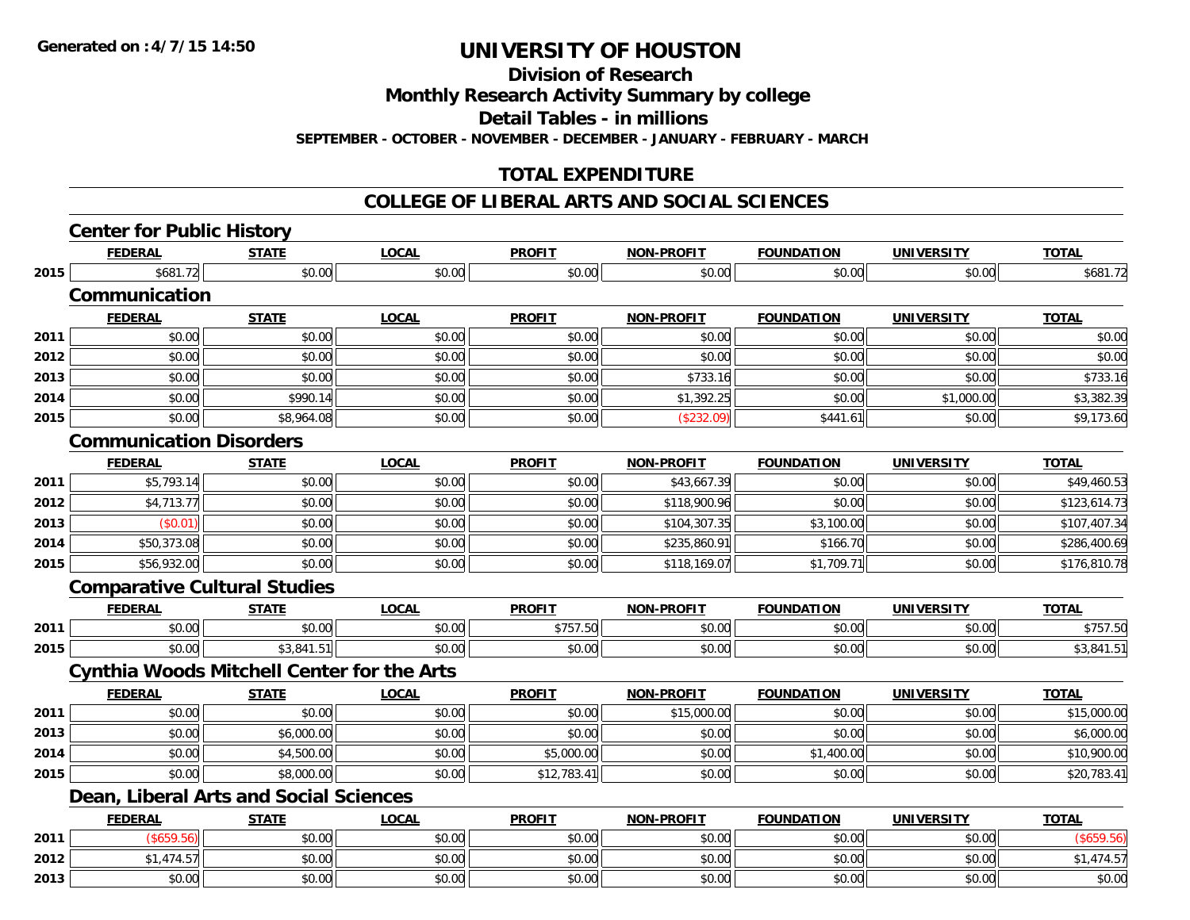# UNIVERSITY OF HOUSTON

## Division of Research

## Monthly Research Activity Summary by college

## Detail Tables - in millions

**SEPTEMBER - OCTOBER - NOVEMBER - DECEMBER - JANUARY - FEBRUARY - MARCH**

## TOTAL EXPENDITURE

## COLLEGE OF LIBERAL ARTS AND SOCIAL SCIENCES

### Center for Public History

| | FEDERAL | STATE | LOCAL | PROFIT | NON-PROFIT | FOUNDATION | UNIVERSITY | TOTAL |
|---|---|---|---|---|---|---|---|---|
| 2015 | $681.72 | $0.00 | $0.00 | $0.00 | $0.00 | $0.00 | $0.00 | $681.72 |

### Communication

| | FEDERAL | STATE | LOCAL | PROFIT | NON-PROFIT | FOUNDATION | UNIVERSITY | TOTAL |
|---|---|---|---|---|---|---|---|---|
| 2011 | $0.00 | $0.00 | $0.00 | $0.00 | $0.00 | $0.00 | $0.00 | $0.00 |
| 2012 | $0.00 | $0.00 | $0.00 | $0.00 | $0.00 | $0.00 | $0.00 | $0.00 |
| 2013 | $0.00 | $0.00 | $0.00 | $0.00 | $733.16 | $0.00 | $0.00 | $733.16 |
| 2014 | $0.00 | $990.14 | $0.00 | $0.00 | $1,392.25 | $0.00 | $1,000.00 | $3,382.39 |
| 2015 | $0.00 | $8,964.08 | $0.00 | $0.00 | ($232.09) | $441.61 | $0.00 | $9,173.60 |

### Communication Disorders

| | FEDERAL | STATE | LOCAL | PROFIT | NON-PROFIT | FOUNDATION | UNIVERSITY | TOTAL |
|---|---|---|---|---|---|---|---|---|
| 2011 | $5,793.14 | $0.00 | $0.00 | $0.00 | $43,667.39 | $0.00 | $0.00 | $49,460.53 |
| 2012 | $4,713.77 | $0.00 | $0.00 | $0.00 | $118,900.96 | $0.00 | $0.00 | $123,614.73 |
| 2013 | ($0.01) | $0.00 | $0.00 | $0.00 | $104,307.35 | $3,100.00 | $0.00 | $107,407.34 |
| 2014 | $50,373.08 | $0.00 | $0.00 | $0.00 | $235,860.91 | $166.70 | $0.00 | $286,400.69 |
| 2015 | $56,932.00 | $0.00 | $0.00 | $0.00 | $118,169.07 | $1,709.71 | $0.00 | $176,810.78 |

### Comparative Cultural Studies

| | FEDERAL | STATE | LOCAL | PROFIT | NON-PROFIT | FOUNDATION | UNIVERSITY | TOTAL |
|---|---|---|---|---|---|---|---|---|
| 2011 | $0.00 | $0.00 | $0.00 | $757.50 | $0.00 | $0.00 | $0.00 | $757.50 |
| 2015 | $0.00 | $3,841.51 | $0.00 | $0.00 | $0.00 | $0.00 | $0.00 | $3,841.51 |

### Cynthia Woods Mitchell Center for the Arts

| | FEDERAL | STATE | LOCAL | PROFIT | NON-PROFIT | FOUNDATION | UNIVERSITY | TOTAL |
|---|---|---|---|---|---|---|---|---|
| 2011 | $0.00 | $0.00 | $0.00 | $0.00 | $15,000.00 | $0.00 | $0.00 | $15,000.00 |
| 2013 | $0.00 | $6,000.00 | $0.00 | $0.00 | $0.00 | $0.00 | $0.00 | $6,000.00 |
| 2014 | $0.00 | $4,500.00 | $0.00 | $5,000.00 | $0.00 | $1,400.00 | $0.00 | $10,900.00 |
| 2015 | $0.00 | $8,000.00 | $0.00 | $12,783.41 | $0.00 | $0.00 | $0.00 | $20,783.41 |

### Dean, Liberal Arts and Social Sciences

| | FEDERAL | STATE | LOCAL | PROFIT | NON-PROFIT | FOUNDATION | UNIVERSITY | TOTAL |
|---|---|---|---|---|---|---|---|---|
| 2011 | ($659.56) | $0.00 | $0.00 | $0.00 | $0.00 | $0.00 | $0.00 | ($659.56) |
| 2012 | $1,474.57 | $0.00 | $0.00 | $0.00 | $0.00 | $0.00 | $0.00 | $1,474.57 |
| 2013 | $0.00 | $0.00 | $0.00 | $0.00 | $0.00 | $0.00 | $0.00 | $0.00 |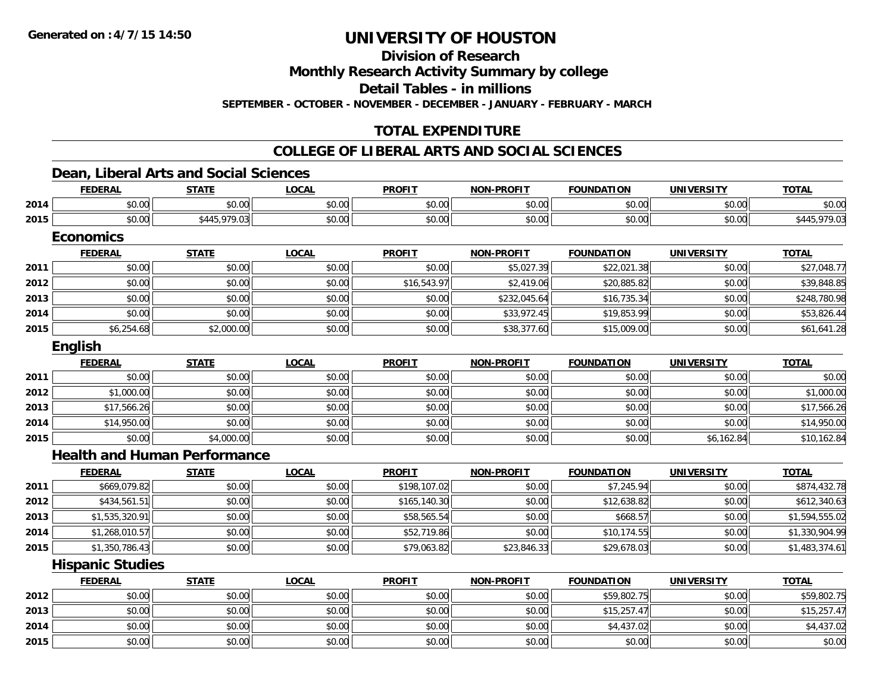# UNIVERSITY OF HOUSTON

## Division of Research

## Monthly Research Activity Summary by college

## Detail Tables - in millions

**SEPTEMBER - OCTOBER - NOVEMBER - DECEMBER - JANUARY - FEBRUARY - MARCH**

## TOTAL EXPENDITURE

## COLLEGE OF LIBERAL ARTS AND SOCIAL SCIENCES

### Dean, Liberal Arts and Social Sciences

| | FEDERAL | STATE | LOCAL | PROFIT | NON-PROFIT | FOUNDATION | UNIVERSITY | TOTAL |
|---|---|---|---|---|---|---|---|---|
| 2014 | $0.00 | $0.00 | $0.00 | $0.00 | $0.00 | $0.00 | $0.00 | $0.00 |
| 2015 | $0.00 | $445,979.03 | $0.00 | $0.00 | $0.00 | $0.00 | $0.00 | $445,979.03 |

### Economics

| | FEDERAL | STATE | LOCAL | PROFIT | NON-PROFIT | FOUNDATION | UNIVERSITY | TOTAL |
|---|---|---|---|---|---|---|---|---|
| 2011 | $0.00 | $0.00 | $0.00 | $0.00 | $5,027.39 | $22,021.38 | $0.00 | $27,048.77 |
| 2012 | $0.00 | $0.00 | $0.00 | $16,543.97 | $2,419.06 | $20,885.82 | $0.00 | $39,848.85 |
| 2013 | $0.00 | $0.00 | $0.00 | $0.00 | $232,045.64 | $16,735.34 | $0.00 | $248,780.98 |
| 2014 | $0.00 | $0.00 | $0.00 | $0.00 | $33,972.45 | $19,853.99 | $0.00 | $53,826.44 |
| 2015 | $6,254.68 | $2,000.00 | $0.00 | $0.00 | $38,377.60 | $15,009.00 | $0.00 | $61,641.28 |

### English

| | FEDERAL | STATE | LOCAL | PROFIT | NON-PROFIT | FOUNDATION | UNIVERSITY | TOTAL |
|---|---|---|---|---|---|---|---|---|
| 2011 | $0.00 | $0.00 | $0.00 | $0.00 | $0.00 | $0.00 | $0.00 | $0.00 |
| 2012 | $1,000.00 | $0.00 | $0.00 | $0.00 | $0.00 | $0.00 | $0.00 | $1,000.00 |
| 2013 | $17,566.26 | $0.00 | $0.00 | $0.00 | $0.00 | $0.00 | $0.00 | $17,566.26 |
| 2014 | $14,950.00 | $0.00 | $0.00 | $0.00 | $0.00 | $0.00 | $0.00 | $14,950.00 |
| 2015 | $0.00 | $4,000.00 | $0.00 | $0.00 | $0.00 | $0.00 | $6,162.84 | $10,162.84 |

### Health and Human Performance

| | FEDERAL | STATE | LOCAL | PROFIT | NON-PROFIT | FOUNDATION | UNIVERSITY | TOTAL |
|---|---|---|---|---|---|---|---|---|
| 2011 | $669,079.82 | $0.00 | $0.00 | $198,107.02 | $0.00 | $7,245.94 | $0.00 | $874,432.78 |
| 2012 | $434,561.51 | $0.00 | $0.00 | $165,140.30 | $0.00 | $12,638.82 | $0.00 | $612,340.63 |
| 2013 | $1,535,320.91 | $0.00 | $0.00 | $58,565.54 | $0.00 | $668.57 | $0.00 | $1,594,555.02 |
| 2014 | $1,268,010.57 | $0.00 | $0.00 | $52,719.86 | $0.00 | $10,174.55 | $0.00 | $1,330,904.99 |
| 2015 | $1,350,786.43 | $0.00 | $0.00 | $79,063.82 | $23,846.33 | $29,678.03 | $0.00 | $1,483,374.61 |

### Hispanic Studies

| | FEDERAL | STATE | LOCAL | PROFIT | NON-PROFIT | FOUNDATION | UNIVERSITY | TOTAL |
|---|---|---|---|---|---|---|---|---|
| 2012 | $0.00 | $0.00 | $0.00 | $0.00 | $0.00 | $59,802.75 | $0.00 | $59,802.75 |
| 2013 | $0.00 | $0.00 | $0.00 | $0.00 | $0.00 | $15,257.47 | $0.00 | $15,257.47 |
| 2014 | $0.00 | $0.00 | $0.00 | $0.00 | $0.00 | $4,437.02 | $0.00 | $4,437.02 |
| 2015 | $0.00 | $0.00 | $0.00 | $0.00 | $0.00 | $0.00 | $0.00 | $0.00 |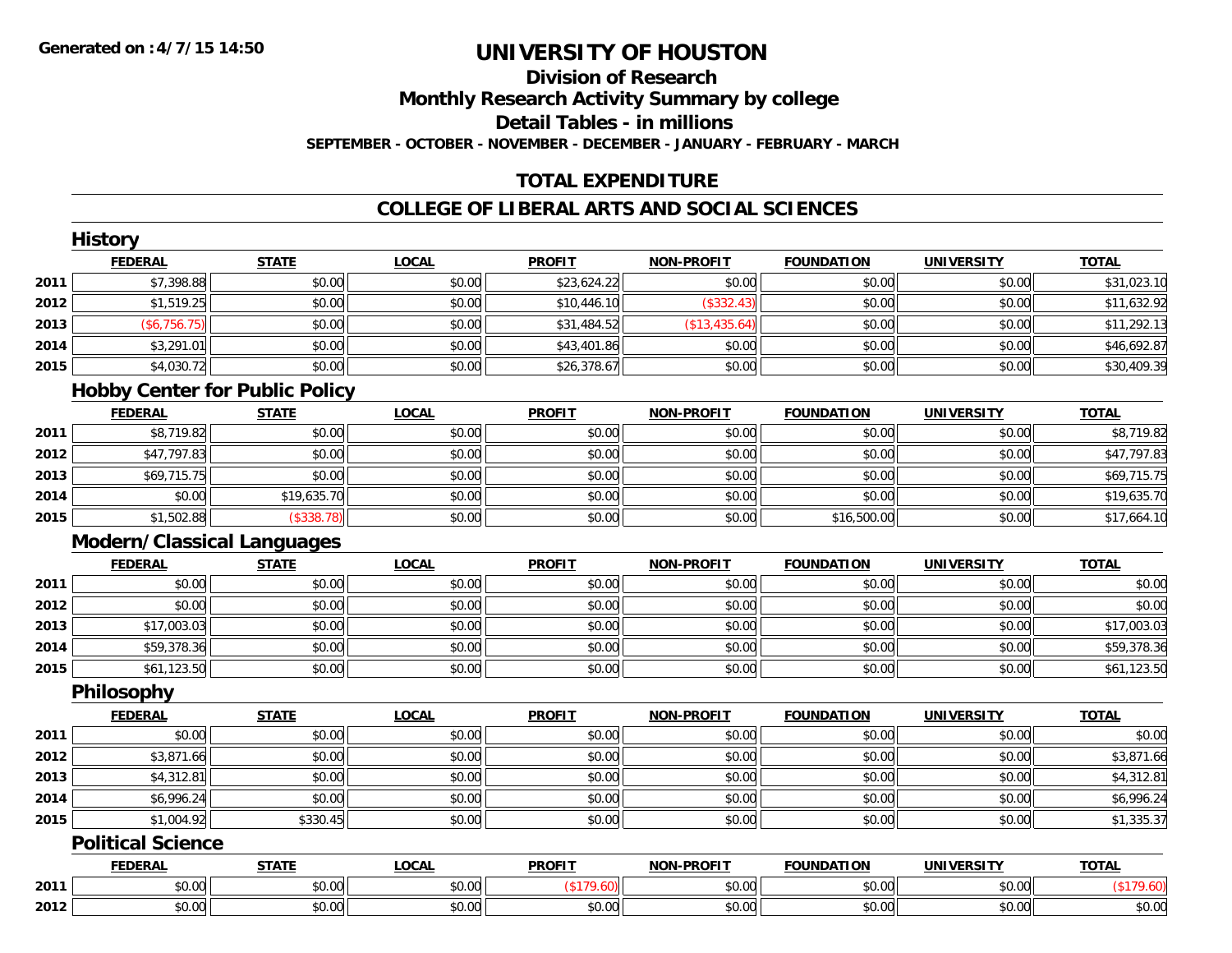**Generated on :4/7/15 14:50**

# UNIVERSITY OF HOUSTON

## Division of Research

## Monthly Research Activity Summary by college

## Detail Tables - in millions

**SEPTEMBER - OCTOBER - NOVEMBER - DECEMBER - JANUARY - FEBRUARY - MARCH**

## TOTAL EXPENDITURE

## COLLEGE OF LIBERAL ARTS AND SOCIAL SCIENCES

### History

| | FEDERAL | STATE | LOCAL | PROFIT | NON-PROFIT | FOUNDATION | UNIVERSITY | TOTAL |
|---|---|---|---|---|---|---|---|---|
| 2011 | $7,398.88 | $0.00 | $0.00 | $23,624.22 | $0.00 | $0.00 | $0.00 | $31,023.10 |
| 2012 | $1,519.25 | $0.00 | $0.00 | $10,446.10 | ($332.43) | $0.00 | $0.00 | $11,632.92 |
| 2013 | ($6,756.75) | $0.00 | $0.00 | $31,484.52 | ($13,435.64) | $0.00 | $0.00 | $11,292.13 |
| 2014 | $3,291.01 | $0.00 | $0.00 | $43,401.86 | $0.00 | $0.00 | $0.00 | $46,692.87 |
| 2015 | $4,030.72 | $0.00 | $0.00 | $26,378.67 | $0.00 | $0.00 | $0.00 | $30,409.39 |

### Hobby Center for Public Policy

| | FEDERAL | STATE | LOCAL | PROFIT | NON-PROFIT | FOUNDATION | UNIVERSITY | TOTAL |
|---|---|---|---|---|---|---|---|---|
| 2011 | $8,719.82 | $0.00 | $0.00 | $0.00 | $0.00 | $0.00 | $0.00 | $8,719.82 |
| 2012 | $47,797.83 | $0.00 | $0.00 | $0.00 | $0.00 | $0.00 | $0.00 | $47,797.83 |
| 2013 | $69,715.75 | $0.00 | $0.00 | $0.00 | $0.00 | $0.00 | $0.00 | $69,715.75 |
| 2014 | $0.00 | $19,635.70 | $0.00 | $0.00 | $0.00 | $0.00 | $0.00 | $19,635.70 |
| 2015 | $1,502.88 | ($338.78) | $0.00 | $0.00 | $0.00 | $16,500.00 | $0.00 | $17,664.10 |

### Modern/Classical Languages

| | FEDERAL | STATE | LOCAL | PROFIT | NON-PROFIT | FOUNDATION | UNIVERSITY | TOTAL |
|---|---|---|---|---|---|---|---|---|
| 2011 | $0.00 | $0.00 | $0.00 | $0.00 | $0.00 | $0.00 | $0.00 | $0.00 |
| 2012 | $0.00 | $0.00 | $0.00 | $0.00 | $0.00 | $0.00 | $0.00 | $0.00 |
| 2013 | $17,003.03 | $0.00 | $0.00 | $0.00 | $0.00 | $0.00 | $0.00 | $17,003.03 |
| 2014 | $59,378.36 | $0.00 | $0.00 | $0.00 | $0.00 | $0.00 | $0.00 | $59,378.36 |
| 2015 | $61,123.50 | $0.00 | $0.00 | $0.00 | $0.00 | $0.00 | $0.00 | $61,123.50 |

### Philosophy

| | FEDERAL | STATE | LOCAL | PROFIT | NON-PROFIT | FOUNDATION | UNIVERSITY | TOTAL |
|---|---|---|---|---|---|---|---|---|
| 2011 | $0.00 | $0.00 | $0.00 | $0.00 | $0.00 | $0.00 | $0.00 | $0.00 |
| 2012 | $3,871.66 | $0.00 | $0.00 | $0.00 | $0.00 | $0.00 | $0.00 | $3,871.66 |
| 2013 | $4,312.81 | $0.00 | $0.00 | $0.00 | $0.00 | $0.00 | $0.00 | $4,312.81 |
| 2014 | $6,996.24 | $0.00 | $0.00 | $0.00 | $0.00 | $0.00 | $0.00 | $6,996.24 |
| 2015 | $1,004.92 | $330.45 | $0.00 | $0.00 | $0.00 | $0.00 | $0.00 | $1,335.37 |

### Political Science

| | FEDERAL | STATE | LOCAL | PROFIT | NON-PROFIT | FOUNDATION | UNIVERSITY | TOTAL |
|---|---|---|---|---|---|---|---|---|
| 2011 | $0.00 | $0.00 | $0.00 | ($179.60) | $0.00 | $0.00 | $0.00 | ($179.60) |
| 2012 | $0.00 | $0.00 | $0.00 | $0.00 | $0.00 | $0.00 | $0.00 | $0.00 |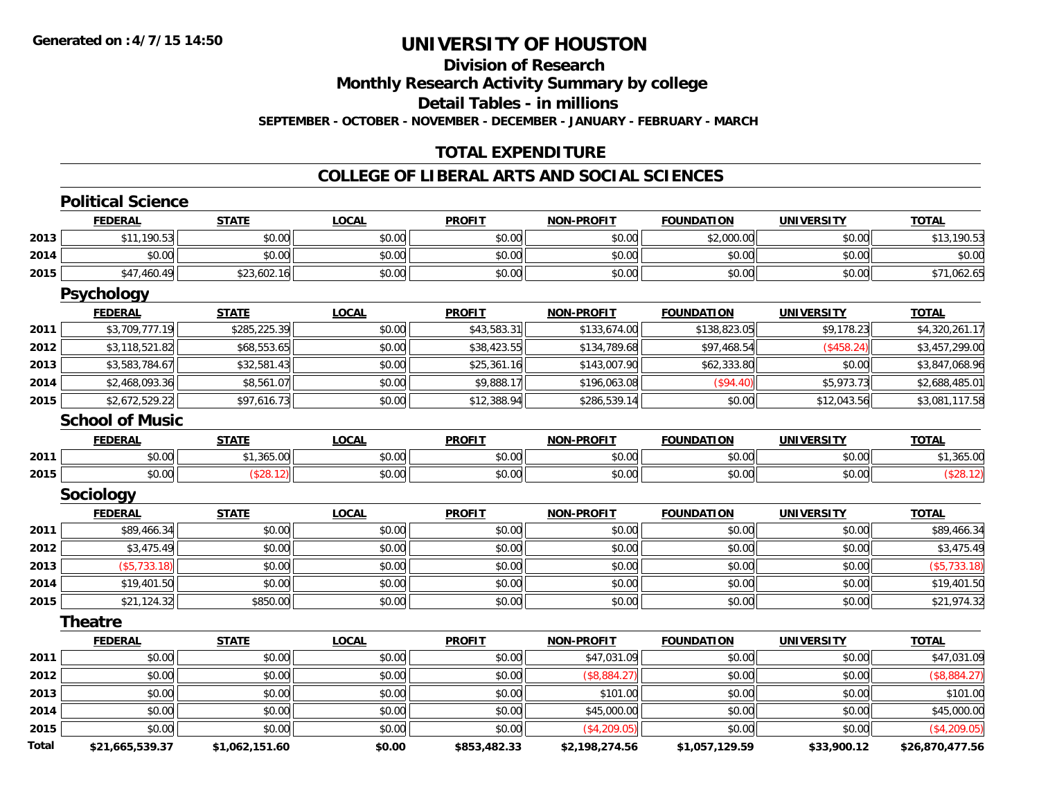Generated on :4/7/15 14:50

# UNIVERSITY OF HOUSTON

## Division of Research

## Monthly Research Activity Summary by college

## Detail Tables - in millions

**SEPTEMBER - OCTOBER - NOVEMBER - DECEMBER - JANUARY - FEBRUARY - MARCH**

## TOTAL EXPENDITURE

## COLLEGE OF LIBERAL ARTS AND SOCIAL SCIENCES

### Political Science

| | FEDERAL | STATE | LOCAL | PROFIT | NON-PROFIT | FOUNDATION | UNIVERSITY | TOTAL |
|---|---|---|---|---|---|---|---|---|
| 2013 | $11,190.53 | $0.00 | $0.00 | $0.00 | $0.00 | $2,000.00 | $0.00 | $13,190.53 |
| 2014 | $0.00 | $0.00 | $0.00 | $0.00 | $0.00 | $0.00 | $0.00 | $0.00 |
| 2015 | $47,460.49 | $23,602.16 | $0.00 | $0.00 | $0.00 | $0.00 | $0.00 | $71,062.65 |

### Psychology

| | FEDERAL | STATE | LOCAL | PROFIT | NON-PROFIT | FOUNDATION | UNIVERSITY | TOTAL |
|---|---|---|---|---|---|---|---|---|
| 2011 | $3,709,777.19 | $285,225.39 | $0.00 | $43,583.31 | $133,674.00 | $138,823.05 | $9,178.23 | $4,320,261.17 |
| 2012 | $3,118,521.82 | $68,553.65 | $0.00 | $38,423.55 | $134,789.68 | $97,468.54 | ($458.24) | $3,457,299.00 |
| 2013 | $3,583,784.67 | $32,581.43 | $0.00 | $25,361.16 | $143,007.90 | $62,333.80 | $0.00 | $3,847,068.96 |
| 2014 | $2,468,093.36 | $8,561.07 | $0.00 | $9,888.17 | $196,063.08 | ($94.40) | $5,973.73 | $2,688,485.01 |
| 2015 | $2,672,529.22 | $97,616.73 | $0.00 | $12,388.94 | $286,539.14 | $0.00 | $12,043.56 | $3,081,117.58 |

### School of Music

| | FEDERAL | STATE | LOCAL | PROFIT | NON-PROFIT | FOUNDATION | UNIVERSITY | TOTAL |
|---|---|---|---|---|---|---|---|---|
| 2011 | $0.00 | $1,365.00 | $0.00 | $0.00 | $0.00 | $0.00 | $0.00 | $1,365.00 |
| 2015 | $0.00 | ($28.12) | $0.00 | $0.00 | $0.00 | $0.00 | $0.00 | ($28.12) |

### Sociology

| | FEDERAL | STATE | LOCAL | PROFIT | NON-PROFIT | FOUNDATION | UNIVERSITY | TOTAL |
|---|---|---|---|---|---|---|---|---|
| 2011 | $89,466.34 | $0.00 | $0.00 | $0.00 | $0.00 | $0.00 | $0.00 | $89,466.34 |
| 2012 | $3,475.49 | $0.00 | $0.00 | $0.00 | $0.00 | $0.00 | $0.00 | $3,475.49 |
| 2013 | ($5,733.18) | $0.00 | $0.00 | $0.00 | $0.00 | $0.00 | $0.00 | ($5,733.18) |
| 2014 | $19,401.50 | $0.00 | $0.00 | $0.00 | $0.00 | $0.00 | $0.00 | $19,401.50 |
| 2015 | $21,124.32 | $850.00 | $0.00 | $0.00 | $0.00 | $0.00 | $0.00 | $21,974.32 |

### Theatre

| | FEDERAL | STATE | LOCAL | PROFIT | NON-PROFIT | FOUNDATION | UNIVERSITY | TOTAL |
|---|---|---|---|---|---|---|---|---|
| 2011 | $0.00 | $0.00 | $0.00 | $0.00 | $47,031.09 | $0.00 | $0.00 | $47,031.09 |
| 2012 | $0.00 | $0.00 | $0.00 | $0.00 | ($8,884.27) | $0.00 | $0.00 | ($8,884.27) |
| 2013 | $0.00 | $0.00 | $0.00 | $0.00 | $101.00 | $0.00 | $0.00 | $101.00 |
| 2014 | $0.00 | $0.00 | $0.00 | $0.00 | $45,000.00 | $0.00 | $0.00 | $45,000.00 |
| 2015 | $0.00 | $0.00 | $0.00 | $0.00 | ($4,209.05) | $0.00 | $0.00 | ($4,209.05) |
| **Total** | **$21,665,539.37** | **$1,062,151.60** | **$0.00** | **$853,482.33** | **$2,198,274.56** | **$1,057,129.59** | **$33,900.12** | **$26,870,477.56** |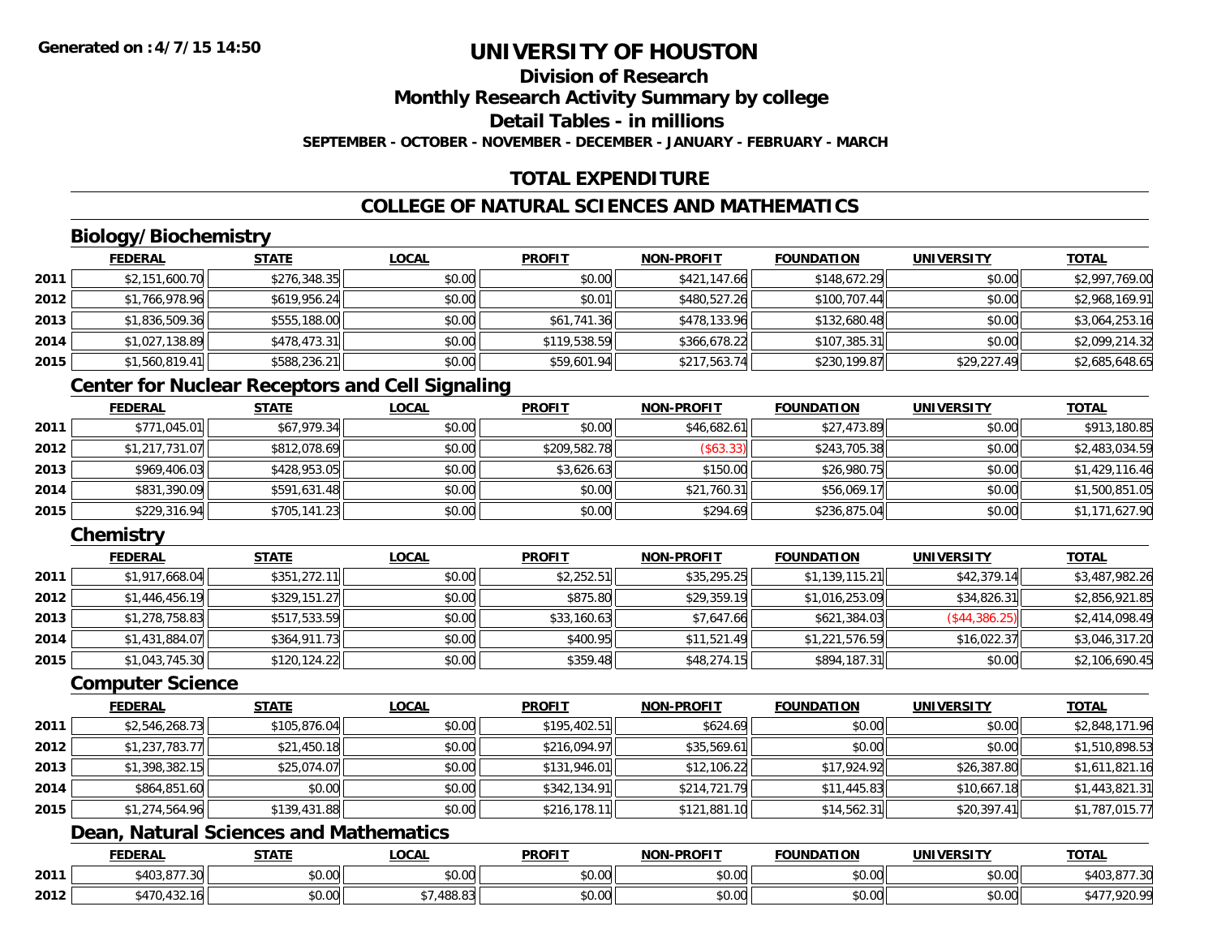Generated on :4/7/15 14:50

# UNIVERSITY OF HOUSTON

## Division of Research

## Monthly Research Activity Summary by college

## Detail Tables - in millions

**SEPTEMBER - OCTOBER - NOVEMBER - DECEMBER - JANUARY - FEBRUARY - MARCH**

## TOTAL EXPENDITURE

## COLLEGE OF NATURAL SCIENCES AND MATHEMATICS

### Biology/Biochemistry

| | FEDERAL | STATE | LOCAL | PROFIT | NON-PROFIT | FOUNDATION | UNIVERSITY | TOTAL |
|---|---|---|---|---|---|---|---|---|
| 2011 | $2,151,600.70 | $276,348.35 | $0.00 | $0.00 | $421,147.66 | $148,672.29 | $0.00 | $2,997,769.00 |
| 2012 | $1,766,978.96 | $619,956.24 | $0.00 | $0.01 | $480,527.26 | $100,707.44 | $0.00 | $2,968,169.91 |
| 2013 | $1,836,509.36 | $555,188.00 | $0.00 | $61,741.36 | $478,133.96 | $132,680.48 | $0.00 | $3,064,253.16 |
| 2014 | $1,027,138.89 | $478,473.31 | $0.00 | $119,538.59 | $366,678.22 | $107,385.31 | $0.00 | $2,099,214.32 |
| 2015 | $1,560,819.41 | $588,236.21 | $0.00 | $59,601.94 | $217,563.74 | $230,199.87 | $29,227.49 | $2,685,648.65 |

### Center for Nuclear Receptors and Cell Signaling

| | FEDERAL | STATE | LOCAL | PROFIT | NON-PROFIT | FOUNDATION | UNIVERSITY | TOTAL |
|---|---|---|---|---|---|---|---|---|
| 2011 | $771,045.01 | $67,979.34 | $0.00 | $0.00 | $46,682.61 | $27,473.89 | $0.00 | $913,180.85 |
| 2012 | $1,217,731.07 | $812,078.69 | $0.00 | $209,582.78 | ($63.33) | $243,705.38 | $0.00 | $2,483,034.59 |
| 2013 | $969,406.03 | $428,953.05 | $0.00 | $3,626.63 | $150.00 | $26,980.75 | $0.00 | $1,429,116.46 |
| 2014 | $831,390.09 | $591,631.48 | $0.00 | $0.00 | $21,760.31 | $56,069.17 | $0.00 | $1,500,851.05 |
| 2015 | $229,316.94 | $705,141.23 | $0.00 | $0.00 | $294.69 | $236,875.04 | $0.00 | $1,171,627.90 |

### Chemistry

| | FEDERAL | STATE | LOCAL | PROFIT | NON-PROFIT | FOUNDATION | UNIVERSITY | TOTAL |
|---|---|---|---|---|---|---|---|---|
| 2011 | $1,917,668.04 | $351,272.11 | $0.00 | $2,252.51 | $35,295.25 | $1,139,115.21 | $42,379.14 | $3,487,982.26 |
| 2012 | $1,446,456.19 | $329,151.27 | $0.00 | $875.80 | $29,359.19 | $1,016,253.09 | $34,826.31 | $2,856,921.85 |
| 2013 | $1,278,758.83 | $517,533.59 | $0.00 | $33,160.63 | $7,647.66 | $621,384.03 | ($44,386.25) | $2,414,098.49 |
| 2014 | $1,431,884.07 | $364,911.73 | $0.00 | $400.95 | $11,521.49 | $1,221,576.59 | $16,022.37 | $3,046,317.20 |
| 2015 | $1,043,745.30 | $120,124.22 | $0.00 | $359.48 | $48,274.15 | $894,187.31 | $0.00 | $2,106,690.45 |

### Computer Science

| | FEDERAL | STATE | LOCAL | PROFIT | NON-PROFIT | FOUNDATION | UNIVERSITY | TOTAL |
|---|---|---|---|---|---|---|---|---|
| 2011 | $2,546,268.73 | $105,876.04 | $0.00 | $195,402.51 | $624.69 | $0.00 | $0.00 | $2,848,171.96 |
| 2012 | $1,237,783.77 | $21,450.18 | $0.00 | $216,094.97 | $35,569.61 | $0.00 | $0.00 | $1,510,898.53 |
| 2013 | $1,398,382.15 | $25,074.07 | $0.00 | $131,946.01 | $12,106.22 | $17,924.92 | $26,387.80 | $1,611,821.16 |
| 2014 | $864,851.60 | $0.00 | $0.00 | $342,134.91 | $214,721.79 | $11,445.83 | $10,667.18 | $1,443,821.31 |
| 2015 | $1,274,564.96 | $139,431.88 | $0.00 | $216,178.11 | $121,881.10 | $14,562.31 | $20,397.41 | $1,787,015.77 |

### Dean, Natural Sciences and Mathematics

| | FEDERAL | STATE | LOCAL | PROFIT | NON-PROFIT | FOUNDATION | UNIVERSITY | TOTAL |
|---|---|---|---|---|---|---|---|---|
| 2011 | $403,877.30 | $0.00 | $0.00 | $0.00 | $0.00 | $0.00 | $0.00 | $403,877.30 |
| 2012 | $470,432.16 | $0.00 | $7,488.83 | $0.00 | $0.00 | $0.00 | $0.00 | $477,920.99 |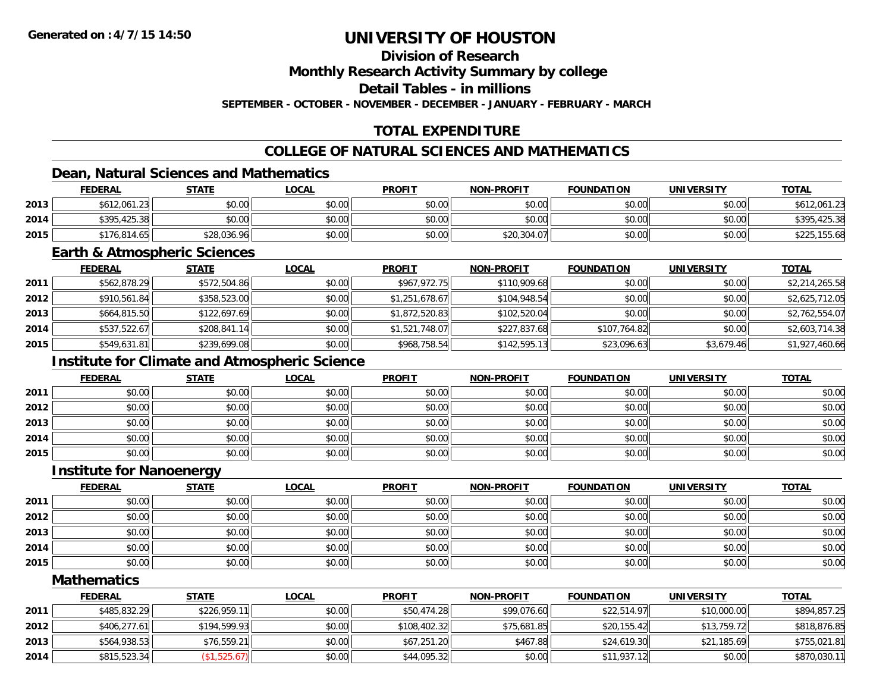# UNIVERSITY OF HOUSTON

## Division of Research

## Monthly Research Activity Summary by college

## Detail Tables - in millions

**SEPTEMBER - OCTOBER - NOVEMBER - DECEMBER - JANUARY - FEBRUARY - MARCH**

## TOTAL EXPENDITURE

## COLLEGE OF NATURAL SCIENCES AND MATHEMATICS

### Dean, Natural Sciences and Mathematics

| | FEDERAL | STATE | LOCAL | PROFIT | NON-PROFIT | FOUNDATION | UNIVERSITY | TOTAL |
|---|---|---|---|---|---|---|---|---|
| 2013 | $612,061.23 | $0.00 | $0.00 | $0.00 | $0.00 | $0.00 | $0.00 | $612,061.23 |
| 2014 | $395,425.38 | $0.00 | $0.00 | $0.00 | $0.00 | $0.00 | $0.00 | $395,425.38 |
| 2015 | $176,814.65 | $28,036.96 | $0.00 | $0.00 | $20,304.07 | $0.00 | $0.00 | $225,155.68 |

### Earth & Atmospheric Sciences

| | FEDERAL | STATE | LOCAL | PROFIT | NON-PROFIT | FOUNDATION | UNIVERSITY | TOTAL |
|---|---|---|---|---|---|---|---|---|
| 2011 | $562,878.29 | $572,504.86 | $0.00 | $967,972.75 | $110,909.68 | $0.00 | $0.00 | $2,214,265.58 |
| 2012 | $910,561.84 | $358,523.00 | $0.00 | $1,251,678.67 | $104,948.54 | $0.00 | $0.00 | $2,625,712.05 |
| 2013 | $664,815.50 | $122,697.69 | $0.00 | $1,872,520.83 | $102,520.04 | $0.00 | $0.00 | $2,762,554.07 |
| 2014 | $537,522.67 | $208,841.14 | $0.00 | $1,521,748.07 | $227,837.68 | $107,764.82 | $0.00 | $2,603,714.38 |
| 2015 | $549,631.81 | $239,699.08 | $0.00 | $968,758.54 | $142,595.13 | $23,096.63 | $3,679.46 | $1,927,460.66 |

### Institute for Climate and Atmospheric Science

| | FEDERAL | STATE | LOCAL | PROFIT | NON-PROFIT | FOUNDATION | UNIVERSITY | TOTAL |
|---|---|---|---|---|---|---|---|---|
| 2011 | $0.00 | $0.00 | $0.00 | $0.00 | $0.00 | $0.00 | $0.00 | $0.00 |
| 2012 | $0.00 | $0.00 | $0.00 | $0.00 | $0.00 | $0.00 | $0.00 | $0.00 |
| 2013 | $0.00 | $0.00 | $0.00 | $0.00 | $0.00 | $0.00 | $0.00 | $0.00 |
| 2014 | $0.00 | $0.00 | $0.00 | $0.00 | $0.00 | $0.00 | $0.00 | $0.00 |
| 2015 | $0.00 | $0.00 | $0.00 | $0.00 | $0.00 | $0.00 | $0.00 | $0.00 |

### Institute for Nanoenergy

| | FEDERAL | STATE | LOCAL | PROFIT | NON-PROFIT | FOUNDATION | UNIVERSITY | TOTAL |
|---|---|---|---|---|---|---|---|---|
| 2011 | $0.00 | $0.00 | $0.00 | $0.00 | $0.00 | $0.00 | $0.00 | $0.00 |
| 2012 | $0.00 | $0.00 | $0.00 | $0.00 | $0.00 | $0.00 | $0.00 | $0.00 |
| 2013 | $0.00 | $0.00 | $0.00 | $0.00 | $0.00 | $0.00 | $0.00 | $0.00 |
| 2014 | $0.00 | $0.00 | $0.00 | $0.00 | $0.00 | $0.00 | $0.00 | $0.00 |
| 2015 | $0.00 | $0.00 | $0.00 | $0.00 | $0.00 | $0.00 | $0.00 | $0.00 |

### Mathematics

| | FEDERAL | STATE | LOCAL | PROFIT | NON-PROFIT | FOUNDATION | UNIVERSITY | TOTAL |
|---|---|---|---|---|---|---|---|---|
| 2011 | $485,832.29 | $226,959.11 | $0.00 | $50,474.28 | $99,076.60 | $22,514.97 | $10,000.00 | $894,857.25 |
| 2012 | $406,277.61 | $194,599.93 | $0.00 | $108,402.32 | $75,681.85 | $20,155.42 | $13,759.72 | $818,876.85 |
| 2013 | $564,938.53 | $76,559.21 | $0.00 | $67,251.20 | $467.88 | $24,619.30 | $21,185.69 | $755,021.81 |
| 2014 | $815,523.34 | ($1,525.67) | $0.00 | $44,095.32 | $0.00 | $11,937.12 | $0.00 | $870,030.11 |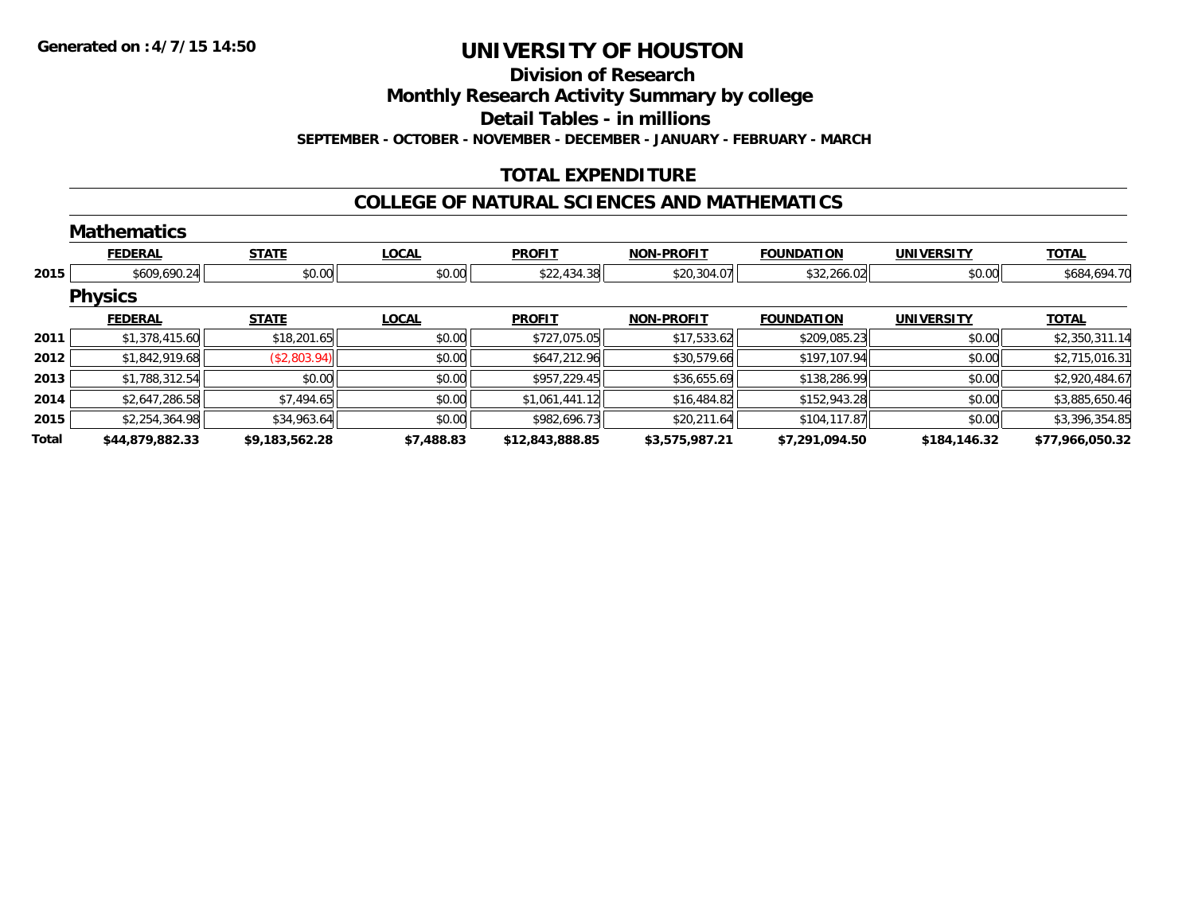**Generated on :4/7/15 14:50**

# UNIVERSITY OF HOUSTON

## Division of Research

## Monthly Research Activity Summary by college

## Detail Tables - in millions

**SEPTEMBER - OCTOBER - NOVEMBER - DECEMBER - JANUARY - FEBRUARY - MARCH**

## TOTAL EXPENDITURE

## COLLEGE OF NATURAL SCIENCES AND MATHEMATICS

### Mathematics

| | FEDERAL | STATE | LOCAL | PROFIT | NON-PROFIT | FOUNDATION | UNIVERSITY | TOTAL |
|---|---|---|---|---|---|---|---|---|
| 2015 | $609,690.24 | $0.00 | $0.00 | $22,434.38 | $20,304.07 | $32,266.02 | $0.00 | $684,694.70 |

### Physics

| | FEDERAL | STATE | LOCAL | PROFIT | NON-PROFIT | FOUNDATION | UNIVERSITY | TOTAL |
|---|---|---|---|---|---|---|---|---|
| 2011 | $1,378,415.60 | $18,201.65 | $0.00 | $727,075.05 | $17,533.62 | $209,085.23 | $0.00 | $2,350,311.14 |
| 2012 | $1,842,919.68 | ($2,803.94) | $0.00 | $647,212.96 | $30,579.66 | $197,107.94 | $0.00 | $2,715,016.31 |
| 2013 | $1,788,312.54 | $0.00 | $0.00 | $957,229.45 | $36,655.69 | $138,286.99 | $0.00 | $2,920,484.67 |
| 2014 | $2,647,286.58 | $7,494.65 | $0.00 | $1,061,441.12 | $16,484.82 | $152,943.28 | $0.00 | $3,885,650.46 |
| 2015 | $2,254,364.98 | $34,963.64 | $0.00 | $982,696.73 | $20,211.64 | $104,117.87 | $0.00 | $3,396,354.85 |
| **Total** | **$44,879,882.33** | **$9,183,562.28** | **$7,488.83** | **$12,843,888.85** | **$3,575,987.21** | **$7,291,094.50** | **$184,146.32** | **$77,966,050.32** |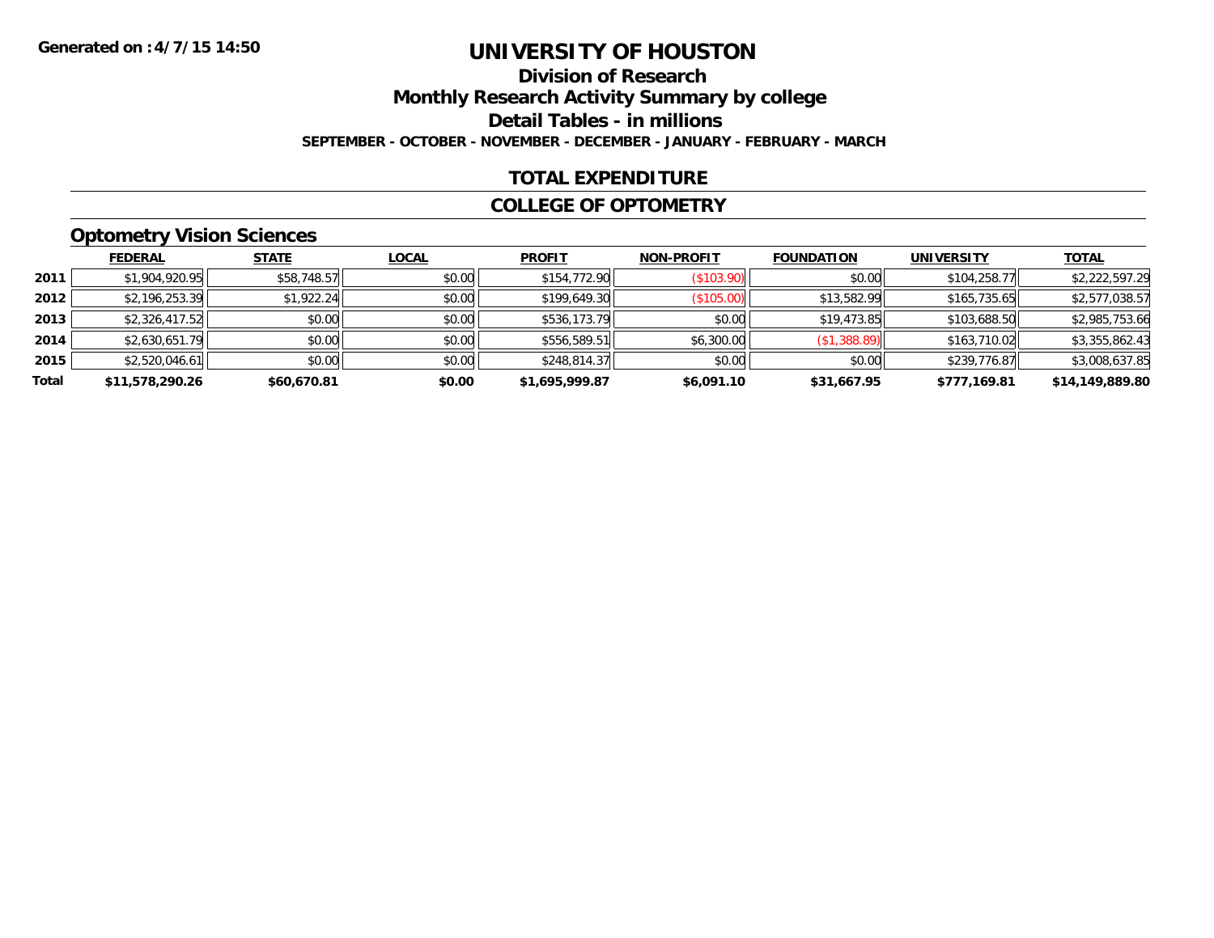**Generated on :4/7/15 14:50**

# UNIVERSITY OF HOUSTON

## Division of Research

## Monthly Research Activity Summary by college

## Detail Tables - in millions

**SEPTEMBER - OCTOBER - NOVEMBER - DECEMBER - JANUARY - FEBRUARY - MARCH**

## TOTAL EXPENDITURE

## COLLEGE OF OPTOMETRY

### Optometry Vision Sciences

| | FEDERAL | STATE | LOCAL | PROFIT | NON-PROFIT | FOUNDATION | UNIVERSITY | TOTAL |
|---|---|---|---|---|---|---|---|---|
| 2011 | $1,904,920.95 | $58,748.57 | $0.00 | $154,772.90 | ($103.90) | $0.00 | $104,258.77 | $2,222,597.29 |
| 2012 | $2,196,253.39 | $1,922.24 | $0.00 | $199,649.30 | ($105.00) | $13,582.99 | $165,735.65 | $2,577,038.57 |
| 2013 | $2,326,417.52 | $0.00 | $0.00 | $536,173.79 | $0.00 | $19,473.85 | $103,688.50 | $2,985,753.66 |
| 2014 | $2,630,651.79 | $0.00 | $0.00 | $556,589.51 | $6,300.00 | ($1,388.89) | $163,710.02 | $3,355,862.43 |
| 2015 | $2,520,046.61 | $0.00 | $0.00 | $248,814.37 | $0.00 | $0.00 | $239,776.87 | $3,008,637.85 |
| **Total** | **$11,578,290.26** | **$60,670.81** | **$0.00** | **$1,695,999.87** | **$6,091.10** | **$31,667.95** | **$777,169.81** | **$14,149,889.80** |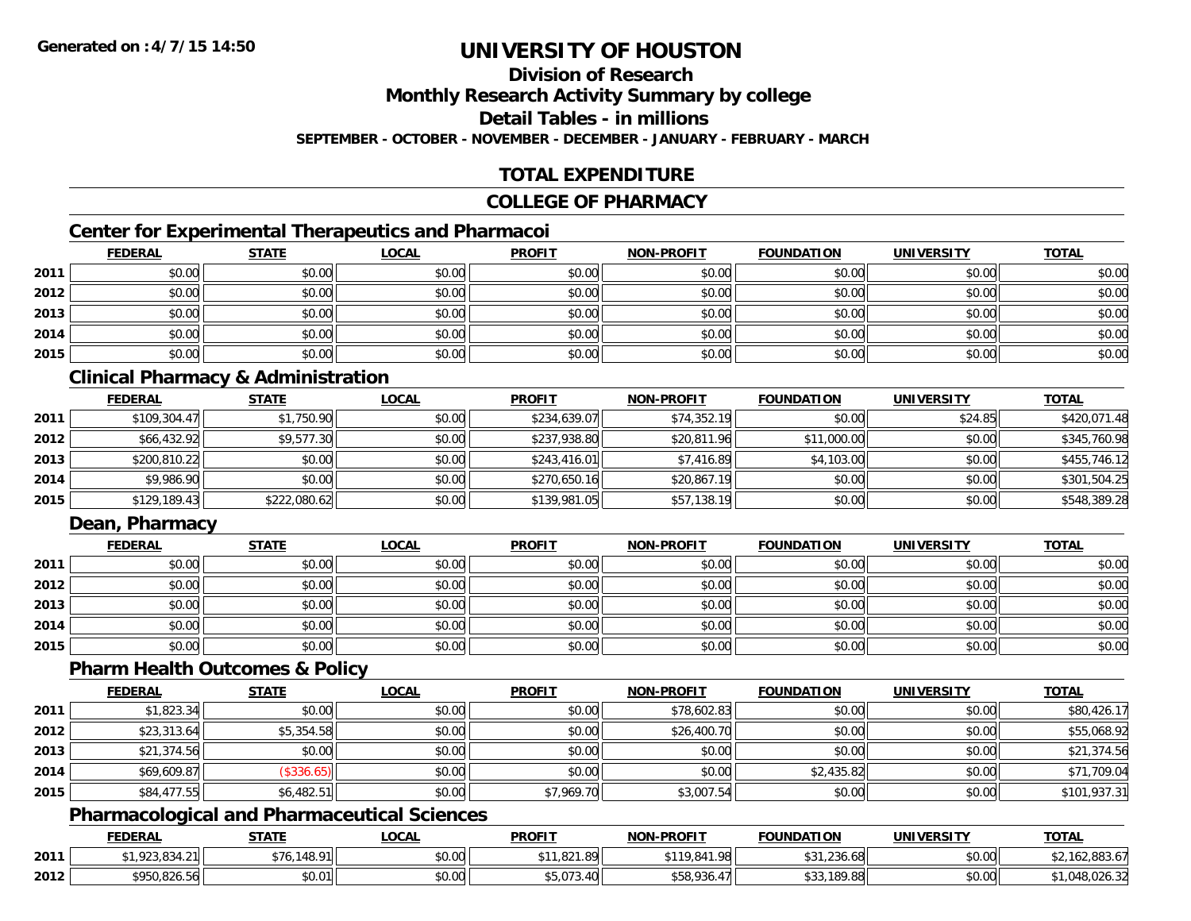# UNIVERSITY OF HOUSTON

## Division of Research

## Monthly Research Activity Summary by college

## Detail Tables - in millions

**SEPTEMBER - OCTOBER - NOVEMBER - DECEMBER - JANUARY - FEBRUARY - MARCH**

## TOTAL EXPENDITURE

## COLLEGE OF PHARMACY

### Center for Experimental Therapeutics and Pharmacoi

| | FEDERAL | STATE | LOCAL | PROFIT | NON-PROFIT | FOUNDATION | UNIVERSITY | TOTAL |
|---|---|---|---|---|---|---|---|---|
| 2011 | $0.00 | $0.00 | $0.00 | $0.00 | $0.00 | $0.00 | $0.00 | $0.00 |
| 2012 | $0.00 | $0.00 | $0.00 | $0.00 | $0.00 | $0.00 | $0.00 | $0.00 |
| 2013 | $0.00 | $0.00 | $0.00 | $0.00 | $0.00 | $0.00 | $0.00 | $0.00 |
| 2014 | $0.00 | $0.00 | $0.00 | $0.00 | $0.00 | $0.00 | $0.00 | $0.00 |
| 2015 | $0.00 | $0.00 | $0.00 | $0.00 | $0.00 | $0.00 | $0.00 | $0.00 |

### Clinical Pharmacy & Administration

| | FEDERAL | STATE | LOCAL | PROFIT | NON-PROFIT | FOUNDATION | UNIVERSITY | TOTAL |
|---|---|---|---|---|---|---|---|---|
| 2011 | $109,304.47 | $1,750.90 | $0.00 | $234,639.07 | $74,352.19 | $0.00 | $24.85 | $420,071.48 |
| 2012 | $66,432.92 | $9,577.30 | $0.00 | $237,938.80 | $20,811.96 | $11,000.00 | $0.00 | $345,760.98 |
| 2013 | $200,810.22 | $0.00 | $0.00 | $243,416.01 | $7,416.89 | $4,103.00 | $0.00 | $455,746.12 |
| 2014 | $9,986.90 | $0.00 | $0.00 | $270,650.16 | $20,867.19 | $0.00 | $0.00 | $301,504.25 |
| 2015 | $129,189.43 | $222,080.62 | $0.00 | $139,981.05 | $57,138.19 | $0.00 | $0.00 | $548,389.28 |

### Dean, Pharmacy

| | FEDERAL | STATE | LOCAL | PROFIT | NON-PROFIT | FOUNDATION | UNIVERSITY | TOTAL |
|---|---|---|---|---|---|---|---|---|
| 2011 | $0.00 | $0.00 | $0.00 | $0.00 | $0.00 | $0.00 | $0.00 | $0.00 |
| 2012 | $0.00 | $0.00 | $0.00 | $0.00 | $0.00 | $0.00 | $0.00 | $0.00 |
| 2013 | $0.00 | $0.00 | $0.00 | $0.00 | $0.00 | $0.00 | $0.00 | $0.00 |
| 2014 | $0.00 | $0.00 | $0.00 | $0.00 | $0.00 | $0.00 | $0.00 | $0.00 |
| 2015 | $0.00 | $0.00 | $0.00 | $0.00 | $0.00 | $0.00 | $0.00 | $0.00 |

### Pharm Health Outcomes & Policy

| | FEDERAL | STATE | LOCAL | PROFIT | NON-PROFIT | FOUNDATION | UNIVERSITY | TOTAL |
|---|---|---|---|---|---|---|---|---|
| 2011 | $1,823.34 | $0.00 | $0.00 | $0.00 | $78,602.83 | $0.00 | $0.00 | $80,426.17 |
| 2012 | $23,313.64 | $5,354.58 | $0.00 | $0.00 | $26,400.70 | $0.00 | $0.00 | $55,068.92 |
| 2013 | $21,374.56 | $0.00 | $0.00 | $0.00 | $0.00 | $0.00 | $0.00 | $21,374.56 |
| 2014 | $69,609.87 | ($336.65) | $0.00 | $0.00 | $0.00 | $2,435.82 | $0.00 | $71,709.04 |
| 2015 | $84,477.55 | $6,482.51 | $0.00 | $7,969.70 | $3,007.54 | $0.00 | $0.00 | $101,937.31 |

### Pharmacological and Pharmaceutical Sciences

| | FEDERAL | STATE | LOCAL | PROFIT | NON-PROFIT | FOUNDATION | UNIVERSITY | TOTAL |
|---|---|---|---|---|---|---|---|---|
| 2011 | $1,923,834.21 | $76,148.91 | $0.00 | $11,821.89 | $119,841.98 | $31,236.68 | $0.00 | $2,162,883.67 |
| 2012 | $950,826.56 | $0.01 | $0.00 | $5,073.40 | $58,936.47 | $33,189.88 | $0.00 | $1,048,026.32 |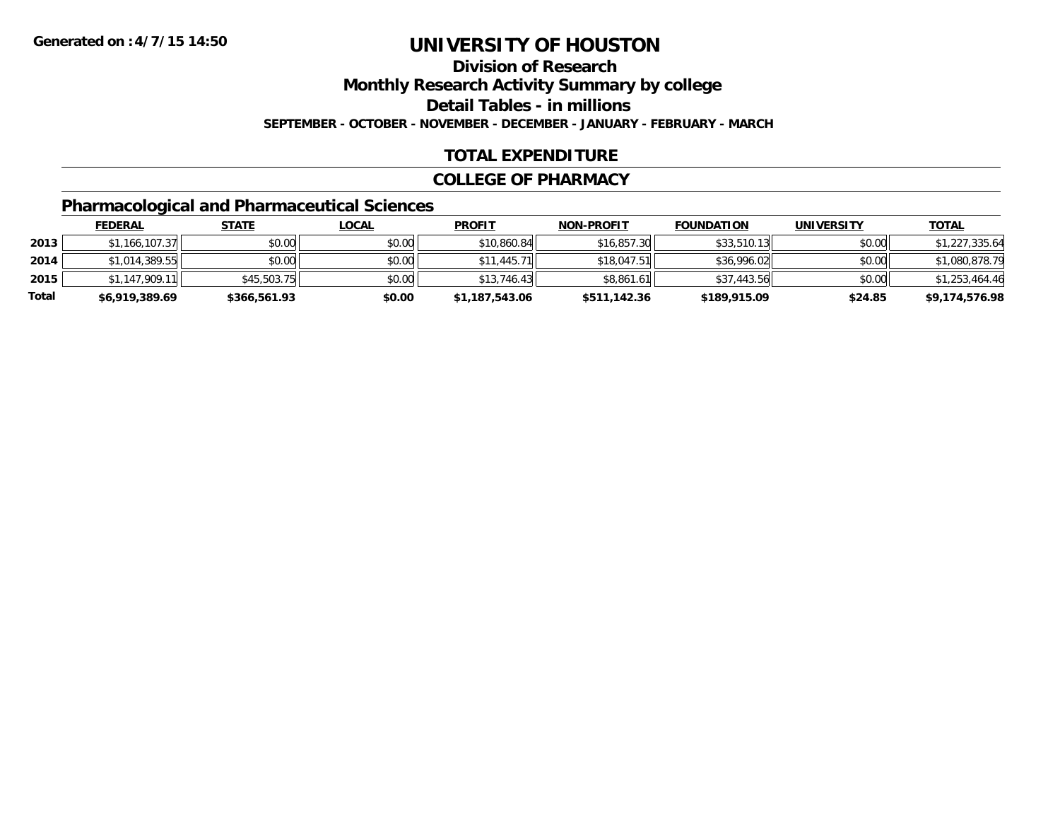Generated on :4/7/15 14:50

# UNIVERSITY OF HOUSTON

## Division of Research

## Monthly Research Activity Summary by college

## Detail Tables - in millions

**SEPTEMBER - OCTOBER - NOVEMBER - DECEMBER - JANUARY - FEBRUARY - MARCH**

## TOTAL EXPENDITURE

## COLLEGE OF PHARMACY

### Pharmacological and Pharmaceutical Sciences

| | FEDERAL | STATE | LOCAL | PROFIT | NON-PROFIT | FOUNDATION | UNIVERSITY | TOTAL |
|---|---|---|---|---|---|---|---|---|
| **2013** | $1,166,107.37 | $0.00 | $0.00 | $10,860.84 | $16,857.30 | $33,510.13 | $0.00 | $1,227,335.64 |
| **2014** | $1,014,389.55 | $0.00 | $0.00 | $11,445.71 | $18,047.51 | $36,996.02 | $0.00 | $1,080,878.79 |
| **2015** | $1,147,909.11 | $45,503.75 | $0.00 | $13,746.43 | $8,861.61 | $37,443.56 | $0.00 | $1,253,464.46 |
| **Total** | **$6,919,389.69** | **$366,561.93** | **$0.00** | **$1,187,543.06** | **$511,142.36** | **$189,915.09** | **$24.85** | **$9,174,576.98** |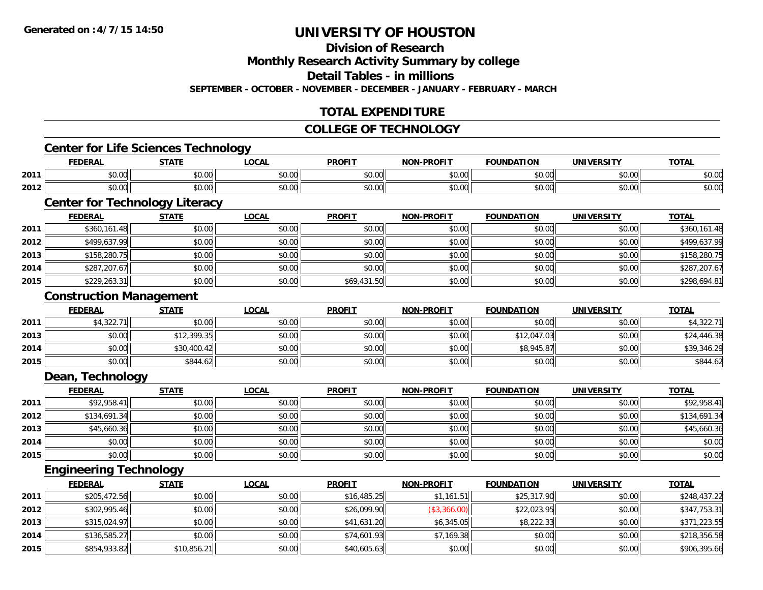Generated on :4/7/15 14:50

# UNIVERSITY OF HOUSTON

## Division of Research

## Monthly Research Activity Summary by college

## Detail Tables - in millions

SEPTEMBER - OCTOBER - NOVEMBER - DECEMBER - JANUARY - FEBRUARY - MARCH

## TOTAL EXPENDITURE

## COLLEGE OF TECHNOLOGY

### Center for Life Sciences Technology

| | FEDERAL | STATE | LOCAL | PROFIT | NON-PROFIT | FOUNDATION | UNIVERSITY | TOTAL |
|---|---|---|---|---|---|---|---|---|
| 2011 | $0.00 | $0.00 | $0.00 | $0.00 | $0.00 | $0.00 | $0.00 | $0.00 |
| 2012 | $0.00 | $0.00 | $0.00 | $0.00 | $0.00 | $0.00 | $0.00 | $0.00 |

### Center for Technology Literacy

| | FEDERAL | STATE | LOCAL | PROFIT | NON-PROFIT | FOUNDATION | UNIVERSITY | TOTAL |
|---|---|---|---|---|---|---|---|---|
| 2011 | $360,161.48 | $0.00 | $0.00 | $0.00 | $0.00 | $0.00 | $0.00 | $360,161.48 |
| 2012 | $499,637.99 | $0.00 | $0.00 | $0.00 | $0.00 | $0.00 | $0.00 | $499,637.99 |
| 2013 | $158,280.75 | $0.00 | $0.00 | $0.00 | $0.00 | $0.00 | $0.00 | $158,280.75 |
| 2014 | $287,207.67 | $0.00 | $0.00 | $0.00 | $0.00 | $0.00 | $0.00 | $287,207.67 |
| 2015 | $229,263.31 | $0.00 | $0.00 | $69,431.50 | $0.00 | $0.00 | $0.00 | $298,694.81 |

### Construction Management

| | FEDERAL | STATE | LOCAL | PROFIT | NON-PROFIT | FOUNDATION | UNIVERSITY | TOTAL |
|---|---|---|---|---|---|---|---|---|
| 2011 | $4,322.71 | $0.00 | $0.00 | $0.00 | $0.00 | $0.00 | $0.00 | $4,322.71 |
| 2013 | $0.00 | $12,399.35 | $0.00 | $0.00 | $0.00 | $12,047.03 | $0.00 | $24,446.38 |
| 2014 | $0.00 | $30,400.42 | $0.00 | $0.00 | $0.00 | $8,945.87 | $0.00 | $39,346.29 |
| 2015 | $0.00 | $844.62 | $0.00 | $0.00 | $0.00 | $0.00 | $0.00 | $844.62 |

### Dean, Technology

| | FEDERAL | STATE | LOCAL | PROFIT | NON-PROFIT | FOUNDATION | UNIVERSITY | TOTAL |
|---|---|---|---|---|---|---|---|---|
| 2011 | $92,958.41 | $0.00 | $0.00 | $0.00 | $0.00 | $0.00 | $0.00 | $92,958.41 |
| 2012 | $134,691.34 | $0.00 | $0.00 | $0.00 | $0.00 | $0.00 | $0.00 | $134,691.34 |
| 2013 | $45,660.36 | $0.00 | $0.00 | $0.00 | $0.00 | $0.00 | $0.00 | $45,660.36 |
| 2014 | $0.00 | $0.00 | $0.00 | $0.00 | $0.00 | $0.00 | $0.00 | $0.00 |
| 2015 | $0.00 | $0.00 | $0.00 | $0.00 | $0.00 | $0.00 | $0.00 | $0.00 |

### Engineering Technology

| | FEDERAL | STATE | LOCAL | PROFIT | NON-PROFIT | FOUNDATION | UNIVERSITY | TOTAL |
|---|---|---|---|---|---|---|---|---|
| 2011 | $205,472.56 | $0.00 | $0.00 | $16,485.25 | $1,161.51 | $25,317.90 | $0.00 | $248,437.22 |
| 2012 | $302,995.46 | $0.00 | $0.00 | $26,099.90 | ($3,366.00) | $22,023.95 | $0.00 | $347,753.31 |
| 2013 | $315,024.97 | $0.00 | $0.00 | $41,631.20 | $6,345.05 | $8,222.33 | $0.00 | $371,223.55 |
| 2014 | $136,585.27 | $0.00 | $0.00 | $74,601.93 | $7,169.38 | $0.00 | $0.00 | $218,356.58 |
| 2015 | $854,933.82 | $10,856.21 | $0.00 | $40,605.63 | $0.00 | $0.00 | $0.00 | $906,395.66 |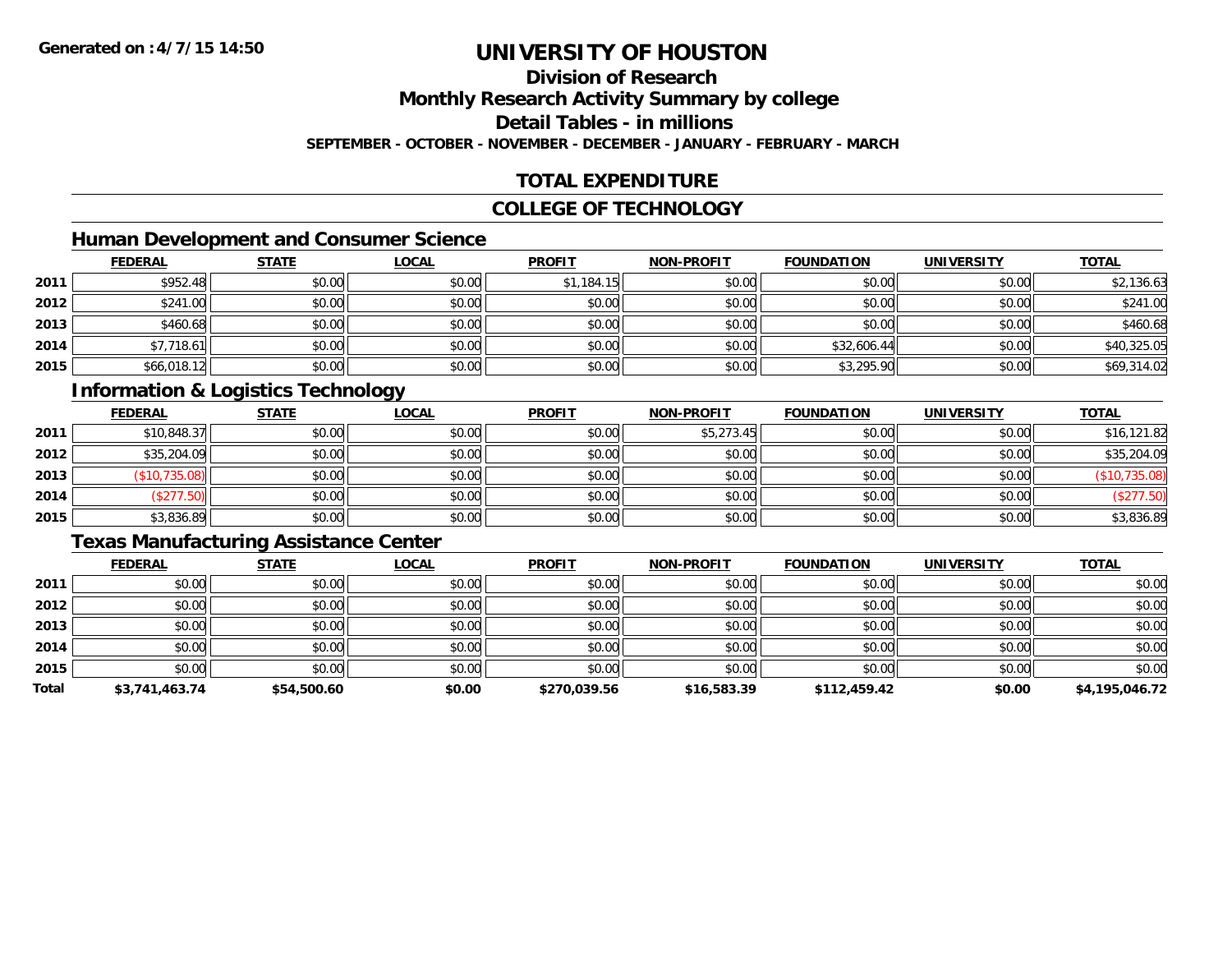**Generated on :4/7/15 14:50**

# UNIVERSITY OF HOUSTON

## Division of Research

## Monthly Research Activity Summary by college

## Detail Tables - in millions

**SEPTEMBER - OCTOBER - NOVEMBER - DECEMBER - JANUARY - FEBRUARY - MARCH**

## TOTAL EXPENDITURE

## COLLEGE OF TECHNOLOGY

### Human Development and Consumer Science

| | FEDERAL | STATE | LOCAL | PROFIT | NON-PROFIT | FOUNDATION | UNIVERSITY | TOTAL |
|---|---|---|---|---|---|---|---|---|
| 2011 | $952.48 | $0.00 | $0.00 | $1,184.15 | $0.00 | $0.00 | $0.00 | $2,136.63 |
| 2012 | $241.00 | $0.00 | $0.00 | $0.00 | $0.00 | $0.00 | $0.00 | $241.00 |
| 2013 | $460.68 | $0.00 | $0.00 | $0.00 | $0.00 | $0.00 | $0.00 | $460.68 |
| 2014 | $7,718.61 | $0.00 | $0.00 | $0.00 | $0.00 | $32,606.44 | $0.00 | $40,325.05 |
| 2015 | $66,018.12 | $0.00 | $0.00 | $0.00 | $0.00 | $3,295.90 | $0.00 | $69,314.02 |

### Information & Logistics Technology

| | FEDERAL | STATE | LOCAL | PROFIT | NON-PROFIT | FOUNDATION | UNIVERSITY | TOTAL |
|---|---|---|---|---|---|---|---|---|
| 2011 | $10,848.37 | $0.00 | $0.00 | $0.00 | $5,273.45 | $0.00 | $0.00 | $16,121.82 |
| 2012 | $35,204.09 | $0.00 | $0.00 | $0.00 | $0.00 | $0.00 | $0.00 | $35,204.09 |
| 2013 | ($10,735.08) | $0.00 | $0.00 | $0.00 | $0.00 | $0.00 | $0.00 | ($10,735.08) |
| 2014 | ($277.50) | $0.00 | $0.00 | $0.00 | $0.00 | $0.00 | $0.00 | ($277.50) |
| 2015 | $3,836.89 | $0.00 | $0.00 | $0.00 | $0.00 | $0.00 | $0.00 | $3,836.89 |

### Texas Manufacturing Assistance Center

| | FEDERAL | STATE | LOCAL | PROFIT | NON-PROFIT | FOUNDATION | UNIVERSITY | TOTAL |
|---|---|---|---|---|---|---|---|---|
| 2011 | $0.00 | $0.00 | $0.00 | $0.00 | $0.00 | $0.00 | $0.00 | $0.00 |
| 2012 | $0.00 | $0.00 | $0.00 | $0.00 | $0.00 | $0.00 | $0.00 | $0.00 |
| 2013 | $0.00 | $0.00 | $0.00 | $0.00 | $0.00 | $0.00 | $0.00 | $0.00 |
| 2014 | $0.00 | $0.00 | $0.00 | $0.00 | $0.00 | $0.00 | $0.00 | $0.00 |
| 2015 | $0.00 | $0.00 | $0.00 | $0.00 | $0.00 | $0.00 | $0.00 | $0.00 |
| **Total** | **$3,741,463.74** | **$54,500.60** | **$0.00** | **$270,039.56** | **$16,583.39** | **$112,459.42** | **$0.00** | **$4,195,046.72** |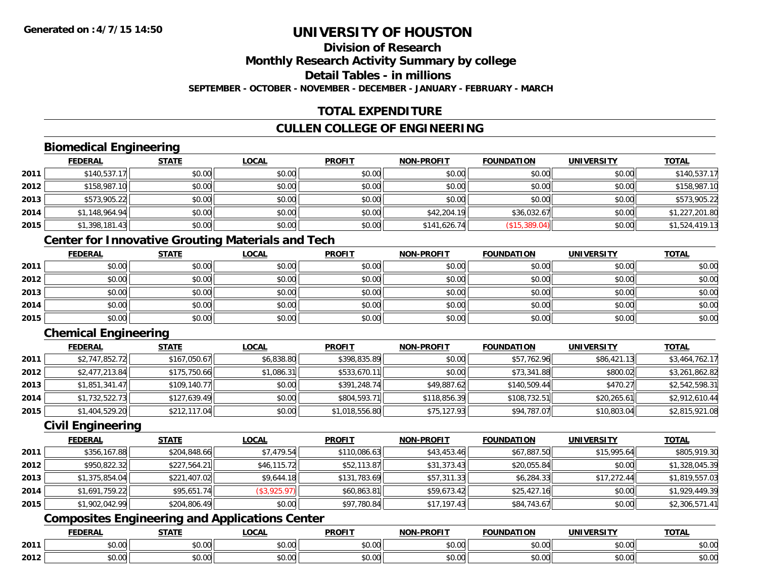**Generated on :4/7/15 14:50**

# UNIVERSITY OF HOUSTON

## Division of Research

## Monthly Research Activity Summary by college

## Detail Tables - in millions

**SEPTEMBER - OCTOBER - NOVEMBER - DECEMBER - JANUARY - FEBRUARY - MARCH**

## TOTAL EXPENDITURE

## CULLEN COLLEGE OF ENGINEERING

### Biomedical Engineering

| | FEDERAL | STATE | LOCAL | PROFIT | NON-PROFIT | FOUNDATION | UNIVERSITY | TOTAL |
|---|---|---|---|---|---|---|---|---|
| 2011 | $140,537.17 | $0.00 | $0.00 | $0.00 | $0.00 | $0.00 | $0.00 | $140,537.17 |
| 2012 | $158,987.10 | $0.00 | $0.00 | $0.00 | $0.00 | $0.00 | $0.00 | $158,987.10 |
| 2013 | $573,905.22 | $0.00 | $0.00 | $0.00 | $0.00 | $0.00 | $0.00 | $573,905.22 |
| 2014 | $1,148,964.94 | $0.00 | $0.00 | $0.00 | $42,204.19 | $36,032.67 | $0.00 | $1,227,201.80 |
| 2015 | $1,398,181.43 | $0.00 | $0.00 | $0.00 | $141,626.74 | ($15,389.04) | $0.00 | $1,524,419.13 |

### Center for Innovative Grouting Materials and Tech

| | FEDERAL | STATE | LOCAL | PROFIT | NON-PROFIT | FOUNDATION | UNIVERSITY | TOTAL |
|---|---|---|---|---|---|---|---|---|
| 2011 | $0.00 | $0.00 | $0.00 | $0.00 | $0.00 | $0.00 | $0.00 | $0.00 |
| 2012 | $0.00 | $0.00 | $0.00 | $0.00 | $0.00 | $0.00 | $0.00 | $0.00 |
| 2013 | $0.00 | $0.00 | $0.00 | $0.00 | $0.00 | $0.00 | $0.00 | $0.00 |
| 2014 | $0.00 | $0.00 | $0.00 | $0.00 | $0.00 | $0.00 | $0.00 | $0.00 |
| 2015 | $0.00 | $0.00 | $0.00 | $0.00 | $0.00 | $0.00 | $0.00 | $0.00 |

### Chemical Engineering

| | FEDERAL | STATE | LOCAL | PROFIT | NON-PROFIT | FOUNDATION | UNIVERSITY | TOTAL |
|---|---|---|---|---|---|---|---|---|
| 2011 | $2,747,852.72 | $167,050.67 | $6,838.80 | $398,835.89 | $0.00 | $57,762.96 | $86,421.13 | $3,464,762.17 |
| 2012 | $2,477,213.84 | $175,750.66 | $1,086.31 | $533,670.11 | $0.00 | $73,341.88 | $800.02 | $3,261,862.82 |
| 2013 | $1,851,341.47 | $109,140.77 | $0.00 | $391,248.74 | $49,887.62 | $140,509.44 | $470.27 | $2,542,598.31 |
| 2014 | $1,732,522.73 | $127,639.49 | $0.00 | $804,593.71 | $118,856.39 | $108,732.51 | $20,265.61 | $2,912,610.44 |
| 2015 | $1,404,529.20 | $212,117.04 | $0.00 | $1,018,556.80 | $75,127.93 | $94,787.07 | $10,803.04 | $2,815,921.08 |

### Civil Engineering

| | FEDERAL | STATE | LOCAL | PROFIT | NON-PROFIT | FOUNDATION | UNIVERSITY | TOTAL |
|---|---|---|---|---|---|---|---|---|
| 2011 | $356,167.88 | $204,848.66 | $7,479.54 | $110,086.63 | $43,453.46 | $67,887.50 | $15,995.64 | $805,919.30 |
| 2012 | $950,822.32 | $227,564.21 | $46,115.72 | $52,113.87 | $31,373.43 | $20,055.84 | $0.00 | $1,328,045.39 |
| 2013 | $1,375,854.04 | $221,407.02 | $9,644.18 | $131,783.69 | $57,311.33 | $6,284.33 | $17,272.44 | $1,819,557.03 |
| 2014 | $1,691,759.22 | $95,651.74 | ($3,925.97) | $60,863.81 | $59,673.42 | $25,427.16 | $0.00 | $1,929,449.39 |
| 2015 | $1,902,042.99 | $204,806.49 | $0.00 | $97,780.84 | $17,197.43 | $84,743.67 | $0.00 | $2,306,571.41 |

### Composites Engineering and Applications Center

| | FEDERAL | STATE | LOCAL | PROFIT | NON-PROFIT | FOUNDATION | UNIVERSITY | TOTAL |
|---|---|---|---|---|---|---|---|---|
| 2011 | $0.00 | $0.00 | $0.00 | $0.00 | $0.00 | $0.00 | $0.00 | $0.00 |
| 2012 | $0.00 | $0.00 | $0.00 | $0.00 | $0.00 | $0.00 | $0.00 | $0.00 |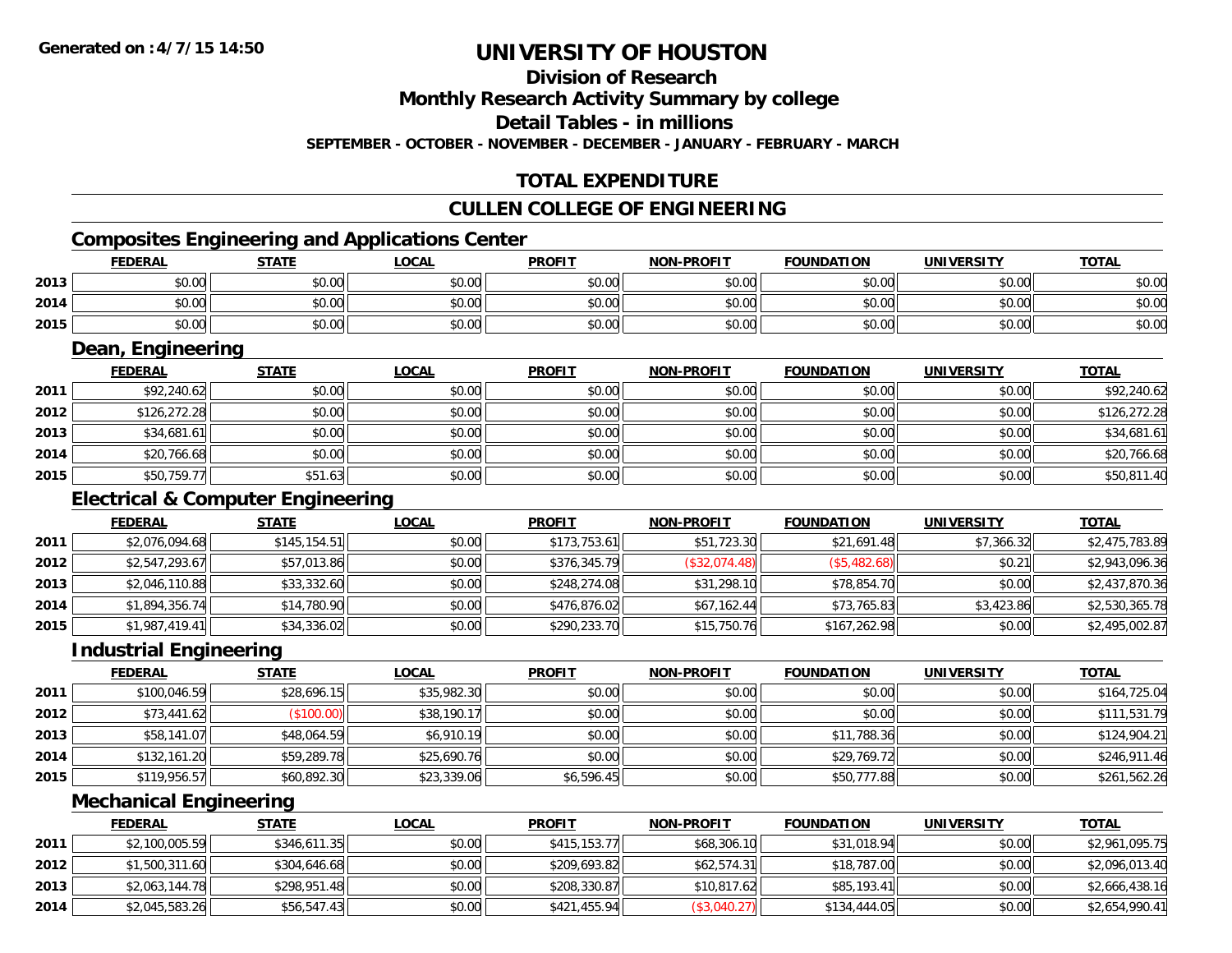Generated on :4/7/15 14:50

# UNIVERSITY OF HOUSTON

## Division of Research

## Monthly Research Activity Summary by college

## Detail Tables - in millions

**SEPTEMBER - OCTOBER - NOVEMBER - DECEMBER - JANUARY - FEBRUARY - MARCH**

## TOTAL EXPENDITURE

## CULLEN COLLEGE OF ENGINEERING

### Composites Engineering and Applications Center

| | FEDERAL | STATE | LOCAL | PROFIT | NON-PROFIT | FOUNDATION | UNIVERSITY | TOTAL |
|---|---|---|---|---|---|---|---|---|
| 2013 | $0.00 | $0.00 | $0.00 | $0.00 | $0.00 | $0.00 | $0.00 | $0.00 |
| 2014 | $0.00 | $0.00 | $0.00 | $0.00 | $0.00 | $0.00 | $0.00 | $0.00 |
| 2015 | $0.00 | $0.00 | $0.00 | $0.00 | $0.00 | $0.00 | $0.00 | $0.00 |

### Dean, Engineering

| | FEDERAL | STATE | LOCAL | PROFIT | NON-PROFIT | FOUNDATION | UNIVERSITY | TOTAL |
|---|---|---|---|---|---|---|---|---|
| 2011 | $92,240.62 | $0.00 | $0.00 | $0.00 | $0.00 | $0.00 | $0.00 | $92,240.62 |
| 2012 | $126,272.28 | $0.00 | $0.00 | $0.00 | $0.00 | $0.00 | $0.00 | $126,272.28 |
| 2013 | $34,681.61 | $0.00 | $0.00 | $0.00 | $0.00 | $0.00 | $0.00 | $34,681.61 |
| 2014 | $20,766.68 | $0.00 | $0.00 | $0.00 | $0.00 | $0.00 | $0.00 | $20,766.68 |
| 2015 | $50,759.77 | $51.63 | $0.00 | $0.00 | $0.00 | $0.00 | $0.00 | $50,811.40 |

### Electrical & Computer Engineering

| | FEDERAL | STATE | LOCAL | PROFIT | NON-PROFIT | FOUNDATION | UNIVERSITY | TOTAL |
|---|---|---|---|---|---|---|---|---|
| 2011 | $2,076,094.68 | $145,154.51 | $0.00 | $173,753.61 | $51,723.30 | $21,691.48 | $7,366.32 | $2,475,783.89 |
| 2012 | $2,547,293.67 | $57,013.86 | $0.00 | $376,345.79 | ($32,074.48) | ($5,482.68) | $0.21 | $2,943,096.36 |
| 2013 | $2,046,110.88 | $33,332.60 | $0.00 | $248,274.08 | $31,298.10 | $78,854.70 | $0.00 | $2,437,870.36 |
| 2014 | $1,894,356.74 | $14,780.90 | $0.00 | $476,876.02 | $67,162.44 | $73,765.83 | $3,423.86 | $2,530,365.78 |
| 2015 | $1,987,419.41 | $34,336.02 | $0.00 | $290,233.70 | $15,750.76 | $167,262.98 | $0.00 | $2,495,002.87 |

### Industrial Engineering

| | FEDERAL | STATE | LOCAL | PROFIT | NON-PROFIT | FOUNDATION | UNIVERSITY | TOTAL |
|---|---|---|---|---|---|---|---|---|
| 2011 | $100,046.59 | $28,696.15 | $35,982.30 | $0.00 | $0.00 | $0.00 | $0.00 | $164,725.04 |
| 2012 | $73,441.62 | ($100.00) | $38,190.17 | $0.00 | $0.00 | $0.00 | $0.00 | $111,531.79 |
| 2013 | $58,141.07 | $48,064.59 | $6,910.19 | $0.00 | $0.00 | $11,788.36 | $0.00 | $124,904.21 |
| 2014 | $132,161.20 | $59,289.78 | $25,690.76 | $0.00 | $0.00 | $29,769.72 | $0.00 | $246,911.46 |
| 2015 | $119,956.57 | $60,892.30 | $23,339.06 | $6,596.45 | $0.00 | $50,777.88 | $0.00 | $261,562.26 |

### Mechanical Engineering

| | FEDERAL | STATE | LOCAL | PROFIT | NON-PROFIT | FOUNDATION | UNIVERSITY | TOTAL |
|---|---|---|---|---|---|---|---|---|
| 2011 | $2,100,005.59 | $346,611.35 | $0.00 | $415,153.77 | $68,306.10 | $31,018.94 | $0.00 | $2,961,095.75 |
| 2012 | $1,500,311.60 | $304,646.68 | $0.00 | $209,693.82 | $62,574.31 | $18,787.00 | $0.00 | $2,096,013.40 |
| 2013 | $2,063,144.78 | $298,951.48 | $0.00 | $208,330.87 | $10,817.62 | $85,193.41 | $0.00 | $2,666,438.16 |
| 2014 | $2,045,583.26 | $56,547.43 | $0.00 | $421,455.94 | ($3,040.27) | $134,444.05 | $0.00 | $2,654,990.41 |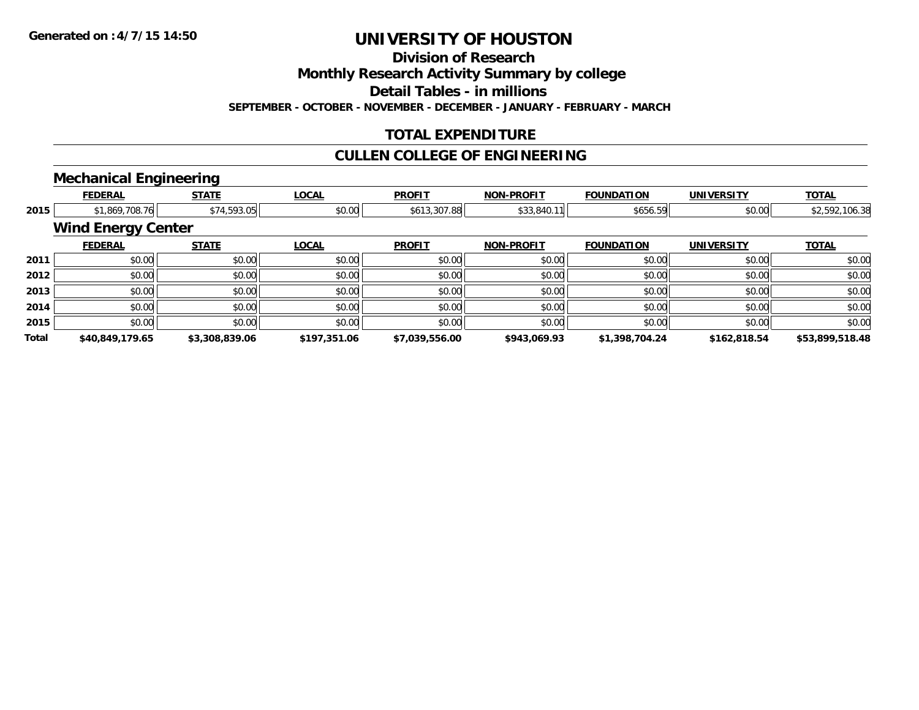# UNIVERSITY OF HOUSTON

## Division of Research

## Monthly Research Activity Summary by college

## Detail Tables - in millions

**SEPTEMBER - OCTOBER - NOVEMBER - DECEMBER - JANUARY - FEBRUARY - MARCH**

## TOTAL EXPENDITURE

## CULLEN COLLEGE OF ENGINEERING

### Mechanical Engineering

| | FEDERAL | STATE | LOCAL | PROFIT | NON-PROFIT | FOUNDATION | UNIVERSITY | TOTAL |
|---|---|---|---|---|---|---|---|---|
| 2015 | $1,869,708.76 | $74,593.05 | $0.00 | $613,307.88 | $33,840.11 | $656.59 | $0.00 | $2,592,106.38 |

### Wind Energy Center

| | FEDERAL | STATE | LOCAL | PROFIT | NON-PROFIT | FOUNDATION | UNIVERSITY | TOTAL |
|---|---|---|---|---|---|---|---|---|
| 2011 | $0.00 | $0.00 | $0.00 | $0.00 | $0.00 | $0.00 | $0.00 | $0.00 |
| 2012 | $0.00 | $0.00 | $0.00 | $0.00 | $0.00 | $0.00 | $0.00 | $0.00 |
| 2013 | $0.00 | $0.00 | $0.00 | $0.00 | $0.00 | $0.00 | $0.00 | $0.00 |
| 2014 | $0.00 | $0.00 | $0.00 | $0.00 | $0.00 | $0.00 | $0.00 | $0.00 |
| 2015 | $0.00 | $0.00 | $0.00 | $0.00 | $0.00 | $0.00 | $0.00 | $0.00 |
| **Total** | **$40,849,179.65** | **$3,308,839.06** | **$197,351.06** | **$7,039,556.00** | **$943,069.93** | **$1,398,704.24** | **$162,818.54** | **$53,899,518.48** |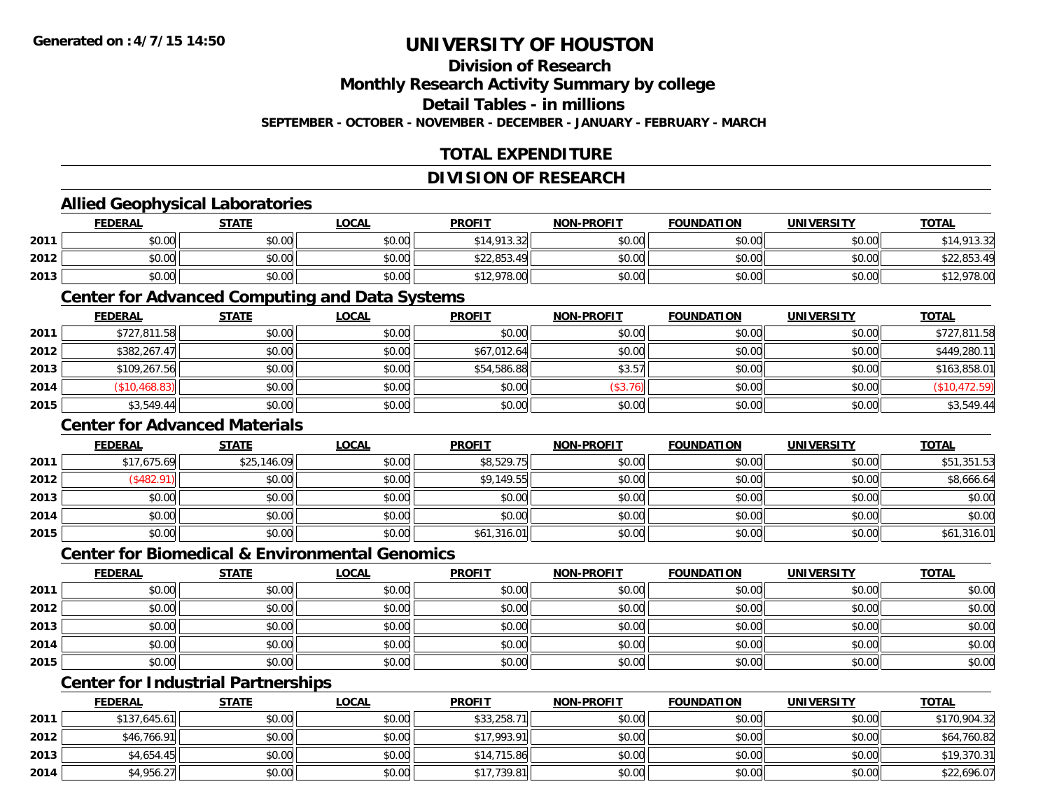# UNIVERSITY OF HOUSTON

## Division of Research

## Monthly Research Activity Summary by college

## Detail Tables - in millions

**SEPTEMBER - OCTOBER - NOVEMBER - DECEMBER - JANUARY - FEBRUARY - MARCH**

## TOTAL EXPENDITURE

## DIVISION OF RESEARCH

### Allied Geophysical Laboratories

| | FEDERAL | STATE | LOCAL | PROFIT | NON-PROFIT | FOUNDATION | UNIVERSITY | TOTAL |
|---|---|---|---|---|---|---|---|---|
| 2011 | $0.00 | $0.00 | $0.00 | $14,913.32 | $0.00 | $0.00 | $0.00 | $14,913.32 |
| 2012 | $0.00 | $0.00 | $0.00 | $22,853.49 | $0.00 | $0.00 | $0.00 | $22,853.49 |
| 2013 | $0.00 | $0.00 | $0.00 | $12,978.00 | $0.00 | $0.00 | $0.00 | $12,978.00 |

### Center for Advanced Computing and Data Systems

| | FEDERAL | STATE | LOCAL | PROFIT | NON-PROFIT | FOUNDATION | UNIVERSITY | TOTAL |
|---|---|---|---|---|---|---|---|---|
| 2011 | $727,811.58 | $0.00 | $0.00 | $0.00 | $0.00 | $0.00 | $0.00 | $727,811.58 |
| 2012 | $382,267.47 | $0.00 | $0.00 | $67,012.64 | $0.00 | $0.00 | $0.00 | $449,280.11 |
| 2013 | $109,267.56 | $0.00 | $0.00 | $54,586.88 | $3.57 | $0.00 | $0.00 | $163,858.01 |
| 2014 | ($10,468.83) | $0.00 | $0.00 | $0.00 | ($3.76) | $0.00 | $0.00 | ($10,472.59) |
| 2015 | $3,549.44 | $0.00 | $0.00 | $0.00 | $0.00 | $0.00 | $0.00 | $3,549.44 |

### Center for Advanced Materials

| | FEDERAL | STATE | LOCAL | PROFIT | NON-PROFIT | FOUNDATION | UNIVERSITY | TOTAL |
|---|---|---|---|---|---|---|---|---|
| 2011 | $17,675.69 | $25,146.09 | $0.00 | $8,529.75 | $0.00 | $0.00 | $0.00 | $51,351.53 |
| 2012 | ($482.91) | $0.00 | $0.00 | $9,149.55 | $0.00 | $0.00 | $0.00 | $8,666.64 |
| 2013 | $0.00 | $0.00 | $0.00 | $0.00 | $0.00 | $0.00 | $0.00 | $0.00 |
| 2014 | $0.00 | $0.00 | $0.00 | $0.00 | $0.00 | $0.00 | $0.00 | $0.00 |
| 2015 | $0.00 | $0.00 | $0.00 | $61,316.01 | $0.00 | $0.00 | $0.00 | $61,316.01 |

### Center for Biomedical & Environmental Genomics

| | FEDERAL | STATE | LOCAL | PROFIT | NON-PROFIT | FOUNDATION | UNIVERSITY | TOTAL |
|---|---|---|---|---|---|---|---|---|
| 2011 | $0.00 | $0.00 | $0.00 | $0.00 | $0.00 | $0.00 | $0.00 | $0.00 |
| 2012 | $0.00 | $0.00 | $0.00 | $0.00 | $0.00 | $0.00 | $0.00 | $0.00 |
| 2013 | $0.00 | $0.00 | $0.00 | $0.00 | $0.00 | $0.00 | $0.00 | $0.00 |
| 2014 | $0.00 | $0.00 | $0.00 | $0.00 | $0.00 | $0.00 | $0.00 | $0.00 |
| 2015 | $0.00 | $0.00 | $0.00 | $0.00 | $0.00 | $0.00 | $0.00 | $0.00 |

### Center for Industrial Partnerships

| | FEDERAL | STATE | LOCAL | PROFIT | NON-PROFIT | FOUNDATION | UNIVERSITY | TOTAL |
|---|---|---|---|---|---|---|---|---|
| 2011 | $137,645.61 | $0.00 | $0.00 | $33,258.71 | $0.00 | $0.00 | $0.00 | $170,904.32 |
| 2012 | $46,766.91 | $0.00 | $0.00 | $17,993.91 | $0.00 | $0.00 | $0.00 | $64,760.82 |
| 2013 | $4,654.45 | $0.00 | $0.00 | $14,715.86 | $0.00 | $0.00 | $0.00 | $19,370.31 |
| 2014 | $4,956.27 | $0.00 | $0.00 | $17,739.81 | $0.00 | $0.00 | $0.00 | $22,696.07 |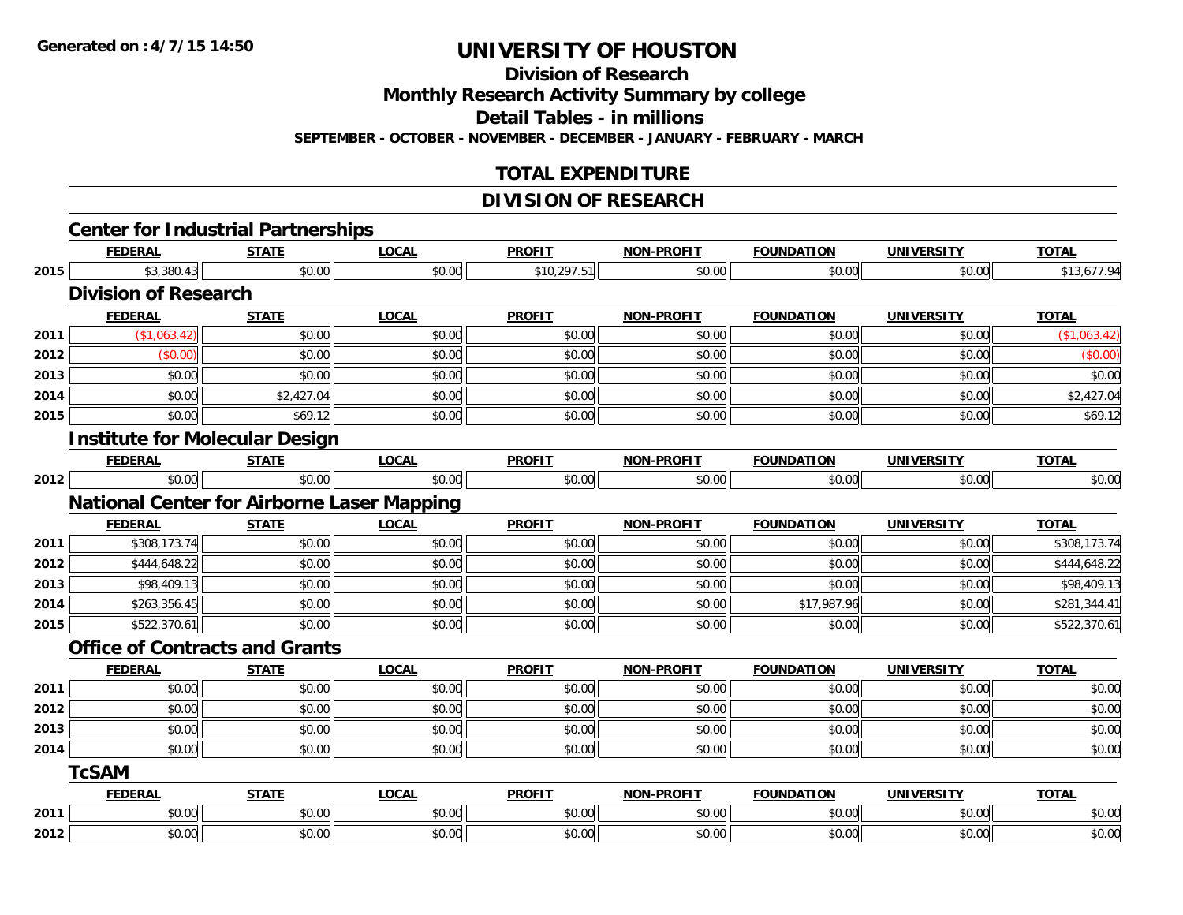Generated on :4/7/15 14:50

# UNIVERSITY OF HOUSTON

## Division of Research

## Monthly Research Activity Summary by college

## Detail Tables - in millions

**SEPTEMBER - OCTOBER - NOVEMBER - DECEMBER - JANUARY - FEBRUARY - MARCH**

## TOTAL EXPENDITURE

## DIVISION OF RESEARCH

### Center for Industrial Partnerships

| | FEDERAL | STATE | LOCAL | PROFIT | NON-PROFIT | FOUNDATION | UNIVERSITY | TOTAL |
|---|---|---|---|---|---|---|---|---|
| 2015 | $3,380.43 | $0.00 | $0.00 | $10,297.51 | $0.00 | $0.00 | $0.00 | $13,677.94 |

### Division of Research

| | FEDERAL | STATE | LOCAL | PROFIT | NON-PROFIT | FOUNDATION | UNIVERSITY | TOTAL |
|---|---|---|---|---|---|---|---|---|
| 2011 | ($1,063.42) | $0.00 | $0.00 | $0.00 | $0.00 | $0.00 | $0.00 | ($1,063.42) |
| 2012 | ($0.00) | $0.00 | $0.00 | $0.00 | $0.00 | $0.00 | $0.00 | ($0.00) |
| 2013 | $0.00 | $0.00 | $0.00 | $0.00 | $0.00 | $0.00 | $0.00 | $0.00 |
| 2014 | $0.00 | $2,427.04 | $0.00 | $0.00 | $0.00 | $0.00 | $0.00 | $2,427.04 |
| 2015 | $0.00 | $69.12 | $0.00 | $0.00 | $0.00 | $0.00 | $0.00 | $69.12 |

### Institute for Molecular Design

| | FEDERAL | STATE | LOCAL | PROFIT | NON-PROFIT | FOUNDATION | UNIVERSITY | TOTAL |
|---|---|---|---|---|---|---|---|---|
| 2012 | $0.00 | $0.00 | $0.00 | $0.00 | $0.00 | $0.00 | $0.00 | $0.00 |

### National Center for Airborne Laser Mapping

| | FEDERAL | STATE | LOCAL | PROFIT | NON-PROFIT | FOUNDATION | UNIVERSITY | TOTAL |
|---|---|---|---|---|---|---|---|---|
| 2011 | $308,173.74 | $0.00 | $0.00 | $0.00 | $0.00 | $0.00 | $0.00 | $308,173.74 |
| 2012 | $444,648.22 | $0.00 | $0.00 | $0.00 | $0.00 | $0.00 | $0.00 | $444,648.22 |
| 2013 | $98,409.13 | $0.00 | $0.00 | $0.00 | $0.00 | $0.00 | $0.00 | $98,409.13 |
| 2014 | $263,356.45 | $0.00 | $0.00 | $0.00 | $0.00 | $17,987.96 | $0.00 | $281,344.41 |
| 2015 | $522,370.61 | $0.00 | $0.00 | $0.00 | $0.00 | $0.00 | $0.00 | $522,370.61 |

### Office of Contracts and Grants

| | FEDERAL | STATE | LOCAL | PROFIT | NON-PROFIT | FOUNDATION | UNIVERSITY | TOTAL |
|---|---|---|---|---|---|---|---|---|
| 2011 | $0.00 | $0.00 | $0.00 | $0.00 | $0.00 | $0.00 | $0.00 | $0.00 |
| 2012 | $0.00 | $0.00 | $0.00 | $0.00 | $0.00 | $0.00 | $0.00 | $0.00 |
| 2013 | $0.00 | $0.00 | $0.00 | $0.00 | $0.00 | $0.00 | $0.00 | $0.00 |
| 2014 | $0.00 | $0.00 | $0.00 | $0.00 | $0.00 | $0.00 | $0.00 | $0.00 |

### TcSAM

| | FEDERAL | STATE | LOCAL | PROFIT | NON-PROFIT | FOUNDATION | UNIVERSITY | TOTAL |
|---|---|---|---|---|---|---|---|---|
| 2011 | $0.00 | $0.00 | $0.00 | $0.00 | $0.00 | $0.00 | $0.00 | $0.00 |
| 2012 | $0.00 | $0.00 | $0.00 | $0.00 | $0.00 | $0.00 | $0.00 | $0.00 |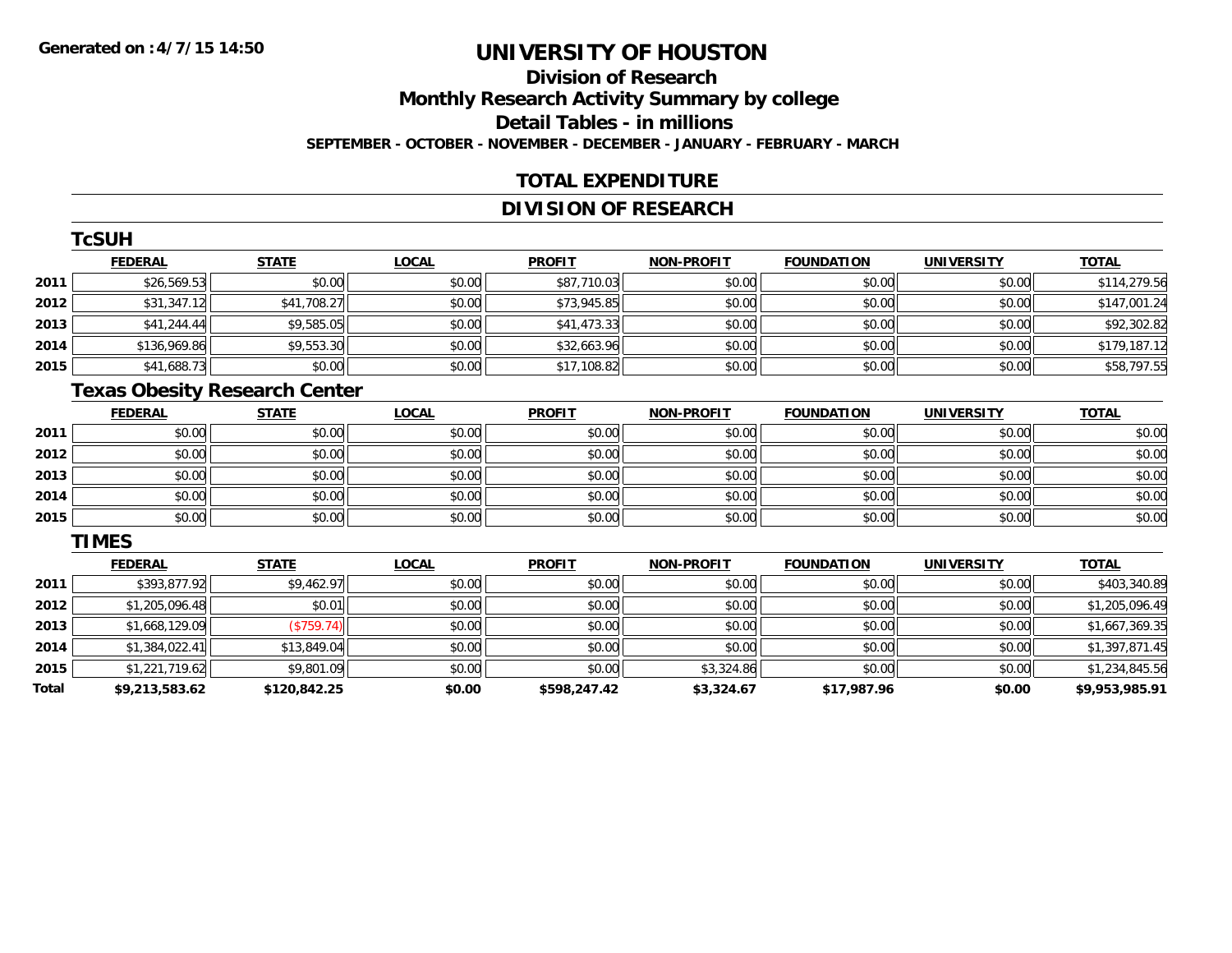# UNIVERSITY OF HOUSTON

## Division of Research

## Monthly Research Activity Summary by college

## Detail Tables - in millions

**SEPTEMBER - OCTOBER - NOVEMBER - DECEMBER - JANUARY - FEBRUARY - MARCH**

**Generated on :4/7/15 14:50**

## TOTAL EXPENDITURE

## DIVISION OF RESEARCH

### TcSUH

| | FEDERAL | STATE | LOCAL | PROFIT | NON-PROFIT | FOUNDATION | UNIVERSITY | TOTAL |
|---|---|---|---|---|---|---|---|---|
| 2011 | $26,569.53 | $0.00 | $0.00 | $87,710.03 | $0.00 | $0.00 | $0.00 | $114,279.56 |
| 2012 | $31,347.12 | $41,708.27 | $0.00 | $73,945.85 | $0.00 | $0.00 | $0.00 | $147,001.24 |
| 2013 | $41,244.44 | $9,585.05 | $0.00 | $41,473.33 | $0.00 | $0.00 | $0.00 | $92,302.82 |
| 2014 | $136,969.86 | $9,553.30 | $0.00 | $32,663.96 | $0.00 | $0.00 | $0.00 | $179,187.12 |
| 2015 | $41,688.73 | $0.00 | $0.00 | $17,108.82 | $0.00 | $0.00 | $0.00 | $58,797.55 |

### Texas Obesity Research Center

| | FEDERAL | STATE | LOCAL | PROFIT | NON-PROFIT | FOUNDATION | UNIVERSITY | TOTAL |
|---|---|---|---|---|---|---|---|---|
| 2011 | $0.00 | $0.00 | $0.00 | $0.00 | $0.00 | $0.00 | $0.00 | $0.00 |
| 2012 | $0.00 | $0.00 | $0.00 | $0.00 | $0.00 | $0.00 | $0.00 | $0.00 |
| 2013 | $0.00 | $0.00 | $0.00 | $0.00 | $0.00 | $0.00 | $0.00 | $0.00 |
| 2014 | $0.00 | $0.00 | $0.00 | $0.00 | $0.00 | $0.00 | $0.00 | $0.00 |
| 2015 | $0.00 | $0.00 | $0.00 | $0.00 | $0.00 | $0.00 | $0.00 | $0.00 |

### TIMES

| | FEDERAL | STATE | LOCAL | PROFIT | NON-PROFIT | FOUNDATION | UNIVERSITY | TOTAL |
|---|---|---|---|---|---|---|---|---|
| 2011 | $393,877.92 | $9,462.97 | $0.00 | $0.00 | $0.00 | $0.00 | $0.00 | $403,340.89 |
| 2012 | $1,205,096.48 | $0.01 | $0.00 | $0.00 | $0.00 | $0.00 | $0.00 | $1,205,096.49 |
| 2013 | $1,668,129.09 | ($759.74) | $0.00 | $0.00 | $0.00 | $0.00 | $0.00 | $1,667,369.35 |
| 2014 | $1,384,022.41 | $13,849.04 | $0.00 | $0.00 | $0.00 | $0.00 | $0.00 | $1,397,871.45 |
| 2015 | $1,221,719.62 | $9,801.09 | $0.00 | $0.00 | $3,324.86 | $0.00 | $0.00 | $1,234,845.56 |
| **Total** | **$9,213,583.62** | **$120,842.25** | **$0.00** | **$598,247.42** | **$3,324.67** | **$17,987.96** | **$0.00** | **$9,953,985.91** |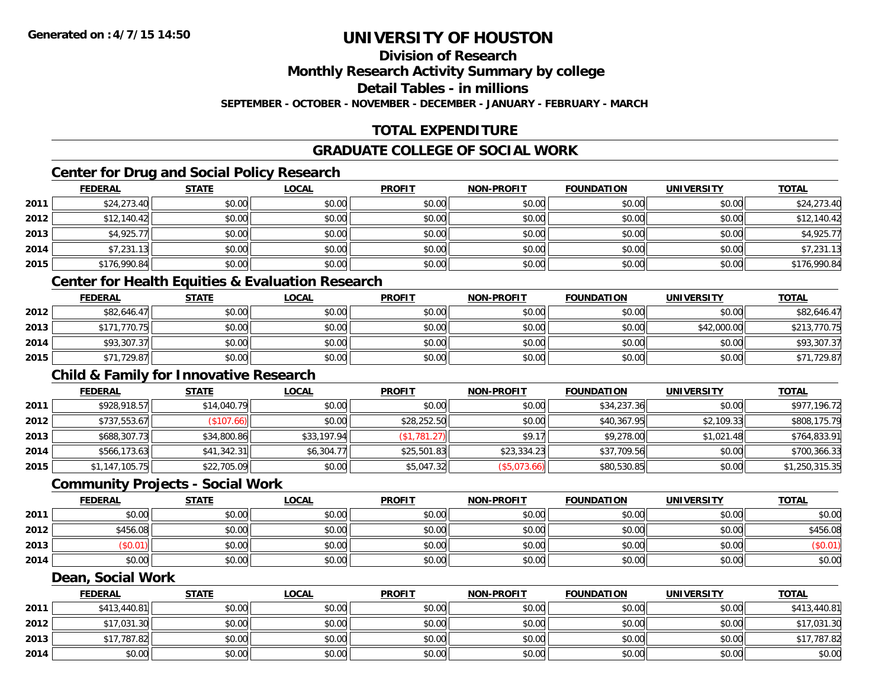# UNIVERSITY OF HOUSTON

## Division of Research

## Monthly Research Activity Summary by college

## Detail Tables - in millions

**SEPTEMBER - OCTOBER - NOVEMBER - DECEMBER - JANUARY - FEBRUARY - MARCH**

## TOTAL EXPENDITURE

## GRADUATE COLLEGE OF SOCIAL WORK

### Center for Drug and Social Policy Research

| | FEDERAL | STATE | LOCAL | PROFIT | NON-PROFIT | FOUNDATION | UNIVERSITY | TOTAL |
|---|---|---|---|---|---|---|---|---|
| 2011 | $24,273.40 | $0.00 | $0.00 | $0.00 | $0.00 | $0.00 | $0.00 | $24,273.40 |
| 2012 | $12,140.42 | $0.00 | $0.00 | $0.00 | $0.00 | $0.00 | $0.00 | $12,140.42 |
| 2013 | $4,925.77 | $0.00 | $0.00 | $0.00 | $0.00 | $0.00 | $0.00 | $4,925.77 |
| 2014 | $7,231.13 | $0.00 | $0.00 | $0.00 | $0.00 | $0.00 | $0.00 | $7,231.13 |
| 2015 | $176,990.84 | $0.00 | $0.00 | $0.00 | $0.00 | $0.00 | $0.00 | $176,990.84 |

### Center for Health Equities & Evaluation Research

| | FEDERAL | STATE | LOCAL | PROFIT | NON-PROFIT | FOUNDATION | UNIVERSITY | TOTAL |
|---|---|---|---|---|---|---|---|---|
| 2012 | $82,646.47 | $0.00 | $0.00 | $0.00 | $0.00 | $0.00 | $0.00 | $82,646.47 |
| 2013 | $171,770.75 | $0.00 | $0.00 | $0.00 | $0.00 | $0.00 | $42,000.00 | $213,770.75 |
| 2014 | $93,307.37 | $0.00 | $0.00 | $0.00 | $0.00 | $0.00 | $0.00 | $93,307.37 |
| 2015 | $71,729.87 | $0.00 | $0.00 | $0.00 | $0.00 | $0.00 | $0.00 | $71,729.87 |

### Child & Family for Innovative Research

| | FEDERAL | STATE | LOCAL | PROFIT | NON-PROFIT | FOUNDATION | UNIVERSITY | TOTAL |
|---|---|---|---|---|---|---|---|---|
| 2011 | $928,918.57 | $14,040.79 | $0.00 | $0.00 | $0.00 | $34,237.36 | $0.00 | $977,196.72 |
| 2012 | $737,553.67 | ($107.66) | $0.00 | $28,252.50 | $0.00 | $40,367.95 | $2,109.33 | $808,175.79 |
| 2013 | $688,307.73 | $34,800.86 | $33,197.94 | ($1,781.27) | $9.17 | $9,278.00 | $1,021.48 | $764,833.91 |
| 2014 | $566,173.63 | $41,342.31 | $6,304.77 | $25,501.83 | $23,334.23 | $37,709.56 | $0.00 | $700,366.33 |
| 2015 | $1,147,105.75 | $22,705.09 | $0.00 | $5,047.32 | ($5,073.66) | $80,530.85 | $0.00 | $1,250,315.35 |

### Community Projects - Social Work

| | FEDERAL | STATE | LOCAL | PROFIT | NON-PROFIT | FOUNDATION | UNIVERSITY | TOTAL |
|---|---|---|---|---|---|---|---|---|
| 2011 | $0.00 | $0.00 | $0.00 | $0.00 | $0.00 | $0.00 | $0.00 | $0.00 |
| 2012 | $456.08 | $0.00 | $0.00 | $0.00 | $0.00 | $0.00 | $0.00 | $456.08 |
| 2013 | ($0.01) | $0.00 | $0.00 | $0.00 | $0.00 | $0.00 | $0.00 | ($0.01) |
| 2014 | $0.00 | $0.00 | $0.00 | $0.00 | $0.00 | $0.00 | $0.00 | $0.00 |

### Dean, Social Work

| | FEDERAL | STATE | LOCAL | PROFIT | NON-PROFIT | FOUNDATION | UNIVERSITY | TOTAL |
|---|---|---|---|---|---|---|---|---|
| 2011 | $413,440.81 | $0.00 | $0.00 | $0.00 | $0.00 | $0.00 | $0.00 | $413,440.81 |
| 2012 | $17,031.30 | $0.00 | $0.00 | $0.00 | $0.00 | $0.00 | $0.00 | $17,031.30 |
| 2013 | $17,787.82 | $0.00 | $0.00 | $0.00 | $0.00 | $0.00 | $0.00 | $17,787.82 |
| 2014 | $0.00 | $0.00 | $0.00 | $0.00 | $0.00 | $0.00 | $0.00 | $0.00 |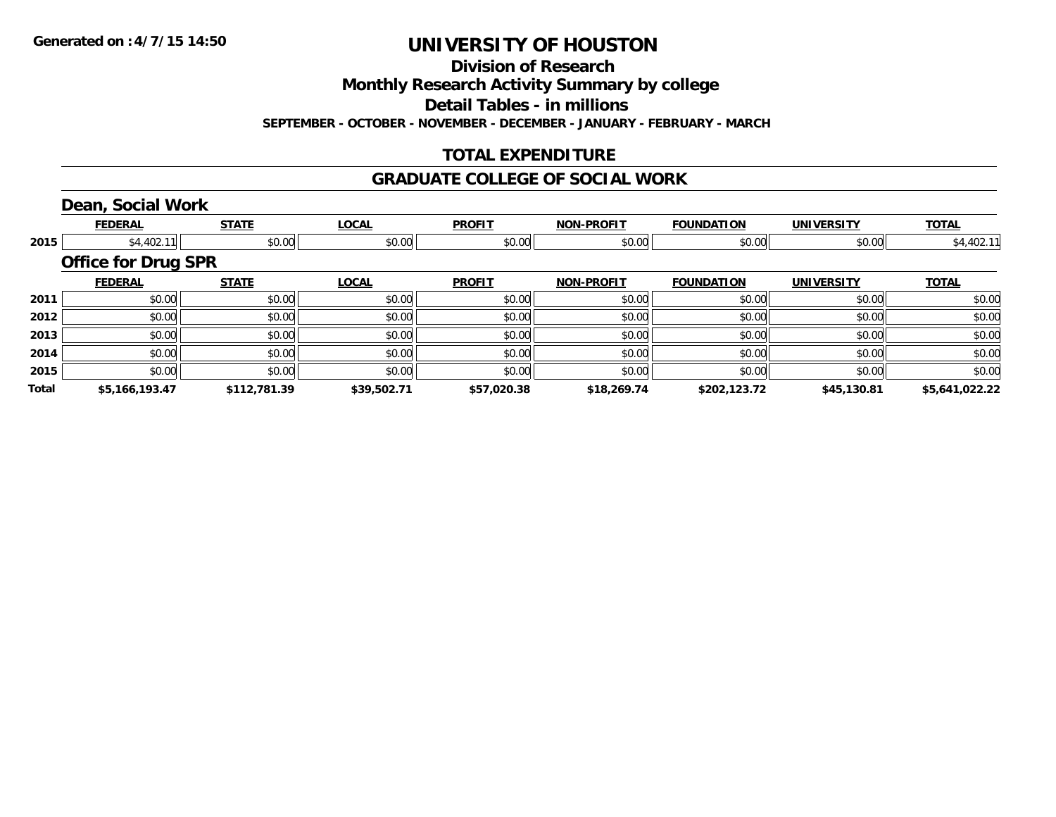# UNIVERSITY OF HOUSTON

## Division of Research

## Monthly Research Activity Summary by college

## Detail Tables - in millions

**SEPTEMBER - OCTOBER - NOVEMBER - DECEMBER - JANUARY - FEBRUARY - MARCH**

### TOTAL EXPENDITURE

### GRADUATE COLLEGE OF SOCIAL WORK

#### Dean, Social Work

| | FEDERAL | STATE | LOCAL | PROFIT | NON-PROFIT | FOUNDATION | UNIVERSITY | TOTAL |
|---|---|---|---|---|---|---|---|---|
| 2015 | $4,402.11 | $0.00 | $0.00 | $0.00 | $0.00 | $0.00 | $0.00 | $4,402.11 |

#### Office for Drug SPR

| | FEDERAL | STATE | LOCAL | PROFIT | NON-PROFIT | FOUNDATION | UNIVERSITY | TOTAL |
|---|---|---|---|---|---|---|---|---|
| 2011 | $0.00 | $0.00 | $0.00 | $0.00 | $0.00 | $0.00 | $0.00 | $0.00 |
| 2012 | $0.00 | $0.00 | $0.00 | $0.00 | $0.00 | $0.00 | $0.00 | $0.00 |
| 2013 | $0.00 | $0.00 | $0.00 | $0.00 | $0.00 | $0.00 | $0.00 | $0.00 |
| 2014 | $0.00 | $0.00 | $0.00 | $0.00 | $0.00 | $0.00 | $0.00 | $0.00 |
| 2015 | $0.00 | $0.00 | $0.00 | $0.00 | $0.00 | $0.00 | $0.00 | $0.00 |
| **Total** | **$5,166,193.47** | **$112,781.39** | **$39,502.71** | **$57,020.38** | **$18,269.74** | **$202,123.72** | **$45,130.81** | **$5,641,022.22** |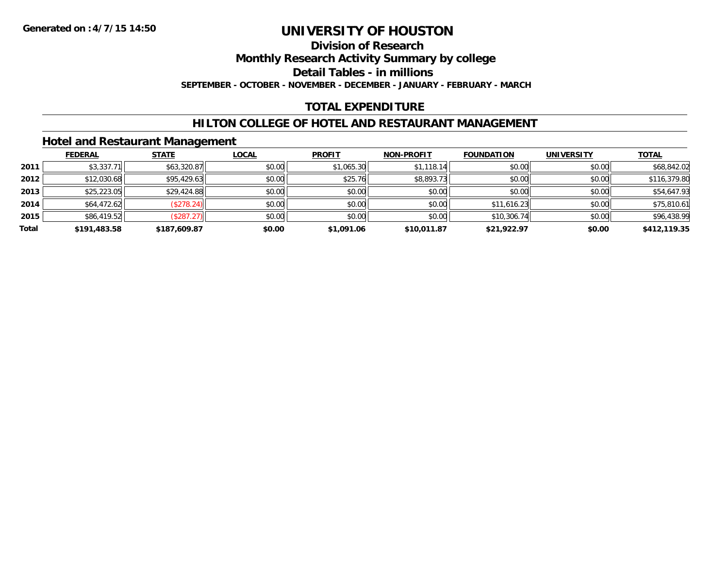**Generated on :4/7/15 14:50**

# UNIVERSITY OF HOUSTON

## Division of Research

## Monthly Research Activity Summary by college

## Detail Tables - in millions

**SEPTEMBER - OCTOBER - NOVEMBER - DECEMBER - JANUARY - FEBRUARY - MARCH**

## TOTAL EXPENDITURE

## HILTON COLLEGE OF HOTEL AND RESTAURANT MANAGEMENT

### Hotel and Restaurant Management

| | FEDERAL | STATE | LOCAL | PROFIT | NON-PROFIT | FOUNDATION | UNIVERSITY | TOTAL |
|---|---|---|---|---|---|---|---|---|
| **2011** | $3,337.71 | $63,320.87 | $0.00 | $1,065.30 | $1,118.14 | $0.00 | $0.00 | $68,842.02 |
| **2012** | $12,030.68 | $95,429.63 | $0.00 | $25.76 | $8,893.73 | $0.00 | $0.00 | $116,379.80 |
| **2013** | $25,223.05 | $29,424.88 | $0.00 | $0.00 | $0.00 | $0.00 | $0.00 | $54,647.93 |
| **2014** | $64,472.62 | ($278.24) | $0.00 | $0.00 | $0.00 | $11,616.23 | $0.00 | $75,810.61 |
| **2015** | $86,419.52 | ($287.27) | $0.00 | $0.00 | $0.00 | $10,306.74 | $0.00 | $96,438.99 |
| **Total** | **$191,483.58** | **$187,609.87** | **$0.00** | **$1,091.06** | **$10,011.87** | **$21,922.97** | **$0.00** | **$412,119.35** |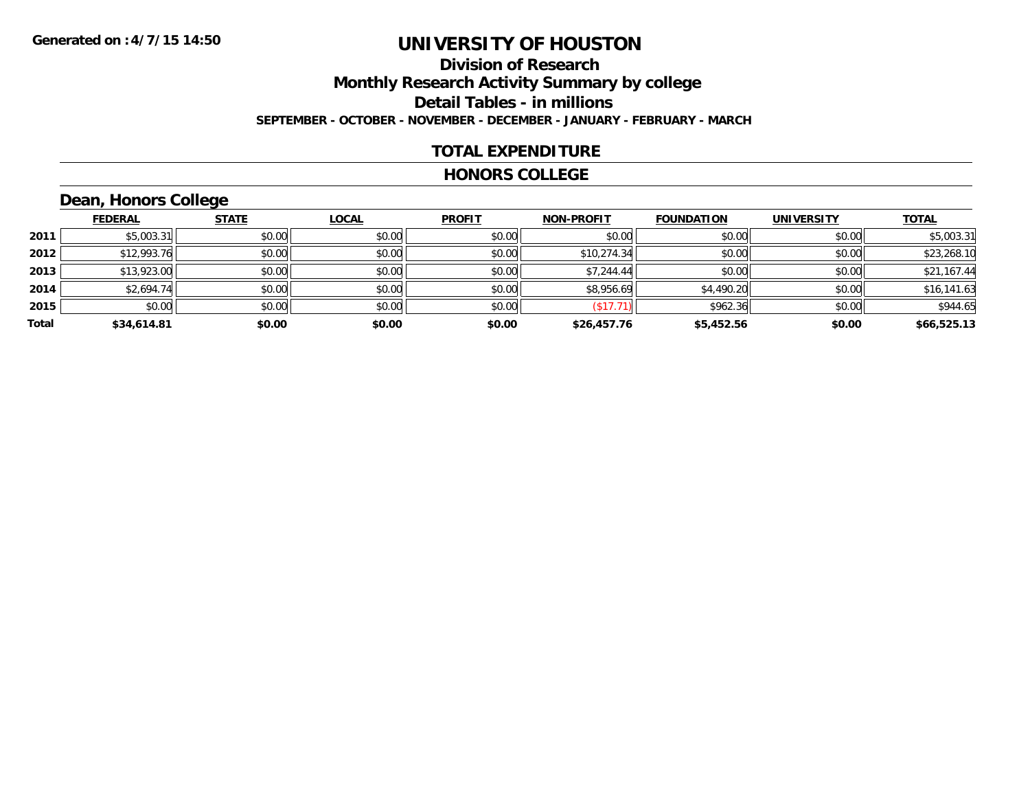**Generated on :4/7/15 14:50**

# UNIVERSITY OF HOUSTON

## Division of Research

## Monthly Research Activity Summary by college

## Detail Tables - in millions

**SEPTEMBER - OCTOBER - NOVEMBER - DECEMBER - JANUARY - FEBRUARY - MARCH**

## TOTAL EXPENDITURE

## HONORS COLLEGE

### Dean, Honors College

| | FEDERAL | STATE | LOCAL | PROFIT | NON-PROFIT | FOUNDATION | UNIVERSITY | TOTAL |
|---|---|---|---|---|---|---|---|---|
| 2011 | $5,003.31 | $0.00 | $0.00 | $0.00 | $0.00 | $0.00 | $0.00 | $5,003.31 |
| 2012 | $12,993.76 | $0.00 | $0.00 | $0.00 | $10,274.34 | $0.00 | $0.00 | $23,268.10 |
| 2013 | $13,923.00 | $0.00 | $0.00 | $0.00 | $7,244.44 | $0.00 | $0.00 | $21,167.44 |
| 2014 | $2,694.74 | $0.00 | $0.00 | $0.00 | $8,956.69 | $4,490.20 | $0.00 | $16,141.63 |
| 2015 | $0.00 | $0.00 | $0.00 | $0.00 | ($17.71) | $962.36 | $0.00 | $944.65 |
| **Total** | **$34,614.81** | **$0.00** | **$0.00** | **$0.00** | **$26,457.76** | **$5,452.56** | **$0.00** | **$66,525.13** |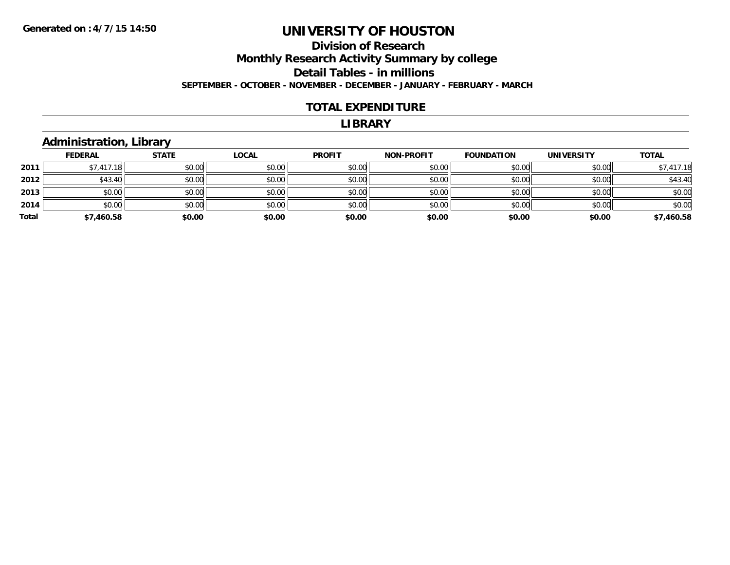**Generated on :4/7/15 14:50**

# UNIVERSITY OF HOUSTON

## Division of Research

## Monthly Research Activity Summary by college

## Detail Tables - in millions

**SEPTEMBER - OCTOBER - NOVEMBER - DECEMBER - JANUARY - FEBRUARY - MARCH**

## TOTAL EXPENDITURE

## LIBRARY

### Administration, Library

| | FEDERAL | STATE | LOCAL | PROFIT | NON-PROFIT | FOUNDATION | UNIVERSITY | TOTAL |
|---|---|---|---|---|---|---|---|---|
| 2011 | $7,417.18 | $0.00 | $0.00 | $0.00 | $0.00 | $0.00 | $0.00 | $7,417.18 |
| 2012 | $43.40 | $0.00 | $0.00 | $0.00 | $0.00 | $0.00 | $0.00 | $43.40 |
| 2013 | $0.00 | $0.00 | $0.00 | $0.00 | $0.00 | $0.00 | $0.00 | $0.00 |
| 2014 | $0.00 | $0.00 | $0.00 | $0.00 | $0.00 | $0.00 | $0.00 | $0.00 |
| **Total** | **$7,460.58** | **$0.00** | **$0.00** | **$0.00** | **$0.00** | **$0.00** | **$0.00** | **$7,460.58** |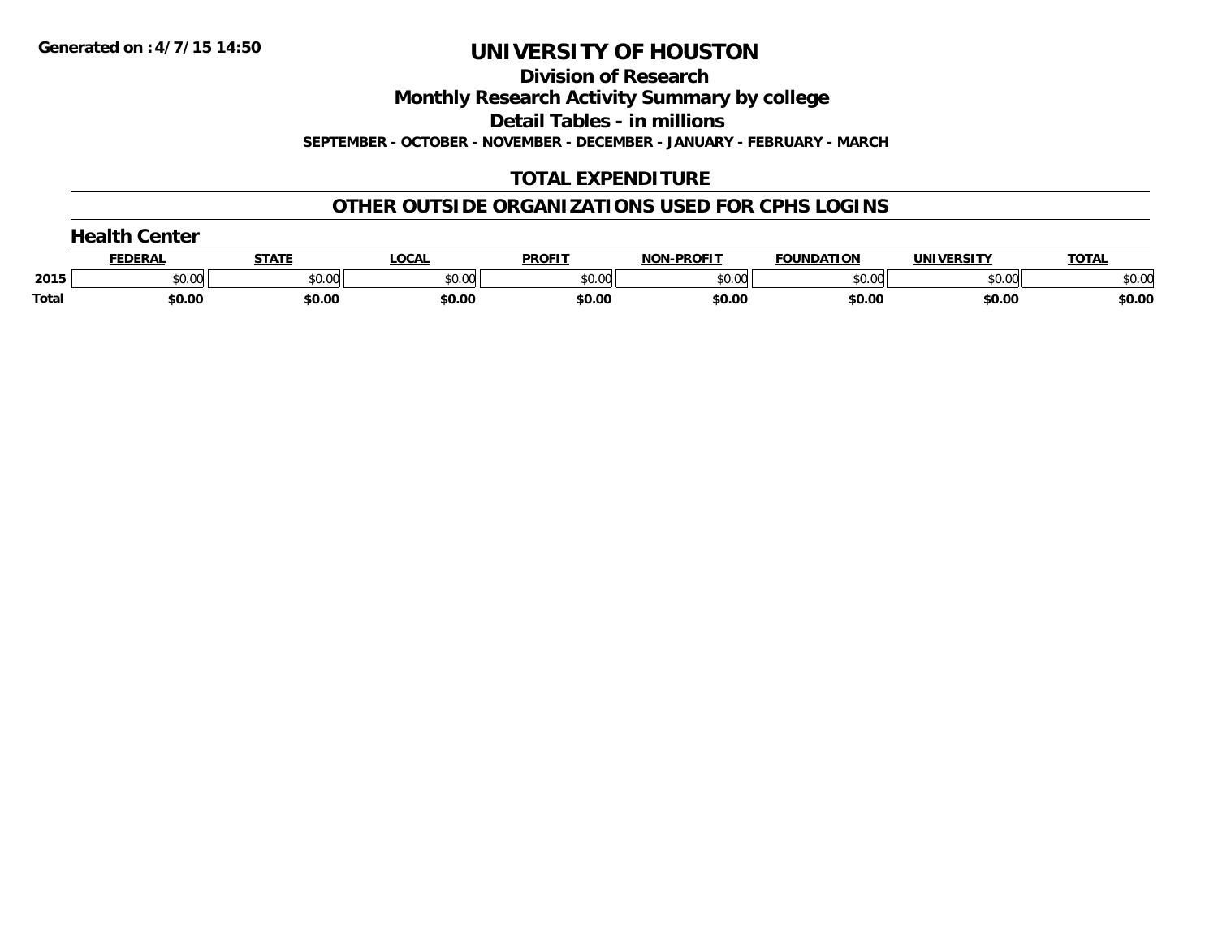**Generated on :4/7/15 14:50**

# UNIVERSITY OF HOUSTON

## Division of Research

## Monthly Research Activity Summary by college

## Detail Tables - in millions

**SEPTEMBER - OCTOBER - NOVEMBER - DECEMBER - JANUARY - FEBRUARY - MARCH**

## TOTAL EXPENDITURE

## OTHER OUTSIDE ORGANIZATIONS USED FOR CPHS LOGINS

### Health Center

| | FEDERAL | STATE | LOCAL | PROFIT | NON-PROFIT | FOUNDATION | UNIVERSITY | TOTAL |
|---|---|---|---|---|---|---|---|---|
| 2015 | $0.00 | $0.00 | $0.00 | $0.00 | $0.00 | $0.00 | $0.00 | $0.00 |
| **Total** | **$0.00** | **$0.00** | **$0.00** | **$0.00** | **$0.00** | **$0.00** | **$0.00** | **$0.00** |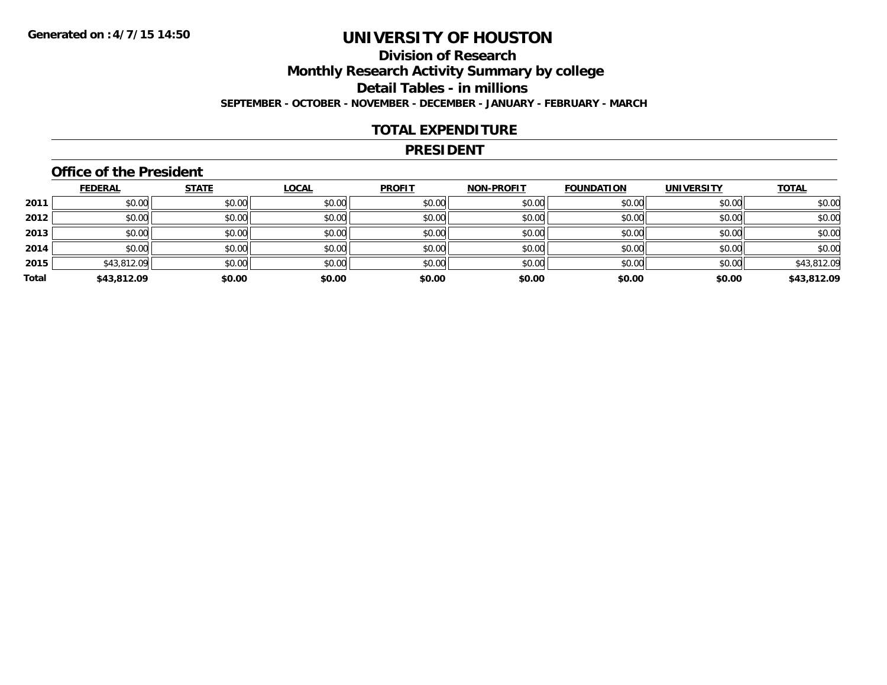**Generated on :4/7/15 14:50**

# UNIVERSITY OF HOUSTON

## Division of Research

## Monthly Research Activity Summary by college

## Detail Tables - in millions

**SEPTEMBER - OCTOBER - NOVEMBER - DECEMBER - JANUARY - FEBRUARY - MARCH**

## TOTAL EXPENDITURE

## PRESIDENT

### Office of the President

| | FEDERAL | STATE | LOCAL | PROFIT | NON-PROFIT | FOUNDATION | UNIVERSITY | TOTAL |
|---|---|---|---|---|---|---|---|---|
| 2011 | $0.00 | $0.00 | $0.00 | $0.00 | $0.00 | $0.00 | $0.00 | $0.00 |
| 2012 | $0.00 | $0.00 | $0.00 | $0.00 | $0.00 | $0.00 | $0.00 | $0.00 |
| 2013 | $0.00 | $0.00 | $0.00 | $0.00 | $0.00 | $0.00 | $0.00 | $0.00 |
| 2014 | $0.00 | $0.00 | $0.00 | $0.00 | $0.00 | $0.00 | $0.00 | $0.00 |
| 2015 | $43,812.09 | $0.00 | $0.00 | $0.00 | $0.00 | $0.00 | $0.00 | $43,812.09 |
| **Total** | **$43,812.09** | **$0.00** | **$0.00** | **$0.00** | **$0.00** | **$0.00** | **$0.00** | **$43,812.09** |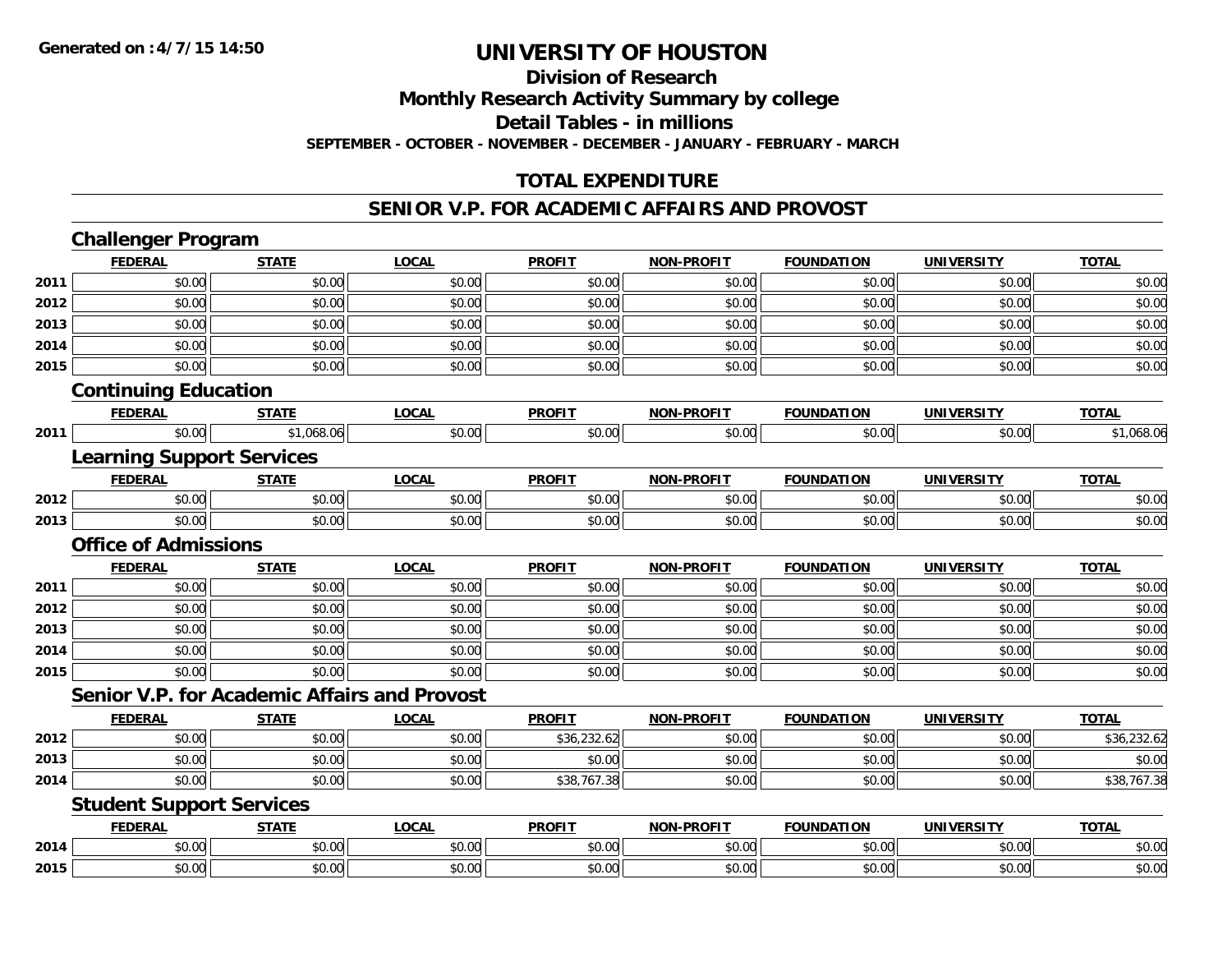# UNIVERSITY OF HOUSTON

## Division of Research

## Monthly Research Activity Summary by college

## Detail Tables - in millions

**SEPTEMBER - OCTOBER - NOVEMBER - DECEMBER - JANUARY - FEBRUARY - MARCH**

## TOTAL EXPENDITURE

## SENIOR V.P. FOR ACADEMIC AFFAIRS AND PROVOST

### Challenger Program

| | FEDERAL | STATE | LOCAL | PROFIT | NON-PROFIT | FOUNDATION | UNIVERSITY | TOTAL |
|---|---|---|---|---|---|---|---|---|
| 2011 | $0.00 | $0.00 | $0.00 | $0.00 | $0.00 | $0.00 | $0.00 | $0.00 |
| 2012 | $0.00 | $0.00 | $0.00 | $0.00 | $0.00 | $0.00 | $0.00 | $0.00 |
| 2013 | $0.00 | $0.00 | $0.00 | $0.00 | $0.00 | $0.00 | $0.00 | $0.00 |
| 2014 | $0.00 | $0.00 | $0.00 | $0.00 | $0.00 | $0.00 | $0.00 | $0.00 |
| 2015 | $0.00 | $0.00 | $0.00 | $0.00 | $0.00 | $0.00 | $0.00 | $0.00 |

### Continuing Education

| | FEDERAL | STATE | LOCAL | PROFIT | NON-PROFIT | FOUNDATION | UNIVERSITY | TOTAL |
|---|---|---|---|---|---|---|---|---|
| 2011 | $0.00 | $1,068.06 | $0.00 | $0.00 | $0.00 | $0.00 | $0.00 | $1,068.06 |

### Learning Support Services

| | FEDERAL | STATE | LOCAL | PROFIT | NON-PROFIT | FOUNDATION | UNIVERSITY | TOTAL |
|---|---|---|---|---|---|---|---|---|
| 2012 | $0.00 | $0.00 | $0.00 | $0.00 | $0.00 | $0.00 | $0.00 | $0.00 |
| 2013 | $0.00 | $0.00 | $0.00 | $0.00 | $0.00 | $0.00 | $0.00 | $0.00 |

### Office of Admissions

| | FEDERAL | STATE | LOCAL | PROFIT | NON-PROFIT | FOUNDATION | UNIVERSITY | TOTAL |
|---|---|---|---|---|---|---|---|---|
| 2011 | $0.00 | $0.00 | $0.00 | $0.00 | $0.00 | $0.00 | $0.00 | $0.00 |
| 2012 | $0.00 | $0.00 | $0.00 | $0.00 | $0.00 | $0.00 | $0.00 | $0.00 |
| 2013 | $0.00 | $0.00 | $0.00 | $0.00 | $0.00 | $0.00 | $0.00 | $0.00 |
| 2014 | $0.00 | $0.00 | $0.00 | $0.00 | $0.00 | $0.00 | $0.00 | $0.00 |
| 2015 | $0.00 | $0.00 | $0.00 | $0.00 | $0.00 | $0.00 | $0.00 | $0.00 |

### Senior V.P. for Academic Affairs and Provost

| | FEDERAL | STATE | LOCAL | PROFIT | NON-PROFIT | FOUNDATION | UNIVERSITY | TOTAL |
|---|---|---|---|---|---|---|---|---|
| 2012 | $0.00 | $0.00 | $0.00 | $36,232.62 | $0.00 | $0.00 | $0.00 | $36,232.62 |
| 2013 | $0.00 | $0.00 | $0.00 | $0.00 | $0.00 | $0.00 | $0.00 | $0.00 |
| 2014 | $0.00 | $0.00 | $0.00 | $38,767.38 | $0.00 | $0.00 | $0.00 | $38,767.38 |

### Student Support Services

| | FEDERAL | STATE | LOCAL | PROFIT | NON-PROFIT | FOUNDATION | UNIVERSITY | TOTAL |
|---|---|---|---|---|---|---|---|---|
| 2014 | $0.00 | $0.00 | $0.00 | $0.00 | $0.00 | $0.00 | $0.00 | $0.00 |
| 2015 | $0.00 | $0.00 | $0.00 | $0.00 | $0.00 | $0.00 | $0.00 | $0.00 |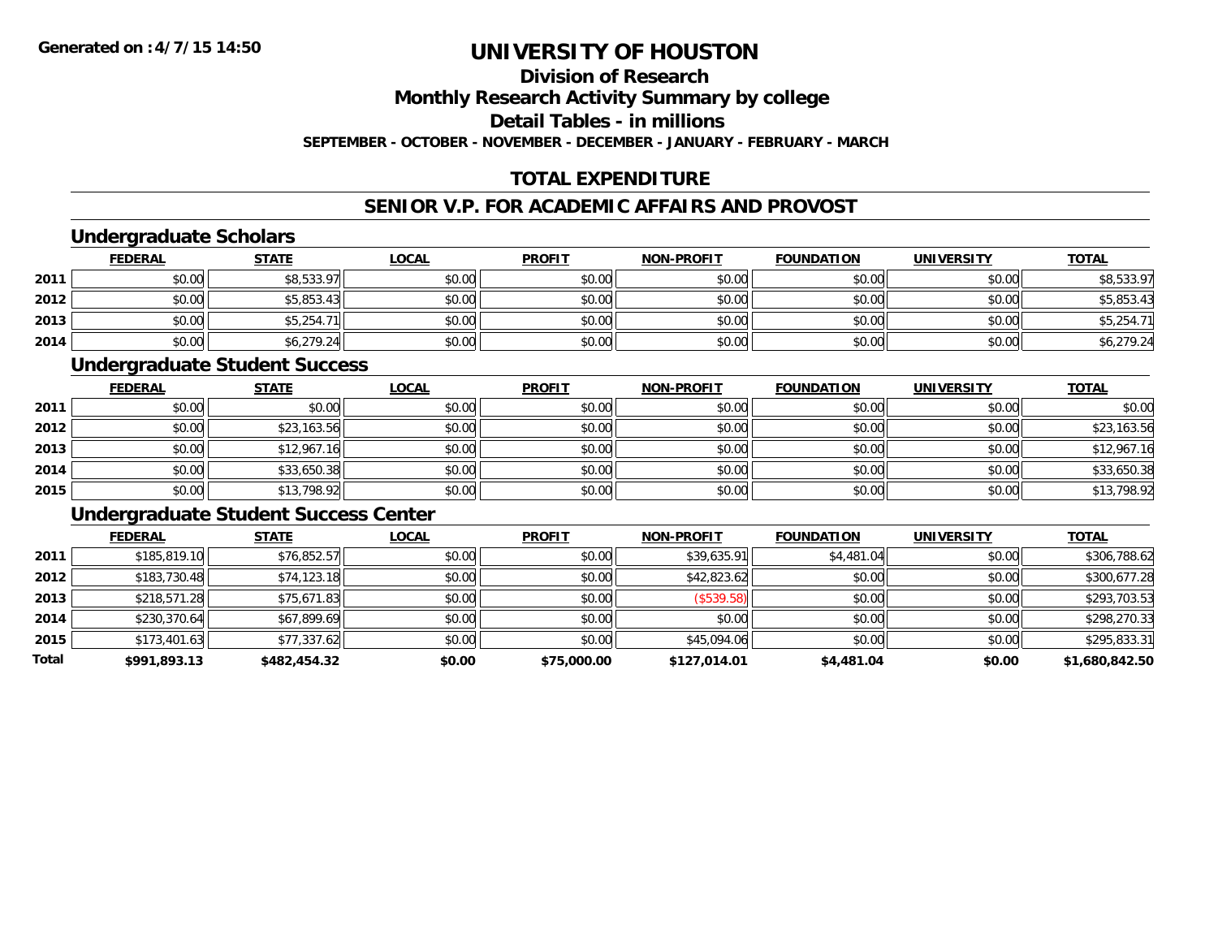# UNIVERSITY OF HOUSTON

## Division of Research

## Monthly Research Activity Summary by college

## Detail Tables - in millions

**SEPTEMBER - OCTOBER - NOVEMBER - DECEMBER - JANUARY - FEBRUARY - MARCH**

## TOTAL EXPENDITURE

## SENIOR V.P. FOR ACADEMIC AFFAIRS AND PROVOST

### Undergraduate Scholars

| | FEDERAL | STATE | LOCAL | PROFIT | NON-PROFIT | FOUNDATION | UNIVERSITY | TOTAL |
|---|---|---|---|---|---|---|---|---|
| 2011 | $0.00 | $8,533.97 | $0.00 | $0.00 | $0.00 | $0.00 | $0.00 | $8,533.97 |
| 2012 | $0.00 | $5,853.43 | $0.00 | $0.00 | $0.00 | $0.00 | $0.00 | $5,853.43 |
| 2013 | $0.00 | $5,254.71 | $0.00 | $0.00 | $0.00 | $0.00 | $0.00 | $5,254.71 |
| 2014 | $0.00 | $6,279.24 | $0.00 | $0.00 | $0.00 | $0.00 | $0.00 | $6,279.24 |

### Undergraduate Student Success

| | FEDERAL | STATE | LOCAL | PROFIT | NON-PROFIT | FOUNDATION | UNIVERSITY | TOTAL |
|---|---|---|---|---|---|---|---|---|
| 2011 | $0.00 | $0.00 | $0.00 | $0.00 | $0.00 | $0.00 | $0.00 | $0.00 |
| 2012 | $0.00 | $23,163.56 | $0.00 | $0.00 | $0.00 | $0.00 | $0.00 | $23,163.56 |
| 2013 | $0.00 | $12,967.16 | $0.00 | $0.00 | $0.00 | $0.00 | $0.00 | $12,967.16 |
| 2014 | $0.00 | $33,650.38 | $0.00 | $0.00 | $0.00 | $0.00 | $0.00 | $33,650.38 |
| 2015 | $0.00 | $13,798.92 | $0.00 | $0.00 | $0.00 | $0.00 | $0.00 | $13,798.92 |

### Undergraduate Student Success Center

| | FEDERAL | STATE | LOCAL | PROFIT | NON-PROFIT | FOUNDATION | UNIVERSITY | TOTAL |
|---|---|---|---|---|---|---|---|---|
| 2011 | $185,819.10 | $76,852.57 | $0.00 | $0.00 | $39,635.91 | $4,481.04 | $0.00 | $306,788.62 |
| 2012 | $183,730.48 | $74,123.18 | $0.00 | $0.00 | $42,823.62 | $0.00 | $0.00 | $300,677.28 |
| 2013 | $218,571.28 | $75,671.83 | $0.00 | $0.00 | ($539.58) | $0.00 | $0.00 | $293,703.53 |
| 2014 | $230,370.64 | $67,899.69 | $0.00 | $0.00 | $0.00 | $0.00 | $0.00 | $298,270.33 |
| 2015 | $173,401.63 | $77,337.62 | $0.00 | $0.00 | $45,094.06 | $0.00 | $0.00 | $295,833.31 |
| **Total** | **$991,893.13** | **$482,454.32** | **$0.00** | **$75,000.00** | **$127,014.01** | **$4,481.04** | **$0.00** | **$1,680,842.50** |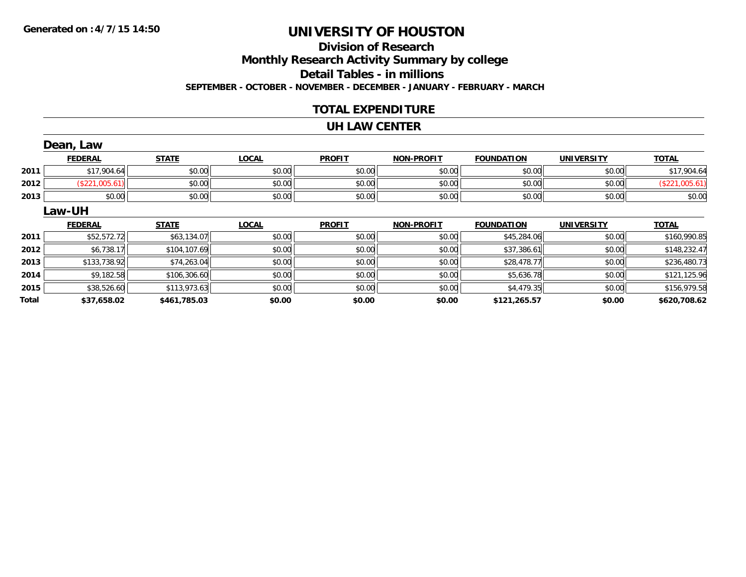Generated on :4/7/15 14:50

# UNIVERSITY OF HOUSTON

## Division of Research

## Monthly Research Activity Summary by college

## Detail Tables - in millions

**SEPTEMBER - OCTOBER - NOVEMBER - DECEMBER - JANUARY - FEBRUARY - MARCH**

## TOTAL EXPENDITURE

## UH LAW CENTER

### Dean, Law

| | FEDERAL | STATE | LOCAL | PROFIT | NON-PROFIT | FOUNDATION | UNIVERSITY | TOTAL |
|---|---|---|---|---|---|---|---|---|
| 2011 | $17,904.64 | $0.00 | $0.00 | $0.00 | $0.00 | $0.00 | $0.00 | $17,904.64 |
| 2012 | ($221,005.61) | $0.00 | $0.00 | $0.00 | $0.00 | $0.00 | $0.00 | ($221,005.61) |
| 2013 | $0.00 | $0.00 | $0.00 | $0.00 | $0.00 | $0.00 | $0.00 | $0.00 |

### Law-UH

| | FEDERAL | STATE | LOCAL | PROFIT | NON-PROFIT | FOUNDATION | UNIVERSITY | TOTAL |
|---|---|---|---|---|---|---|---|---|
| 2011 | $52,572.72 | $63,134.07 | $0.00 | $0.00 | $0.00 | $45,284.06 | $0.00 | $160,990.85 |
| 2012 | $6,738.17 | $104,107.69 | $0.00 | $0.00 | $0.00 | $37,386.61 | $0.00 | $148,232.47 |
| 2013 | $133,738.92 | $74,263.04 | $0.00 | $0.00 | $0.00 | $28,478.77 | $0.00 | $236,480.73 |
| 2014 | $9,182.58 | $106,306.60 | $0.00 | $0.00 | $0.00 | $5,636.78 | $0.00 | $121,125.96 |
| 2015 | $38,526.60 | $113,973.63 | $0.00 | $0.00 | $0.00 | $4,479.35 | $0.00 | $156,979.58 |
| **Total** | **$37,658.02** | **$461,785.03** | **$0.00** | **$0.00** | **$0.00** | **$121,265.57** | **$0.00** | **$620,708.62** |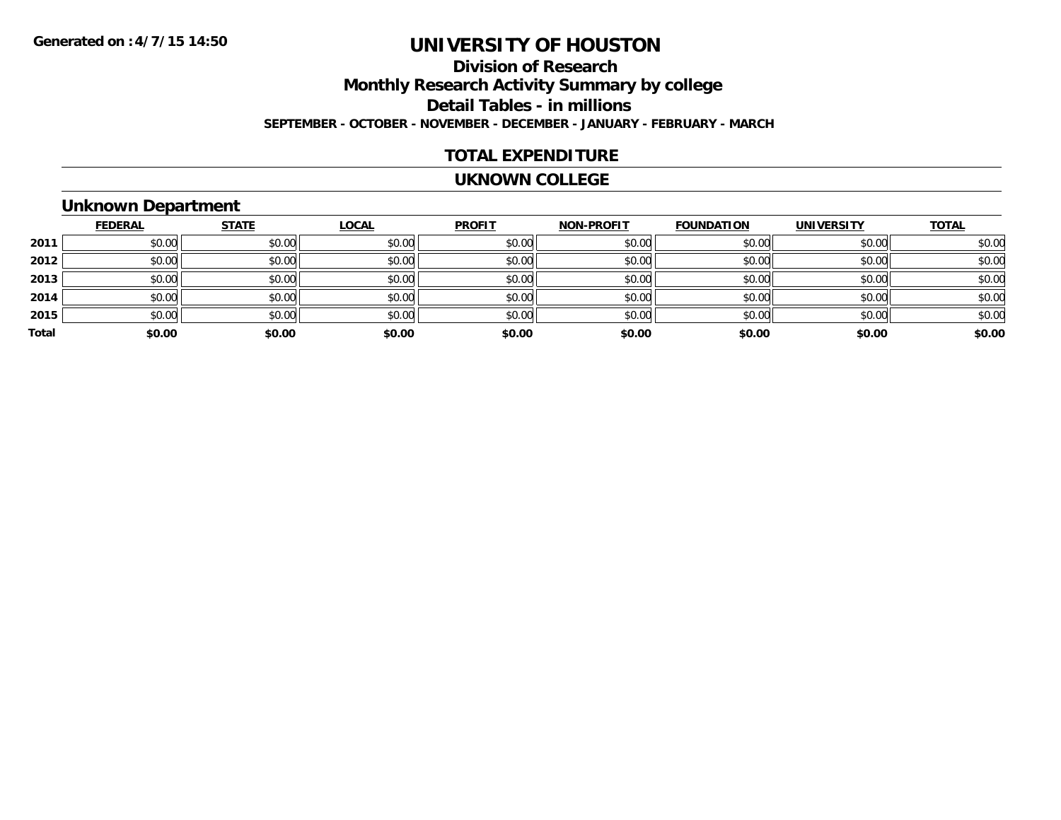Generated on :4/7/15 14:50

# UNIVERSITY OF HOUSTON

## Division of Research

## Monthly Research Activity Summary by college

## Detail Tables - in millions

**SEPTEMBER - OCTOBER - NOVEMBER - DECEMBER - JANUARY - FEBRUARY - MARCH**

## TOTAL EXPENDITURE

## UKNOWN COLLEGE

### Unknown Department

| | FEDERAL | STATE | LOCAL | PROFIT | NON-PROFIT | FOUNDATION | UNIVERSITY | TOTAL |
|---|---|---|---|---|---|---|---|---|
| 2011 | $0.00 | $0.00 | $0.00 | $0.00 | $0.00 | $0.00 | $0.00 | $0.00 |
| 2012 | $0.00 | $0.00 | $0.00 | $0.00 | $0.00 | $0.00 | $0.00 | $0.00 |
| 2013 | $0.00 | $0.00 | $0.00 | $0.00 | $0.00 | $0.00 | $0.00 | $0.00 |
| 2014 | $0.00 | $0.00 | $0.00 | $0.00 | $0.00 | $0.00 | $0.00 | $0.00 |
| 2015 | $0.00 | $0.00 | $0.00 | $0.00 | $0.00 | $0.00 | $0.00 | $0.00 |
| **Total** | **$0.00** | **$0.00** | **$0.00** | **$0.00** | **$0.00** | **$0.00** | **$0.00** | **$0.00** |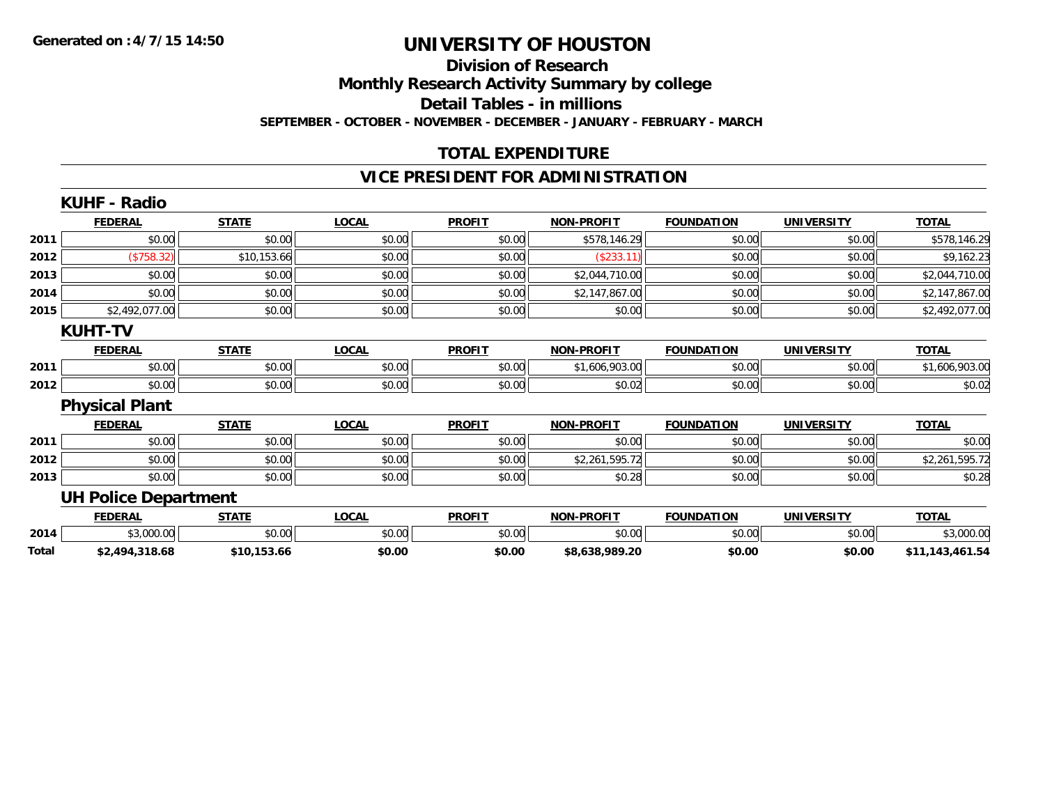Generated on :4/7/15 14:50

# UNIVERSITY OF HOUSTON

## Division of Research

## Monthly Research Activity Summary by college

## Detail Tables - in millions

**SEPTEMBER - OCTOBER - NOVEMBER - DECEMBER - JANUARY - FEBRUARY - MARCH**

## TOTAL EXPENDITURE

## VICE PRESIDENT FOR ADMINISTRATION

### KUHF - Radio

| | FEDERAL | STATE | LOCAL | PROFIT | NON-PROFIT | FOUNDATION | UNIVERSITY | TOTAL |
|---|---|---|---|---|---|---|---|---|
| 2011 | $0.00 | $0.00 | $0.00 | $0.00 | $578,146.29 | $0.00 | $0.00 | $578,146.29 |
| 2012 | ($758.32) | $10,153.66 | $0.00 | $0.00 | ($233.11) | $0.00 | $0.00 | $9,162.23 |
| 2013 | $0.00 | $0.00 | $0.00 | $0.00 | $2,044,710.00 | $0.00 | $0.00 | $2,044,710.00 |
| 2014 | $0.00 | $0.00 | $0.00 | $0.00 | $2,147,867.00 | $0.00 | $0.00 | $2,147,867.00 |
| 2015 | $2,492,077.00 | $0.00 | $0.00 | $0.00 | $0.00 | $0.00 | $0.00 | $2,492,077.00 |

### KUHT-TV

| | FEDERAL | STATE | LOCAL | PROFIT | NON-PROFIT | FOUNDATION | UNIVERSITY | TOTAL |
|---|---|---|---|---|---|---|---|---|
| 2011 | $0.00 | $0.00 | $0.00 | $0.00 | $1,606,903.00 | $0.00 | $0.00 | $1,606,903.00 |
| 2012 | $0.00 | $0.00 | $0.00 | $0.00 | $0.02 | $0.00 | $0.00 | $0.02 |

### Physical Plant

| | FEDERAL | STATE | LOCAL | PROFIT | NON-PROFIT | FOUNDATION | UNIVERSITY | TOTAL |
|---|---|---|---|---|---|---|---|---|
| 2011 | $0.00 | $0.00 | $0.00 | $0.00 | $0.00 | $0.00 | $0.00 | $0.00 |
| 2012 | $0.00 | $0.00 | $0.00 | $0.00 | $2,261,595.72 | $0.00 | $0.00 | $2,261,595.72 |
| 2013 | $0.00 | $0.00 | $0.00 | $0.00 | $0.28 | $0.00 | $0.00 | $0.28 |

### UH Police Department

| | FEDERAL | STATE | LOCAL | PROFIT | NON-PROFIT | FOUNDATION | UNIVERSITY | TOTAL |
|---|---|---|---|---|---|---|---|---|
| 2014 | $3,000.00 | $0.00 | $0.00 | $0.00 | $0.00 | $0.00 | $0.00 | $3,000.00 |
| **Total** | **$2,494,318.68** | **$10,153.66** | **$0.00** | **$0.00** | **$8,638,989.20** | **$0.00** | **$0.00** | **$11,143,461.54** |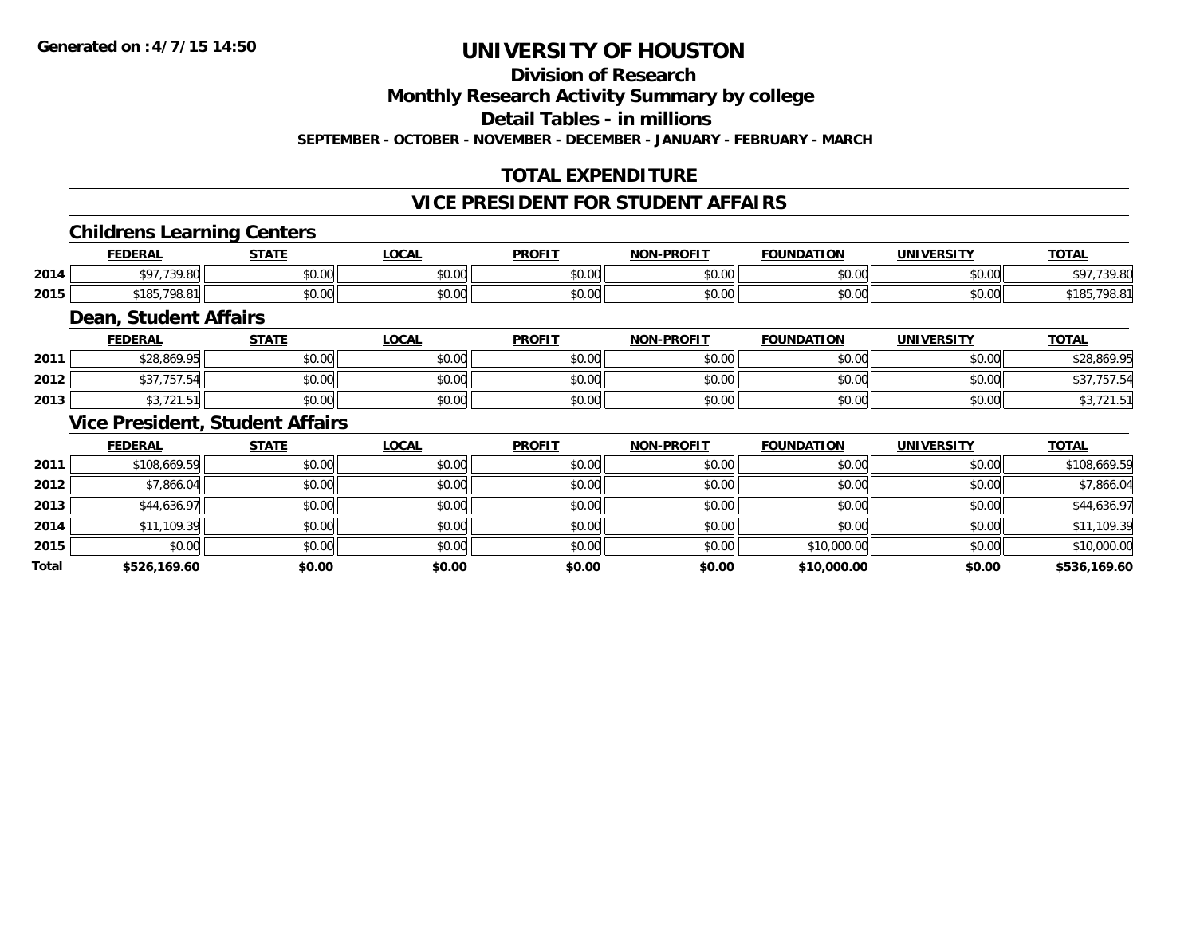**Generated on :4/7/15 14:50**

# UNIVERSITY OF HOUSTON

## Division of Research

## Monthly Research Activity Summary by college

## Detail Tables - in millions

**SEPTEMBER - OCTOBER - NOVEMBER - DECEMBER - JANUARY - FEBRUARY - MARCH**

## TOTAL EXPENDITURE

## VICE PRESIDENT FOR STUDENT AFFAIRS

### Childrens Learning Centers

| | FEDERAL | STATE | LOCAL | PROFIT | NON-PROFIT | FOUNDATION | UNIVERSITY | TOTAL |
|---|---|---|---|---|---|---|---|---|
| 2014 | $97,739.80 | $0.00 | $0.00 | $0.00 | $0.00 | $0.00 | $0.00 | $97,739.80 |
| 2015 | $185,798.81 | $0.00 | $0.00 | $0.00 | $0.00 | $0.00 | $0.00 | $185,798.81 |

### Dean, Student Affairs

| | FEDERAL | STATE | LOCAL | PROFIT | NON-PROFIT | FOUNDATION | UNIVERSITY | TOTAL |
|---|---|---|---|---|---|---|---|---|
| 2011 | $28,869.95 | $0.00 | $0.00 | $0.00 | $0.00 | $0.00 | $0.00 | $28,869.95 |
| 2012 | $37,757.54 | $0.00 | $0.00 | $0.00 | $0.00 | $0.00 | $0.00 | $37,757.54 |
| 2013 | $3,721.51 | $0.00 | $0.00 | $0.00 | $0.00 | $0.00 | $0.00 | $3,721.51 |

### Vice President, Student Affairs

| | FEDERAL | STATE | LOCAL | PROFIT | NON-PROFIT | FOUNDATION | UNIVERSITY | TOTAL |
|---|---|---|---|---|---|---|---|---|
| 2011 | $108,669.59 | $0.00 | $0.00 | $0.00 | $0.00 | $0.00 | $0.00 | $108,669.59 |
| 2012 | $7,866.04 | $0.00 | $0.00 | $0.00 | $0.00 | $0.00 | $0.00 | $7,866.04 |
| 2013 | $44,636.97 | $0.00 | $0.00 | $0.00 | $0.00 | $0.00 | $0.00 | $44,636.97 |
| 2014 | $11,109.39 | $0.00 | $0.00 | $0.00 | $0.00 | $0.00 | $0.00 | $11,109.39 |
| 2015 | $0.00 | $0.00 | $0.00 | $0.00 | $0.00 | $10,000.00 | $0.00 | $10,000.00 |
| **Total** | **$526,169.60** | **$0.00** | **$0.00** | **$0.00** | **$0.00** | **$10,000.00** | **$0.00** | **$536,169.60** |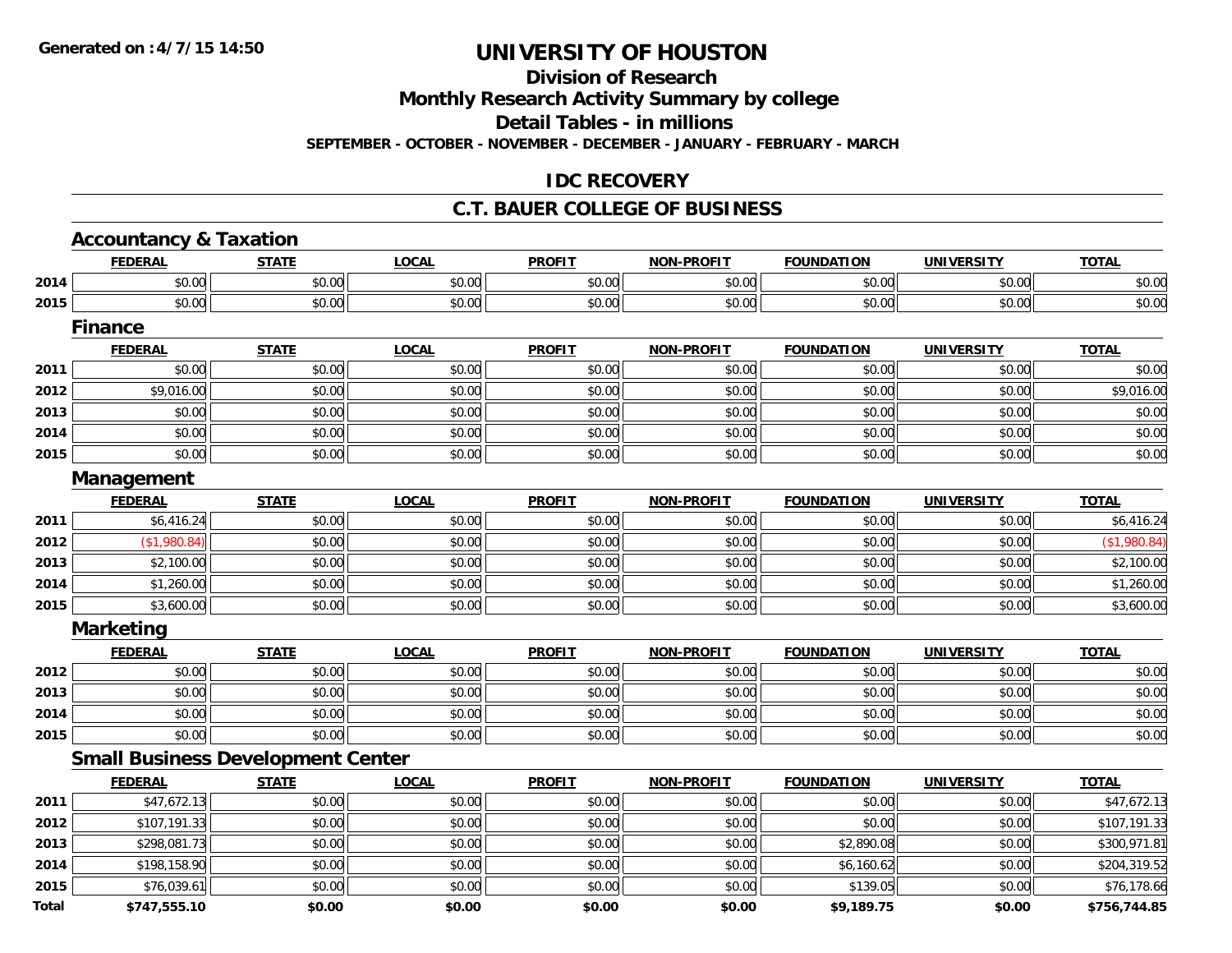# UNIVERSITY OF HOUSTON

## Division of Research

## Monthly Research Activity Summary by college

## Detail Tables - in millions

**SEPTEMBER - OCTOBER - NOVEMBER - DECEMBER - JANUARY - FEBRUARY - MARCH**

## IDC RECOVERY

## C.T. BAUER COLLEGE OF BUSINESS

### Accountancy & Taxation

| | FEDERAL | STATE | LOCAL | PROFIT | NON-PROFIT | FOUNDATION | UNIVERSITY | TOTAL |
|---|---|---|---|---|---|---|---|---|
| 2014 | $0.00 | $0.00 | $0.00 | $0.00 | $0.00 | $0.00 | $0.00 | $0.00 |
| 2015 | $0.00 | $0.00 | $0.00 | $0.00 | $0.00 | $0.00 | $0.00 | $0.00 |

### Finance

| | FEDERAL | STATE | LOCAL | PROFIT | NON-PROFIT | FOUNDATION | UNIVERSITY | TOTAL |
|---|---|---|---|---|---|---|---|---|
| 2011 | $0.00 | $0.00 | $0.00 | $0.00 | $0.00 | $0.00 | $0.00 | $0.00 |
| 2012 | $9,016.00 | $0.00 | $0.00 | $0.00 | $0.00 | $0.00 | $0.00 | $9,016.00 |
| 2013 | $0.00 | $0.00 | $0.00 | $0.00 | $0.00 | $0.00 | $0.00 | $0.00 |
| 2014 | $0.00 | $0.00 | $0.00 | $0.00 | $0.00 | $0.00 | $0.00 | $0.00 |
| 2015 | $0.00 | $0.00 | $0.00 | $0.00 | $0.00 | $0.00 | $0.00 | $0.00 |

### Management

| | FEDERAL | STATE | LOCAL | PROFIT | NON-PROFIT | FOUNDATION | UNIVERSITY | TOTAL |
|---|---|---|---|---|---|---|---|---|
| 2011 | $6,416.24 | $0.00 | $0.00 | $0.00 | $0.00 | $0.00 | $0.00 | $6,416.24 |
| 2012 | ($1,980.84) | $0.00 | $0.00 | $0.00 | $0.00 | $0.00 | $0.00 | ($1,980.84) |
| 2013 | $2,100.00 | $0.00 | $0.00 | $0.00 | $0.00 | $0.00 | $0.00 | $2,100.00 |
| 2014 | $1,260.00 | $0.00 | $0.00 | $0.00 | $0.00 | $0.00 | $0.00 | $1,260.00 |
| 2015 | $3,600.00 | $0.00 | $0.00 | $0.00 | $0.00 | $0.00 | $0.00 | $3,600.00 |

### Marketing

| | FEDERAL | STATE | LOCAL | PROFIT | NON-PROFIT | FOUNDATION | UNIVERSITY | TOTAL |
|---|---|---|---|---|---|---|---|---|
| 2012 | $0.00 | $0.00 | $0.00 | $0.00 | $0.00 | $0.00 | $0.00 | $0.00 |
| 2013 | $0.00 | $0.00 | $0.00 | $0.00 | $0.00 | $0.00 | $0.00 | $0.00 |
| 2014 | $0.00 | $0.00 | $0.00 | $0.00 | $0.00 | $0.00 | $0.00 | $0.00 |
| 2015 | $0.00 | $0.00 | $0.00 | $0.00 | $0.00 | $0.00 | $0.00 | $0.00 |

### Small Business Development Center

| | FEDERAL | STATE | LOCAL | PROFIT | NON-PROFIT | FOUNDATION | UNIVERSITY | TOTAL |
|---|---|---|---|---|---|---|---|---|
| 2011 | $47,672.13 | $0.00 | $0.00 | $0.00 | $0.00 | $0.00 | $0.00 | $47,672.13 |
| 2012 | $107,191.33 | $0.00 | $0.00 | $0.00 | $0.00 | $0.00 | $0.00 | $107,191.33 |
| 2013 | $298,081.73 | $0.00 | $0.00 | $0.00 | $0.00 | $2,890.08 | $0.00 | $300,971.81 |
| 2014 | $198,158.90 | $0.00 | $0.00 | $0.00 | $0.00 | $6,160.62 | $0.00 | $204,319.52 |
| 2015 | $76,039.61 | $0.00 | $0.00 | $0.00 | $0.00 | $139.05 | $0.00 | $76,178.66 |
| **Total** | **$747,555.10** | **$0.00** | **$0.00** | **$0.00** | **$0.00** | **$9,189.75** | **$0.00** | **$756,744.85** |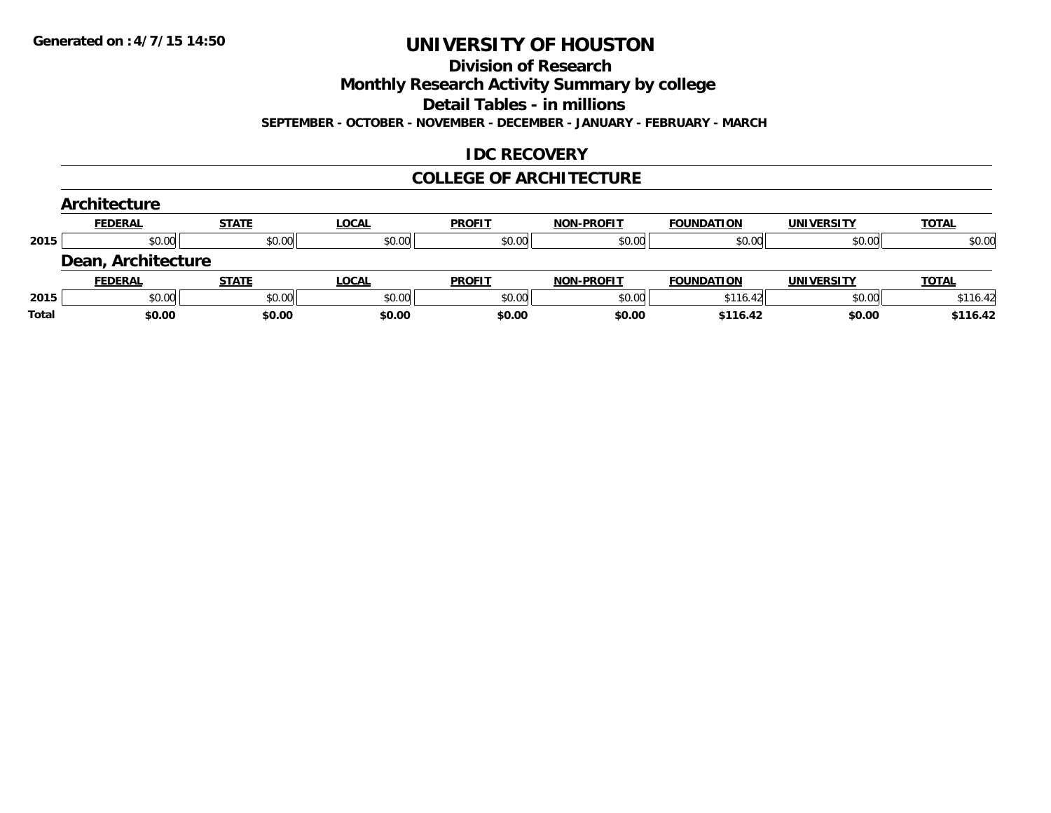**Generated on :4/7/15 14:50**

# UNIVERSITY OF HOUSTON

## Division of Research

## Monthly Research Activity Summary by college

## Detail Tables - in millions

**SEPTEMBER - OCTOBER - NOVEMBER - DECEMBER - JANUARY - FEBRUARY - MARCH**

## IDC RECOVERY

## COLLEGE OF ARCHITECTURE

### Architecture

| | FEDERAL | STATE | LOCAL | PROFIT | NON-PROFIT | FOUNDATION | UNIVERSITY | TOTAL |
|---|---|---|---|---|---|---|---|---|
| 2015 | $0.00 | $0.00 | $0.00 | $0.00 | $0.00 | $0.00 | $0.00 | $0.00 |

### Dean, Architecture

| | FEDERAL | STATE | LOCAL | PROFIT | NON-PROFIT | FOUNDATION | UNIVERSITY | TOTAL |
|---|---|---|---|---|---|---|---|---|
| 2015 | $0.00 | $0.00 | $0.00 | $0.00 | $0.00 | $116.42 | $0.00 | $116.42 |
| **Total** | **$0.00** | **$0.00** | **$0.00** | **$0.00** | **$0.00** | **$116.42** | **$0.00** | **$116.42** |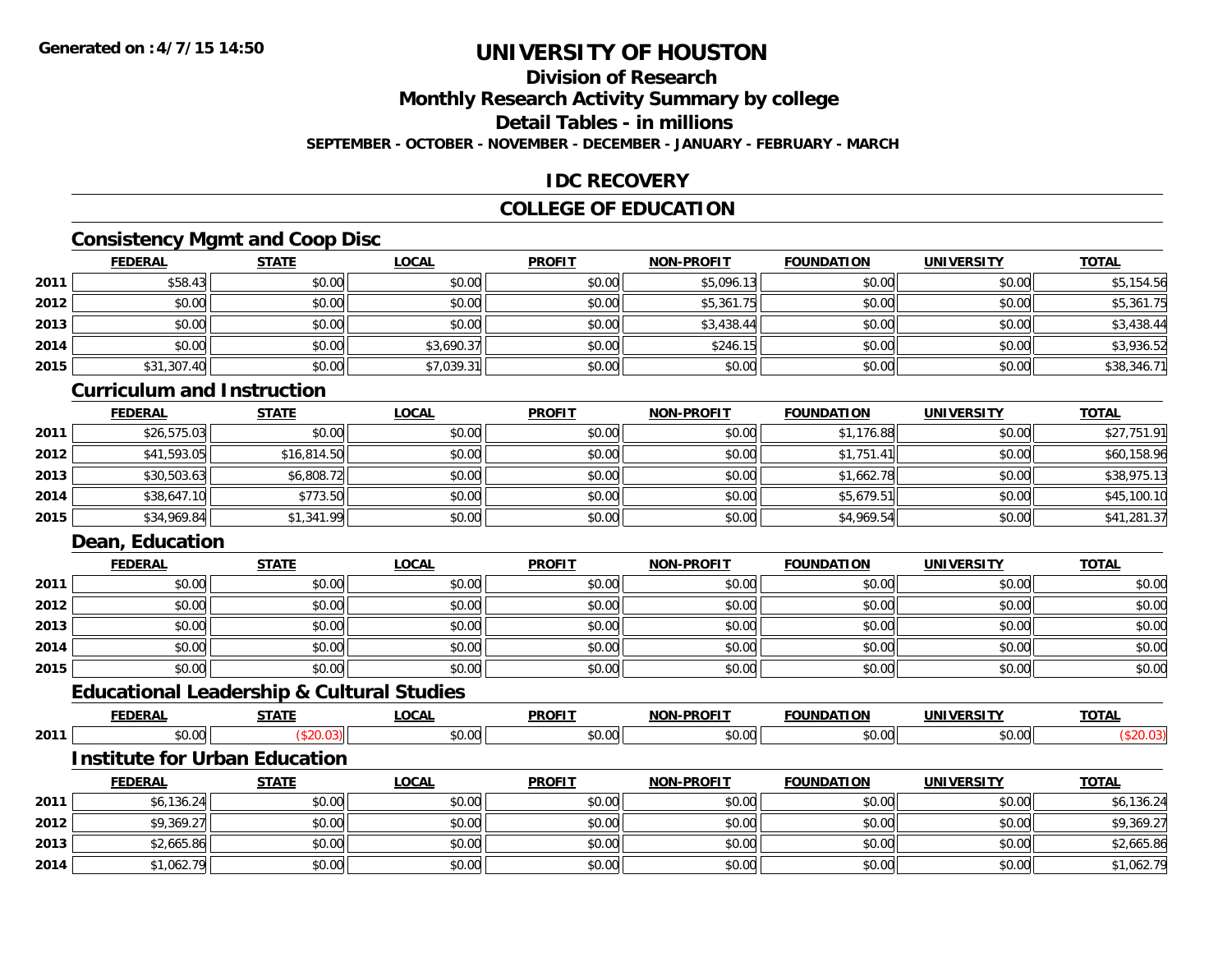# UNIVERSITY OF HOUSTON

## Division of Research

## Monthly Research Activity Summary by college

## Detail Tables - in millions

**SEPTEMBER - OCTOBER - NOVEMBER - DECEMBER - JANUARY - FEBRUARY - MARCH**

## IDC RECOVERY

## COLLEGE OF EDUCATION

### Consistency Mgmt and Coop Disc

| | FEDERAL | STATE | LOCAL | PROFIT | NON-PROFIT | FOUNDATION | UNIVERSITY | TOTAL |
|---|---|---|---|---|---|---|---|---|
| 2011 | $58.43 | $0.00 | $0.00 | $0.00 | $5,096.13 | $0.00 | $0.00 | $5,154.56 |
| 2012 | $0.00 | $0.00 | $0.00 | $0.00 | $5,361.75 | $0.00 | $0.00 | $5,361.75 |
| 2013 | $0.00 | $0.00 | $0.00 | $0.00 | $3,438.44 | $0.00 | $0.00 | $3,438.44 |
| 2014 | $0.00 | $0.00 | $3,690.37 | $0.00 | $246.15 | $0.00 | $0.00 | $3,936.52 |
| 2015 | $31,307.40 | $0.00 | $7,039.31 | $0.00 | $0.00 | $0.00 | $0.00 | $38,346.71 |

### Curriculum and Instruction

| | FEDERAL | STATE | LOCAL | PROFIT | NON-PROFIT | FOUNDATION | UNIVERSITY | TOTAL |
|---|---|---|---|---|---|---|---|---|
| 2011 | $26,575.03 | $0.00 | $0.00 | $0.00 | $0.00 | $1,176.88 | $0.00 | $27,751.91 |
| 2012 | $41,593.05 | $16,814.50 | $0.00 | $0.00 | $0.00 | $1,751.41 | $0.00 | $60,158.96 |
| 2013 | $30,503.63 | $6,808.72 | $0.00 | $0.00 | $0.00 | $1,662.78 | $0.00 | $38,975.13 |
| 2014 | $38,647.10 | $773.50 | $0.00 | $0.00 | $0.00 | $5,679.51 | $0.00 | $45,100.10 |
| 2015 | $34,969.84 | $1,341.99 | $0.00 | $0.00 | $0.00 | $4,969.54 | $0.00 | $41,281.37 |

### Dean, Education

| | FEDERAL | STATE | LOCAL | PROFIT | NON-PROFIT | FOUNDATION | UNIVERSITY | TOTAL |
|---|---|---|---|---|---|---|---|---|
| 2011 | $0.00 | $0.00 | $0.00 | $0.00 | $0.00 | $0.00 | $0.00 | $0.00 |
| 2012 | $0.00 | $0.00 | $0.00 | $0.00 | $0.00 | $0.00 | $0.00 | $0.00 |
| 2013 | $0.00 | $0.00 | $0.00 | $0.00 | $0.00 | $0.00 | $0.00 | $0.00 |
| 2014 | $0.00 | $0.00 | $0.00 | $0.00 | $0.00 | $0.00 | $0.00 | $0.00 |
| 2015 | $0.00 | $0.00 | $0.00 | $0.00 | $0.00 | $0.00 | $0.00 | $0.00 |

### Educational Leadership & Cultural Studies

| | FEDERAL | STATE | LOCAL | PROFIT | NON-PROFIT | FOUNDATION | UNIVERSITY | TOTAL |
|---|---|---|---|---|---|---|---|---|
| 2011 | $0.00 | ($20.03) | $0.00 | $0.00 | $0.00 | $0.00 | $0.00 | ($20.03) |

### Institute for Urban Education

| | FEDERAL | STATE | LOCAL | PROFIT | NON-PROFIT | FOUNDATION | UNIVERSITY | TOTAL |
|---|---|---|---|---|---|---|---|---|
| 2011 | $6,136.24 | $0.00 | $0.00 | $0.00 | $0.00 | $0.00 | $0.00 | $6,136.24 |
| 2012 | $9,369.27 | $0.00 | $0.00 | $0.00 | $0.00 | $0.00 | $0.00 | $9,369.27 |
| 2013 | $2,665.86 | $0.00 | $0.00 | $0.00 | $0.00 | $0.00 | $0.00 | $2,665.86 |
| 2014 | $1,062.79 | $0.00 | $0.00 | $0.00 | $0.00 | $0.00 | $0.00 | $1,062.79 |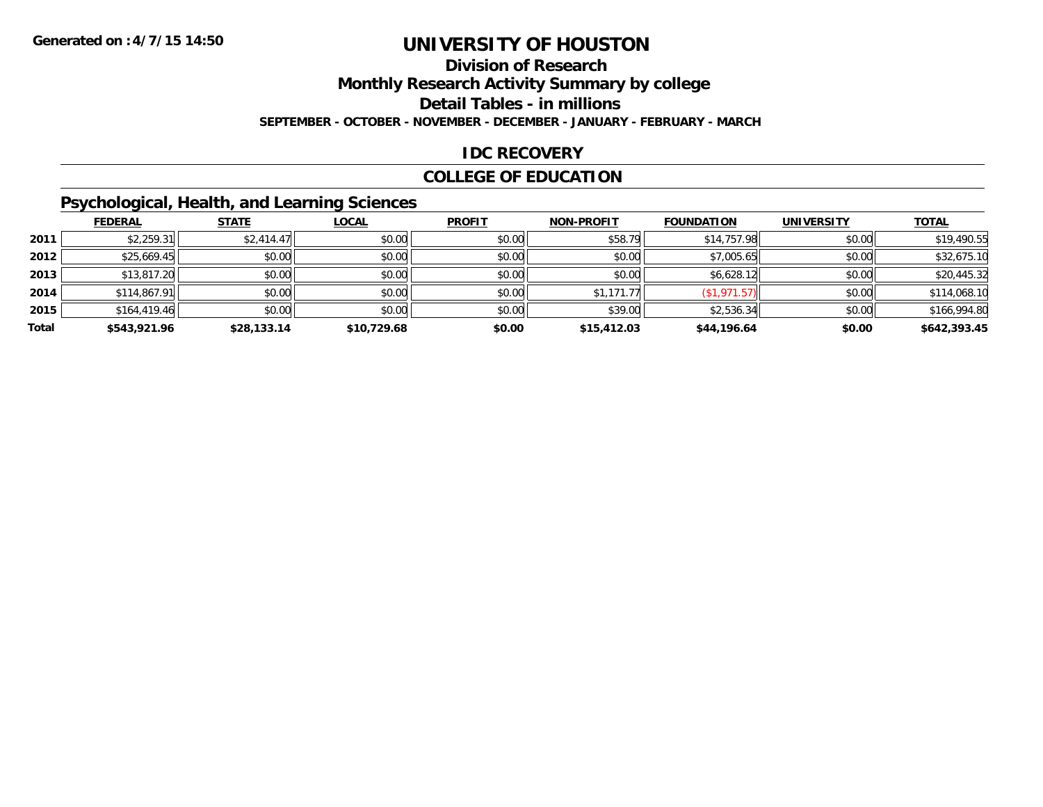Generated on :4/7/15 14:50

# UNIVERSITY OF HOUSTON

## Division of Research

## Monthly Research Activity Summary by college

## Detail Tables - in millions

SEPTEMBER - OCTOBER - NOVEMBER - DECEMBER - JANUARY - FEBRUARY - MARCH

## IDC RECOVERY

## COLLEGE OF EDUCATION

### Psychological, Health, and Learning Sciences

| | FEDERAL | STATE | LOCAL | PROFIT | NON-PROFIT | FOUNDATION | UNIVERSITY | TOTAL |
|---|---|---|---|---|---|---|---|---|
| 2011 | $2,259.31 | $2,414.47 | $0.00 | $0.00 | $58.79 | $14,757.98 | $0.00 | $19,490.55 |
| 2012 | $25,669.45 | $0.00 | $0.00 | $0.00 | $0.00 | $7,005.65 | $0.00 | $32,675.10 |
| 2013 | $13,817.20 | $0.00 | $0.00 | $0.00 | $0.00 | $6,628.12 | $0.00 | $20,445.32 |
| 2014 | $114,867.91 | $0.00 | $0.00 | $0.00 | $1,171.77 | ($1,971.57) | $0.00 | $114,068.10 |
| 2015 | $164,419.46 | $0.00 | $0.00 | $0.00 | $39.00 | $2,536.34 | $0.00 | $166,994.80 |
| **Total** | **$543,921.96** | **$28,133.14** | **$10,729.68** | **$0.00** | **$15,412.03** | **$44,196.64** | **$0.00** | **$642,393.45** |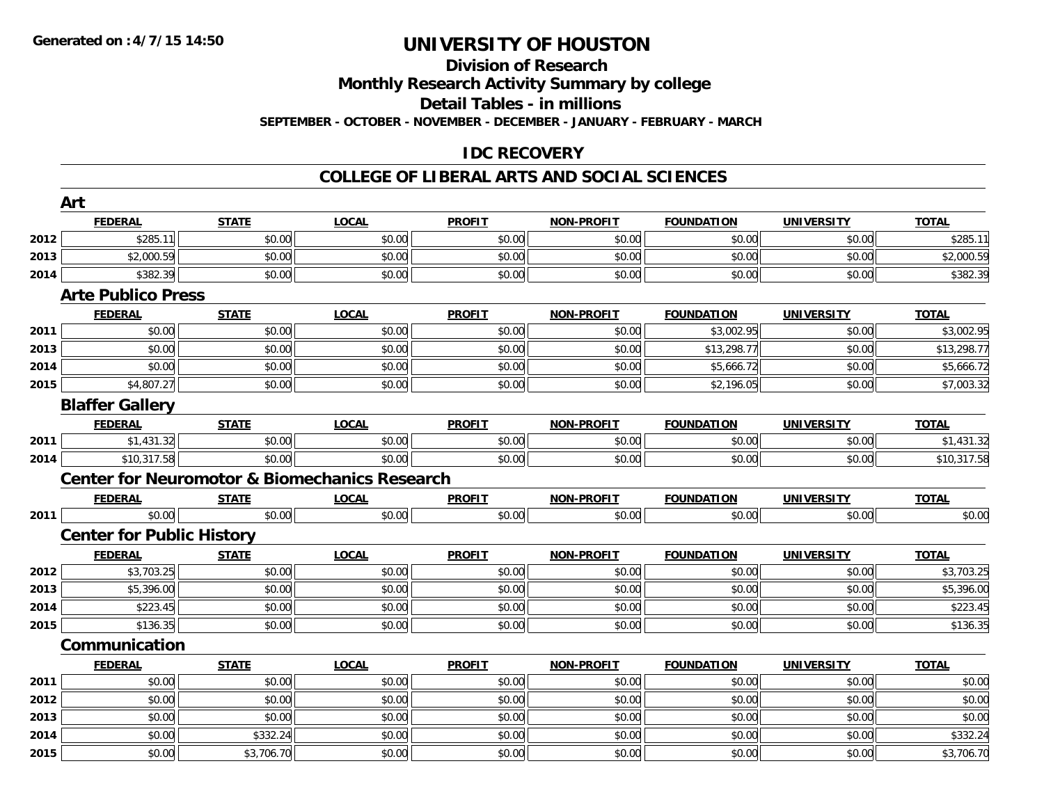# UNIVERSITY OF HOUSTON

## Division of Research
## Monthly Research Activity Summary by college
## Detail Tables - in millions
### SEPTEMBER - OCTOBER - NOVEMBER - DECEMBER - JANUARY - FEBRUARY - MARCH

## IDC RECOVERY

## COLLEGE OF LIBERAL ARTS AND SOCIAL SCIENCES

### Art

| | FEDERAL | STATE | LOCAL | PROFIT | NON-PROFIT | FOUNDATION | UNIVERSITY | TOTAL |
|---|---|---|---|---|---|---|---|---|
| 2012 | $285.11 | $0.00 | $0.00 | $0.00 | $0.00 | $0.00 | $0.00 | $285.11 |
| 2013 | $2,000.59 | $0.00 | $0.00 | $0.00 | $0.00 | $0.00 | $0.00 | $2,000.59 |
| 2014 | $382.39 | $0.00 | $0.00 | $0.00 | $0.00 | $0.00 | $0.00 | $382.39 |

### Arte Publico Press

| | FEDERAL | STATE | LOCAL | PROFIT | NON-PROFIT | FOUNDATION | UNIVERSITY | TOTAL |
|---|---|---|---|---|---|---|---|---|
| 2011 | $0.00 | $0.00 | $0.00 | $0.00 | $0.00 | $3,002.95 | $0.00 | $3,002.95 |
| 2013 | $0.00 | $0.00 | $0.00 | $0.00 | $0.00 | $13,298.77 | $0.00 | $13,298.77 |
| 2014 | $0.00 | $0.00 | $0.00 | $0.00 | $0.00 | $5,666.72 | $0.00 | $5,666.72 |
| 2015 | $4,807.27 | $0.00 | $0.00 | $0.00 | $0.00 | $2,196.05 | $0.00 | $7,003.32 |

### Blaffer Gallery

| | FEDERAL | STATE | LOCAL | PROFIT | NON-PROFIT | FOUNDATION | UNIVERSITY | TOTAL |
|---|---|---|---|---|---|---|---|---|
| 2011 | $1,431.32 | $0.00 | $0.00 | $0.00 | $0.00 | $0.00 | $0.00 | $1,431.32 |
| 2014 | $10,317.58 | $0.00 | $0.00 | $0.00 | $0.00 | $0.00 | $0.00 | $10,317.58 |

### Center for Neuromotor & Biomechanics Research

| | FEDERAL | STATE | LOCAL | PROFIT | NON-PROFIT | FOUNDATION | UNIVERSITY | TOTAL |
|---|---|---|---|---|---|---|---|---|
| 2011 | $0.00 | $0.00 | $0.00 | $0.00 | $0.00 | $0.00 | $0.00 | $0.00 |

### Center for Public History

| | FEDERAL | STATE | LOCAL | PROFIT | NON-PROFIT | FOUNDATION | UNIVERSITY | TOTAL |
|---|---|---|---|---|---|---|---|---|
| 2012 | $3,703.25 | $0.00 | $0.00 | $0.00 | $0.00 | $0.00 | $0.00 | $3,703.25 |
| 2013 | $5,396.00 | $0.00 | $0.00 | $0.00 | $0.00 | $0.00 | $0.00 | $5,396.00 |
| 2014 | $223.45 | $0.00 | $0.00 | $0.00 | $0.00 | $0.00 | $0.00 | $223.45 |
| 2015 | $136.35 | $0.00 | $0.00 | $0.00 | $0.00 | $0.00 | $0.00 | $136.35 |

### Communication

| | FEDERAL | STATE | LOCAL | PROFIT | NON-PROFIT | FOUNDATION | UNIVERSITY | TOTAL |
|---|---|---|---|---|---|---|---|---|
| 2011 | $0.00 | $0.00 | $0.00 | $0.00 | $0.00 | $0.00 | $0.00 | $0.00 |
| 2012 | $0.00 | $0.00 | $0.00 | $0.00 | $0.00 | $0.00 | $0.00 | $0.00 |
| 2013 | $0.00 | $0.00 | $0.00 | $0.00 | $0.00 | $0.00 | $0.00 | $0.00 |
| 2014 | $0.00 | $332.24 | $0.00 | $0.00 | $0.00 | $0.00 | $0.00 | $332.24 |
| 2015 | $0.00 | $3,706.70 | $0.00 | $0.00 | $0.00 | $0.00 | $0.00 | $3,706.70 |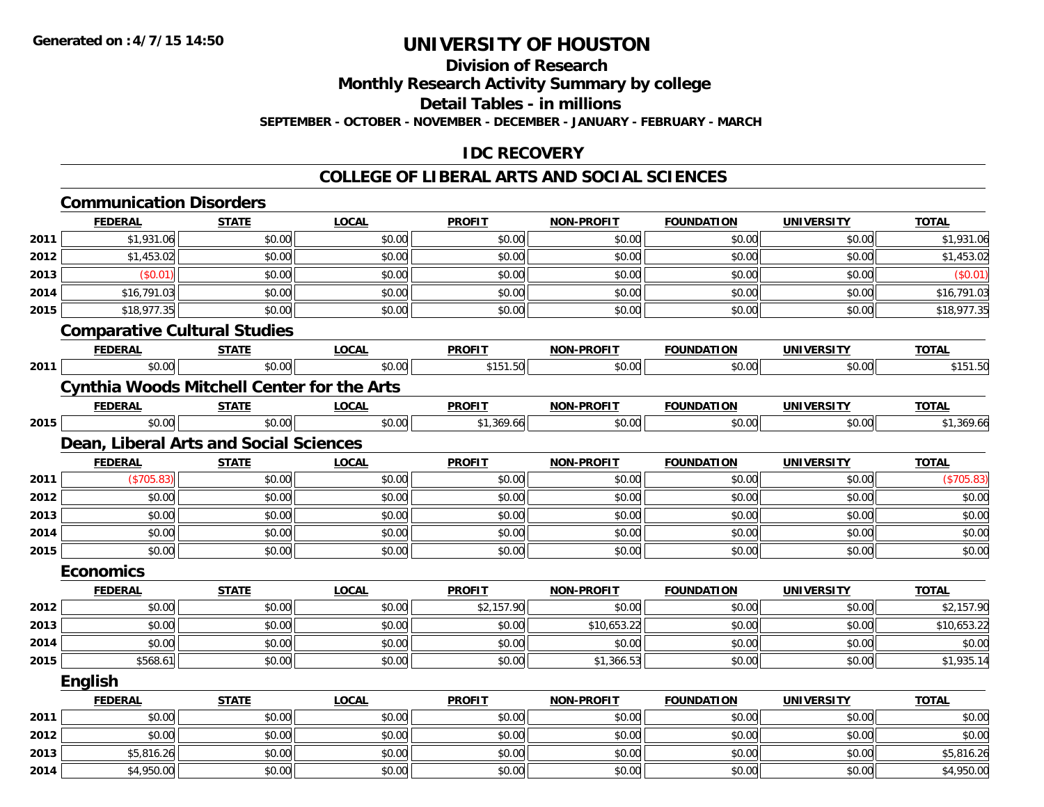# UNIVERSITY OF HOUSTON

## Division of Research

## Monthly Research Activity Summary by college

## Detail Tables - in millions

**SEPTEMBER - OCTOBER - NOVEMBER - DECEMBER - JANUARY - FEBRUARY - MARCH**

## IDC RECOVERY

## COLLEGE OF LIBERAL ARTS AND SOCIAL SCIENCES

### Communication Disorders

| | FEDERAL | STATE | LOCAL | PROFIT | NON-PROFIT | FOUNDATION | UNIVERSITY | TOTAL |
|---|---|---|---|---|---|---|---|---|
| 2011 | $1,931.06 | $0.00 | $0.00 | $0.00 | $0.00 | $0.00 | $0.00 | $1,931.06 |
| 2012 | $1,453.02 | $0.00 | $0.00 | $0.00 | $0.00 | $0.00 | $0.00 | $1,453.02 |
| 2013 | ($0.01) | $0.00 | $0.00 | $0.00 | $0.00 | $0.00 | $0.00 | ($0.01) |
| 2014 | $16,791.03 | $0.00 | $0.00 | $0.00 | $0.00 | $0.00 | $0.00 | $16,791.03 |
| 2015 | $18,977.35 | $0.00 | $0.00 | $0.00 | $0.00 | $0.00 | $0.00 | $18,977.35 |

### Comparative Cultural Studies

| | FEDERAL | STATE | LOCAL | PROFIT | NON-PROFIT | FOUNDATION | UNIVERSITY | TOTAL |
|---|---|---|---|---|---|---|---|---|
| 2011 | $0.00 | $0.00 | $0.00 | $151.50 | $0.00 | $0.00 | $0.00 | $151.50 |

### Cynthia Woods Mitchell Center for the Arts

| | FEDERAL | STATE | LOCAL | PROFIT | NON-PROFIT | FOUNDATION | UNIVERSITY | TOTAL |
|---|---|---|---|---|---|---|---|---|
| 2015 | $0.00 | $0.00 | $0.00 | $1,369.66 | $0.00 | $0.00 | $0.00 | $1,369.66 |

### Dean, Liberal Arts and Social Sciences

| | FEDERAL | STATE | LOCAL | PROFIT | NON-PROFIT | FOUNDATION | UNIVERSITY | TOTAL |
|---|---|---|---|---|---|---|---|---|
| 2011 | ($705.83) | $0.00 | $0.00 | $0.00 | $0.00 | $0.00 | $0.00 | ($705.83) |
| 2012 | $0.00 | $0.00 | $0.00 | $0.00 | $0.00 | $0.00 | $0.00 | $0.00 |
| 2013 | $0.00 | $0.00 | $0.00 | $0.00 | $0.00 | $0.00 | $0.00 | $0.00 |
| 2014 | $0.00 | $0.00 | $0.00 | $0.00 | $0.00 | $0.00 | $0.00 | $0.00 |
| 2015 | $0.00 | $0.00 | $0.00 | $0.00 | $0.00 | $0.00 | $0.00 | $0.00 |

### Economics

| | FEDERAL | STATE | LOCAL | PROFIT | NON-PROFIT | FOUNDATION | UNIVERSITY | TOTAL |
|---|---|---|---|---|---|---|---|---|
| 2012 | $0.00 | $0.00 | $0.00 | $2,157.90 | $0.00 | $0.00 | $0.00 | $2,157.90 |
| 2013 | $0.00 | $0.00 | $0.00 | $0.00 | $10,653.22 | $0.00 | $0.00 | $10,653.22 |
| 2014 | $0.00 | $0.00 | $0.00 | $0.00 | $0.00 | $0.00 | $0.00 | $0.00 |
| 2015 | $568.61 | $0.00 | $0.00 | $0.00 | $1,366.53 | $0.00 | $0.00 | $1,935.14 |

### English

| | FEDERAL | STATE | LOCAL | PROFIT | NON-PROFIT | FOUNDATION | UNIVERSITY | TOTAL |
|---|---|---|---|---|---|---|---|---|
| 2011 | $0.00 | $0.00 | $0.00 | $0.00 | $0.00 | $0.00 | $0.00 | $0.00 |
| 2012 | $0.00 | $0.00 | $0.00 | $0.00 | $0.00 | $0.00 | $0.00 | $0.00 |
| 2013 | $5,816.26 | $0.00 | $0.00 | $0.00 | $0.00 | $0.00 | $0.00 | $5,816.26 |
| 2014 | $4,950.00 | $0.00 | $0.00 | $0.00 | $0.00 | $0.00 | $0.00 | $4,950.00 |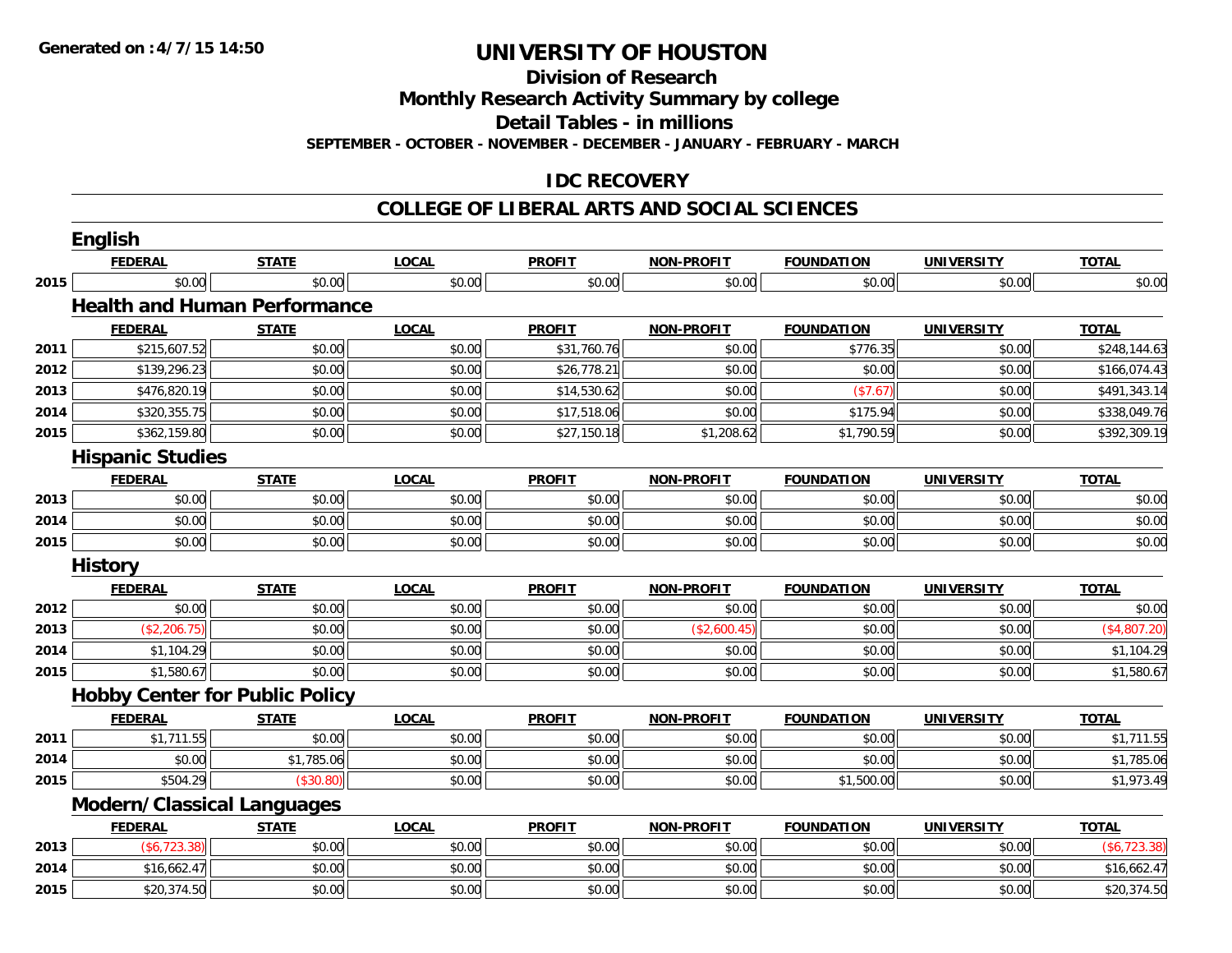**Generated on :4/7/15 14:50**

# UNIVERSITY OF HOUSTON

## Division of Research

## Monthly Research Activity Summary by college

## Detail Tables - in millions

**SEPTEMBER - OCTOBER - NOVEMBER - DECEMBER - JANUARY - FEBRUARY - MARCH**

## IDC RECOVERY

## COLLEGE OF LIBERAL ARTS AND SOCIAL SCIENCES

### English

| | FEDERAL | STATE | LOCAL | PROFIT | NON-PROFIT | FOUNDATION | UNIVERSITY | TOTAL |
|---|---|---|---|---|---|---|---|---|
| 2015 | $0.00 | $0.00 | $0.00 | $0.00 | $0.00 | $0.00 | $0.00 | $0.00 |

### Health and Human Performance

| | FEDERAL | STATE | LOCAL | PROFIT | NON-PROFIT | FOUNDATION | UNIVERSITY | TOTAL |
|---|---|---|---|---|---|---|---|---|
| 2011 | $215,607.52 | $0.00 | $0.00 | $31,760.76 | $0.00 | $776.35 | $0.00 | $248,144.63 |
| 2012 | $139,296.23 | $0.00 | $0.00 | $26,778.21 | $0.00 | $0.00 | $0.00 | $166,074.43 |
| 2013 | $476,820.19 | $0.00 | $0.00 | $14,530.62 | $0.00 | ($7.67) | $0.00 | $491,343.14 |
| 2014 | $320,355.75 | $0.00 | $0.00 | $17,518.06 | $0.00 | $175.94 | $0.00 | $338,049.76 |
| 2015 | $362,159.80 | $0.00 | $0.00 | $27,150.18 | $1,208.62 | $1,790.59 | $0.00 | $392,309.19 |

### Hispanic Studies

| | FEDERAL | STATE | LOCAL | PROFIT | NON-PROFIT | FOUNDATION | UNIVERSITY | TOTAL |
|---|---|---|---|---|---|---|---|---|
| 2013 | $0.00 | $0.00 | $0.00 | $0.00 | $0.00 | $0.00 | $0.00 | $0.00 |
| 2014 | $0.00 | $0.00 | $0.00 | $0.00 | $0.00 | $0.00 | $0.00 | $0.00 |
| 2015 | $0.00 | $0.00 | $0.00 | $0.00 | $0.00 | $0.00 | $0.00 | $0.00 |

### History

| | FEDERAL | STATE | LOCAL | PROFIT | NON-PROFIT | FOUNDATION | UNIVERSITY | TOTAL |
|---|---|---|---|---|---|---|---|---|
| 2012 | $0.00 | $0.00 | $0.00 | $0.00 | $0.00 | $0.00 | $0.00 | $0.00 |
| 2013 | ($2,206.75) | $0.00 | $0.00 | $0.00 | ($2,600.45) | $0.00 | $0.00 | ($4,807.20) |
| 2014 | $1,104.29 | $0.00 | $0.00 | $0.00 | $0.00 | $0.00 | $0.00 | $1,104.29 |
| 2015 | $1,580.67 | $0.00 | $0.00 | $0.00 | $0.00 | $0.00 | $0.00 | $1,580.67 |

### Hobby Center for Public Policy

| | FEDERAL | STATE | LOCAL | PROFIT | NON-PROFIT | FOUNDATION | UNIVERSITY | TOTAL |
|---|---|---|---|---|---|---|---|---|
| 2011 | $1,711.55 | $0.00 | $0.00 | $0.00 | $0.00 | $0.00 | $0.00 | $1,711.55 |
| 2014 | $0.00 | $1,785.06 | $0.00 | $0.00 | $0.00 | $0.00 | $0.00 | $1,785.06 |
| 2015 | $504.29 | ($30.80) | $0.00 | $0.00 | $0.00 | $1,500.00 | $0.00 | $1,973.49 |

### Modern/Classical Languages

| | FEDERAL | STATE | LOCAL | PROFIT | NON-PROFIT | FOUNDATION | UNIVERSITY | TOTAL |
|---|---|---|---|---|---|---|---|---|
| 2013 | ($6,723.38) | $0.00 | $0.00 | $0.00 | $0.00 | $0.00 | $0.00 | ($6,723.38) |
| 2014 | $16,662.47 | $0.00 | $0.00 | $0.00 | $0.00 | $0.00 | $0.00 | $16,662.47 |
| 2015 | $20,374.50 | $0.00 | $0.00 | $0.00 | $0.00 | $0.00 | $0.00 | $20,374.50 |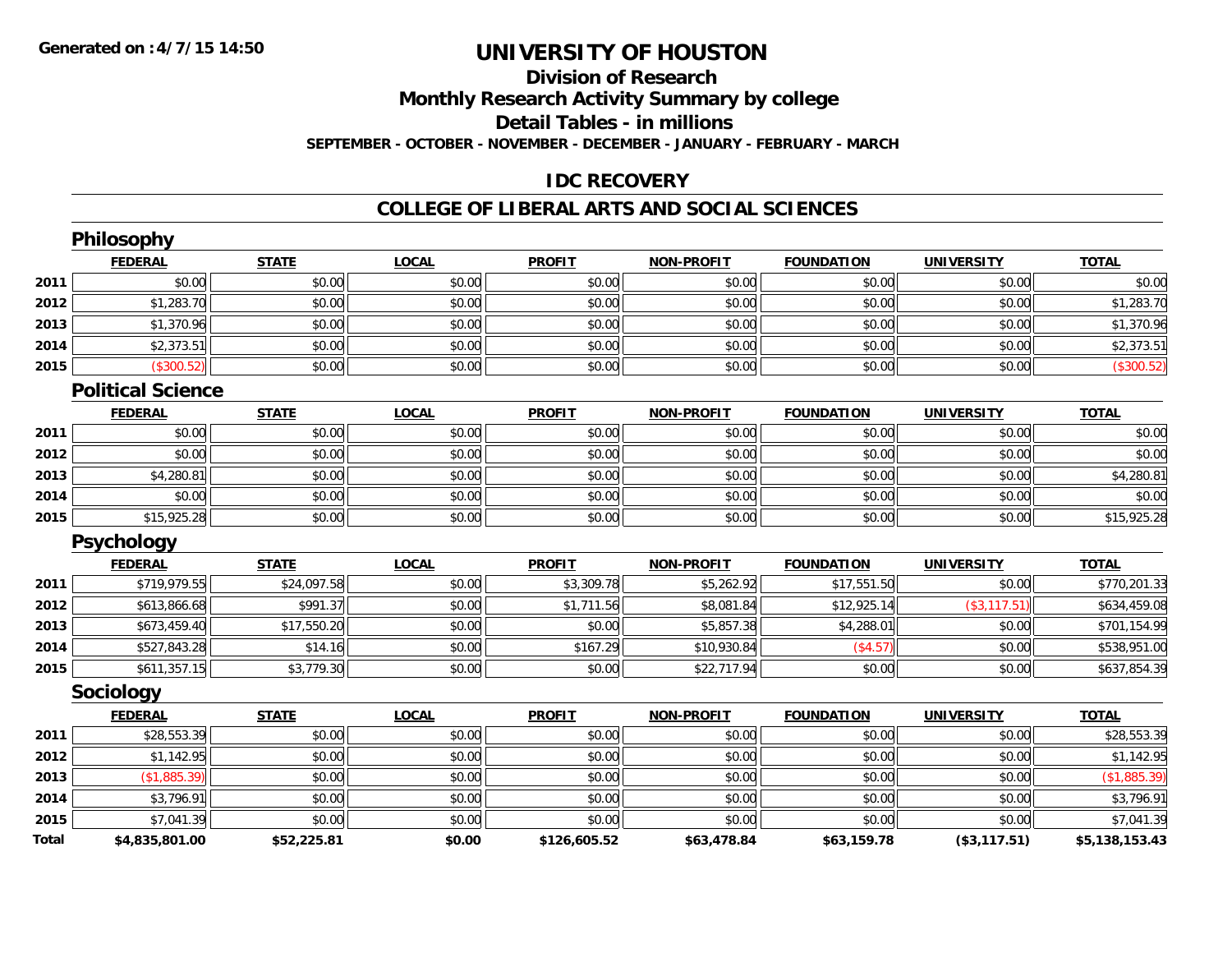# UNIVERSITY OF HOUSTON

## Division of Research

## Monthly Research Activity Summary by college

## Detail Tables - in millions

**SEPTEMBER - OCTOBER - NOVEMBER - DECEMBER - JANUARY - FEBRUARY - MARCH**

**Generated on : 4/7/15 14:50**

## IDC RECOVERY

## COLLEGE OF LIBERAL ARTS AND SOCIAL SCIENCES

### Philosophy

| | FEDERAL | STATE | LOCAL | PROFIT | NON-PROFIT | FOUNDATION | UNIVERSITY | TOTAL |
|---|---|---|---|---|---|---|---|---|
| 2011 | $0.00 | $0.00 | $0.00 | $0.00 | $0.00 | $0.00 | $0.00 | $0.00 |
| 2012 | $1,283.70 | $0.00 | $0.00 | $0.00 | $0.00 | $0.00 | $0.00 | $1,283.70 |
| 2013 | $1,370.96 | $0.00 | $0.00 | $0.00 | $0.00 | $0.00 | $0.00 | $1,370.96 |
| 2014 | $2,373.51 | $0.00 | $0.00 | $0.00 | $0.00 | $0.00 | $0.00 | $2,373.51 |
| 2015 | ($300.52) | $0.00 | $0.00 | $0.00 | $0.00 | $0.00 | $0.00 | ($300.52) |

### Political Science

| | FEDERAL | STATE | LOCAL | PROFIT | NON-PROFIT | FOUNDATION | UNIVERSITY | TOTAL |
|---|---|---|---|---|---|---|---|---|
| 2011 | $0.00 | $0.00 | $0.00 | $0.00 | $0.00 | $0.00 | $0.00 | $0.00 |
| 2012 | $0.00 | $0.00 | $0.00 | $0.00 | $0.00 | $0.00 | $0.00 | $0.00 |
| 2013 | $4,280.81 | $0.00 | $0.00 | $0.00 | $0.00 | $0.00 | $0.00 | $4,280.81 |
| 2014 | $0.00 | $0.00 | $0.00 | $0.00 | $0.00 | $0.00 | $0.00 | $0.00 |
| 2015 | $15,925.28 | $0.00 | $0.00 | $0.00 | $0.00 | $0.00 | $0.00 | $15,925.28 |

### Psychology

| | FEDERAL | STATE | LOCAL | PROFIT | NON-PROFIT | FOUNDATION | UNIVERSITY | TOTAL |
|---|---|---|---|---|---|---|---|---|
| 2011 | $719,979.55 | $24,097.58 | $0.00 | $3,309.78 | $5,262.92 | $17,551.50 | $0.00 | $770,201.33 |
| 2012 | $613,866.68 | $991.37 | $0.00 | $1,711.56 | $8,081.84 | $12,925.14 | ($3,117.51) | $634,459.08 |
| 2013 | $673,459.40 | $17,550.20 | $0.00 | $0.00 | $5,857.38 | $4,288.01 | $0.00 | $701,154.99 |
| 2014 | $527,843.28 | $14.16 | $0.00 | $167.29 | $10,930.84 | ($4.57) | $0.00 | $538,951.00 |
| 2015 | $611,357.15 | $3,779.30 | $0.00 | $0.00 | $22,717.94 | $0.00 | $0.00 | $637,854.39 |

### Sociology

| | FEDERAL | STATE | LOCAL | PROFIT | NON-PROFIT | FOUNDATION | UNIVERSITY | TOTAL |
|---|---|---|---|---|---|---|---|---|
| 2011 | $28,553.39 | $0.00 | $0.00 | $0.00 | $0.00 | $0.00 | $0.00 | $28,553.39 |
| 2012 | $1,142.95 | $0.00 | $0.00 | $0.00 | $0.00 | $0.00 | $0.00 | $1,142.95 |
| 2013 | ($1,885.39) | $0.00 | $0.00 | $0.00 | $0.00 | $0.00 | $0.00 | ($1,885.39) |
| 2014 | $3,796.91 | $0.00 | $0.00 | $0.00 | $0.00 | $0.00 | $0.00 | $3,796.91 |
| 2015 | $7,041.39 | $0.00 | $0.00 | $0.00 | $0.00 | $0.00 | $0.00 | $7,041.39 |
| **Total** | **$4,835,801.00** | **$52,225.81** | **$0.00** | **$126,605.52** | **$63,478.84** | **$63,159.78** | **($3,117.51)** | **$5,138,153.43** |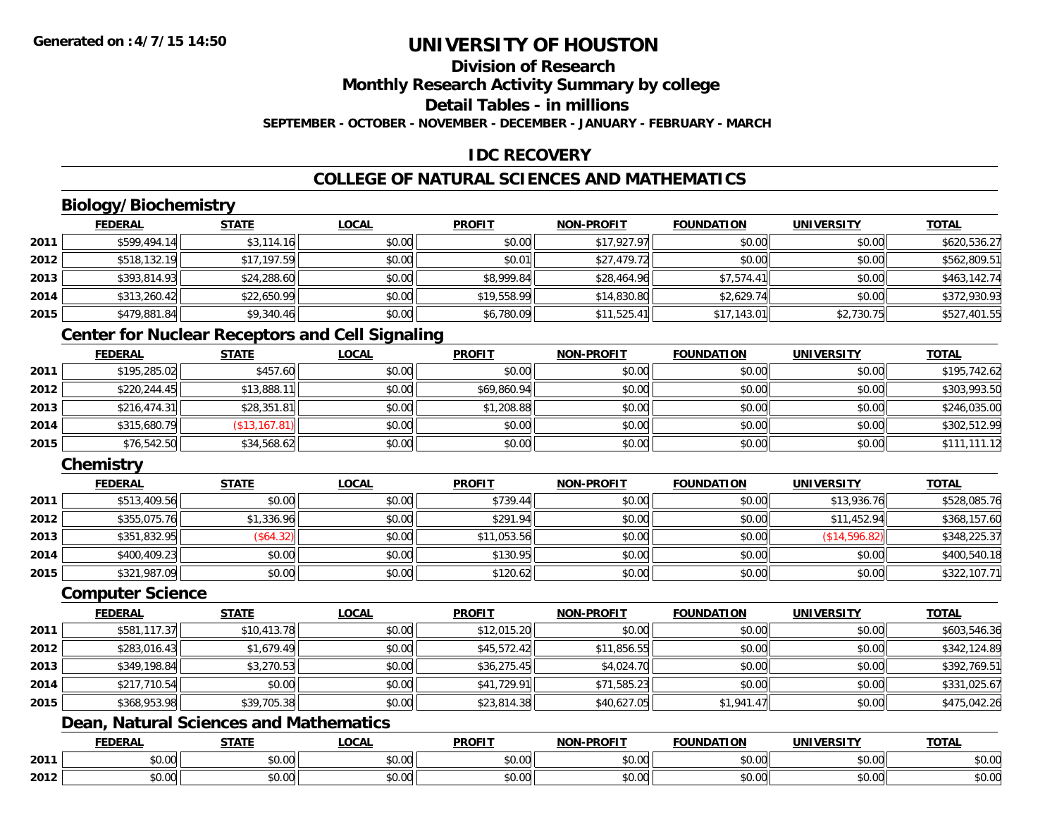# UNIVERSITY OF HOUSTON

## Division of Research

## Monthly Research Activity Summary by college

## Detail Tables - in millions

**SEPTEMBER - OCTOBER - NOVEMBER - DECEMBER - JANUARY - FEBRUARY - MARCH**

## IDC RECOVERY

## COLLEGE OF NATURAL SCIENCES AND MATHEMATICS

### Biology/Biochemistry

| | FEDERAL | STATE | LOCAL | PROFIT | NON-PROFIT | FOUNDATION | UNIVERSITY | TOTAL |
|---|---|---|---|---|---|---|---|---|
| 2011 | $599,494.14 | $3,114.16 | $0.00 | $0.00 | $17,927.97 | $0.00 | $0.00 | $620,536.27 |
| 2012 | $518,132.19 | $17,197.59 | $0.00 | $0.01 | $27,479.72 | $0.00 | $0.00 | $562,809.51 |
| 2013 | $393,814.93 | $24,288.60 | $0.00 | $8,999.84 | $28,464.96 | $7,574.41 | $0.00 | $463,142.74 |
| 2014 | $313,260.42 | $22,650.99 | $0.00 | $19,558.99 | $14,830.80 | $2,629.74 | $0.00 | $372,930.93 |
| 2015 | $479,881.84 | $9,340.46 | $0.00 | $6,780.09 | $11,525.41 | $17,143.01 | $2,730.75 | $527,401.55 |

### Center for Nuclear Receptors and Cell Signaling

| | FEDERAL | STATE | LOCAL | PROFIT | NON-PROFIT | FOUNDATION | UNIVERSITY | TOTAL |
|---|---|---|---|---|---|---|---|---|
| 2011 | $195,285.02 | $457.60 | $0.00 | $0.00 | $0.00 | $0.00 | $0.00 | $195,742.62 |
| 2012 | $220,244.45 | $13,888.11 | $0.00 | $69,860.94 | $0.00 | $0.00 | $0.00 | $303,993.50 |
| 2013 | $216,474.31 | $28,351.81 | $0.00 | $1,208.88 | $0.00 | $0.00 | $0.00 | $246,035.00 |
| 2014 | $315,680.79 | ($13,167.81) | $0.00 | $0.00 | $0.00 | $0.00 | $0.00 | $302,512.99 |
| 2015 | $76,542.50 | $34,568.62 | $0.00 | $0.00 | $0.00 | $0.00 | $0.00 | $111,111.12 |

### Chemistry

| | FEDERAL | STATE | LOCAL | PROFIT | NON-PROFIT | FOUNDATION | UNIVERSITY | TOTAL |
|---|---|---|---|---|---|---|---|---|
| 2011 | $513,409.56 | $0.00 | $0.00 | $739.44 | $0.00 | $0.00 | $13,936.76 | $528,085.76 |
| 2012 | $355,075.76 | $1,336.96 | $0.00 | $291.94 | $0.00 | $0.00 | $11,452.94 | $368,157.60 |
| 2013 | $351,832.95 | ($64.32) | $0.00 | $11,053.56 | $0.00 | $0.00 | ($14,596.82) | $348,225.37 |
| 2014 | $400,409.23 | $0.00 | $0.00 | $130.95 | $0.00 | $0.00 | $0.00 | $400,540.18 |
| 2015 | $321,987.09 | $0.00 | $0.00 | $120.62 | $0.00 | $0.00 | $0.00 | $322,107.71 |

### Computer Science

| | FEDERAL | STATE | LOCAL | PROFIT | NON-PROFIT | FOUNDATION | UNIVERSITY | TOTAL |
|---|---|---|---|---|---|---|---|---|
| 2011 | $581,117.37 | $10,413.78 | $0.00 | $12,015.20 | $0.00 | $0.00 | $0.00 | $603,546.36 |
| 2012 | $283,016.43 | $1,679.49 | $0.00 | $45,572.42 | $11,856.55 | $0.00 | $0.00 | $342,124.89 |
| 2013 | $349,198.84 | $3,270.53 | $0.00 | $36,275.45 | $4,024.70 | $0.00 | $0.00 | $392,769.51 |
| 2014 | $217,710.54 | $0.00 | $0.00 | $41,729.91 | $71,585.23 | $0.00 | $0.00 | $331,025.67 |
| 2015 | $368,953.98 | $39,705.38 | $0.00 | $23,814.38 | $40,627.05 | $1,941.47 | $0.00 | $475,042.26 |

### Dean, Natural Sciences and Mathematics

| | FEDERAL | STATE | LOCAL | PROFIT | NON-PROFIT | FOUNDATION | UNIVERSITY | TOTAL |
|---|---|---|---|---|---|---|---|---|
| 2011 | $0.00 | $0.00 | $0.00 | $0.00 | $0.00 | $0.00 | $0.00 | $0.00 |
| 2012 | $0.00 | $0.00 | $0.00 | $0.00 | $0.00 | $0.00 | $0.00 | $0.00 |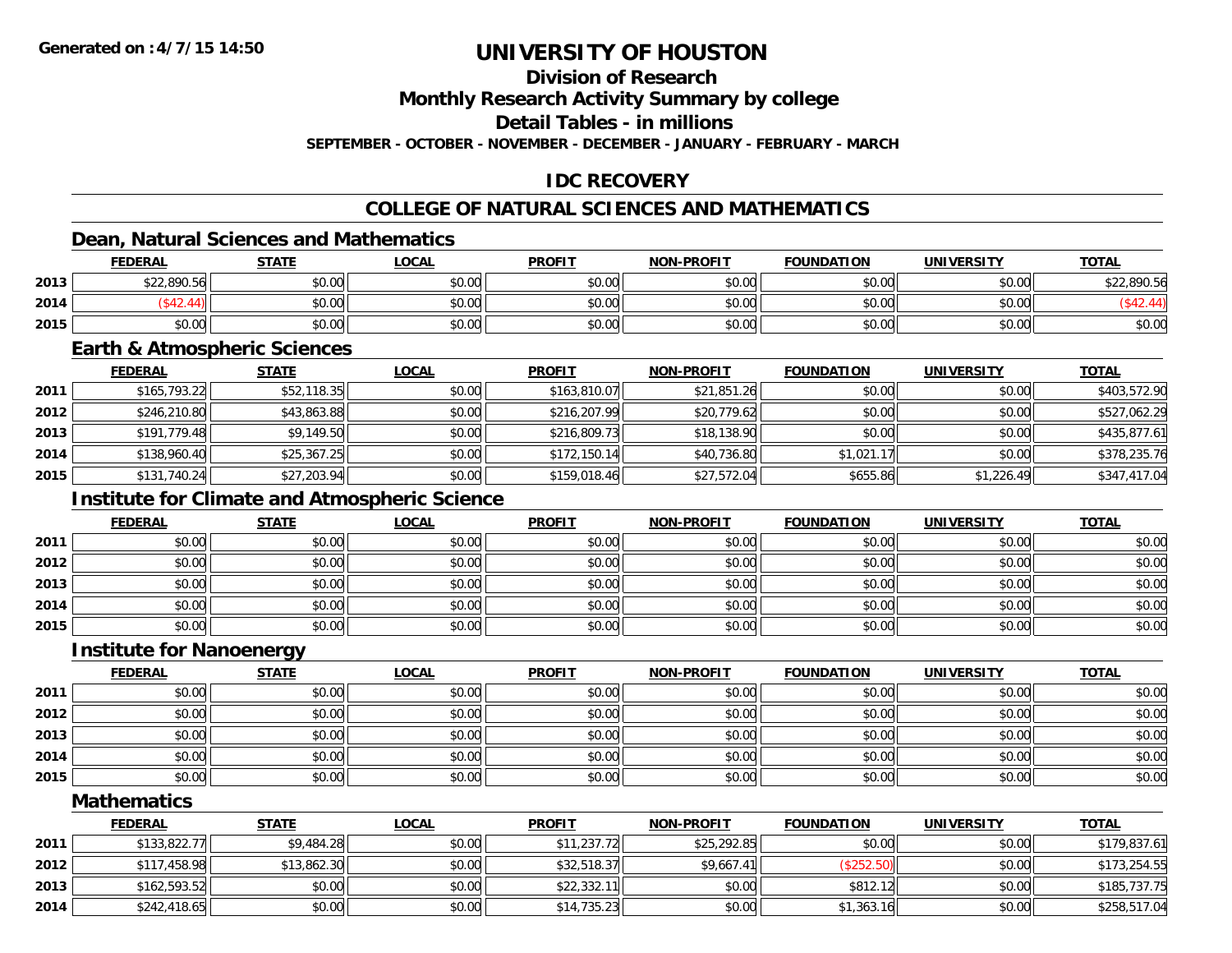**Generated on :4/7/15 14:50**

# UNIVERSITY OF HOUSTON

## Division of Research

## Monthly Research Activity Summary by college

## Detail Tables - in millions

**SEPTEMBER - OCTOBER - NOVEMBER - DECEMBER - JANUARY - FEBRUARY - MARCH**

## IDC RECOVERY

## COLLEGE OF NATURAL SCIENCES AND MATHEMATICS

### Dean, Natural Sciences and Mathematics

| | FEDERAL | STATE | LOCAL | PROFIT | NON-PROFIT | FOUNDATION | UNIVERSITY | TOTAL |
|---|---|---|---|---|---|---|---|---|
| 2013 | $22,890.56 | $0.00 | $0.00 | $0.00 | $0.00 | $0.00 | $0.00 | $22,890.56 |
| 2014 | ($42.44) | $0.00 | $0.00 | $0.00 | $0.00 | $0.00 | $0.00 | ($42.44) |
| 2015 | $0.00 | $0.00 | $0.00 | $0.00 | $0.00 | $0.00 | $0.00 | $0.00 |

### Earth & Atmospheric Sciences

| | FEDERAL | STATE | LOCAL | PROFIT | NON-PROFIT | FOUNDATION | UNIVERSITY | TOTAL |
|---|---|---|---|---|---|---|---|---|
| 2011 | $165,793.22 | $52,118.35 | $0.00 | $163,810.07 | $21,851.26 | $0.00 | $0.00 | $403,572.90 |
| 2012 | $246,210.80 | $43,863.88 | $0.00 | $216,207.99 | $20,779.62 | $0.00 | $0.00 | $527,062.29 |
| 2013 | $191,779.48 | $9,149.50 | $0.00 | $216,809.73 | $18,138.90 | $0.00 | $0.00 | $435,877.61 |
| 2014 | $138,960.40 | $25,367.25 | $0.00 | $172,150.14 | $40,736.80 | $1,021.17 | $0.00 | $378,235.76 |
| 2015 | $131,740.24 | $27,203.94 | $0.00 | $159,018.46 | $27,572.04 | $655.86 | $1,226.49 | $347,417.04 |

### Institute for Climate and Atmospheric Science

| | FEDERAL | STATE | LOCAL | PROFIT | NON-PROFIT | FOUNDATION | UNIVERSITY | TOTAL |
|---|---|---|---|---|---|---|---|---|
| 2011 | $0.00 | $0.00 | $0.00 | $0.00 | $0.00 | $0.00 | $0.00 | $0.00 |
| 2012 | $0.00 | $0.00 | $0.00 | $0.00 | $0.00 | $0.00 | $0.00 | $0.00 |
| 2013 | $0.00 | $0.00 | $0.00 | $0.00 | $0.00 | $0.00 | $0.00 | $0.00 |
| 2014 | $0.00 | $0.00 | $0.00 | $0.00 | $0.00 | $0.00 | $0.00 | $0.00 |
| 2015 | $0.00 | $0.00 | $0.00 | $0.00 | $0.00 | $0.00 | $0.00 | $0.00 |

### Institute for Nanoenergy

| | FEDERAL | STATE | LOCAL | PROFIT | NON-PROFIT | FOUNDATION | UNIVERSITY | TOTAL |
|---|---|---|---|---|---|---|---|---|
| 2011 | $0.00 | $0.00 | $0.00 | $0.00 | $0.00 | $0.00 | $0.00 | $0.00 |
| 2012 | $0.00 | $0.00 | $0.00 | $0.00 | $0.00 | $0.00 | $0.00 | $0.00 |
| 2013 | $0.00 | $0.00 | $0.00 | $0.00 | $0.00 | $0.00 | $0.00 | $0.00 |
| 2014 | $0.00 | $0.00 | $0.00 | $0.00 | $0.00 | $0.00 | $0.00 | $0.00 |
| 2015 | $0.00 | $0.00 | $0.00 | $0.00 | $0.00 | $0.00 | $0.00 | $0.00 |

### Mathematics

| | FEDERAL | STATE | LOCAL | PROFIT | NON-PROFIT | FOUNDATION | UNIVERSITY | TOTAL |
|---|---|---|---|---|---|---|---|---|
| 2011 | $133,822.77 | $9,484.28 | $0.00 | $11,237.72 | $25,292.85 | $0.00 | $0.00 | $179,837.61 |
| 2012 | $117,458.98 | $13,862.30 | $0.00 | $32,518.37 | $9,667.41 | ($252.50) | $0.00 | $173,254.55 |
| 2013 | $162,593.52 | $0.00 | $0.00 | $22,332.11 | $0.00 | $812.12 | $0.00 | $185,737.75 |
| 2014 | $242,418.65 | $0.00 | $0.00 | $14,735.23 | $0.00 | $1,363.16 | $0.00 | $258,517.04 |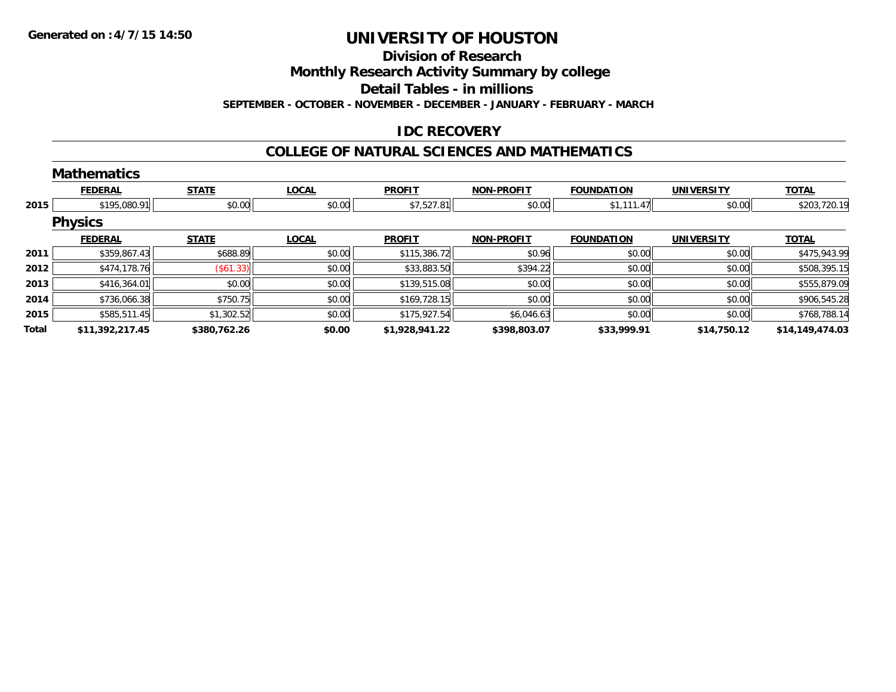**Generated on :4/7/15 14:50**

# UNIVERSITY OF HOUSTON

## Division of Research

## Monthly Research Activity Summary by college

## Detail Tables - in millions

**SEPTEMBER - OCTOBER - NOVEMBER - DECEMBER - JANUARY - FEBRUARY - MARCH**

## IDC RECOVERY

## COLLEGE OF NATURAL SCIENCES AND MATHEMATICS

### Mathematics

| | FEDERAL | STATE | LOCAL | PROFIT | NON-PROFIT | FOUNDATION | UNIVERSITY | TOTAL |
|---|---|---|---|---|---|---|---|---|
| 2015 | $195,080.91 | $0.00 | $0.00 | $7,527.81 | $0.00 | $1,111.47 | $0.00 | $203,720.19 |

### Physics

| | FEDERAL | STATE | LOCAL | PROFIT | NON-PROFIT | FOUNDATION | UNIVERSITY | TOTAL |
|---|---|---|---|---|---|---|---|---|
| 2011 | $359,867.43 | $688.89 | $0.00 | $115,386.72 | $0.96 | $0.00 | $0.00 | $475,943.99 |
| 2012 | $474,178.76 | ($61.33) | $0.00 | $33,883.50 | $394.22 | $0.00 | $0.00 | $508,395.15 |
| 2013 | $416,364.01 | $0.00 | $0.00 | $139,515.08 | $0.00 | $0.00 | $0.00 | $555,879.09 |
| 2014 | $736,066.38 | $750.75 | $0.00 | $169,728.15 | $0.00 | $0.00 | $0.00 | $906,545.28 |
| 2015 | $585,511.45 | $1,302.52 | $0.00 | $175,927.54 | $6,046.63 | $0.00 | $0.00 | $768,788.14 |
| **Total** | **$11,392,217.45** | **$380,762.26** | **$0.00** | **$1,928,941.22** | **$398,803.07** | **$33,999.91** | **$14,750.12** | **$14,149,474.03** |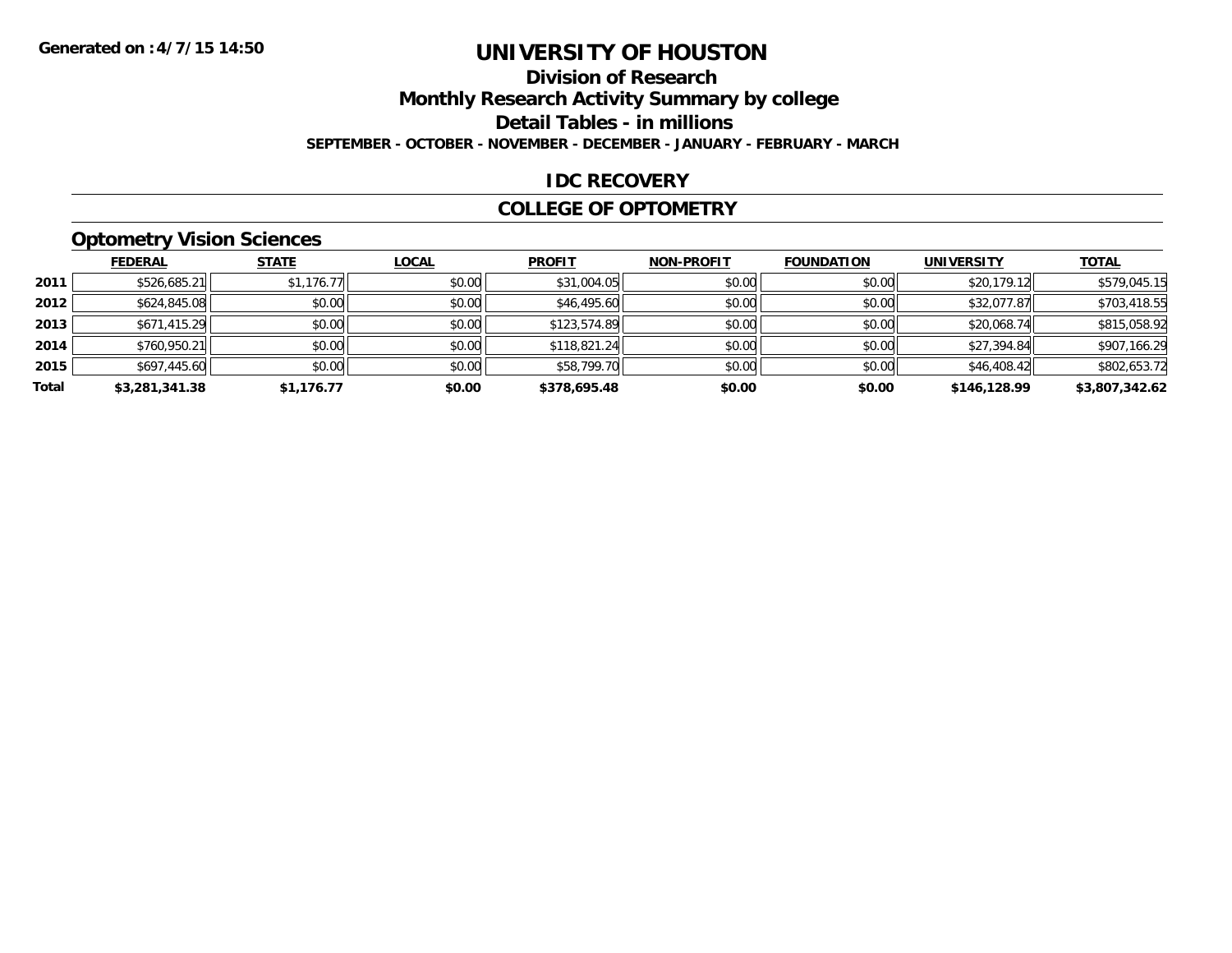Generated on :4/7/15 14:50

# UNIVERSITY OF HOUSTON

## Division of Research

## Monthly Research Activity Summary by college

## Detail Tables - in millions

**SEPTEMBER - OCTOBER - NOVEMBER - DECEMBER - JANUARY - FEBRUARY - MARCH**

## IDC RECOVERY

## COLLEGE OF OPTOMETRY

### Optometry Vision Sciences

| | FEDERAL | STATE | LOCAL | PROFIT | NON-PROFIT | FOUNDATION | UNIVERSITY | TOTAL |
|---|---|---|---|---|---|---|---|---|
| 2011 | $526,685.21 | $1,176.77 | $0.00 | $31,004.05 | $0.00 | $0.00 | $20,179.12 | $579,045.15 |
| 2012 | $624,845.08 | $0.00 | $0.00 | $46,495.60 | $0.00 | $0.00 | $32,077.87 | $703,418.55 |
| 2013 | $671,415.29 | $0.00 | $0.00 | $123,574.89 | $0.00 | $0.00 | $20,068.74 | $815,058.92 |
| 2014 | $760,950.21 | $0.00 | $0.00 | $118,821.24 | $0.00 | $0.00 | $27,394.84 | $907,166.29 |
| 2015 | $697,445.60 | $0.00 | $0.00 | $58,799.70 | $0.00 | $0.00 | $46,408.42 | $802,653.72 |
| **Total** | **$3,281,341.38** | **$1,176.77** | **$0.00** | **$378,695.48** | **$0.00** | **$0.00** | **$146,128.99** | **$3,807,342.62** |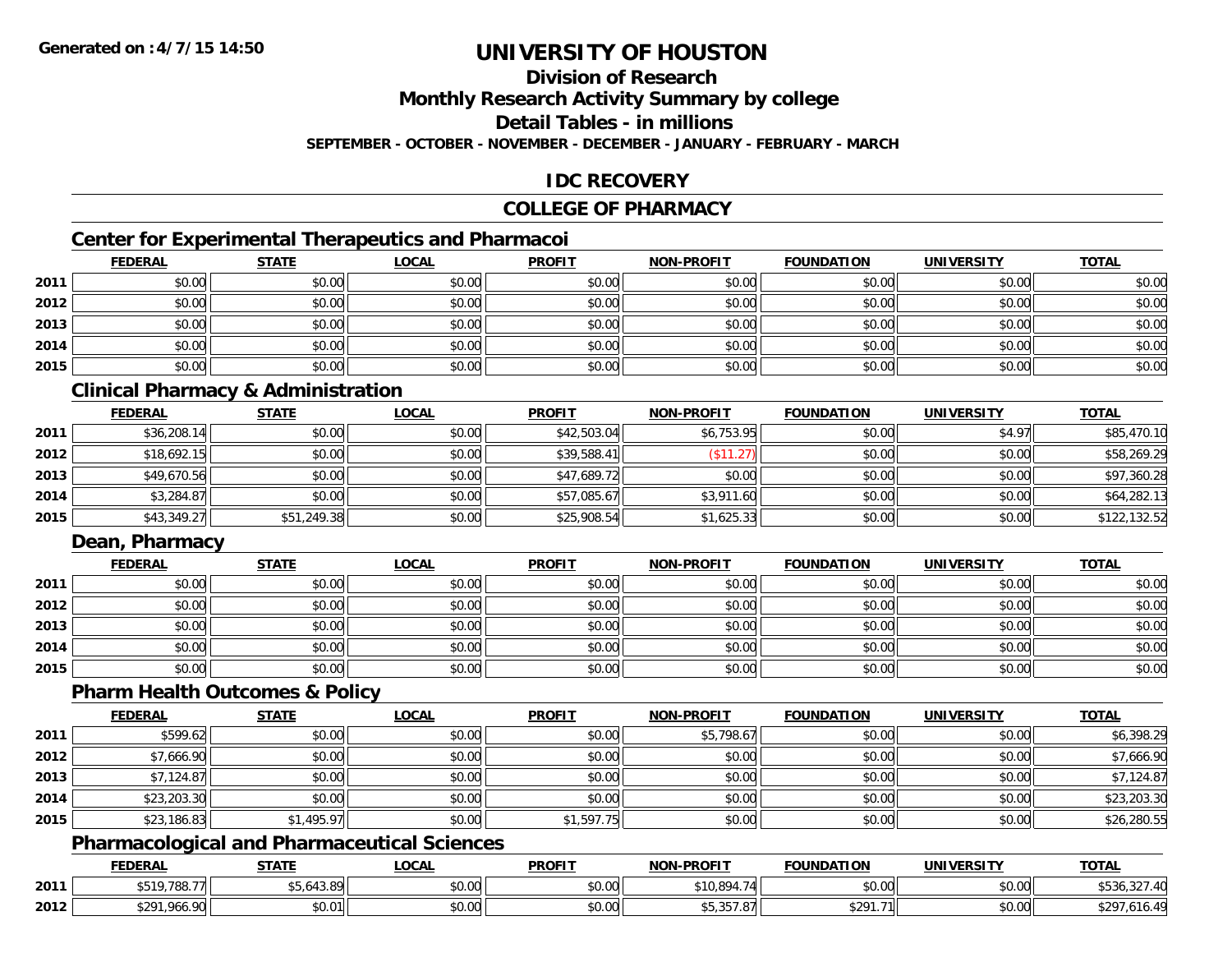**Generated on :4/7/15 14:50**

# UNIVERSITY OF HOUSTON

## Division of Research

## Monthly Research Activity Summary by college

## Detail Tables - in millions

**SEPTEMBER - OCTOBER - NOVEMBER - DECEMBER - JANUARY - FEBRUARY - MARCH**

## IDC RECOVERY

## COLLEGE OF PHARMACY

### Center for Experimental Therapeutics and Pharmacoi

| | FEDERAL | STATE | LOCAL | PROFIT | NON-PROFIT | FOUNDATION | UNIVERSITY | TOTAL |
|---|---|---|---|---|---|---|---|---|
| 2011 | $0.00 | $0.00 | $0.00 | $0.00 | $0.00 | $0.00 | $0.00 | $0.00 |
| 2012 | $0.00 | $0.00 | $0.00 | $0.00 | $0.00 | $0.00 | $0.00 | $0.00 |
| 2013 | $0.00 | $0.00 | $0.00 | $0.00 | $0.00 | $0.00 | $0.00 | $0.00 |
| 2014 | $0.00 | $0.00 | $0.00 | $0.00 | $0.00 | $0.00 | $0.00 | $0.00 |
| 2015 | $0.00 | $0.00 | $0.00 | $0.00 | $0.00 | $0.00 | $0.00 | $0.00 |

### Clinical Pharmacy & Administration

| | FEDERAL | STATE | LOCAL | PROFIT | NON-PROFIT | FOUNDATION | UNIVERSITY | TOTAL |
|---|---|---|---|---|---|---|---|---|
| 2011 | $36,208.14 | $0.00 | $0.00 | $42,503.04 | $6,753.95 | $0.00 | $4.97 | $85,470.10 |
| 2012 | $18,692.15 | $0.00 | $0.00 | $39,588.41 | ($11.27) | $0.00 | $0.00 | $58,269.29 |
| 2013 | $49,670.56 | $0.00 | $0.00 | $47,689.72 | $0.00 | $0.00 | $0.00 | $97,360.28 |
| 2014 | $3,284.87 | $0.00 | $0.00 | $57,085.67 | $3,911.60 | $0.00 | $0.00 | $64,282.13 |
| 2015 | $43,349.27 | $51,249.38 | $0.00 | $25,908.54 | $1,625.33 | $0.00 | $0.00 | $122,132.52 |

### Dean, Pharmacy

| | FEDERAL | STATE | LOCAL | PROFIT | NON-PROFIT | FOUNDATION | UNIVERSITY | TOTAL |
|---|---|---|---|---|---|---|---|---|
| 2011 | $0.00 | $0.00 | $0.00 | $0.00 | $0.00 | $0.00 | $0.00 | $0.00 |
| 2012 | $0.00 | $0.00 | $0.00 | $0.00 | $0.00 | $0.00 | $0.00 | $0.00 |
| 2013 | $0.00 | $0.00 | $0.00 | $0.00 | $0.00 | $0.00 | $0.00 | $0.00 |
| 2014 | $0.00 | $0.00 | $0.00 | $0.00 | $0.00 | $0.00 | $0.00 | $0.00 |
| 2015 | $0.00 | $0.00 | $0.00 | $0.00 | $0.00 | $0.00 | $0.00 | $0.00 |

### Pharm Health Outcomes & Policy

| | FEDERAL | STATE | LOCAL | PROFIT | NON-PROFIT | FOUNDATION | UNIVERSITY | TOTAL |
|---|---|---|---|---|---|---|---|---|
| 2011 | $599.62 | $0.00 | $0.00 | $0.00 | $5,798.67 | $0.00 | $0.00 | $6,398.29 |
| 2012 | $7,666.90 | $0.00 | $0.00 | $0.00 | $0.00 | $0.00 | $0.00 | $7,666.90 |
| 2013 | $7,124.87 | $0.00 | $0.00 | $0.00 | $0.00 | $0.00 | $0.00 | $7,124.87 |
| 2014 | $23,203.30 | $0.00 | $0.00 | $0.00 | $0.00 | $0.00 | $0.00 | $23,203.30 |
| 2015 | $23,186.83 | $1,495.97 | $0.00 | $1,597.75 | $0.00 | $0.00 | $0.00 | $26,280.55 |

### Pharmacological and Pharmaceutical Sciences

| | FEDERAL | STATE | LOCAL | PROFIT | NON-PROFIT | FOUNDATION | UNIVERSITY | TOTAL |
|---|---|---|---|---|---|---|---|---|
| 2011 | $519,788.77 | $5,643.89 | $0.00 | $0.00 | $10,894.74 | $0.00 | $0.00 | $536,327.40 |
| 2012 | $291,966.90 | $0.01 | $0.00 | $0.00 | $5,357.87 | $291.71 | $0.00 | $297,616.49 |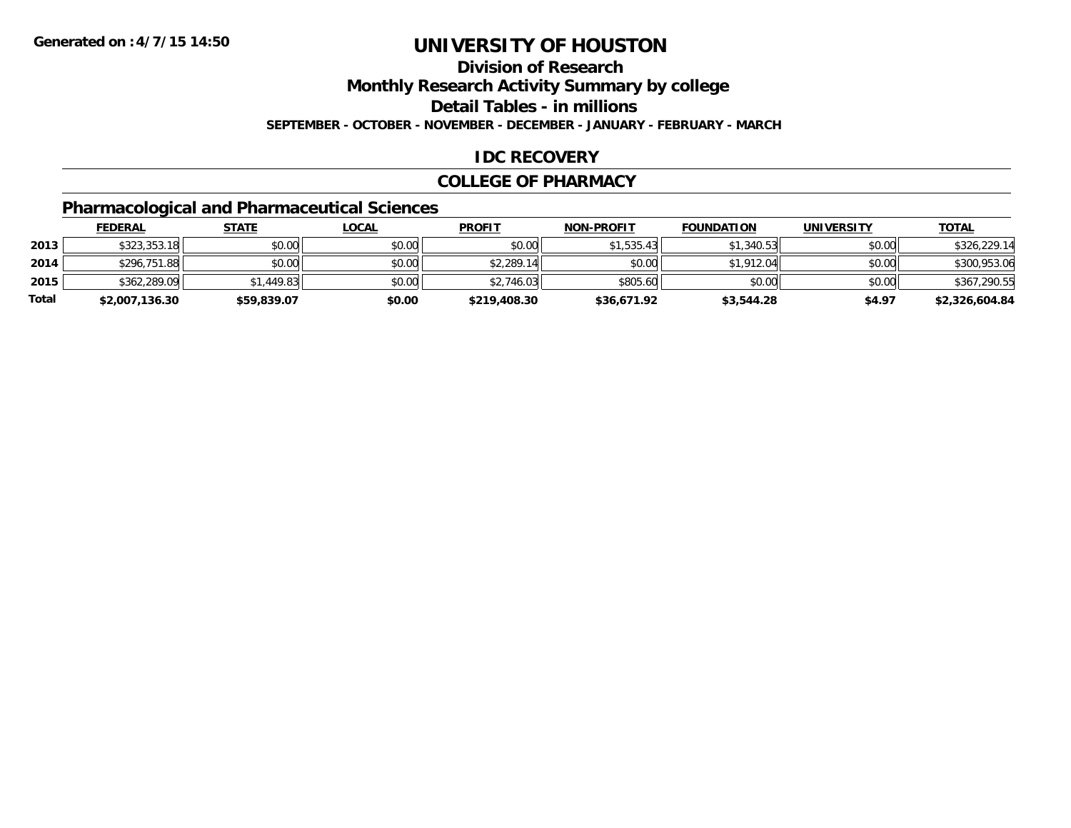# UNIVERSITY OF HOUSTON

## Division of Research

## Monthly Research Activity Summary by college

## Detail Tables - in millions

**SEPTEMBER - OCTOBER - NOVEMBER - DECEMBER - JANUARY - FEBRUARY - MARCH**

**Generated on :4/7/15 14:50**

## IDC RECOVERY

## COLLEGE OF PHARMACY

### Pharmacological and Pharmaceutical Sciences

| | FEDERAL | STATE | LOCAL | PROFIT | NON-PROFIT | FOUNDATION | UNIVERSITY | TOTAL |
|---|---|---|---|---|---|---|---|---|
| 2013 | $323,353.18 | $0.00 | $0.00 | $0.00 | $1,535.43 | $1,340.53 | $0.00 | $326,229.14 |
| 2014 | $296,751.88 | $0.00 | $0.00 | $2,289.14 | $0.00 | $1,912.04 | $0.00 | $300,953.06 |
| 2015 | $362,289.09 | $1,449.83 | $0.00 | $2,746.03 | $805.60 | $0.00 | $0.00 | $367,290.55 |
| **Total** | **$2,007,136.30** | **$59,839.07** | **$0.00** | **$219,408.30** | **$36,671.92** | **$3,544.28** | **$4.97** | **$2,326,604.84** |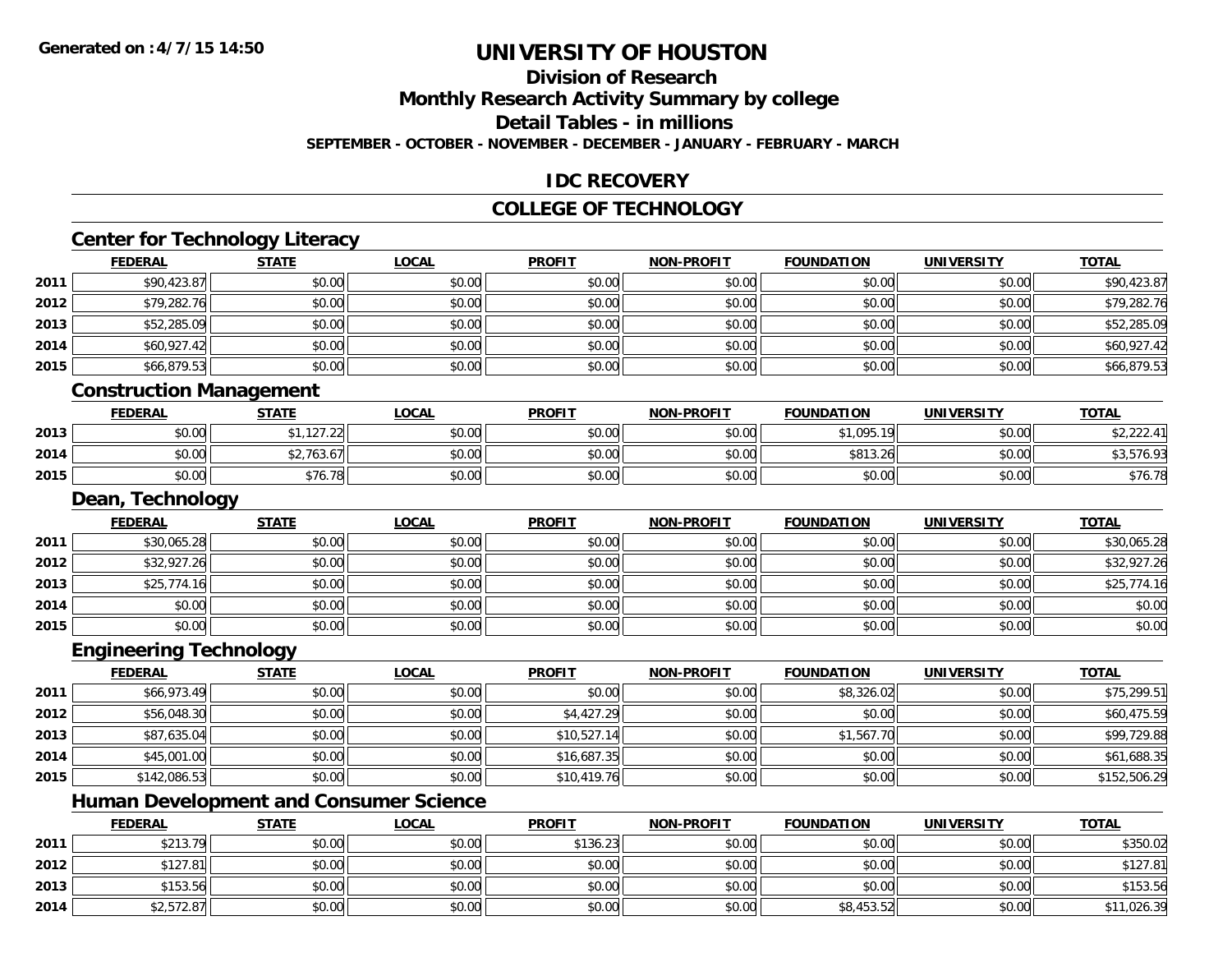# UNIVERSITY OF HOUSTON

## Division of Research

## Monthly Research Activity Summary by college

## Detail Tables - in millions

**SEPTEMBER - OCTOBER - NOVEMBER - DECEMBER - JANUARY - FEBRUARY - MARCH**

## IDC RECOVERY

## COLLEGE OF TECHNOLOGY

### Center for Technology Literacy

| | FEDERAL | STATE | LOCAL | PROFIT | NON-PROFIT | FOUNDATION | UNIVERSITY | TOTAL |
|---|---|---|---|---|---|---|---|---|
| 2011 | $90,423.87 | $0.00 | $0.00 | $0.00 | $0.00 | $0.00 | $0.00 | $90,423.87 |
| 2012 | $79,282.76 | $0.00 | $0.00 | $0.00 | $0.00 | $0.00 | $0.00 | $79,282.76 |
| 2013 | $52,285.09 | $0.00 | $0.00 | $0.00 | $0.00 | $0.00 | $0.00 | $52,285.09 |
| 2014 | $60,927.42 | $0.00 | $0.00 | $0.00 | $0.00 | $0.00 | $0.00 | $60,927.42 |
| 2015 | $66,879.53 | $0.00 | $0.00 | $0.00 | $0.00 | $0.00 | $0.00 | $66,879.53 |

### Construction Management

| | FEDERAL | STATE | LOCAL | PROFIT | NON-PROFIT | FOUNDATION | UNIVERSITY | TOTAL |
|---|---|---|---|---|---|---|---|---|
| 2013 | $0.00 | $1,127.22 | $0.00 | $0.00 | $0.00 | $1,095.19 | $0.00 | $2,222.41 |
| 2014 | $0.00 | $2,763.67 | $0.00 | $0.00 | $0.00 | $813.26 | $0.00 | $3,576.93 |
| 2015 | $0.00 | $76.78 | $0.00 | $0.00 | $0.00 | $0.00 | $0.00 | $76.78 |

### Dean, Technology

| | FEDERAL | STATE | LOCAL | PROFIT | NON-PROFIT | FOUNDATION | UNIVERSITY | TOTAL |
|---|---|---|---|---|---|---|---|---|
| 2011 | $30,065.28 | $0.00 | $0.00 | $0.00 | $0.00 | $0.00 | $0.00 | $30,065.28 |
| 2012 | $32,927.26 | $0.00 | $0.00 | $0.00 | $0.00 | $0.00 | $0.00 | $32,927.26 |
| 2013 | $25,774.16 | $0.00 | $0.00 | $0.00 | $0.00 | $0.00 | $0.00 | $25,774.16 |
| 2014 | $0.00 | $0.00 | $0.00 | $0.00 | $0.00 | $0.00 | $0.00 | $0.00 |
| 2015 | $0.00 | $0.00 | $0.00 | $0.00 | $0.00 | $0.00 | $0.00 | $0.00 |

### Engineering Technology

| | FEDERAL | STATE | LOCAL | PROFIT | NON-PROFIT | FOUNDATION | UNIVERSITY | TOTAL |
|---|---|---|---|---|---|---|---|---|
| 2011 | $66,973.49 | $0.00 | $0.00 | $0.00 | $0.00 | $8,326.02 | $0.00 | $75,299.51 |
| 2012 | $56,048.30 | $0.00 | $0.00 | $4,427.29 | $0.00 | $0.00 | $0.00 | $60,475.59 |
| 2013 | $87,635.04 | $0.00 | $0.00 | $10,527.14 | $0.00 | $1,567.70 | $0.00 | $99,729.88 |
| 2014 | $45,001.00 | $0.00 | $0.00 | $16,687.35 | $0.00 | $0.00 | $0.00 | $61,688.35 |
| 2015 | $142,086.53 | $0.00 | $0.00 | $10,419.76 | $0.00 | $0.00 | $0.00 | $152,506.29 |

### Human Development and Consumer Science

| | FEDERAL | STATE | LOCAL | PROFIT | NON-PROFIT | FOUNDATION | UNIVERSITY | TOTAL |
|---|---|---|---|---|---|---|---|---|
| 2011 | $213.79 | $0.00 | $0.00 | $136.23 | $0.00 | $0.00 | $0.00 | $350.02 |
| 2012 | $127.81 | $0.00 | $0.00 | $0.00 | $0.00 | $0.00 | $0.00 | $127.81 |
| 2013 | $153.56 | $0.00 | $0.00 | $0.00 | $0.00 | $0.00 | $0.00 | $153.56 |
| 2014 | $2,572.87 | $0.00 | $0.00 | $0.00 | $0.00 | $8,453.52 | $0.00 | $11,026.39 |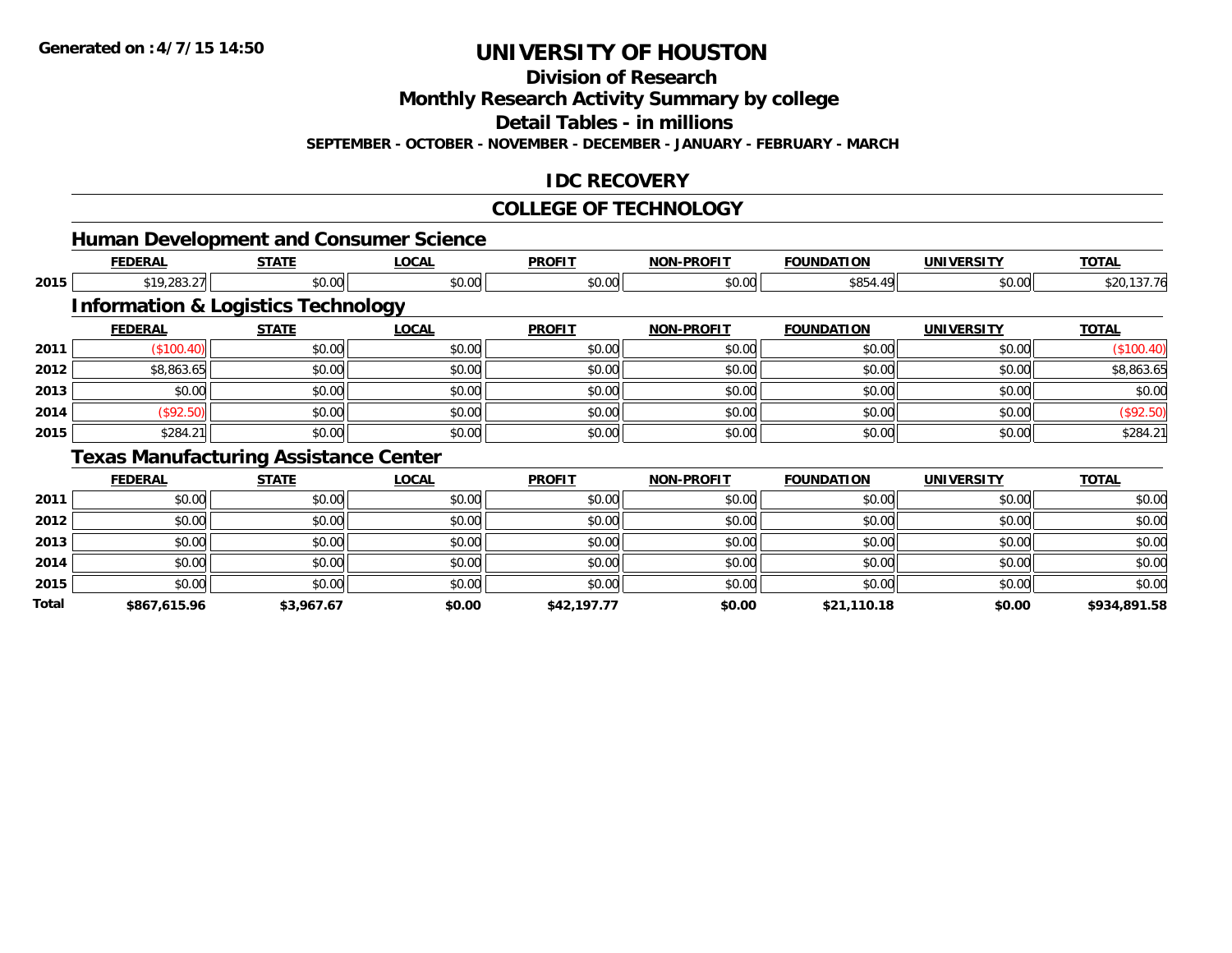Generated on :4/7/15 14:50

# UNIVERSITY OF HOUSTON

## Division of Research

## Monthly Research Activity Summary by college

## Detail Tables - in millions

**SEPTEMBER - OCTOBER - NOVEMBER - DECEMBER - JANUARY - FEBRUARY - MARCH**

## IDC RECOVERY

## COLLEGE OF TECHNOLOGY

### Human Development and Consumer Science

| | FEDERAL | STATE | LOCAL | PROFIT | NON-PROFIT | FOUNDATION | UNIVERSITY | TOTAL |
|---|---|---|---|---|---|---|---|---|
| 2015 | $19,283.27 | $0.00 | $0.00 | $0.00 | $0.00 | $854.49 | $0.00 | $20,137.76 |

### Information & Logistics Technology

| | FEDERAL | STATE | LOCAL | PROFIT | NON-PROFIT | FOUNDATION | UNIVERSITY | TOTAL |
|---|---|---|---|---|---|---|---|---|
| 2011 | ($100.40) | $0.00 | $0.00 | $0.00 | $0.00 | $0.00 | $0.00 | ($100.40) |
| 2012 | $8,863.65 | $0.00 | $0.00 | $0.00 | $0.00 | $0.00 | $0.00 | $8,863.65 |
| 2013 | $0.00 | $0.00 | $0.00 | $0.00 | $0.00 | $0.00 | $0.00 | $0.00 |
| 2014 | ($92.50) | $0.00 | $0.00 | $0.00 | $0.00 | $0.00 | $0.00 | ($92.50) |
| 2015 | $284.21 | $0.00 | $0.00 | $0.00 | $0.00 | $0.00 | $0.00 | $284.21 |

### Texas Manufacturing Assistance Center

| | FEDERAL | STATE | LOCAL | PROFIT | NON-PROFIT | FOUNDATION | UNIVERSITY | TOTAL |
|---|---|---|---|---|---|---|---|---|
| 2011 | $0.00 | $0.00 | $0.00 | $0.00 | $0.00 | $0.00 | $0.00 | $0.00 |
| 2012 | $0.00 | $0.00 | $0.00 | $0.00 | $0.00 | $0.00 | $0.00 | $0.00 |
| 2013 | $0.00 | $0.00 | $0.00 | $0.00 | $0.00 | $0.00 | $0.00 | $0.00 |
| 2014 | $0.00 | $0.00 | $0.00 | $0.00 | $0.00 | $0.00 | $0.00 | $0.00 |
| 2015 | $0.00 | $0.00 | $0.00 | $0.00 | $0.00 | $0.00 | $0.00 | $0.00 |
| **Total** | **$867,615.96** | **$3,967.67** | **$0.00** | **$42,197.77** | **$0.00** | **$21,110.18** | **$0.00** | **$934,891.58** |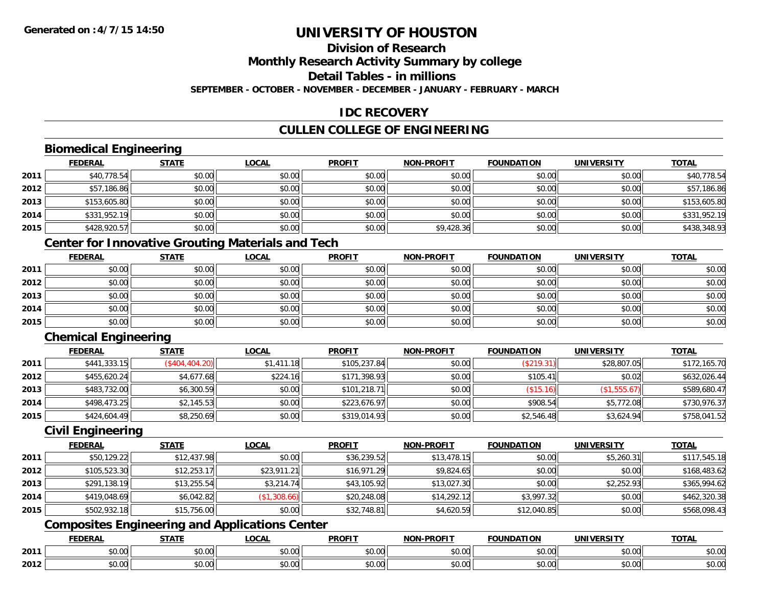Generated on :4/7/15 14:50

# UNIVERSITY OF HOUSTON

## Division of Research

## Monthly Research Activity Summary by college

## Detail Tables - in millions

**SEPTEMBER - OCTOBER - NOVEMBER - DECEMBER - JANUARY - FEBRUARY - MARCH**

## IDC RECOVERY

## CULLEN COLLEGE OF ENGINEERING

### Biomedical Engineering

| | FEDERAL | STATE | LOCAL | PROFIT | NON-PROFIT | FOUNDATION | UNIVERSITY | TOTAL |
|---|---|---|---|---|---|---|---|---|
| 2011 | $40,778.54 | $0.00 | $0.00 | $0.00 | $0.00 | $0.00 | $0.00 | $40,778.54 |
| 2012 | $57,186.86 | $0.00 | $0.00 | $0.00 | $0.00 | $0.00 | $0.00 | $57,186.86 |
| 2013 | $153,605.80 | $0.00 | $0.00 | $0.00 | $0.00 | $0.00 | $0.00 | $153,605.80 |
| 2014 | $331,952.19 | $0.00 | $0.00 | $0.00 | $0.00 | $0.00 | $0.00 | $331,952.19 |
| 2015 | $428,920.57 | $0.00 | $0.00 | $0.00 | $9,428.36 | $0.00 | $0.00 | $438,348.93 |

### Center for Innovative Grouting Materials and Tech

| | FEDERAL | STATE | LOCAL | PROFIT | NON-PROFIT | FOUNDATION | UNIVERSITY | TOTAL |
|---|---|---|---|---|---|---|---|---|
| 2011 | $0.00 | $0.00 | $0.00 | $0.00 | $0.00 | $0.00 | $0.00 | $0.00 |
| 2012 | $0.00 | $0.00 | $0.00 | $0.00 | $0.00 | $0.00 | $0.00 | $0.00 |
| 2013 | $0.00 | $0.00 | $0.00 | $0.00 | $0.00 | $0.00 | $0.00 | $0.00 |
| 2014 | $0.00 | $0.00 | $0.00 | $0.00 | $0.00 | $0.00 | $0.00 | $0.00 |
| 2015 | $0.00 | $0.00 | $0.00 | $0.00 | $0.00 | $0.00 | $0.00 | $0.00 |

### Chemical Engineering

| | FEDERAL | STATE | LOCAL | PROFIT | NON-PROFIT | FOUNDATION | UNIVERSITY | TOTAL |
|---|---|---|---|---|---|---|---|---|
| 2011 | $441,333.15 | ($404,404.20) | $1,411.18 | $105,237.84 | $0.00 | ($219.31) | $28,807.05 | $172,165.70 |
| 2012 | $455,620.24 | $4,677.68 | $224.16 | $171,398.93 | $0.00 | $105.41 | $0.02 | $632,026.44 |
| 2013 | $483,732.00 | $6,300.59 | $0.00 | $101,218.71 | $0.00 | ($15.16) | ($1,555.67) | $589,680.47 |
| 2014 | $498,473.25 | $2,145.53 | $0.00 | $223,676.97 | $0.00 | $908.54 | $5,772.08 | $730,976.37 |
| 2015 | $424,604.49 | $8,250.69 | $0.00 | $319,014.93 | $0.00 | $2,546.48 | $3,624.94 | $758,041.52 |

### Civil Engineering

| | FEDERAL | STATE | LOCAL | PROFIT | NON-PROFIT | FOUNDATION | UNIVERSITY | TOTAL |
|---|---|---|---|---|---|---|---|---|
| 2011 | $50,129.22 | $12,437.98 | $0.00 | $36,239.52 | $13,478.15 | $0.00 | $5,260.31 | $117,545.18 |
| 2012 | $105,523.30 | $12,253.17 | $23,911.21 | $16,971.29 | $9,824.65 | $0.00 | $0.00 | $168,483.62 |
| 2013 | $291,138.19 | $13,255.54 | $3,214.74 | $43,105.92 | $13,027.30 | $0.00 | $2,252.93 | $365,994.62 |
| 2014 | $419,048.69 | $6,042.82 | ($1,308.66) | $20,248.08 | $14,292.12 | $3,997.32 | $0.00 | $462,320.38 |
| 2015 | $502,932.18 | $15,756.00 | $0.00 | $32,748.81 | $4,620.59 | $12,040.85 | $0.00 | $568,098.43 |

### Composites Engineering and Applications Center

| | FEDERAL | STATE | LOCAL | PROFIT | NON-PROFIT | FOUNDATION | UNIVERSITY | TOTAL |
|---|---|---|---|---|---|---|---|---|
| 2011 | $0.00 | $0.00 | $0.00 | $0.00 | $0.00 | $0.00 | $0.00 | $0.00 |
| 2012 | $0.00 | $0.00 | $0.00 | $0.00 | $0.00 | $0.00 | $0.00 | $0.00 |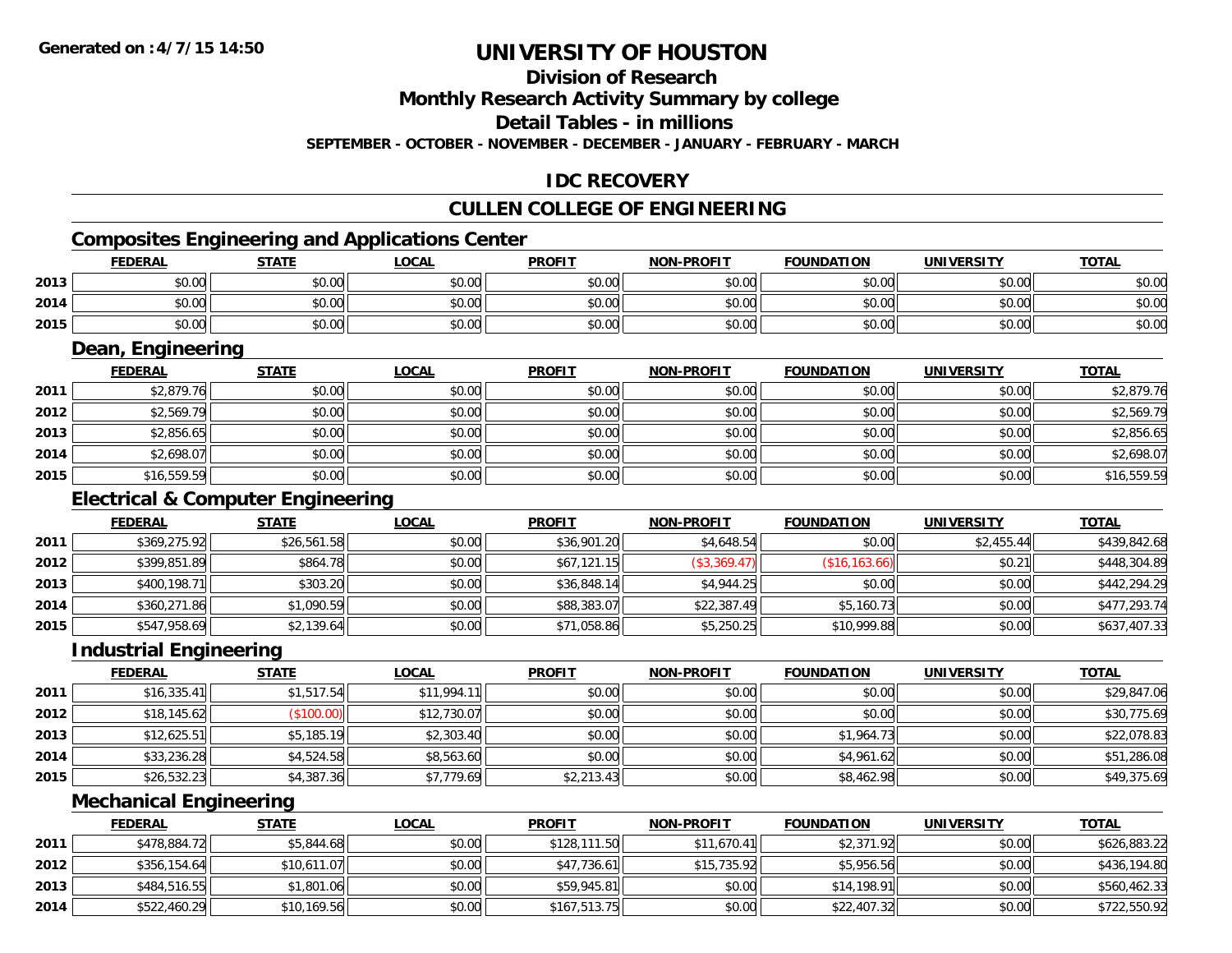# UNIVERSITY OF HOUSTON

## Division of Research

## Monthly Research Activity Summary by college

## Detail Tables - in millions

**SEPTEMBER - OCTOBER - NOVEMBER - DECEMBER - JANUARY - FEBRUARY - MARCH**

## IDC RECOVERY

## CULLEN COLLEGE OF ENGINEERING

### Composites Engineering and Applications Center

| | FEDERAL | STATE | LOCAL | PROFIT | NON-PROFIT | FOUNDATION | UNIVERSITY | TOTAL |
|---|---|---|---|---|---|---|---|---|
| 2013 | $0.00 | $0.00 | $0.00 | $0.00 | $0.00 | $0.00 | $0.00 | $0.00 |
| 2014 | $0.00 | $0.00 | $0.00 | $0.00 | $0.00 | $0.00 | $0.00 | $0.00 |
| 2015 | $0.00 | $0.00 | $0.00 | $0.00 | $0.00 | $0.00 | $0.00 | $0.00 |

### Dean, Engineering

| | FEDERAL | STATE | LOCAL | PROFIT | NON-PROFIT | FOUNDATION | UNIVERSITY | TOTAL |
|---|---|---|---|---|---|---|---|---|
| 2011 | $2,879.76 | $0.00 | $0.00 | $0.00 | $0.00 | $0.00 | $0.00 | $2,879.76 |
| 2012 | $2,569.79 | $0.00 | $0.00 | $0.00 | $0.00 | $0.00 | $0.00 | $2,569.79 |
| 2013 | $2,856.65 | $0.00 | $0.00 | $0.00 | $0.00 | $0.00 | $0.00 | $2,856.65 |
| 2014 | $2,698.07 | $0.00 | $0.00 | $0.00 | $0.00 | $0.00 | $0.00 | $2,698.07 |
| 2015 | $16,559.59 | $0.00 | $0.00 | $0.00 | $0.00 | $0.00 | $0.00 | $16,559.59 |

### Electrical & Computer Engineering

| | FEDERAL | STATE | LOCAL | PROFIT | NON-PROFIT | FOUNDATION | UNIVERSITY | TOTAL |
|---|---|---|---|---|---|---|---|---|
| 2011 | $369,275.92 | $26,561.58 | $0.00 | $36,901.20 | $4,648.54 | $0.00 | $2,455.44 | $439,842.68 |
| 2012 | $399,851.89 | $864.78 | $0.00 | $67,121.15 | ($3,369.47) | ($16,163.66) | $0.21 | $448,304.89 |
| 2013 | $400,198.71 | $303.20 | $0.00 | $36,848.14 | $4,944.25 | $0.00 | $0.00 | $442,294.29 |
| 2014 | $360,271.86 | $1,090.59 | $0.00 | $88,383.07 | $22,387.49 | $5,160.73 | $0.00 | $477,293.74 |
| 2015 | $547,958.69 | $2,139.64 | $0.00 | $71,058.86 | $5,250.25 | $10,999.88 | $0.00 | $637,407.33 |

### Industrial Engineering

| | FEDERAL | STATE | LOCAL | PROFIT | NON-PROFIT | FOUNDATION | UNIVERSITY | TOTAL |
|---|---|---|---|---|---|---|---|---|
| 2011 | $16,335.41 | $1,517.54 | $11,994.11 | $0.00 | $0.00 | $0.00 | $0.00 | $29,847.06 |
| 2012 | $18,145.62 | ($100.00) | $12,730.07 | $0.00 | $0.00 | $0.00 | $0.00 | $30,775.69 |
| 2013 | $12,625.51 | $5,185.19 | $2,303.40 | $0.00 | $0.00 | $1,964.73 | $0.00 | $22,078.83 |
| 2014 | $33,236.28 | $4,524.58 | $8,563.60 | $0.00 | $0.00 | $4,961.62 | $0.00 | $51,286.08 |
| 2015 | $26,532.23 | $4,387.36 | $7,779.69 | $2,213.43 | $0.00 | $8,462.98 | $0.00 | $49,375.69 |

### Mechanical Engineering

| | FEDERAL | STATE | LOCAL | PROFIT | NON-PROFIT | FOUNDATION | UNIVERSITY | TOTAL |
|---|---|---|---|---|---|---|---|---|
| 2011 | $478,884.72 | $5,844.68 | $0.00 | $128,111.50 | $11,670.41 | $2,371.92 | $0.00 | $626,883.22 |
| 2012 | $356,154.64 | $10,611.07 | $0.00 | $47,736.61 | $15,735.92 | $5,956.56 | $0.00 | $436,194.80 |
| 2013 | $484,516.55 | $1,801.06 | $0.00 | $59,945.81 | $0.00 | $14,198.91 | $0.00 | $560,462.33 |
| 2014 | $522,460.29 | $10,169.56 | $0.00 | $167,513.75 | $0.00 | $22,407.32 | $0.00 | $722,550.92 |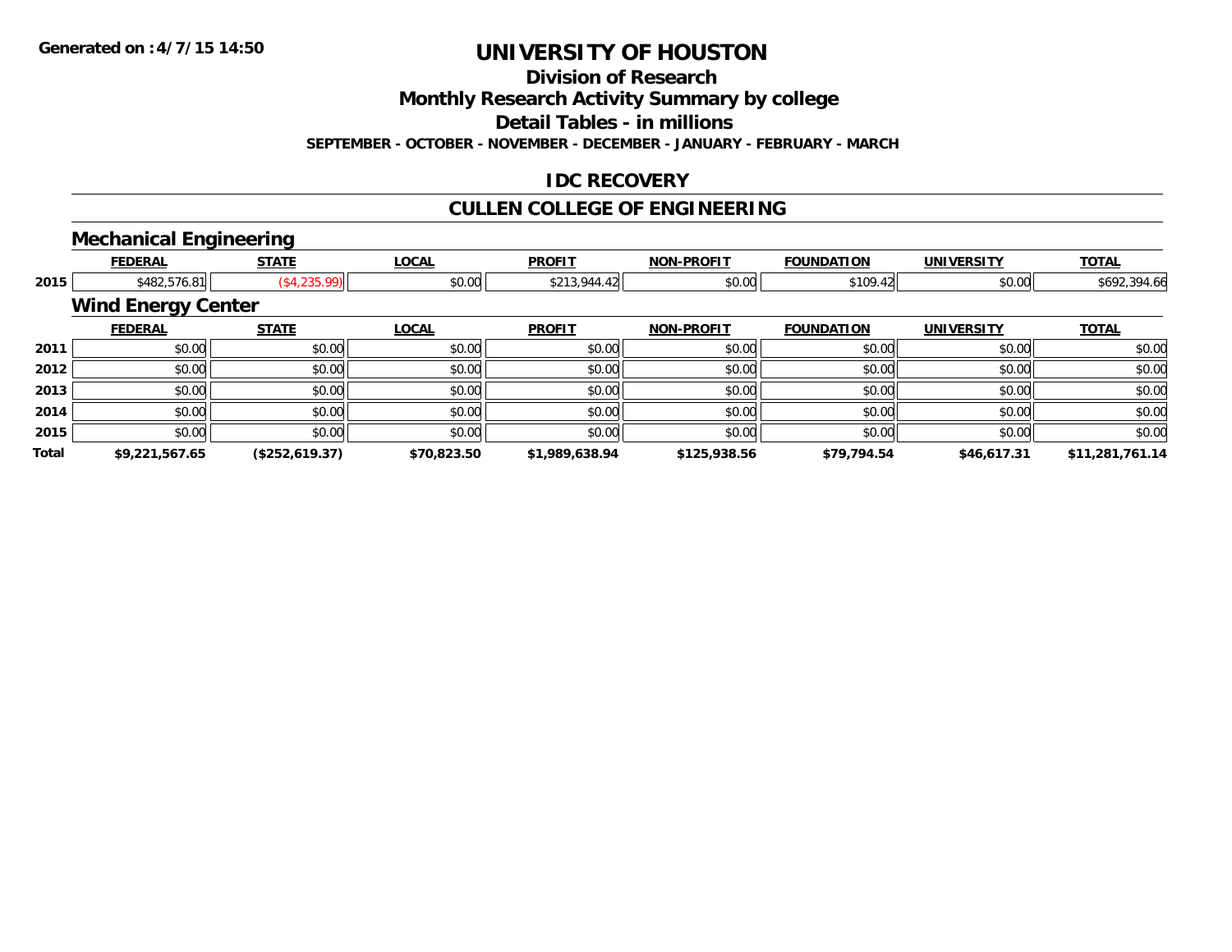# UNIVERSITY OF HOUSTON

## Division of Research

## Monthly Research Activity Summary by college

## Detail Tables - in millions

**SEPTEMBER - OCTOBER - NOVEMBER - DECEMBER - JANUARY - FEBRUARY - MARCH**

## IDC RECOVERY

## CULLEN COLLEGE OF ENGINEERING

### Mechanical Engineering

| | FEDERAL | STATE | LOCAL | PROFIT | NON-PROFIT | FOUNDATION | UNIVERSITY | TOTAL |
|---|---|---|---|---|---|---|---|---|
| 2015 | $482,576.81 | ($4,235.99) | $0.00 | $213,944.42 | $0.00 | $109.42 | $0.00 | $692,394.66 |

### Wind Energy Center

| | FEDERAL | STATE | LOCAL | PROFIT | NON-PROFIT | FOUNDATION | UNIVERSITY | TOTAL |
|---|---|---|---|---|---|---|---|---|
| 2011 | $0.00 | $0.00 | $0.00 | $0.00 | $0.00 | $0.00 | $0.00 | $0.00 |
| 2012 | $0.00 | $0.00 | $0.00 | $0.00 | $0.00 | $0.00 | $0.00 | $0.00 |
| 2013 | $0.00 | $0.00 | $0.00 | $0.00 | $0.00 | $0.00 | $0.00 | $0.00 |
| 2014 | $0.00 | $0.00 | $0.00 | $0.00 | $0.00 | $0.00 | $0.00 | $0.00 |
| 2015 | $0.00 | $0.00 | $0.00 | $0.00 | $0.00 | $0.00 | $0.00 | $0.00 |
| **Total** | **$9,221,567.65** | **($252,619.37)** | **$70,823.50** | **$1,989,638.94** | **$125,938.56** | **$79,794.54** | **$46,617.31** | **$11,281,761.14** |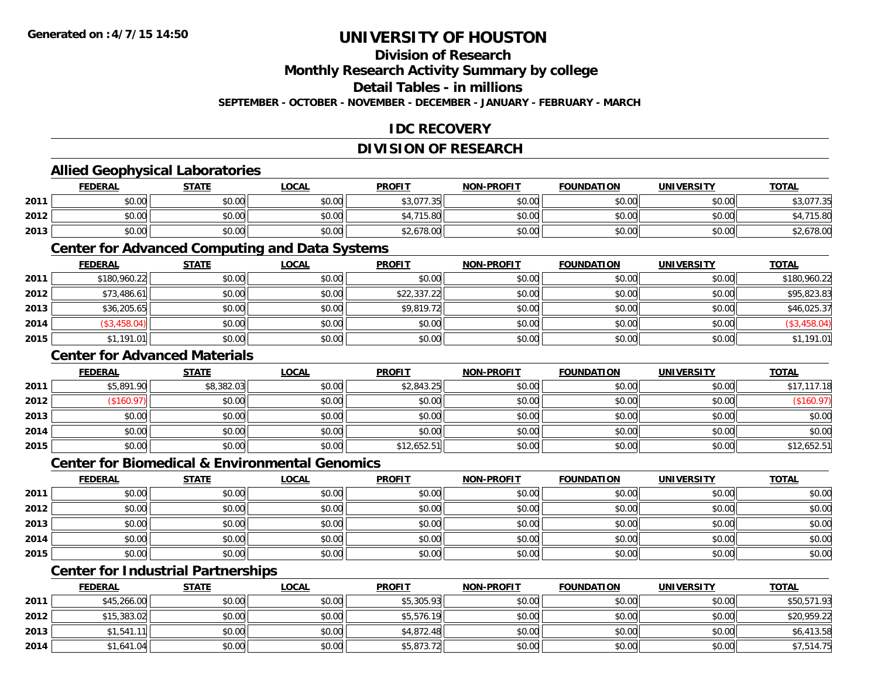# UNIVERSITY OF HOUSTON

## Division of Research

## Monthly Research Activity Summary by college

## Detail Tables - in millions

**SEPTEMBER - OCTOBER - NOVEMBER - DECEMBER - JANUARY - FEBRUARY - MARCH**

## IDC RECOVERY

## DIVISION OF RESEARCH

### Allied Geophysical Laboratories

| | FEDERAL | STATE | LOCAL | PROFIT | NON-PROFIT | FOUNDATION | UNIVERSITY | TOTAL |
|---|---|---|---|---|---|---|---|---|
| 2011 | $0.00 | $0.00 | $0.00 | $3,077.35 | $0.00 | $0.00 | $0.00 | $3,077.35 |
| 2012 | $0.00 | $0.00 | $0.00 | $4,715.80 | $0.00 | $0.00 | $0.00 | $4,715.80 |
| 2013 | $0.00 | $0.00 | $0.00 | $2,678.00 | $0.00 | $0.00 | $0.00 | $2,678.00 |

### Center for Advanced Computing and Data Systems

| | FEDERAL | STATE | LOCAL | PROFIT | NON-PROFIT | FOUNDATION | UNIVERSITY | TOTAL |
|---|---|---|---|---|---|---|---|---|
| 2011 | $180,960.22 | $0.00 | $0.00 | $0.00 | $0.00 | $0.00 | $0.00 | $180,960.22 |
| 2012 | $73,486.61 | $0.00 | $0.00 | $22,337.22 | $0.00 | $0.00 | $0.00 | $95,823.83 |
| 2013 | $36,205.65 | $0.00 | $0.00 | $9,819.72 | $0.00 | $0.00 | $0.00 | $46,025.37 |
| 2014 | ($3,458.04) | $0.00 | $0.00 | $0.00 | $0.00 | $0.00 | $0.00 | ($3,458.04) |
| 2015 | $1,191.01 | $0.00 | $0.00 | $0.00 | $0.00 | $0.00 | $0.00 | $1,191.01 |

### Center for Advanced Materials

| | FEDERAL | STATE | LOCAL | PROFIT | NON-PROFIT | FOUNDATION | UNIVERSITY | TOTAL |
|---|---|---|---|---|---|---|---|---|
| 2011 | $5,891.90 | $8,382.03 | $0.00 | $2,843.25 | $0.00 | $0.00 | $0.00 | $17,117.18 |
| 2012 | ($160.97) | $0.00 | $0.00 | $0.00 | $0.00 | $0.00 | $0.00 | ($160.97) |
| 2013 | $0.00 | $0.00 | $0.00 | $0.00 | $0.00 | $0.00 | $0.00 | $0.00 |
| 2014 | $0.00 | $0.00 | $0.00 | $0.00 | $0.00 | $0.00 | $0.00 | $0.00 |
| 2015 | $0.00 | $0.00 | $0.00 | $12,652.51 | $0.00 | $0.00 | $0.00 | $12,652.51 |

### Center for Biomedical & Environmental Genomics

| | FEDERAL | STATE | LOCAL | PROFIT | NON-PROFIT | FOUNDATION | UNIVERSITY | TOTAL |
|---|---|---|---|---|---|---|---|---|
| 2011 | $0.00 | $0.00 | $0.00 | $0.00 | $0.00 | $0.00 | $0.00 | $0.00 |
| 2012 | $0.00 | $0.00 | $0.00 | $0.00 | $0.00 | $0.00 | $0.00 | $0.00 |
| 2013 | $0.00 | $0.00 | $0.00 | $0.00 | $0.00 | $0.00 | $0.00 | $0.00 |
| 2014 | $0.00 | $0.00 | $0.00 | $0.00 | $0.00 | $0.00 | $0.00 | $0.00 |
| 2015 | $0.00 | $0.00 | $0.00 | $0.00 | $0.00 | $0.00 | $0.00 | $0.00 |

### Center for Industrial Partnerships

| | FEDERAL | STATE | LOCAL | PROFIT | NON-PROFIT | FOUNDATION | UNIVERSITY | TOTAL |
|---|---|---|---|---|---|---|---|---|
| 2011 | $45,266.00 | $0.00 | $0.00 | $5,305.93 | $0.00 | $0.00 | $0.00 | $50,571.93 |
| 2012 | $15,383.02 | $0.00 | $0.00 | $5,576.19 | $0.00 | $0.00 | $0.00 | $20,959.22 |
| 2013 | $1,541.11 | $0.00 | $0.00 | $4,872.48 | $0.00 | $0.00 | $0.00 | $6,413.58 |
| 2014 | $1,641.04 | $0.00 | $0.00 | $5,873.72 | $0.00 | $0.00 | $0.00 | $7,514.75 |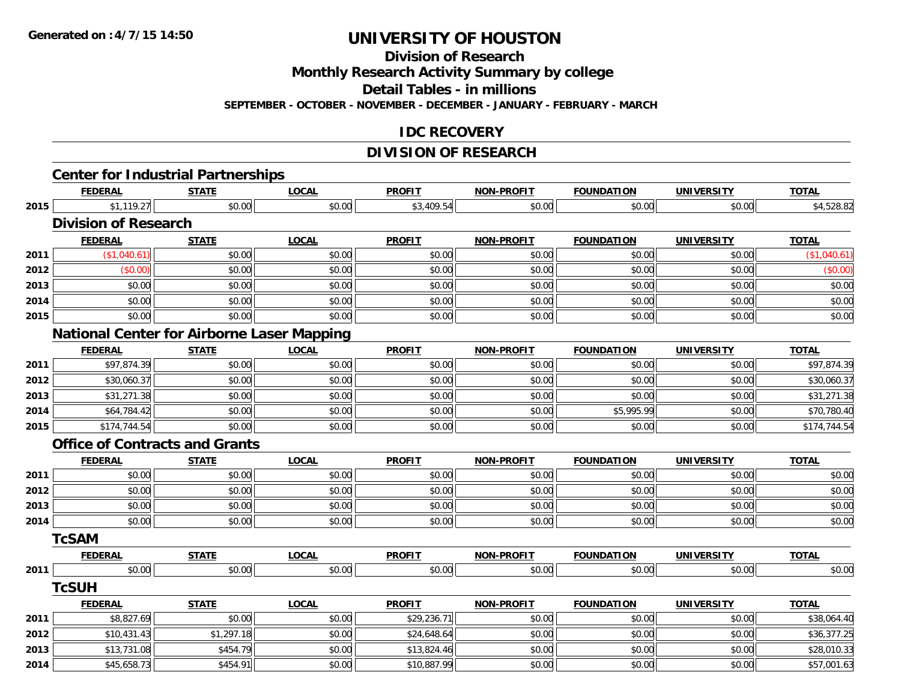**Generated on :4/7/15 14:50**

# UNIVERSITY OF HOUSTON

## Division of Research

## Monthly Research Activity Summary by college

## Detail Tables - in millions

**SEPTEMBER - OCTOBER - NOVEMBER - DECEMBER - JANUARY - FEBRUARY - MARCH**

## IDC RECOVERY

## DIVISION OF RESEARCH

### Center for Industrial Partnerships

| | FEDERAL | STATE | LOCAL | PROFIT | NON-PROFIT | FOUNDATION | UNIVERSITY | TOTAL |
|---|---|---|---|---|---|---|---|---|
| 2015 | $1,119.27 | $0.00 | $0.00 | $3,409.54 | $0.00 | $0.00 | $0.00 | $4,528.82 |

### Division of Research

| | FEDERAL | STATE | LOCAL | PROFIT | NON-PROFIT | FOUNDATION | UNIVERSITY | TOTAL |
|---|---|---|---|---|---|---|---|---|
| 2011 | ($1,040.61) | $0.00 | $0.00 | $0.00 | $0.00 | $0.00 | $0.00 | ($1,040.61) |
| 2012 | ($0.00) | $0.00 | $0.00 | $0.00 | $0.00 | $0.00 | $0.00 | ($0.00) |
| 2013 | $0.00 | $0.00 | $0.00 | $0.00 | $0.00 | $0.00 | $0.00 | $0.00 |
| 2014 | $0.00 | $0.00 | $0.00 | $0.00 | $0.00 | $0.00 | $0.00 | $0.00 |
| 2015 | $0.00 | $0.00 | $0.00 | $0.00 | $0.00 | $0.00 | $0.00 | $0.00 |

### National Center for Airborne Laser Mapping

| | FEDERAL | STATE | LOCAL | PROFIT | NON-PROFIT | FOUNDATION | UNIVERSITY | TOTAL |
|---|---|---|---|---|---|---|---|---|
| 2011 | $97,874.39 | $0.00 | $0.00 | $0.00 | $0.00 | $0.00 | $0.00 | $97,874.39 |
| 2012 | $30,060.37 | $0.00 | $0.00 | $0.00 | $0.00 | $0.00 | $0.00 | $30,060.37 |
| 2013 | $31,271.38 | $0.00 | $0.00 | $0.00 | $0.00 | $0.00 | $0.00 | $31,271.38 |
| 2014 | $64,784.42 | $0.00 | $0.00 | $0.00 | $0.00 | $5,995.99 | $0.00 | $70,780.40 |
| 2015 | $174,744.54 | $0.00 | $0.00 | $0.00 | $0.00 | $0.00 | $0.00 | $174,744.54 |

### Office of Contracts and Grants

| | FEDERAL | STATE | LOCAL | PROFIT | NON-PROFIT | FOUNDATION | UNIVERSITY | TOTAL |
|---|---|---|---|---|---|---|---|---|
| 2011 | $0.00 | $0.00 | $0.00 | $0.00 | $0.00 | $0.00 | $0.00 | $0.00 |
| 2012 | $0.00 | $0.00 | $0.00 | $0.00 | $0.00 | $0.00 | $0.00 | $0.00 |
| 2013 | $0.00 | $0.00 | $0.00 | $0.00 | $0.00 | $0.00 | $0.00 | $0.00 |
| 2014 | $0.00 | $0.00 | $0.00 | $0.00 | $0.00 | $0.00 | $0.00 | $0.00 |

### TcSAM

| | FEDERAL | STATE | LOCAL | PROFIT | NON-PROFIT | FOUNDATION | UNIVERSITY | TOTAL |
|---|---|---|---|---|---|---|---|---|
| 2011 | $0.00 | $0.00 | $0.00 | $0.00 | $0.00 | $0.00 | $0.00 | $0.00 |

### TcSUH

| | FEDERAL | STATE | LOCAL | PROFIT | NON-PROFIT | FOUNDATION | UNIVERSITY | TOTAL |
|---|---|---|---|---|---|---|---|---|
| 2011 | $8,827.69 | $0.00 | $0.00 | $29,236.71 | $0.00 | $0.00 | $0.00 | $38,064.40 |
| 2012 | $10,431.43 | $1,297.18 | $0.00 | $24,648.64 | $0.00 | $0.00 | $0.00 | $36,377.25 |
| 2013 | $13,731.08 | $454.79 | $0.00 | $13,824.46 | $0.00 | $0.00 | $0.00 | $28,010.33 |
| 2014 | $45,658.73 | $454.91 | $0.00 | $10,887.99 | $0.00 | $0.00 | $0.00 | $57,001.63 |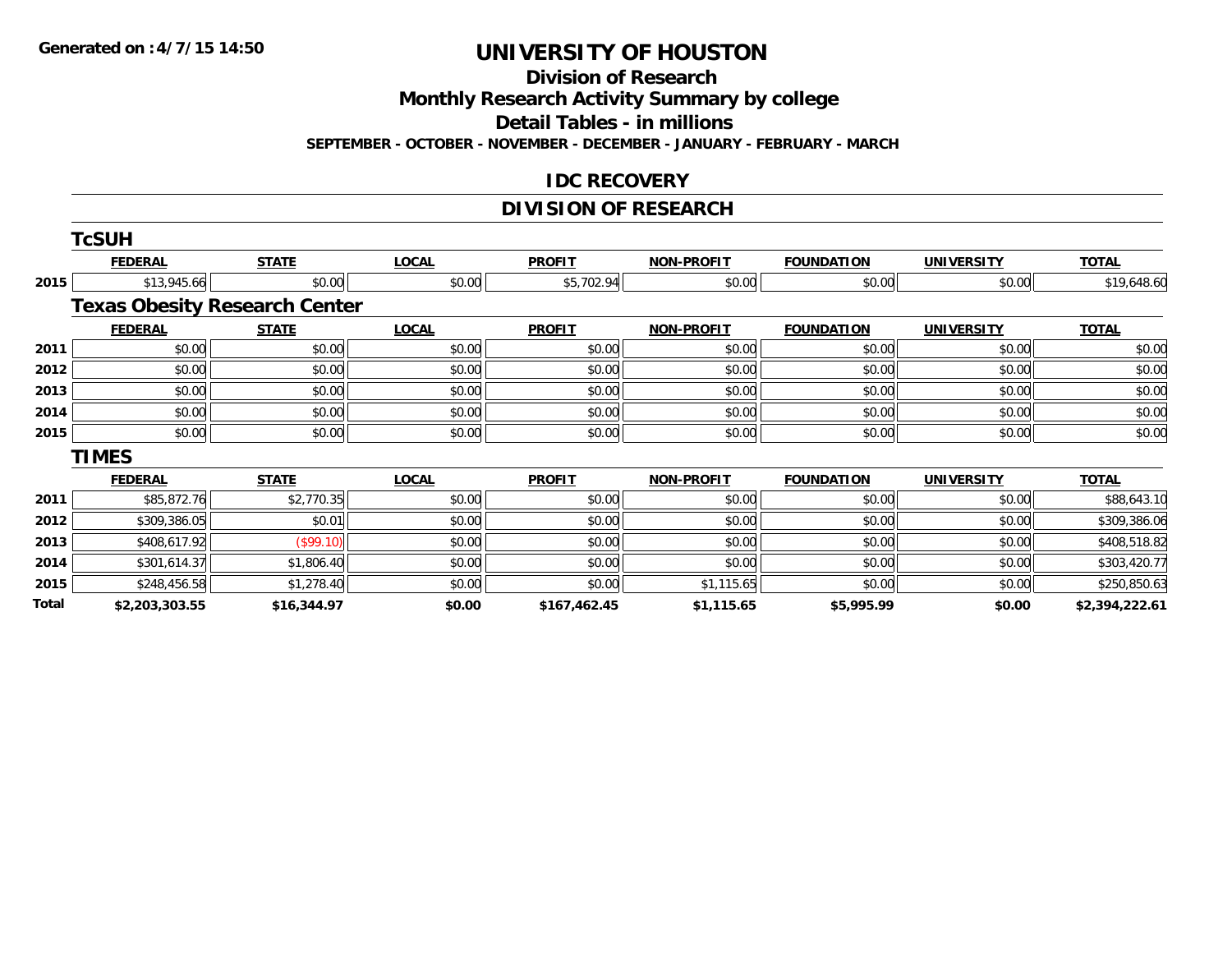Generated on :4/7/15 14:50

# UNIVERSITY OF HOUSTON

## Division of Research

## Monthly Research Activity Summary by college

## Detail Tables - in millions

**SEPTEMBER - OCTOBER - NOVEMBER - DECEMBER - JANUARY - FEBRUARY - MARCH**

## IDC RECOVERY

## DIVISION OF RESEARCH

### TcSUH

| | FEDERAL | STATE | LOCAL | PROFIT | NON-PROFIT | FOUNDATION | UNIVERSITY | TOTAL |
|---|---|---|---|---|---|---|---|---|
| 2015 | $13,945.66 | $0.00 | $0.00 | $5,702.94 | $0.00 | $0.00 | $0.00 | $19,648.60 |

### Texas Obesity Research Center

| | FEDERAL | STATE | LOCAL | PROFIT | NON-PROFIT | FOUNDATION | UNIVERSITY | TOTAL |
|---|---|---|---|---|---|---|---|---|
| 2011 | $0.00 | $0.00 | $0.00 | $0.00 | $0.00 | $0.00 | $0.00 | $0.00 |
| 2012 | $0.00 | $0.00 | $0.00 | $0.00 | $0.00 | $0.00 | $0.00 | $0.00 |
| 2013 | $0.00 | $0.00 | $0.00 | $0.00 | $0.00 | $0.00 | $0.00 | $0.00 |
| 2014 | $0.00 | $0.00 | $0.00 | $0.00 | $0.00 | $0.00 | $0.00 | $0.00 |
| 2015 | $0.00 | $0.00 | $0.00 | $0.00 | $0.00 | $0.00 | $0.00 | $0.00 |

### TIMES

| | FEDERAL | STATE | LOCAL | PROFIT | NON-PROFIT | FOUNDATION | UNIVERSITY | TOTAL |
|---|---|---|---|---|---|---|---|---|
| 2011 | $85,872.76 | $2,770.35 | $0.00 | $0.00 | $0.00 | $0.00 | $0.00 | $88,643.10 |
| 2012 | $309,386.05 | $0.01 | $0.00 | $0.00 | $0.00 | $0.00 | $0.00 | $309,386.06 |
| 2013 | $408,617.92 | ($99.10) | $0.00 | $0.00 | $0.00 | $0.00 | $0.00 | $408,518.82 |
| 2014 | $301,614.37 | $1,806.40 | $0.00 | $0.00 | $0.00 | $0.00 | $0.00 | $303,420.77 |
| 2015 | $248,456.58 | $1,278.40 | $0.00 | $0.00 | $1,115.65 | $0.00 | $0.00 | $250,850.63 |
| **Total** | **$2,203,303.55** | **$16,344.97** | **$0.00** | **$167,462.45** | **$1,115.65** | **$5,995.99** | **$0.00** | **$2,394,222.61** |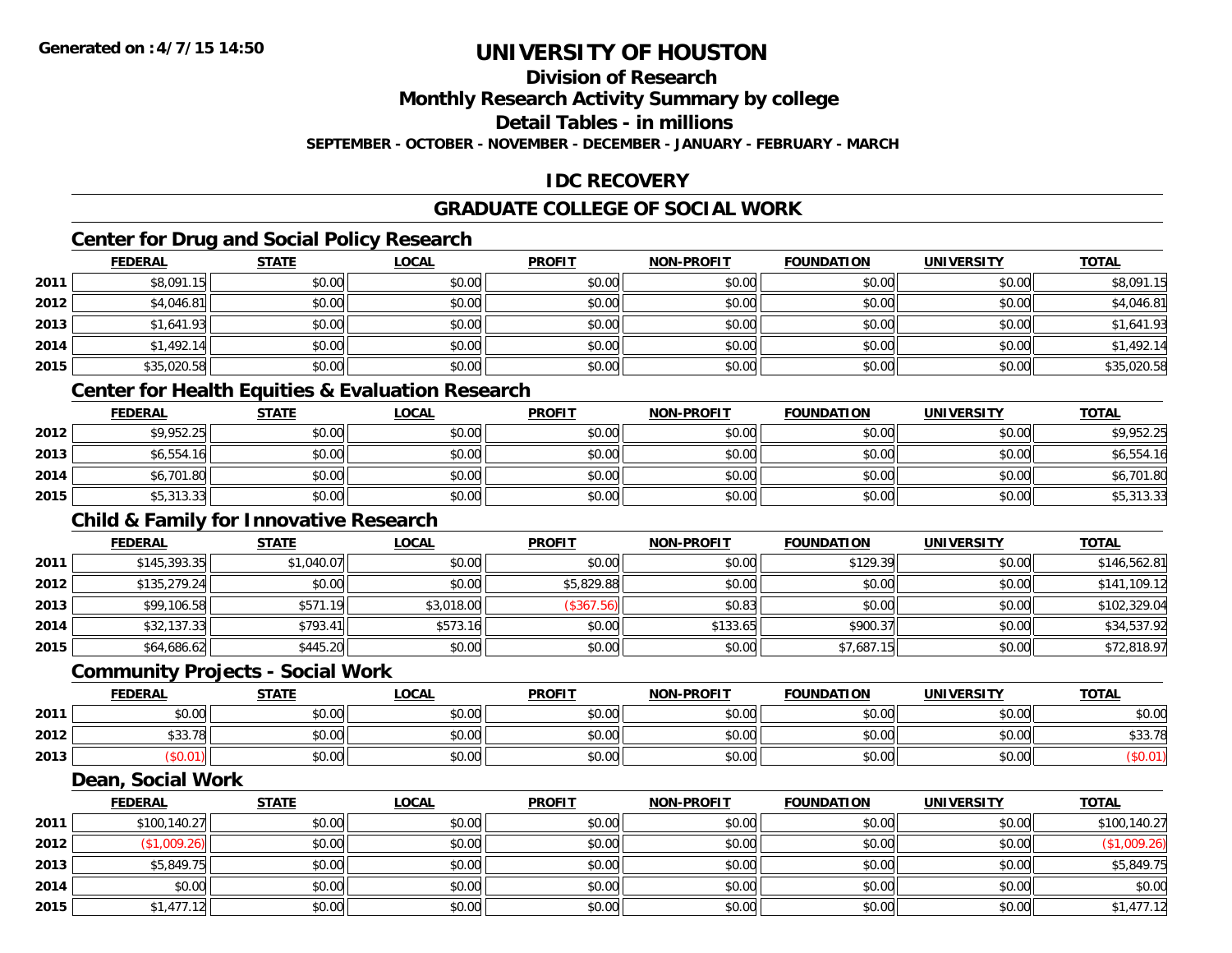**Generated on :4/7/15 14:50**

# UNIVERSITY OF HOUSTON

## Division of Research

## Monthly Research Activity Summary by college

## Detail Tables - in millions

**SEPTEMBER - OCTOBER - NOVEMBER - DECEMBER - JANUARY - FEBRUARY - MARCH**

## IDC RECOVERY

## GRADUATE COLLEGE OF SOCIAL WORK

### Center for Drug and Social Policy Research

| | FEDERAL | STATE | LOCAL | PROFIT | NON-PROFIT | FOUNDATION | UNIVERSITY | TOTAL |
|---|---|---|---|---|---|---|---|---|
| 2011 | $8,091.15 | $0.00 | $0.00 | $0.00 | $0.00 | $0.00 | $0.00 | $8,091.15 |
| 2012 | $4,046.81 | $0.00 | $0.00 | $0.00 | $0.00 | $0.00 | $0.00 | $4,046.81 |
| 2013 | $1,641.93 | $0.00 | $0.00 | $0.00 | $0.00 | $0.00 | $0.00 | $1,641.93 |
| 2014 | $1,492.14 | $0.00 | $0.00 | $0.00 | $0.00 | $0.00 | $0.00 | $1,492.14 |
| 2015 | $35,020.58 | $0.00 | $0.00 | $0.00 | $0.00 | $0.00 | $0.00 | $35,020.58 |

### Center for Health Equities & Evaluation Research

| | FEDERAL | STATE | LOCAL | PROFIT | NON-PROFIT | FOUNDATION | UNIVERSITY | TOTAL |
|---|---|---|---|---|---|---|---|---|
| 2012 | $9,952.25 | $0.00 | $0.00 | $0.00 | $0.00 | $0.00 | $0.00 | $9,952.25 |
| 2013 | $6,554.16 | $0.00 | $0.00 | $0.00 | $0.00 | $0.00 | $0.00 | $6,554.16 |
| 2014 | $6,701.80 | $0.00 | $0.00 | $0.00 | $0.00 | $0.00 | $0.00 | $6,701.80 |
| 2015 | $5,313.33 | $0.00 | $0.00 | $0.00 | $0.00 | $0.00 | $0.00 | $5,313.33 |

### Child & Family for Innovative Research

| | FEDERAL | STATE | LOCAL | PROFIT | NON-PROFIT | FOUNDATION | UNIVERSITY | TOTAL |
|---|---|---|---|---|---|---|---|---|
| 2011 | $145,393.35 | $1,040.07 | $0.00 | $0.00 | $0.00 | $129.39 | $0.00 | $146,562.81 |
| 2012 | $135,279.24 | $0.00 | $0.00 | $5,829.88 | $0.00 | $0.00 | $0.00 | $141,109.12 |
| 2013 | $99,106.58 | $571.19 | $3,018.00 | ($367.56) | $0.83 | $0.00 | $0.00 | $102,329.04 |
| 2014 | $32,137.33 | $793.41 | $573.16 | $0.00 | $133.65 | $900.37 | $0.00 | $34,537.92 |
| 2015 | $64,686.62 | $445.20 | $0.00 | $0.00 | $0.00 | $7,687.15 | $0.00 | $72,818.97 |

### Community Projects - Social Work

| | FEDERAL | STATE | LOCAL | PROFIT | NON-PROFIT | FOUNDATION | UNIVERSITY | TOTAL |
|---|---|---|---|---|---|---|---|---|
| 2011 | $0.00 | $0.00 | $0.00 | $0.00 | $0.00 | $0.00 | $0.00 | $0.00 |
| 2012 | $33.78 | $0.00 | $0.00 | $0.00 | $0.00 | $0.00 | $0.00 | $33.78 |
| 2013 | ($0.01) | $0.00 | $0.00 | $0.00 | $0.00 | $0.00 | $0.00 | ($0.01) |

### Dean, Social Work

| | FEDERAL | STATE | LOCAL | PROFIT | NON-PROFIT | FOUNDATION | UNIVERSITY | TOTAL |
|---|---|---|---|---|---|---|---|---|
| 2011 | $100,140.27 | $0.00 | $0.00 | $0.00 | $0.00 | $0.00 | $0.00 | $100,140.27 |
| 2012 | ($1,009.26) | $0.00 | $0.00 | $0.00 | $0.00 | $0.00 | $0.00 | ($1,009.26) |
| 2013 | $5,849.75 | $0.00 | $0.00 | $0.00 | $0.00 | $0.00 | $0.00 | $5,849.75 |
| 2014 | $0.00 | $0.00 | $0.00 | $0.00 | $0.00 | $0.00 | $0.00 | $0.00 |
| 2015 | $1,477.12 | $0.00 | $0.00 | $0.00 | $0.00 | $0.00 | $0.00 | $1,477.12 |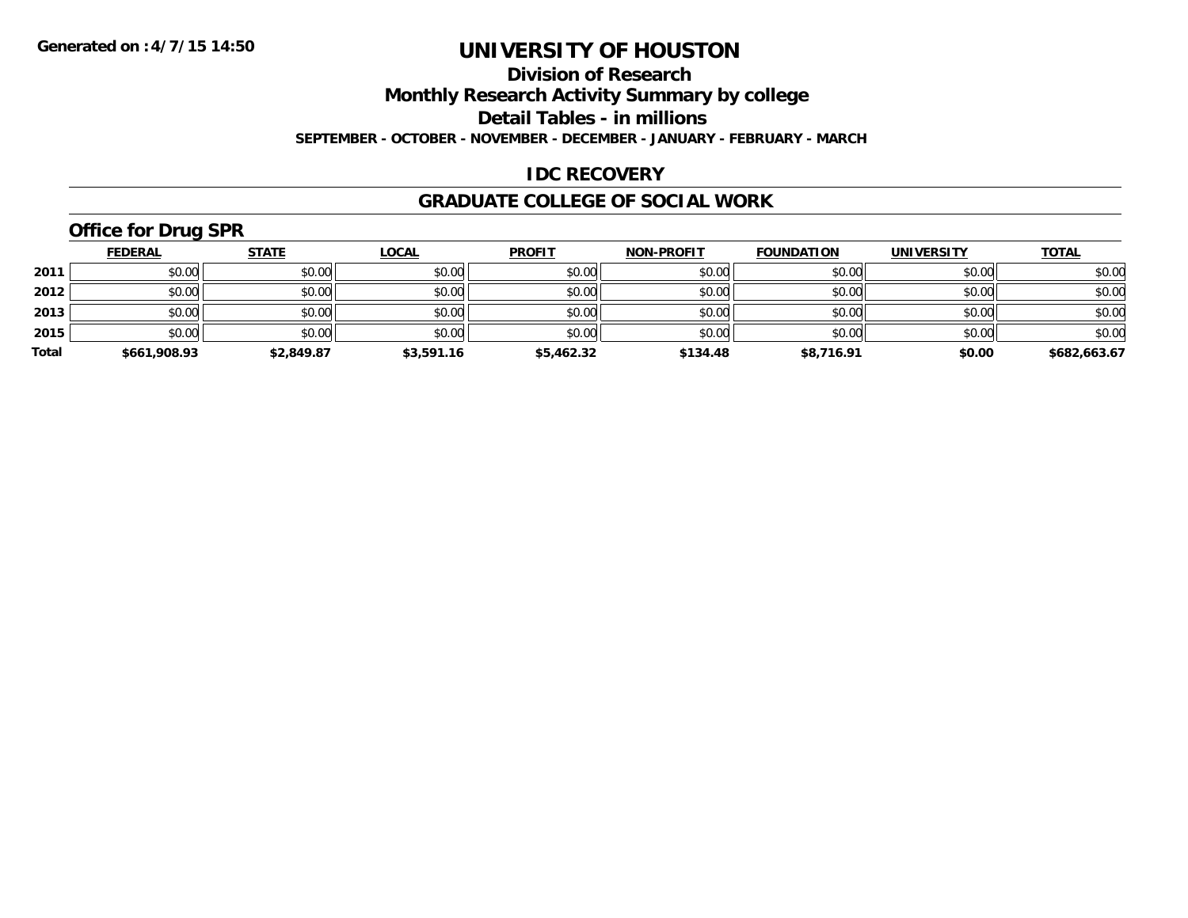Generated on :4/7/15 14:50

# UNIVERSITY OF HOUSTON

## Division of Research

## Monthly Research Activity Summary by college

## Detail Tables - in millions

**SEPTEMBER - OCTOBER - NOVEMBER - DECEMBER - JANUARY - FEBRUARY - MARCH**

## IDC RECOVERY

## GRADUATE COLLEGE OF SOCIAL WORK

### Office for Drug SPR

| | FEDERAL | STATE | LOCAL | PROFIT | NON-PROFIT | FOUNDATION | UNIVERSITY | TOTAL |
|---|---|---|---|---|---|---|---|---|
| 2011 | $0.00 | $0.00 | $0.00 | $0.00 | $0.00 | $0.00 | $0.00 | $0.00 |
| 2012 | $0.00 | $0.00 | $0.00 | $0.00 | $0.00 | $0.00 | $0.00 | $0.00 |
| 2013 | $0.00 | $0.00 | $0.00 | $0.00 | $0.00 | $0.00 | $0.00 | $0.00 |
| 2015 | $0.00 | $0.00 | $0.00 | $0.00 | $0.00 | $0.00 | $0.00 | $0.00 |
| **Total** | **$661,908.93** | **$2,849.87** | **$3,591.16** | **$5,462.32** | **$134.48** | **$8,716.91** | **$0.00** | **$682,663.67** |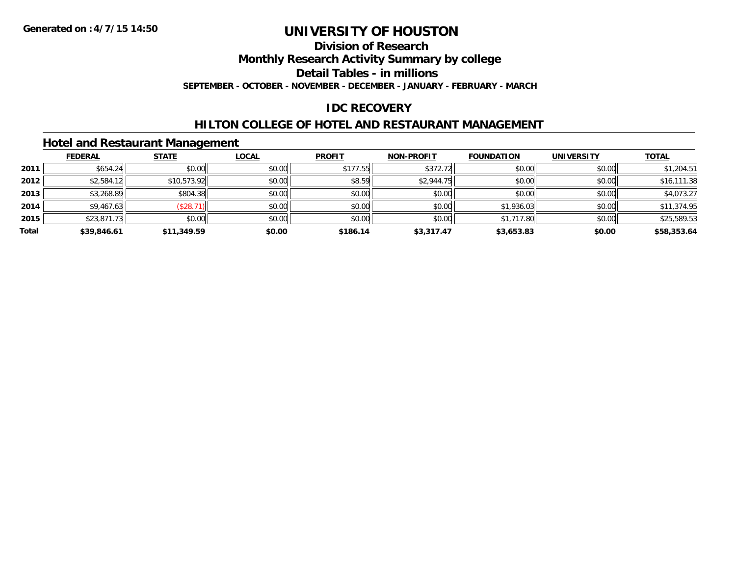**Generated on :4/7/15 14:50**

# UNIVERSITY OF HOUSTON

## Division of Research

## Monthly Research Activity Summary by college

## Detail Tables - in millions

**SEPTEMBER - OCTOBER - NOVEMBER - DECEMBER - JANUARY - FEBRUARY - MARCH**

## IDC RECOVERY

## HILTON COLLEGE OF HOTEL AND RESTAURANT MANAGEMENT

### Hotel and Restaurant Management

| | FEDERAL | STATE | LOCAL | PROFIT | NON-PROFIT | FOUNDATION | UNIVERSITY | TOTAL |
|---|---|---|---|---|---|---|---|---|
| **2011** | $654.24 | $0.00 | $0.00 | $177.55 | $372.72 | $0.00 | $0.00 | $1,204.51 |
| **2012** | $2,584.12 | $10,573.92 | $0.00 | $8.59 | $2,944.75 | $0.00 | $0.00 | $16,111.38 |
| **2013** | $3,268.89 | $804.38 | $0.00 | $0.00 | $0.00 | $0.00 | $0.00 | $4,073.27 |
| **2014** | $9,467.63 | ($28.71) | $0.00 | $0.00 | $0.00 | $1,936.03 | $0.00 | $11,374.95 |
| **2015** | $23,871.73 | $0.00 | $0.00 | $0.00 | $0.00 | $1,717.80 | $0.00 | $25,589.53 |
| **Total** | **$39,846.61** | **$11,349.59** | **$0.00** | **$186.14** | **$3,317.47** | **$3,653.83** | **$0.00** | **$58,353.64** |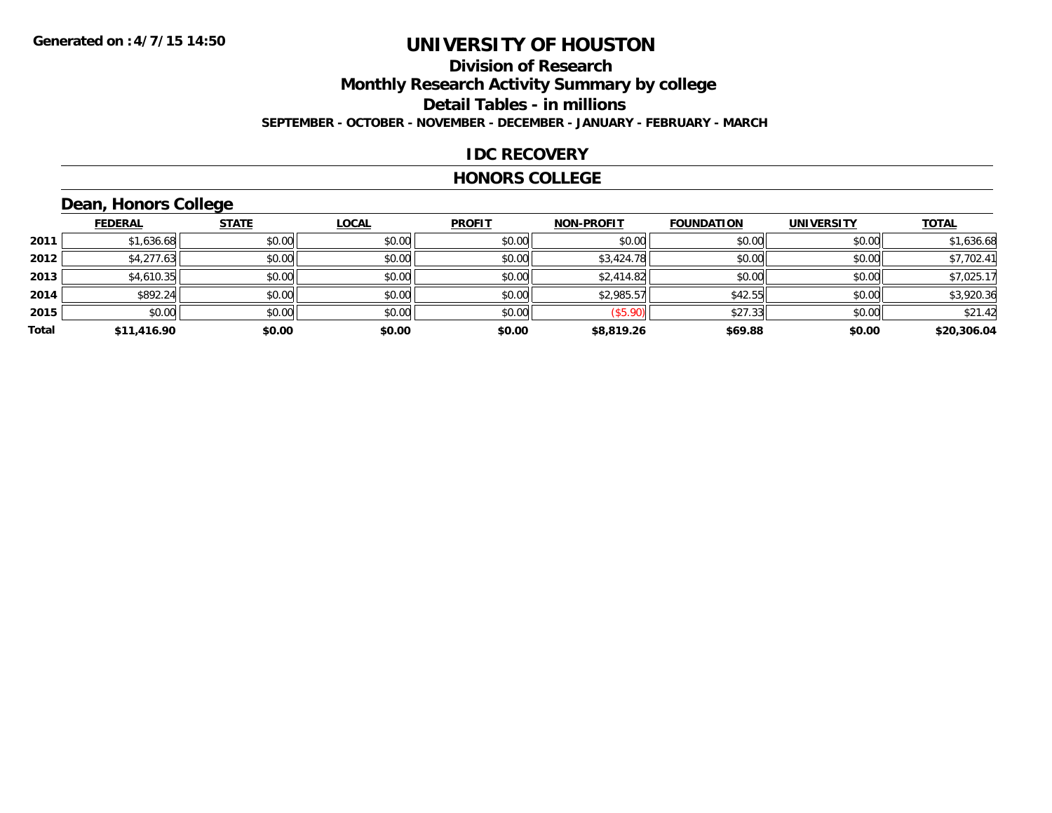**Generated on :4/7/15 14:50**

# UNIVERSITY OF HOUSTON

## Division of Research

## Monthly Research Activity Summary by college

## Detail Tables - in millions

**SEPTEMBER - OCTOBER - NOVEMBER - DECEMBER - JANUARY - FEBRUARY - MARCH**

## IDC RECOVERY

## HONORS COLLEGE

### Dean, Honors College

| | FEDERAL | STATE | LOCAL | PROFIT | NON-PROFIT | FOUNDATION | UNIVERSITY | TOTAL |
|---|---|---|---|---|---|---|---|---|
| 2011 | $1,636.68 | $0.00 | $0.00 | $0.00 | $0.00 | $0.00 | $0.00 | $1,636.68 |
| 2012 | $4,277.63 | $0.00 | $0.00 | $0.00 | $3,424.78 | $0.00 | $0.00 | $7,702.41 |
| 2013 | $4,610.35 | $0.00 | $0.00 | $0.00 | $2,414.82 | $0.00 | $0.00 | $7,025.17 |
| 2014 | $892.24 | $0.00 | $0.00 | $0.00 | $2,985.57 | $42.55 | $0.00 | $3,920.36 |
| 2015 | $0.00 | $0.00 | $0.00 | $0.00 | ($5.90) | $27.33 | $0.00 | $21.42 |
| **Total** | **$11,416.90** | **$0.00** | **$0.00** | **$0.00** | **$8,819.26** | **$69.88** | **$0.00** | **$20,306.04** |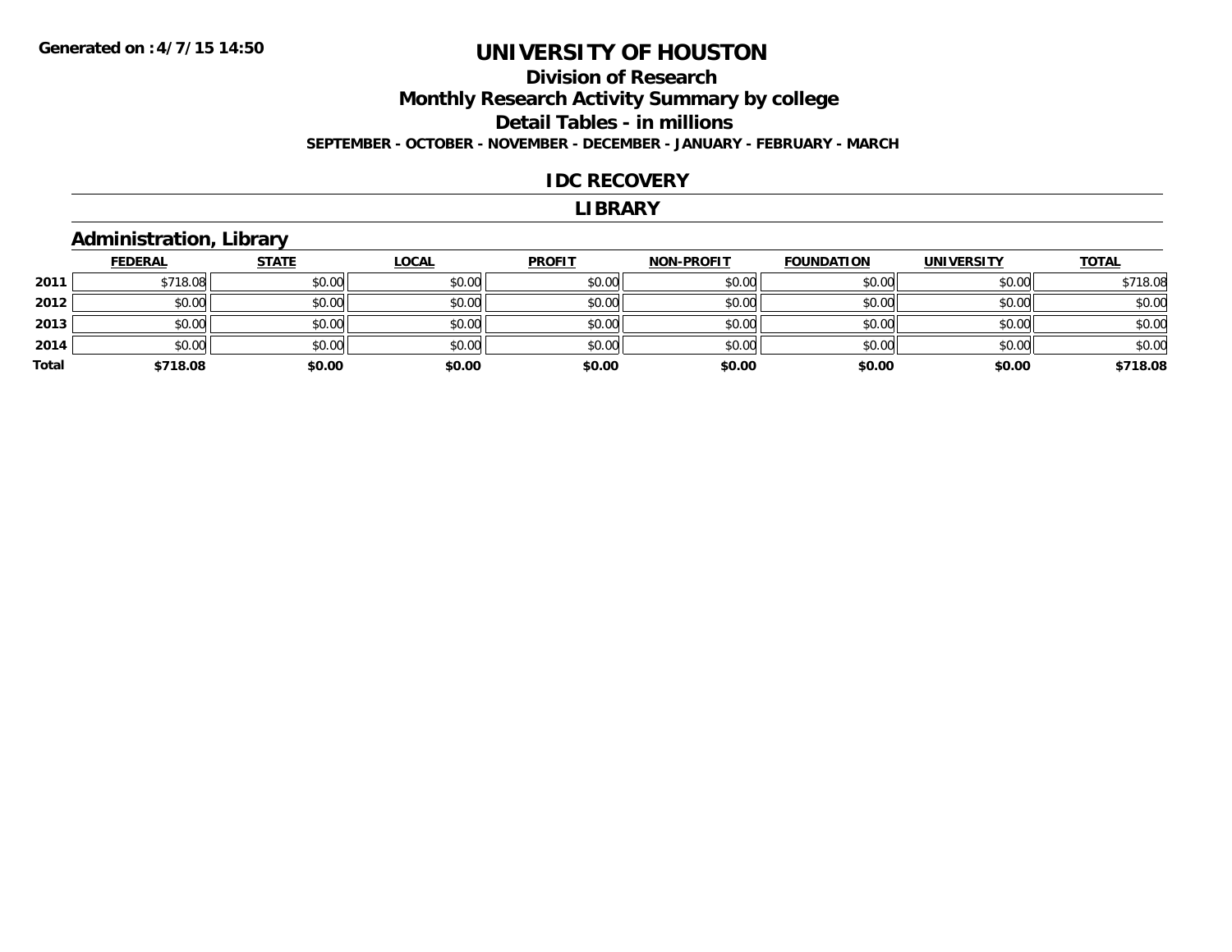# UNIVERSITY OF HOUSTON

## Division of Research

## Monthly Research Activity Summary by college

## Detail Tables - in millions

**SEPTEMBER - OCTOBER - NOVEMBER - DECEMBER - JANUARY - FEBRUARY - MARCH**

### IDC RECOVERY

### LIBRARY

### Administration, Library

| | FEDERAL | STATE | LOCAL | PROFIT | NON-PROFIT | FOUNDATION | UNIVERSITY | TOTAL |
|---|---|---|---|---|---|---|---|---|
| 2011 | $718.08 | $0.00 | $0.00 | $0.00 | $0.00 | $0.00 | $0.00 | $718.08 |
| 2012 | $0.00 | $0.00 | $0.00 | $0.00 | $0.00 | $0.00 | $0.00 | $0.00 |
| 2013 | $0.00 | $0.00 | $0.00 | $0.00 | $0.00 | $0.00 | $0.00 | $0.00 |
| 2014 | $0.00 | $0.00 | $0.00 | $0.00 | $0.00 | $0.00 | $0.00 | $0.00 |
| **Total** | **$718.08** | **$0.00** | **$0.00** | **$0.00** | **$0.00** | **$0.00** | **$0.00** | **$718.08** |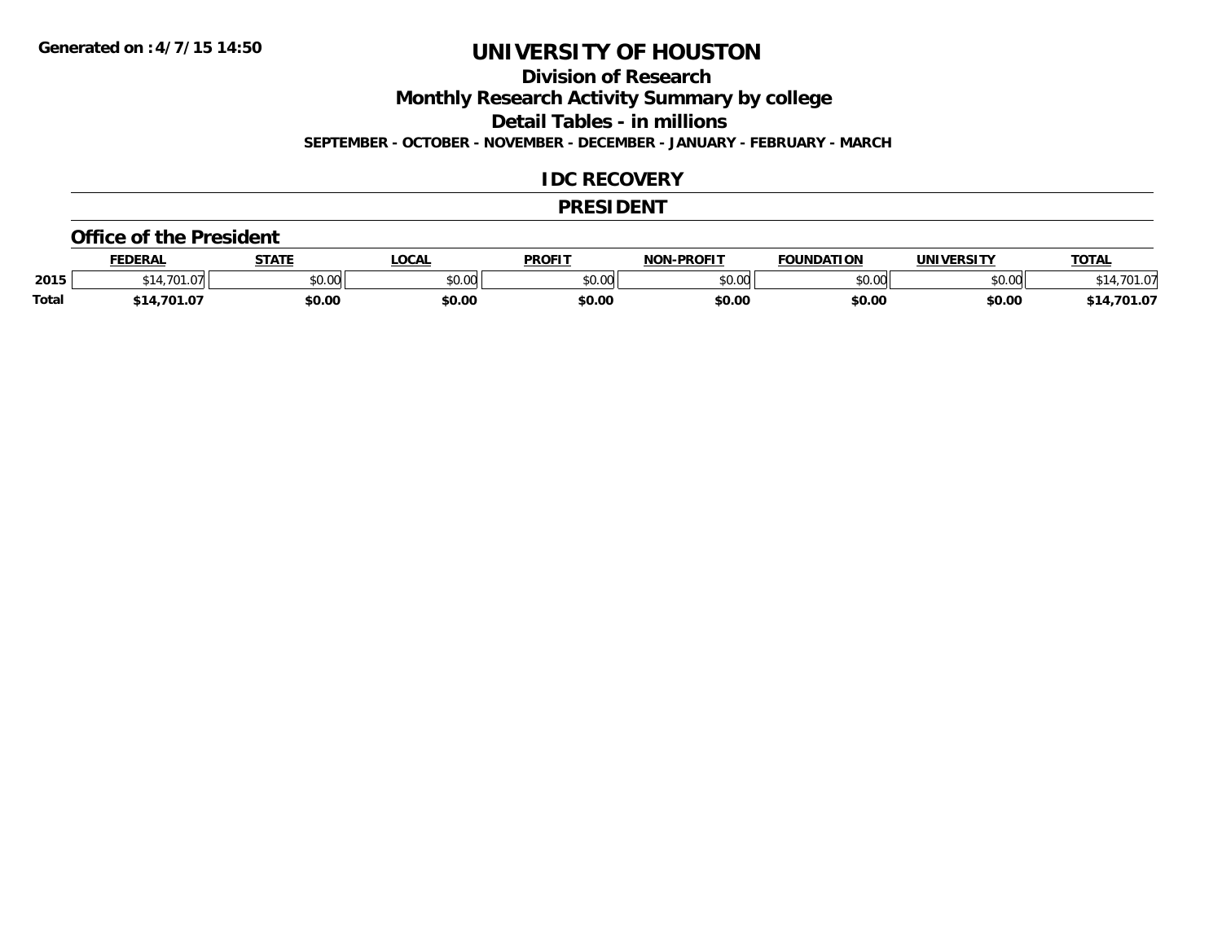# UNIVERSITY OF HOUSTON

## Division of Research

## Monthly Research Activity Summary by college

## Detail Tables - in millions

**SEPTEMBER - OCTOBER - NOVEMBER - DECEMBER - JANUARY - FEBRUARY - MARCH**

## IDC RECOVERY

## PRESIDENT

### Office of the President

| | FEDERAL | STATE | LOCAL | PROFIT | NON-PROFIT | FOUNDATION | UNIVERSITY | TOTAL |
|---|---|---|---|---|---|---|---|---|
| 2015 | $14,701.07 | $0.00 | $0.00 | $0.00 | $0.00 | $0.00 | $0.00 | $14,701.07 |
| **Total** | **$14,701.07** | **$0.00** | **$0.00** | **$0.00** | **$0.00** | **$0.00** | **$0.00** | **$14,701.07** |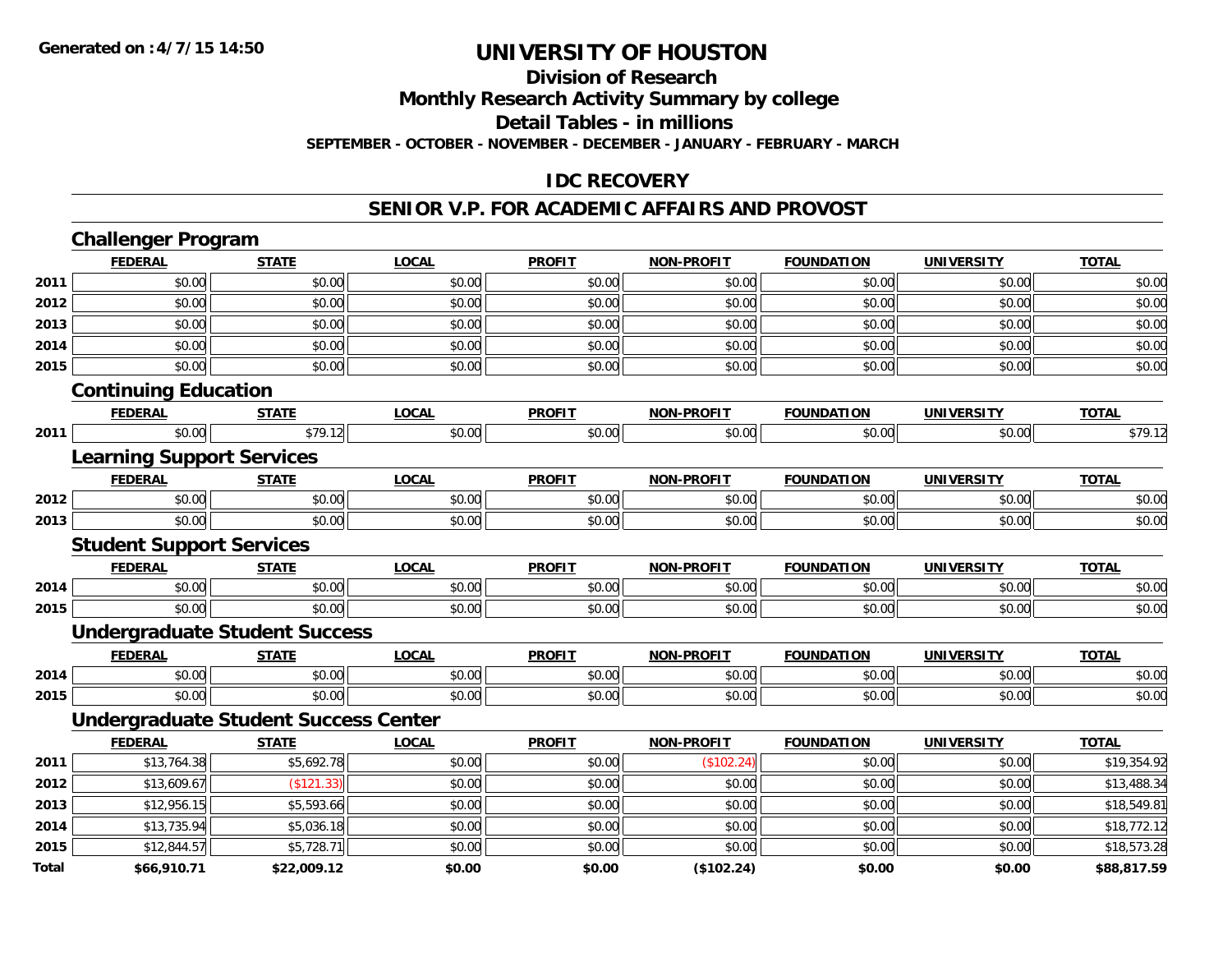Generated on :4/7/15 14:50

# UNIVERSITY OF HOUSTON

## Division of Research

## Monthly Research Activity Summary by college

## Detail Tables - in millions

**SEPTEMBER - OCTOBER - NOVEMBER - DECEMBER - JANUARY - FEBRUARY - MARCH**

### IDC RECOVERY

### SENIOR V.P. FOR ACADEMIC AFFAIRS AND PROVOST

#### Challenger Program

| | FEDERAL | STATE | LOCAL | PROFIT | NON-PROFIT | FOUNDATION | UNIVERSITY | TOTAL |
|---|---|---|---|---|---|---|---|---|
| 2011 | $0.00 | $0.00 | $0.00 | $0.00 | $0.00 | $0.00 | $0.00 | $0.00 |
| 2012 | $0.00 | $0.00 | $0.00 | $0.00 | $0.00 | $0.00 | $0.00 | $0.00 |
| 2013 | $0.00 | $0.00 | $0.00 | $0.00 | $0.00 | $0.00 | $0.00 | $0.00 |
| 2014 | $0.00 | $0.00 | $0.00 | $0.00 | $0.00 | $0.00 | $0.00 | $0.00 |
| 2015 | $0.00 | $0.00 | $0.00 | $0.00 | $0.00 | $0.00 | $0.00 | $0.00 |

#### Continuing Education

| | FEDERAL | STATE | LOCAL | PROFIT | NON-PROFIT | FOUNDATION | UNIVERSITY | TOTAL |
|---|---|---|---|---|---|---|---|---|
| 2011 | $0.00 | $79.12 | $0.00 | $0.00 | $0.00 | $0.00 | $0.00 | $79.12 |

#### Learning Support Services

| | FEDERAL | STATE | LOCAL | PROFIT | NON-PROFIT | FOUNDATION | UNIVERSITY | TOTAL |
|---|---|---|---|---|---|---|---|---|
| 2012 | $0.00 | $0.00 | $0.00 | $0.00 | $0.00 | $0.00 | $0.00 | $0.00 |
| 2013 | $0.00 | $0.00 | $0.00 | $0.00 | $0.00 | $0.00 | $0.00 | $0.00 |

#### Student Support Services

| | FEDERAL | STATE | LOCAL | PROFIT | NON-PROFIT | FOUNDATION | UNIVERSITY | TOTAL |
|---|---|---|---|---|---|---|---|---|
| 2014 | $0.00 | $0.00 | $0.00 | $0.00 | $0.00 | $0.00 | $0.00 | $0.00 |
| 2015 | $0.00 | $0.00 | $0.00 | $0.00 | $0.00 | $0.00 | $0.00 | $0.00 |

#### Undergraduate Student Success

| | FEDERAL | STATE | LOCAL | PROFIT | NON-PROFIT | FOUNDATION | UNIVERSITY | TOTAL |
|---|---|---|---|---|---|---|---|---|
| 2014 | $0.00 | $0.00 | $0.00 | $0.00 | $0.00 | $0.00 | $0.00 | $0.00 |
| 2015 | $0.00 | $0.00 | $0.00 | $0.00 | $0.00 | $0.00 | $0.00 | $0.00 |

#### Undergraduate Student Success Center

| | FEDERAL | STATE | LOCAL | PROFIT | NON-PROFIT | FOUNDATION | UNIVERSITY | TOTAL |
|---|---|---|---|---|---|---|---|---|
| 2011 | $13,764.38 | $5,692.78 | $0.00 | $0.00 | ($102.24) | $0.00 | $0.00 | $19,354.92 |
| 2012 | $13,609.67 | ($121.33) | $0.00 | $0.00 | $0.00 | $0.00 | $0.00 | $13,488.34 |
| 2013 | $12,956.15 | $5,593.66 | $0.00 | $0.00 | $0.00 | $0.00 | $0.00 | $18,549.81 |
| 2014 | $13,735.94 | $5,036.18 | $0.00 | $0.00 | $0.00 | $0.00 | $0.00 | $18,772.12 |
| 2015 | $12,844.57 | $5,728.71 | $0.00 | $0.00 | $0.00 | $0.00 | $0.00 | $18,573.28 |
| **Total** | **$66,910.71** | **$22,009.12** | **$0.00** | **$0.00** | **($102.24)** | **$0.00** | **$0.00** | **$88,817.59** |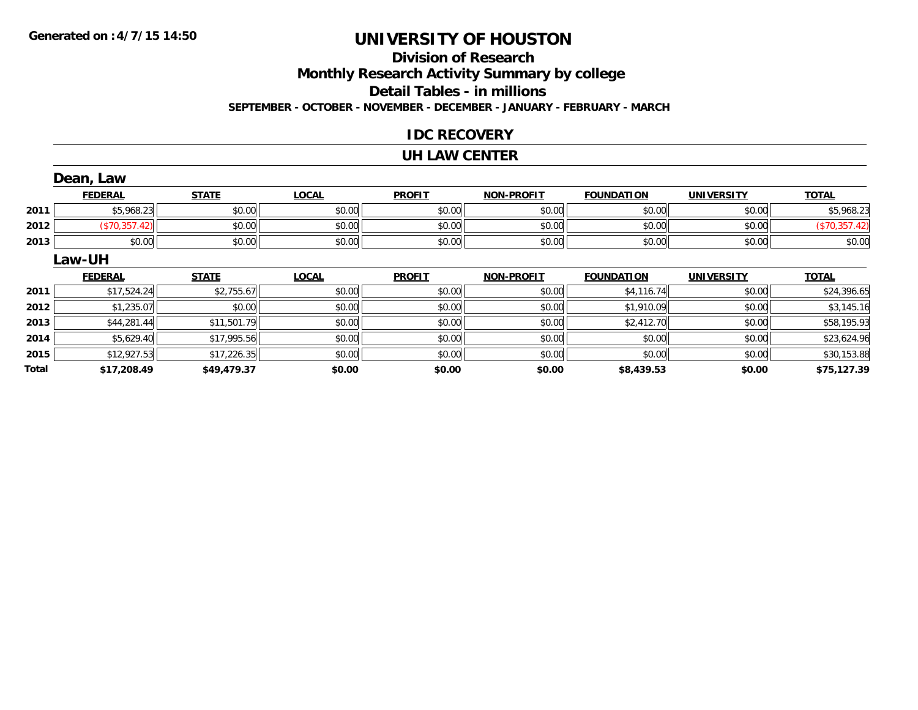# UNIVERSITY OF HOUSTON

## Division of Research

## Monthly Research Activity Summary by college

## Detail Tables - in millions

**SEPTEMBER - OCTOBER - NOVEMBER - DECEMBER - JANUARY - FEBRUARY - MARCH**

### IDC RECOVERY

### UH LAW CENTER

#### Dean, Law

| | FEDERAL | STATE | LOCAL | PROFIT | NON-PROFIT | FOUNDATION | UNIVERSITY | TOTAL |
|---|---|---|---|---|---|---|---|---|
| 2011 | $5,968.23 | $0.00 | $0.00 | $0.00 | $0.00 | $0.00 | $0.00 | $5,968.23 |
| 2012 | ($70,357.42) | $0.00 | $0.00 | $0.00 | $0.00 | $0.00 | $0.00 | ($70,357.42) |
| 2013 | $0.00 | $0.00 | $0.00 | $0.00 | $0.00 | $0.00 | $0.00 | $0.00 |

#### Law-UH

| | FEDERAL | STATE | LOCAL | PROFIT | NON-PROFIT | FOUNDATION | UNIVERSITY | TOTAL |
|---|---|---|---|---|---|---|---|---|
| 2011 | $17,524.24 | $2,755.67 | $0.00 | $0.00 | $0.00 | $4,116.74 | $0.00 | $24,396.65 |
| 2012 | $1,235.07 | $0.00 | $0.00 | $0.00 | $0.00 | $1,910.09 | $0.00 | $3,145.16 |
| 2013 | $44,281.44 | $11,501.79 | $0.00 | $0.00 | $0.00 | $2,412.70 | $0.00 | $58,195.93 |
| 2014 | $5,629.40 | $17,995.56 | $0.00 | $0.00 | $0.00 | $0.00 | $0.00 | $23,624.96 |
| 2015 | $12,927.53 | $17,226.35 | $0.00 | $0.00 | $0.00 | $0.00 | $0.00 | $30,153.88 |
| **Total** | **$17,208.49** | **$49,479.37** | **$0.00** | **$0.00** | **$0.00** | **$8,439.53** | **$0.00** | **$75,127.39** |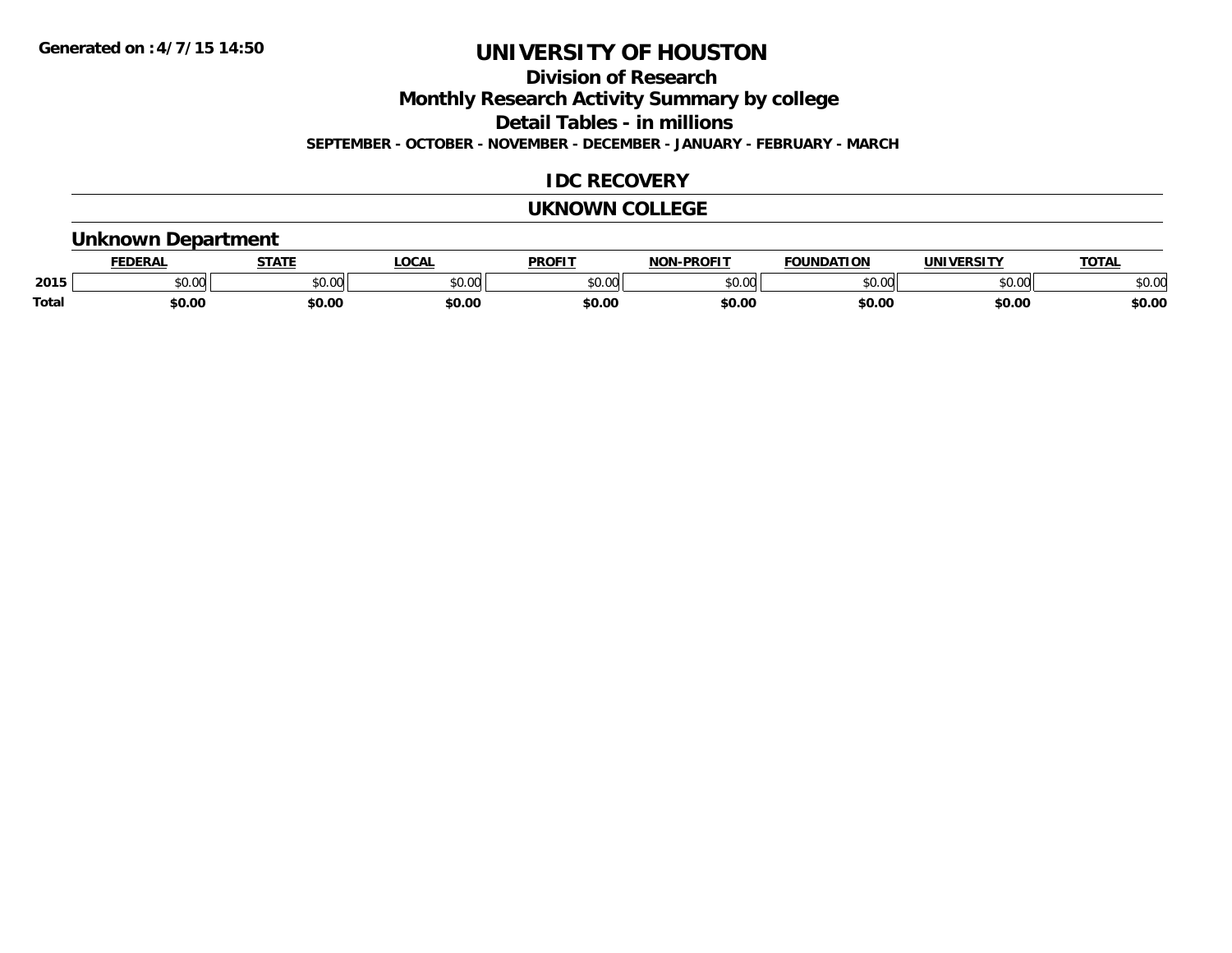Generated on :4/7/15 14:50

# UNIVERSITY OF HOUSTON

## Division of Research

## Monthly Research Activity Summary by college

## Detail Tables - in millions

**SEPTEMBER - OCTOBER - NOVEMBER - DECEMBER - JANUARY - FEBRUARY - MARCH**

## IDC RECOVERY

## UKNOWN COLLEGE

### Unknown Department

| | FEDERAL | STATE | LOCAL | PROFIT | NON-PROFIT | FOUNDATION | UNIVERSITY | TOTAL |
|---|---|---|---|---|---|---|---|---|
| 2015 | $0.00 | $0.00 | $0.00 | $0.00 | $0.00 | $0.00 | $0.00 | $0.00 |
| Total | $0.00 | $0.00 | $0.00 | $0.00 | $0.00 | $0.00 | $0.00 | $0.00 |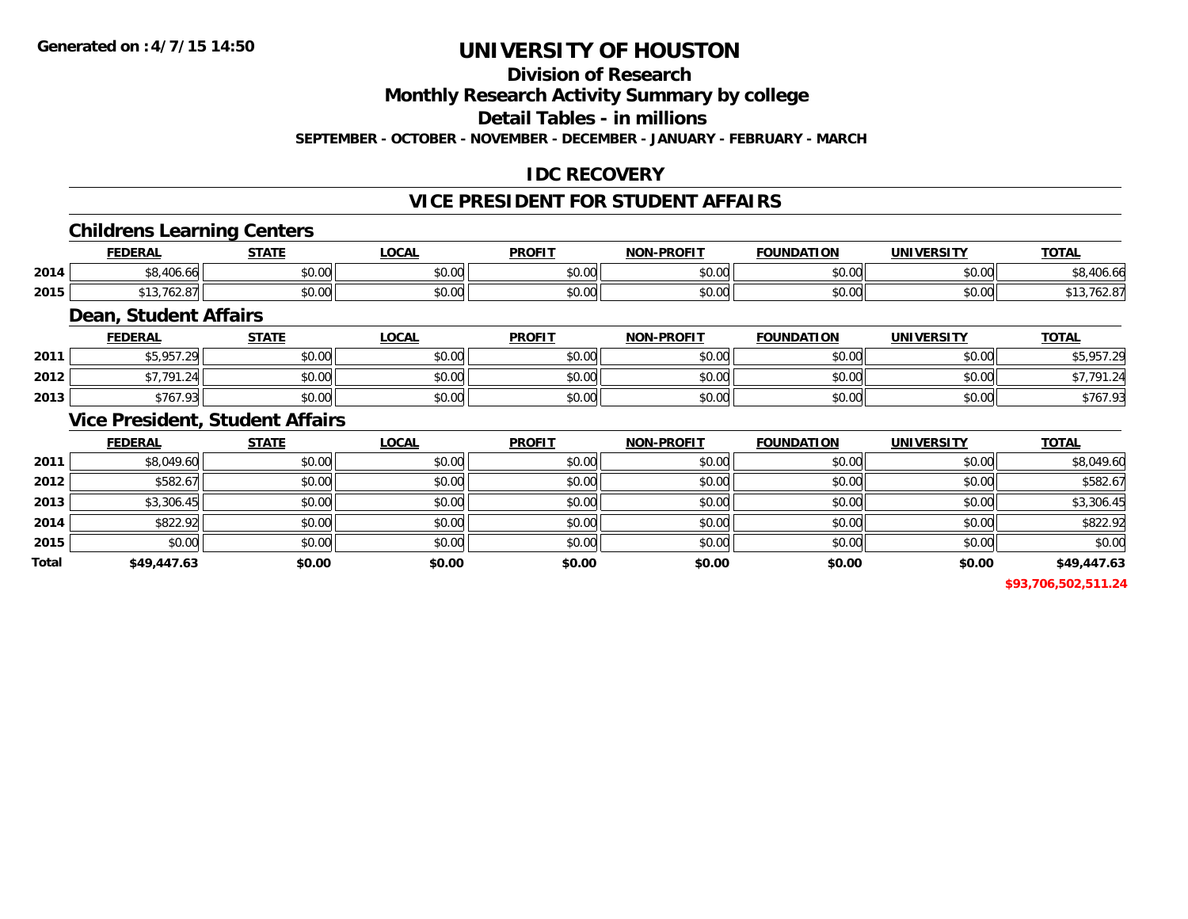Generated on :4/7/15 14:50

# UNIVERSITY OF HOUSTON

## Division of Research

## Monthly Research Activity Summary by college

## Detail Tables - in millions

**SEPTEMBER - OCTOBER - NOVEMBER - DECEMBER - JANUARY - FEBRUARY - MARCH**

## IDC RECOVERY

## VICE PRESIDENT FOR STUDENT AFFAIRS

### Childrens Learning Centers

| | FEDERAL | STATE | LOCAL | PROFIT | NON-PROFIT | FOUNDATION | UNIVERSITY | TOTAL |
|---|---|---|---|---|---|---|---|---|
| 2014 | $8,406.66 | $0.00 | $0.00 | $0.00 | $0.00 | $0.00 | $0.00 | $8,406.66 |
| 2015 | $13,762.87 | $0.00 | $0.00 | $0.00 | $0.00 | $0.00 | $0.00 | $13,762.87 |

### Dean, Student Affairs

| | FEDERAL | STATE | LOCAL | PROFIT | NON-PROFIT | FOUNDATION | UNIVERSITY | TOTAL |
|---|---|---|---|---|---|---|---|---|
| 2011 | $5,957.29 | $0.00 | $0.00 | $0.00 | $0.00 | $0.00 | $0.00 | $5,957.29 |
| 2012 | $7,791.24 | $0.00 | $0.00 | $0.00 | $0.00 | $0.00 | $0.00 | $7,791.24 |
| 2013 | $767.93 | $0.00 | $0.00 | $0.00 | $0.00 | $0.00 | $0.00 | $767.93 |

### Vice President, Student Affairs

| | FEDERAL | STATE | LOCAL | PROFIT | NON-PROFIT | FOUNDATION | UNIVERSITY | TOTAL |
|---|---|---|---|---|---|---|---|---|
| 2011 | $8,049.60 | $0.00 | $0.00 | $0.00 | $0.00 | $0.00 | $0.00 | $8,049.60 |
| 2012 | $582.67 | $0.00 | $0.00 | $0.00 | $0.00 | $0.00 | $0.00 | $582.67 |
| 2013 | $3,306.45 | $0.00 | $0.00 | $0.00 | $0.00 | $0.00 | $0.00 | $3,306.45 |
| 2014 | $822.92 | $0.00 | $0.00 | $0.00 | $0.00 | $0.00 | $0.00 | $822.92 |
| 2015 | $0.00 | $0.00 | $0.00 | $0.00 | $0.00 | $0.00 | $0.00 | $0.00 |
| **Total** | **$49,447.63** | **$0.00** | **$0.00** | **$0.00** | **$0.00** | **$0.00** | **$0.00** | **$49,447.63** |

**$93,706,502,511.24**